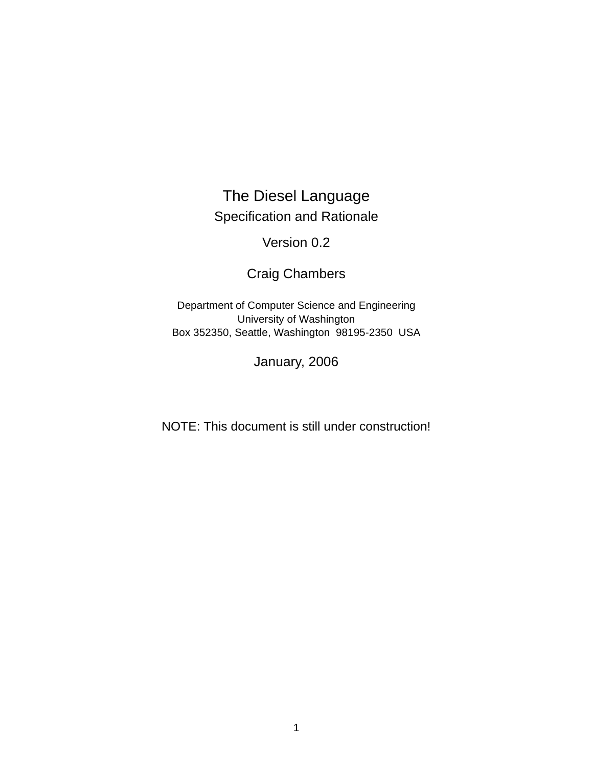# The Diesel Language

## Specification and Rationale

Version 0.2

Craig Chambers

Department of Computer Science and Engineering
University of Washington
Box 352350, Seattle, Washington 98195-2350 USA

January, 2006

NOTE: This document is still under construction!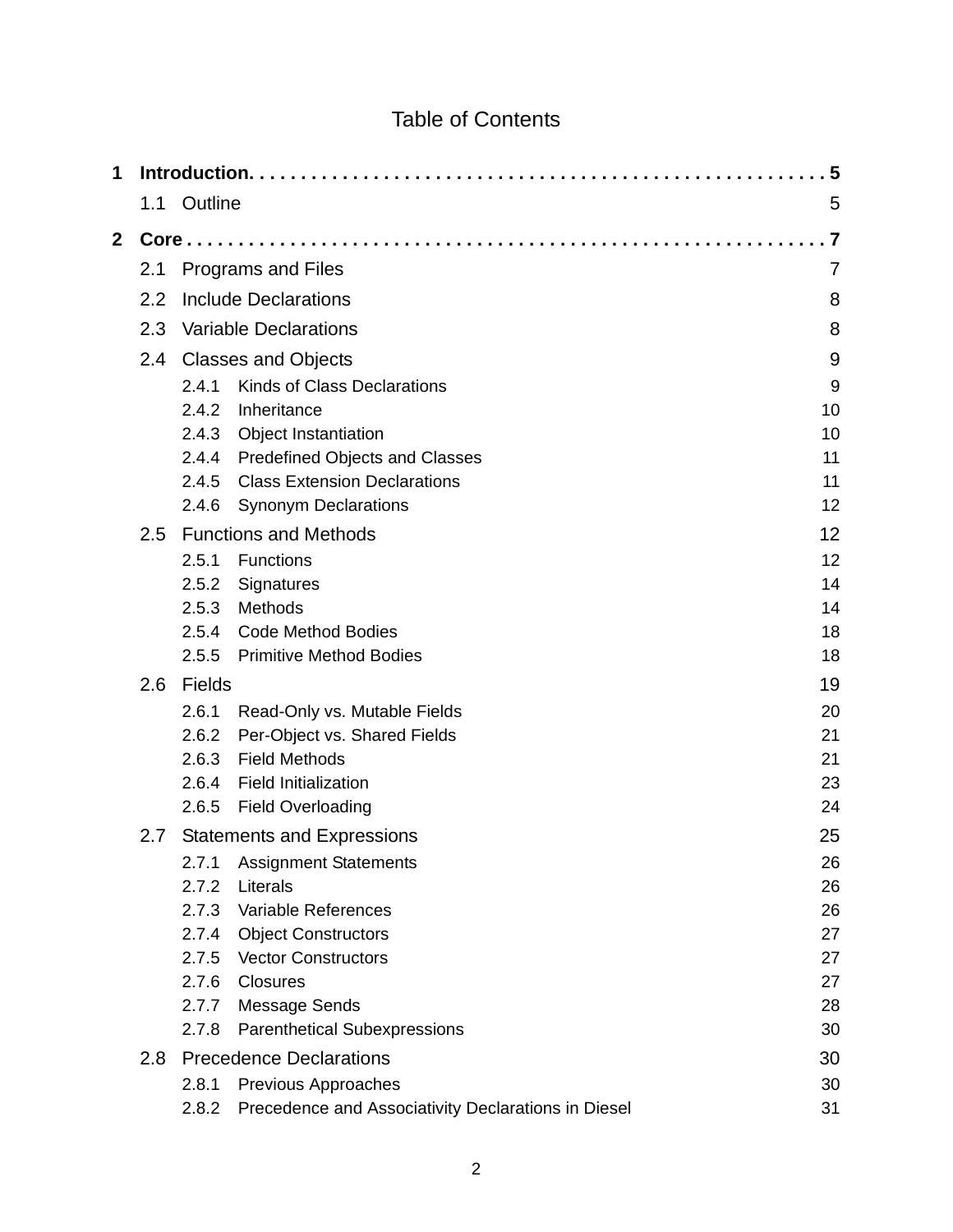# Table of Contents

**1 Introduction. . . . . . . . . . . . . . . . . . . . . . . . . . . . . . . . . . . . . . . . . . . . . . . . . . . . . . 5**

- 1.1 Outline — 5

**2 Core . . . . . . . . . . . . . . . . . . . . . . . . . . . . . . . . . . . . . . . . . . . . . . . . . . . . . . . . . 7**

- 2.1 Programs and Files — 7
- 2.2 Include Declarations — 8
- 2.3 Variable Declarations — 8
- 2.4 Classes and Objects — 9
  - 2.4.1 Kinds of Class Declarations — 9
  - 2.4.2 Inheritance — 10
  - 2.4.3 Object Instantiation — 10
  - 2.4.4 Predefined Objects and Classes — 11
  - 2.4.5 Class Extension Declarations — 11
  - 2.4.6 Synonym Declarations — 12
- 2.5 Functions and Methods — 12
  - 2.5.1 Functions — 12
  - 2.5.2 Signatures — 14
  - 2.5.3 Methods — 14
  - 2.5.4 Code Method Bodies — 18
  - 2.5.5 Primitive Method Bodies — 18
- 2.6 Fields — 19
  - 2.6.1 Read-Only vs. Mutable Fields — 20
  - 2.6.2 Per-Object vs. Shared Fields — 21
  - 2.6.3 Field Methods — 21
  - 2.6.4 Field Initialization — 23
  - 2.6.5 Field Overloading — 24
- 2.7 Statements and Expressions — 25
  - 2.7.1 Assignment Statements — 26
  - 2.7.2 Literals — 26
  - 2.7.3 Variable References — 26
  - 2.7.4 Object Constructors — 27
  - 2.7.5 Vector Constructors — 27
  - 2.7.6 Closures — 27
  - 2.7.7 Message Sends — 28
  - 2.7.8 Parenthetical Subexpressions — 30
- 2.8 Precedence Declarations — 30
  - 2.8.1 Previous Approaches — 30
  - 2.8.2 Precedence and Associativity Declarations in Diesel — 31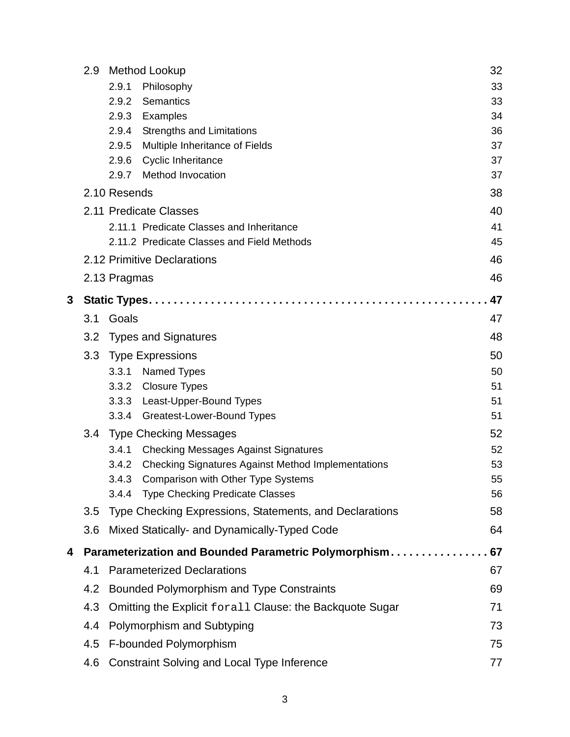- 2.9 Method Lookup 32
  - 2.9.1 Philosophy 33
  - 2.9.2 Semantics 33
  - 2.9.3 Examples 34
  - 2.9.4 Strengths and Limitations 36
  - 2.9.5 Multiple Inheritance of Fields 37
  - 2.9.6 Cyclic Inheritance 37
  - 2.9.7 Method Invocation 37
- 2.10 Resends 38
- 2.11 Predicate Classes 40
  - 2.11.1 Predicate Classes and Inheritance 41
  - 2.11.2 Predicate Classes and Field Methods 45
- 2.12 Primitive Declarations 46
- 2.13 Pragmas 46

**3 Static Types . . . 47**

- 3.1 Goals 47
- 3.2 Types and Signatures 48
- 3.3 Type Expressions 50
  - 3.3.1 Named Types 50
  - 3.3.2 Closure Types 51
  - 3.3.3 Least-Upper-Bound Types 51
  - 3.3.4 Greatest-Lower-Bound Types 51
- 3.4 Type Checking Messages 52
  - 3.4.1 Checking Messages Against Signatures 52
  - 3.4.2 Checking Signatures Against Method Implementations 53
  - 3.4.3 Comparison with Other Type Systems 55
  - 3.4.4 Type Checking Predicate Classes 56
- 3.5 Type Checking Expressions, Statements, and Declarations 58
- 3.6 Mixed Statically- and Dynamically-Typed Code 64

**4 Parameterization and Bounded Parametric Polymorphism . . . 67**

- 4.1 Parameterized Declarations 67
- 4.2 Bounded Polymorphism and Type Constraints 69
- 4.3 Omitting the Explicit `forall` Clause: the Backquote Sugar 71
- 4.4 Polymorphism and Subtyping 73
- 4.5 F-bounded Polymorphism 75
- 4.6 Constraint Solving and Local Type Inference 77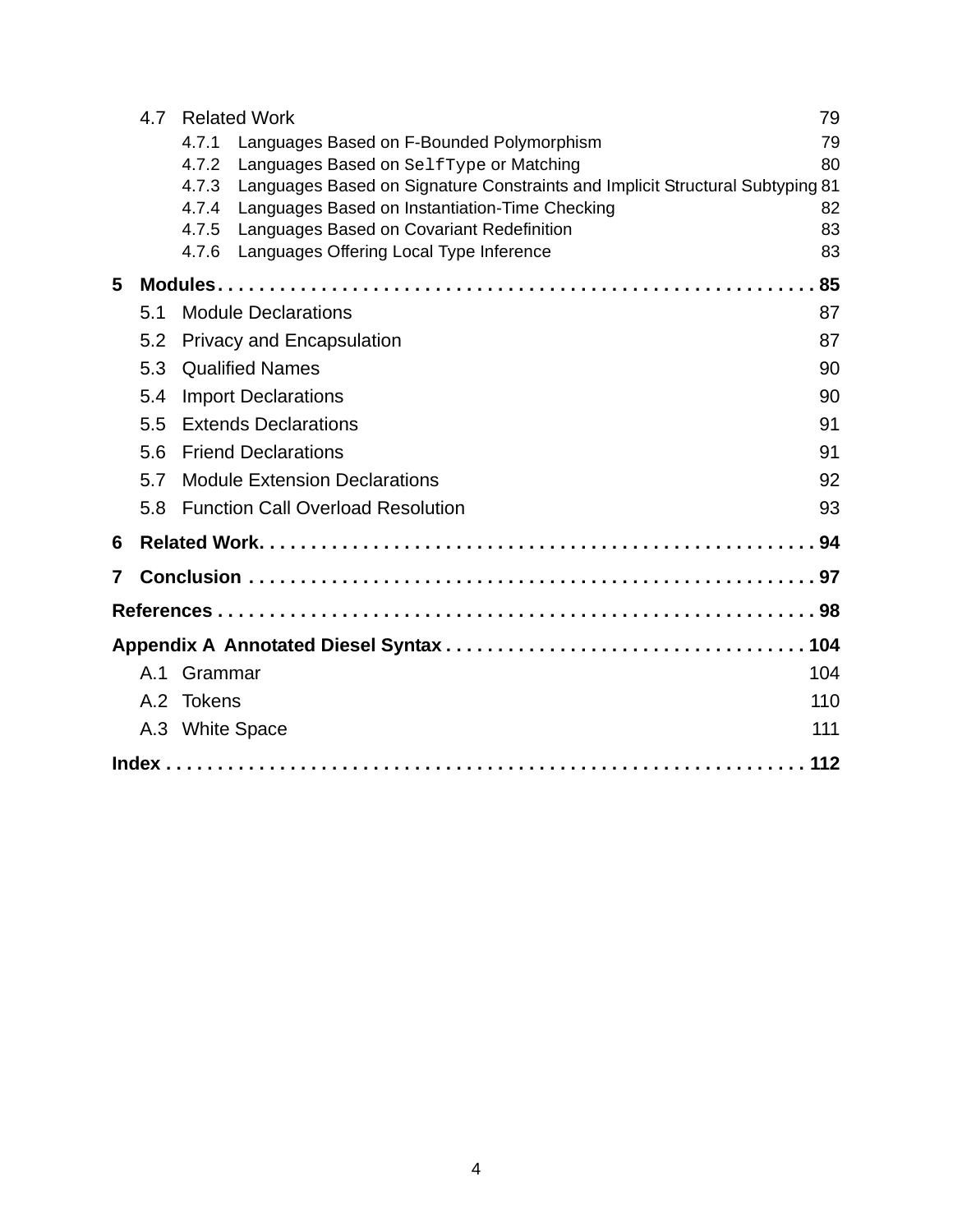4.7 Related Work 79

4.7.1 Languages Based on F-Bounded Polymorphism 79

4.7.2 Languages Based on `SelfType` or Matching 80

4.7.3 Languages Based on Signature Constraints and Implicit Structural Subtyping 81

4.7.4 Languages Based on Instantiation-Time Checking 82

4.7.5 Languages Based on Covariant Redefinition 83

4.7.6 Languages Offering Local Type Inference 83

**5 Modules . . . . . . . . . . . . . . . . . . . . . . . . . . . . . . . . . . . . . . . . . . . . . . . . . . . . . 85**

5.1 Module Declarations 87

5.2 Privacy and Encapsulation 87

5.3 Qualified Names 90

5.4 Import Declarations 90

5.5 Extends Declarations 91

5.6 Friend Declarations 91

5.7 Module Extension Declarations 92

5.8 Function Call Overload Resolution 93

**6 Related Work. . . . . . . . . . . . . . . . . . . . . . . . . . . . . . . . . . . . . . . . . . . . . . . . . . . . 94**

**7 Conclusion . . . . . . . . . . . . . . . . . . . . . . . . . . . . . . . . . . . . . . . . . . . . . . . . . . . . 97**

**References . . . . . . . . . . . . . . . . . . . . . . . . . . . . . . . . . . . . . . . . . . . . . . . . . . . . . . 98**

**Appendix A Annotated Diesel Syntax . . . . . . . . . . . . . . . . . . . . . . . . . . . . . . . . . . 104**

A.1 Grammar 104

A.2 Tokens 110

A.3 White Space 111

**Index . . . . . . . . . . . . . . . . . . . . . . . . . . . . . . . . . . . . . . . . . . . . . . . . . . . . . . . . . 112**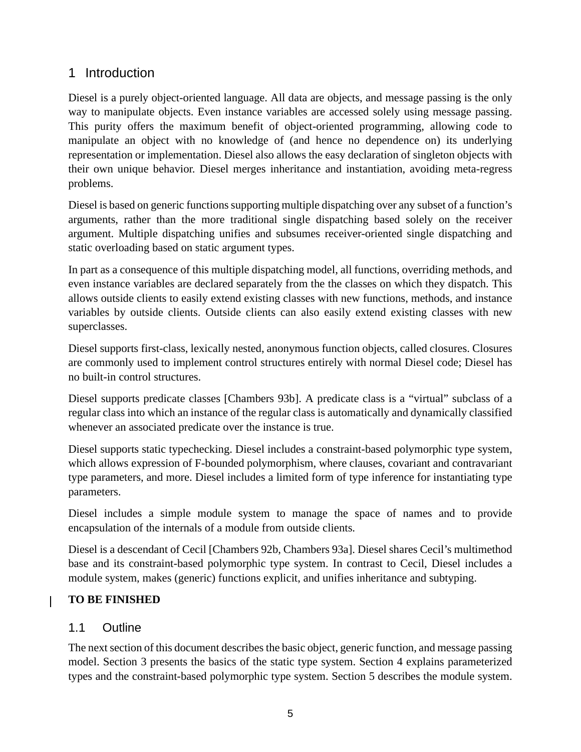# 1 Introduction

Diesel is a purely object-oriented language. All data are objects, and message passing is the only way to manipulate objects. Even instance variables are accessed solely using message passing. This purity offers the maximum benefit of object-oriented programming, allowing code to manipulate an object with no knowledge of (and hence no dependence on) its underlying representation or implementation. Diesel also allows the easy declaration of singleton objects with their own unique behavior. Diesel merges inheritance and instantiation, avoiding meta-regress problems.

Diesel is based on generic functions supporting multiple dispatching over any subset of a function's arguments, rather than the more traditional single dispatching based solely on the receiver argument. Multiple dispatching unifies and subsumes receiver-oriented single dispatching and static overloading based on static argument types.

In part as a consequence of this multiple dispatching model, all functions, overriding methods, and even instance variables are declared separately from the the classes on which they dispatch. This allows outside clients to easily extend existing classes with new functions, methods, and instance variables by outside clients. Outside clients can also easily extend existing classes with new superclasses.

Diesel supports first-class, lexically nested, anonymous function objects, called closures. Closures are commonly used to implement control structures entirely with normal Diesel code; Diesel has no built-in control structures.

Diesel supports predicate classes [Chambers 93b]. A predicate class is a "virtual" subclass of a regular class into which an instance of the regular class is automatically and dynamically classified whenever an associated predicate over the instance is true.

Diesel supports static typechecking. Diesel includes a constraint-based polymorphic type system, which allows expression of F-bounded polymorphism, where clauses, covariant and contravariant type parameters, and more. Diesel includes a limited form of type inference for instantiating type parameters.

Diesel includes a simple module system to manage the space of names and to provide encapsulation of the internals of a module from outside clients.

Diesel is a descendant of Cecil [Chambers 92b, Chambers 93a]. Diesel shares Cecil's multimethod base and its constraint-based polymorphic type system. In contrast to Cecil, Diesel includes a module system, makes (generic) functions explicit, and unifies inheritance and subtyping.

**TO BE FINISHED**

## 1.1 Outline

The next section of this document describes the basic object, generic function, and message passing model. Section 3 presents the basics of the static type system. Section 4 explains parameterized types and the constraint-based polymorphic type system. Section 5 describes the module system.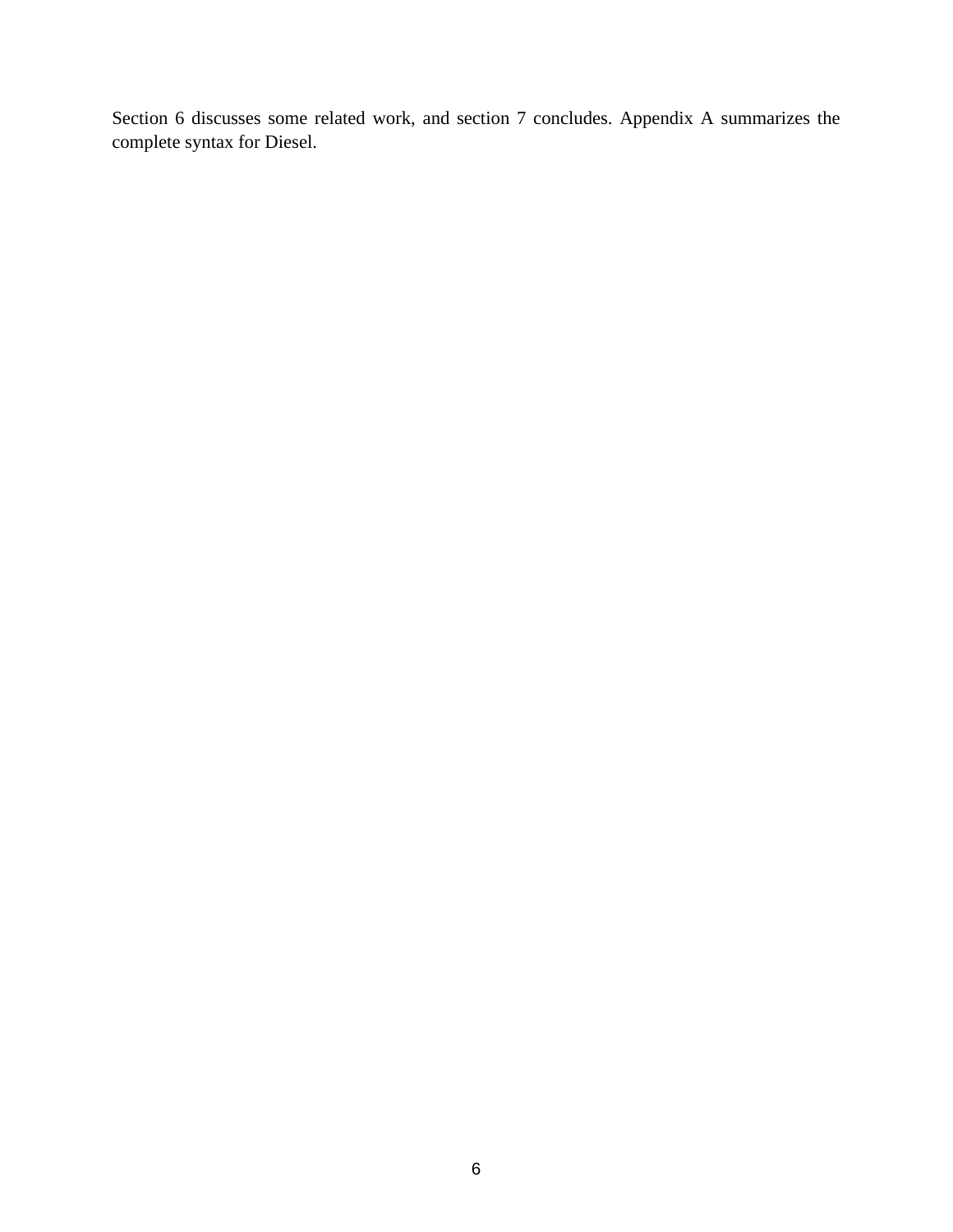Section 6 discusses some related work, and section 7 concludes. Appendix A summarizes the complete syntax for Diesel.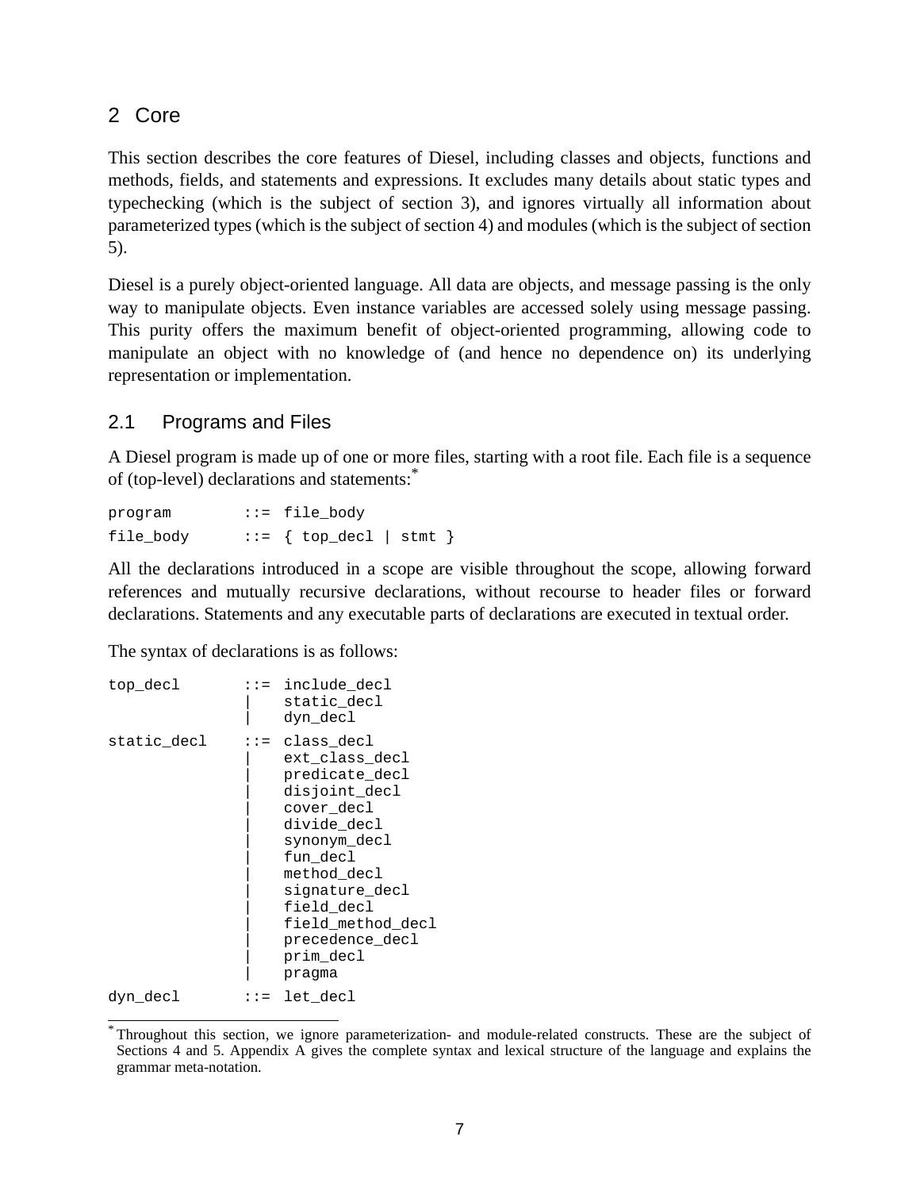# 2 Core

This section describes the core features of Diesel, including classes and objects, functions and methods, fields, and statements and expressions. It excludes many details about static types and typechecking (which is the subject of section 3), and ignores virtually all information about parameterized types (which is the subject of section 4) and modules (which is the subject of section 5).

Diesel is a purely object-oriented language. All data are objects, and message passing is the only way to manipulate objects. Even instance variables are accessed solely using message passing. This purity offers the maximum benefit of object-oriented programming, allowing code to manipulate an object with no knowledge of (and hence no dependence on) its underlying representation or implementation.

## 2.1 Programs and Files

A Diesel program is made up of one or more files, starting with a root file. Each file is a sequence of (top-level) declarations and statements:*

```
program         ::= file_body
file_body       ::= { top_decl | stmt }
```

All the declarations introduced in a scope are visible throughout the scope, allowing forward references and mutually recursive declarations, without recourse to header files or forward declarations. Statements and any executable parts of declarations are executed in textual order.

The syntax of declarations is as follows:

```
top_decl        ::= include_decl
                |   static_decl
                |   dyn_decl
static_decl     ::= class_decl
                |   ext_class_decl
                |   predicate_decl
                |   disjoint_decl
                |   cover_decl
                |   divide_decl
                |   synonym_decl
                |   fun_decl
                |   method_decl
                |   signature_decl
                |   field_decl
                |   field_method_decl
                |   precedence_decl
                |   prim_decl
                |   pragma
dyn_decl        ::= let_decl
```

* Throughout this section, we ignore parameterization- and module-related constructs. These are the subject of Sections 4 and 5. Appendix A gives the complete syntax and lexical structure of the language and explains the grammar meta-notation.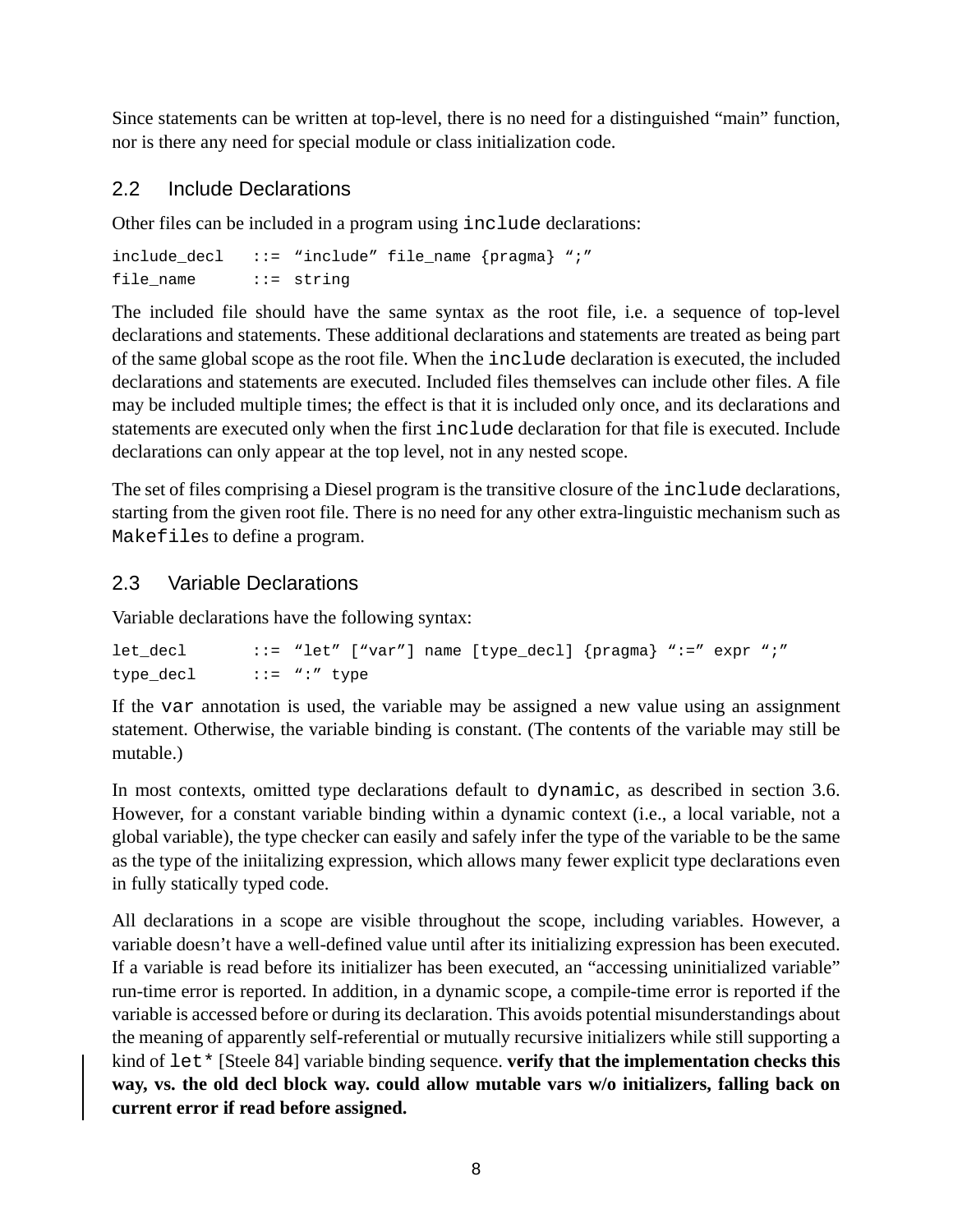Since statements can be written at top-level, there is no need for a distinguished “main” function, nor is there any need for special module or class initialization code.

## 2.2 Include Declarations

Other files can be included in a program using `include` declarations:

```
include_decl   ::= “include” file_name {pragma} “;”
file_name      ::= string
```

The included file should have the same syntax as the root file, i.e. a sequence of top-level declarations and statements. These additional declarations and statements are treated as being part of the same global scope as the root file. When the `include` declaration is executed, the included declarations and statements are executed. Included files themselves can include other files. A file may be included multiple times; the effect is that it is included only once, and its declarations and statements are executed only when the first `include` declaration for that file is executed. Include declarations can only appear at the top level, not in any nested scope.

The set of files comprising a Diesel program is the transitive closure of the `include` declarations, starting from the given root file. There is no need for any other extra-linguistic mechanism such as `Makefile`s to define a program.

## 2.3 Variable Declarations

Variable declarations have the following syntax:

```
let_decl       ::= “let” [“var”] name [type_decl] {pragma} “:=” expr “;”
type_decl      ::= “:” type
```

If the `var` annotation is used, the variable may be assigned a new value using an assignment statement. Otherwise, the variable binding is constant. (The contents of the variable may still be mutable.)

In most contexts, omitted type declarations default to `dynamic`, as described in section 3.6. However, for a constant variable binding within a dynamic context (i.e., a local variable, not a global variable), the type checker can easily and safely infer the type of the variable to be the same as the type of the iniitalizing expression, which allows many fewer explicit type declarations even in fully statically typed code.

All declarations in a scope are visible throughout the scope, including variables. However, a variable doesn’t have a well-defined value until after its initializing expression has been executed. If a variable is read before its initializer has been executed, an “accessing uninitialized variable” run-time error is reported. In addition, in a dynamic scope, a compile-time error is reported if the variable is accessed before or during its declaration. This avoids potential misunderstandings about the meaning of apparently self-referential or mutually recursive initializers while still supporting a kind of `let*` [Steele 84] variable binding sequence. **verify that the implementation checks this way, vs. the old decl block way. could allow mutable vars w/o initializers, falling back on current error if read before assigned.**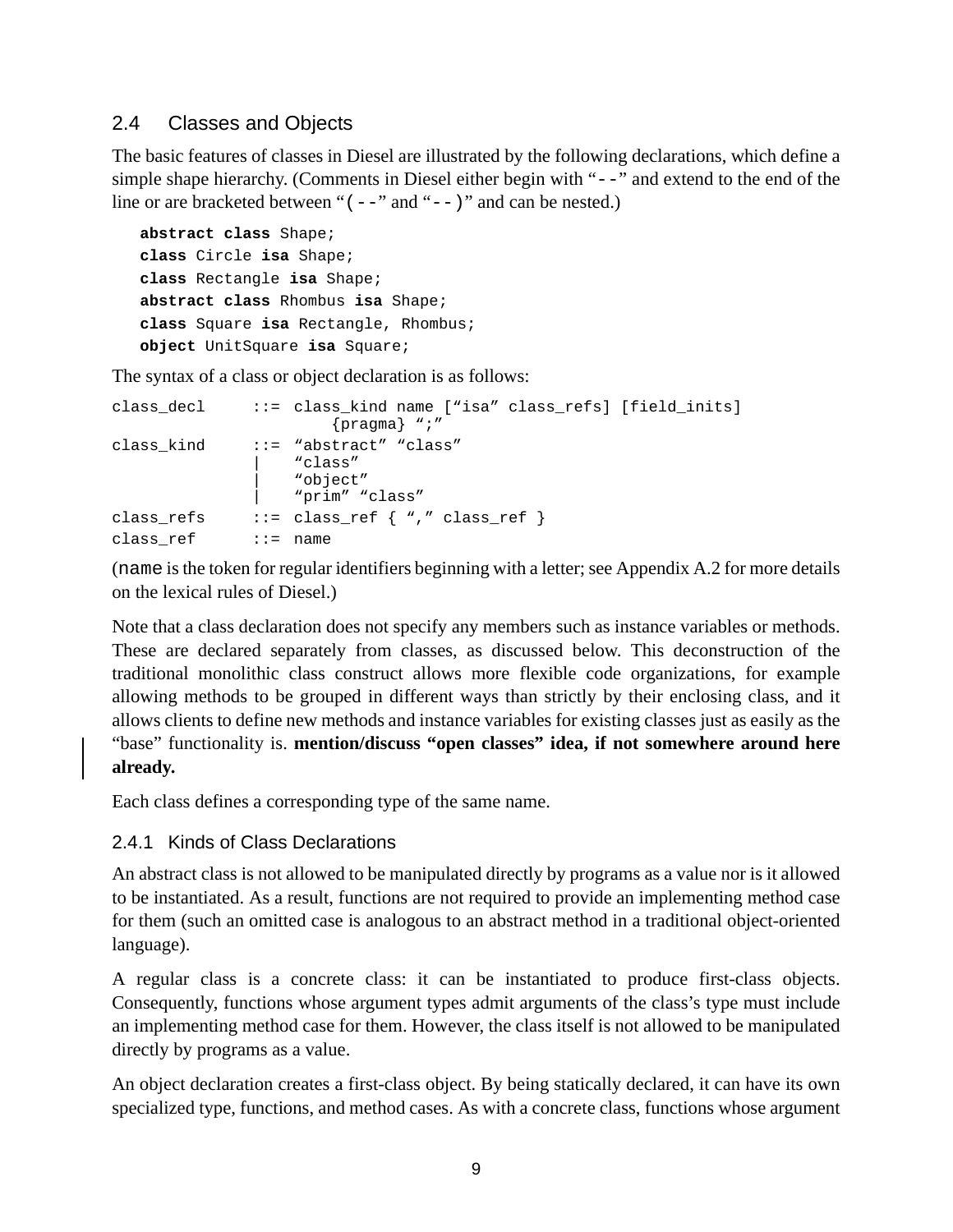## 2.4 Classes and Objects

The basic features of classes in Diesel are illustrated by the following declarations, which define a simple shape hierarchy. (Comments in Diesel either begin with "`--`" and extend to the end of the line or are bracketed between "`(--`" and "`--)`" and can be nested.)

```
abstract class Shape;
class Circle isa Shape;
class Rectangle isa Shape;
abstract class Rhombus isa Shape;
class Square isa Rectangle, Rhombus;
object UnitSquare isa Square;
```

The syntax of a class or object declaration is as follows:

```
class_decl     ::= class_kind name ["isa" class_refs] [field_inits]
                       {pragma} ";"
class_kind     ::= "abstract" "class"
               |   "class"
               |   "object"
               |   "prim" "class"
class_refs     ::= class_ref { "," class_ref }
class_ref      ::= name
```

(`name` is the token for regular identifiers beginning with a letter; see Appendix A.2 for more details on the lexical rules of Diesel.)

Note that a class declaration does not specify any members such as instance variables or methods. These are declared separately from classes, as discussed below. This deconstruction of the traditional monolithic class construct allows more flexible code organizations, for example allowing methods to be grouped in different ways than strictly by their enclosing class, and it allows clients to define new methods and instance variables for existing classes just as easily as the "base" functionality is. **mention/discuss "open classes" idea, if not somewhere around here already.**

Each class defines a corresponding type of the same name.

### 2.4.1 Kinds of Class Declarations

An abstract class is not allowed to be manipulated directly by programs as a value nor is it allowed to be instantiated. As a result, functions are not required to provide an implementing method case for them (such an omitted case is analogous to an abstract method in a traditional object-oriented language).

A regular class is a concrete class: it can be instantiated to produce first-class objects. Consequently, functions whose argument types admit arguments of the class's type must include an implementing method case for them. However, the class itself is not allowed to be manipulated directly by programs as a value.

An object declaration creates a first-class object. By being statically declared, it can have its own specialized type, functions, and method cases. As with a concrete class, functions whose argument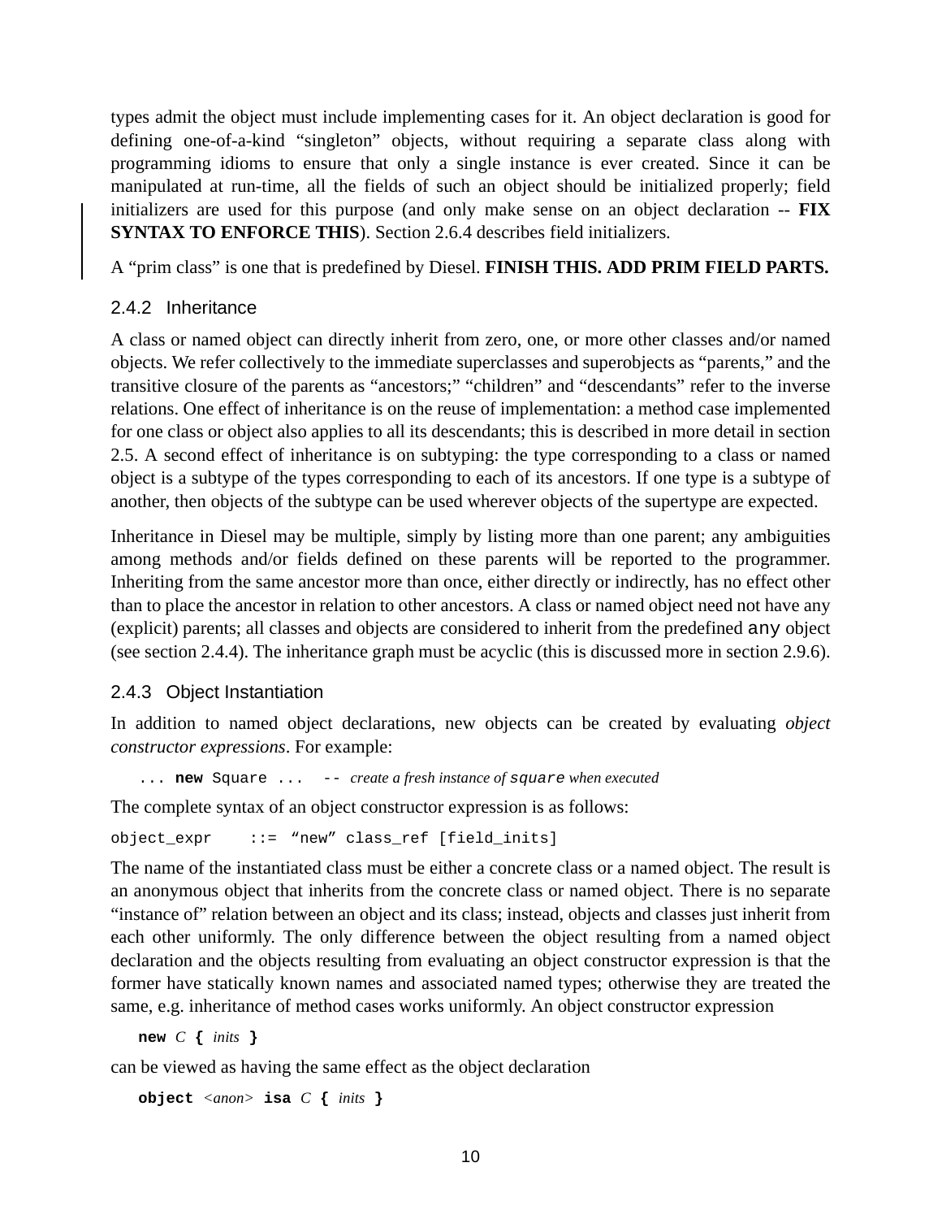types admit the object must include implementing cases for it. An object declaration is good for defining one-of-a-kind "singleton" objects, without requiring a separate class along with programming idioms to ensure that only a single instance is ever created. Since it can be manipulated at run-time, all the fields of such an object should be initialized properly; field initializers are used for this purpose (and only make sense on an object declaration -- **FIX SYNTAX TO ENFORCE THIS**). Section 2.6.4 describes field initializers.

A "prim class" is one that is predefined by Diesel. **FINISH THIS. ADD PRIM FIELD PARTS.**

### 2.4.2 Inheritance

A class or named object can directly inherit from zero, one, or more other classes and/or named objects. We refer collectively to the immediate superclasses and superobjects as "parents," and the transitive closure of the parents as "ancestors;" "children" and "descendants" refer to the inverse relations. One effect of inheritance is on the reuse of implementation: a method case implemented for one class or object also applies to all its descendants; this is described in more detail in section 2.5. A second effect of inheritance is on subtyping: the type corresponding to a class or named object is a subtype of the types corresponding to each of its ancestors. If one type is a subtype of another, then objects of the subtype can be used wherever objects of the supertype are expected.

Inheritance in Diesel may be multiple, simply by listing more than one parent; any ambiguities among methods and/or fields defined on these parents will be reported to the programmer. Inheriting from the same ancestor more than once, either directly or indirectly, has no effect other than to place the ancestor in relation to other ancestors. A class or named object need not have any (explicit) parents; all classes and objects are considered to inherit from the predefined `any` object (see section 2.4.4). The inheritance graph must be acyclic (this is discussed more in section 2.9.6).

### 2.4.3 Object Instantiation

In addition to named object declarations, new objects can be created by evaluating *object constructor expressions*. For example:

```
... new Square ...   -- create a fresh instance of square when executed
```

The complete syntax of an object constructor expression is as follows:

```
object_expr    ::=  "new" class_ref [field_inits]
```

The name of the instantiated class must be either a concrete class or a named object. The result is an anonymous object that inherits from the concrete class or named object. There is no separate "instance of" relation between an object and its class; instead, objects and classes just inherit from each other uniformly. The only difference between the object resulting from a named object declaration and the objects resulting from evaluating an object constructor expression is that the former have statically known names and associated named types; otherwise they are treated the same, e.g. inheritance of method cases works uniformly. An object constructor expression

```
new C { inits }
```

can be viewed as having the same effect as the object declaration

```
object <anon> isa C { inits }
```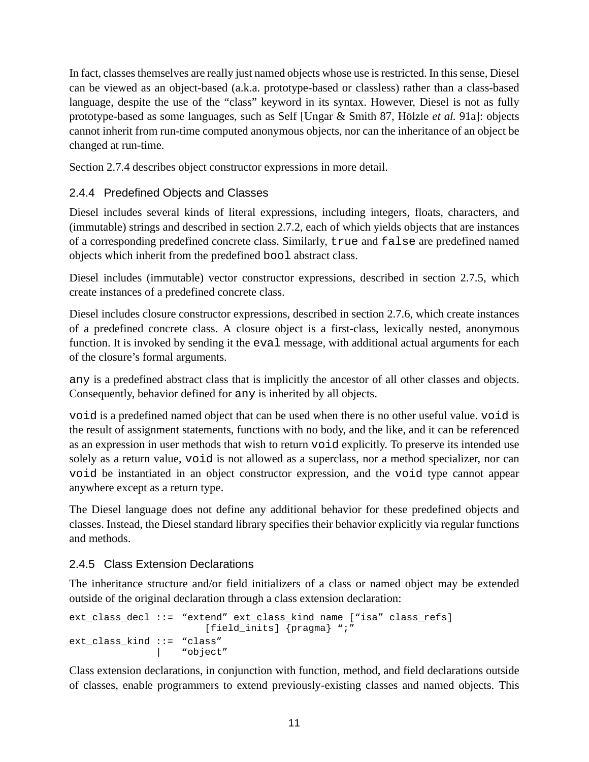In fact, classes themselves are really just named objects whose use is restricted. In this sense, Diesel can be viewed as an object-based (a.k.a. prototype-based or classless) rather than a class-based language, despite the use of the "class" keyword in its syntax. However, Diesel is not as fully prototype-based as some languages, such as Self [Ungar & Smith 87, Hölzle *et al.* 91a]: objects cannot inherit from run-time computed anonymous objects, nor can the inheritance of an object be changed at run-time.

Section 2.7.4 describes object constructor expressions in more detail.

### 2.4.4 Predefined Objects and Classes

Diesel includes several kinds of literal expressions, including integers, floats, characters, and (immutable) strings and described in section 2.7.2, each of which yields objects that are instances of a corresponding predefined concrete class. Similarly, `true` and `false` are predefined named objects which inherit from the predefined `bool` abstract class.

Diesel includes (immutable) vector constructor expressions, described in section 2.7.5, which create instances of a predefined concrete class.

Diesel includes closure constructor expressions, described in section 2.7.6, which create instances of a predefined concrete class. A closure object is a first-class, lexically nested, anonymous function. It is invoked by sending it the `eval` message, with additional actual arguments for each of the closure's formal arguments.

`any` is a predefined abstract class that is implicitly the ancestor of all other classes and objects. Consequently, behavior defined for `any` is inherited by all objects.

`void` is a predefined named object that can be used when there is no other useful value. `void` is the result of assignment statements, functions with no body, and the like, and it can be referenced as an expression in user methods that wish to return `void` explicitly. To preserve its intended use solely as a return value, `void` is not allowed as a superclass, nor a method specializer, nor can `void` be instantiated in an object constructor expression, and the `void` type cannot appear anywhere except as a return type.

The Diesel language does not define any additional behavior for these predefined objects and classes. Instead, the Diesel standard library specifies their behavior explicitly via regular functions and methods.

### 2.4.5 Class Extension Declarations

The inheritance structure and/or field initializers of a class or named object may be extended outside of the original declaration through a class extension declaration:

```
ext_class_decl ::= "extend" ext_class_kind name ["isa" class_refs]
                        [field_inits] {pragma} ";"
ext_class_kind ::= "class"
                |   "object"
```

Class extension declarations, in conjunction with function, method, and field declarations outside of classes, enable programmers to extend previously-existing classes and named objects. This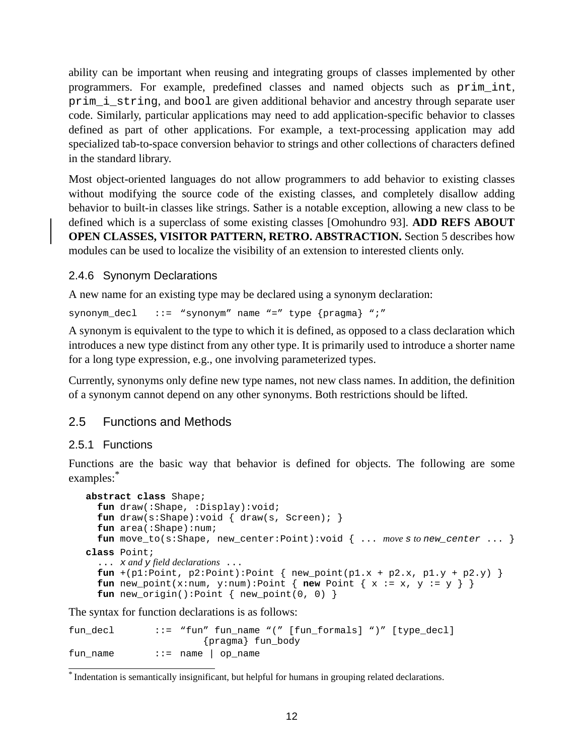ability can be important when reusing and integrating groups of classes implemented by other programmers. For example, predefined classes and named objects such as `prim_int`, `prim_i_string`, and `bool` are given additional behavior and ancestry through separate user code. Similarly, particular applications may need to add application-specific behavior to classes defined as part of other applications. For example, a text-processing application may add specialized tab-to-space conversion behavior to strings and other collections of characters defined in the standard library.

Most object-oriented languages do not allow programmers to add behavior to existing classes without modifying the source code of the existing classes, and completely disallow adding behavior to built-in classes like strings. Sather is a notable exception, allowing a new class to be defined which is a superclass of some existing classes [Omohundro 93]. **ADD REFS ABOUT OPEN CLASSES, VISITOR PATTERN, RETRO. ABSTRACTION.** Section 5 describes how modules can be used to localize the visibility of an extension to interested clients only.

### 2.4.6 Synonym Declarations

A new name for an existing type may be declared using a synonym declaration:

```
synonym_decl   ::= “synonym” name “=” type {pragma} “;”
```

A synonym is equivalent to the type to which it is defined, as opposed to a class declaration which introduces a new type distinct from any other type. It is primarily used to introduce a shorter name for a long type expression, e.g., one involving parameterized types.

Currently, synonyms only define new type names, not new class names. In addition, the definition of a synonym cannot depend on any other synonyms. Both restrictions should be lifted.

## 2.5 Functions and Methods

### 2.5.1 Functions

Functions are the basic way that behavior is defined for objects. The following are some examples:*

```
abstract class Shape;
  fun draw(:Shape, :Display):void;
  fun draw(s:Shape):void { draw(s, Screen); }
  fun area(:Shape):num;
  fun move_to(s:Shape, new_center:Point):void { ... move s to new_center ... }
class Point;
  ... x and y field declarations ...
  fun +(p1:Point, p2:Point):Point { new_point(p1.x + p2.x, p1.y + p2.y) }
  fun new_point(x:num, y:num):Point { new Point { x := x, y := y } }
  fun new_origin():Point { new_point(0, 0) }
```

The syntax for function declarations is as follows:

```
fun_decl       ::= “fun” fun_name “(” [fun_formals] “)” [type_decl]
                        {pragma} fun_body
fun_name       ::= name | op_name
```

* Indentation is semantically insignificant, but helpful for humans in grouping related declarations.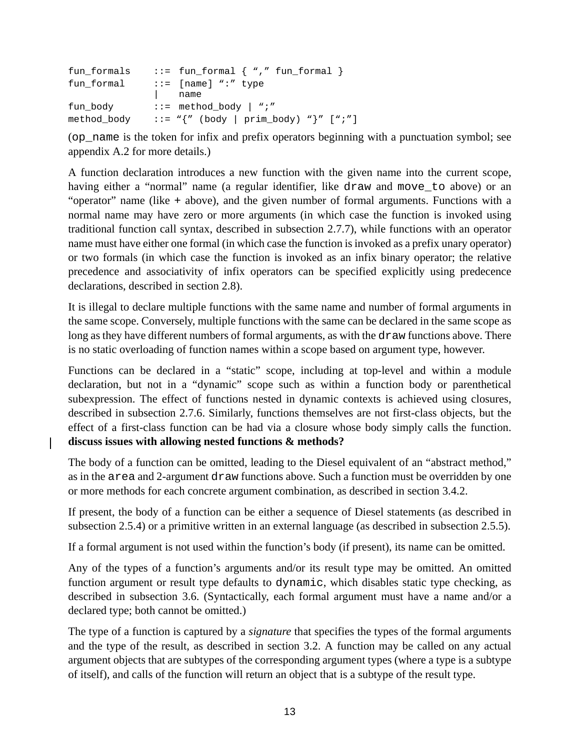```
fun_formals    ::= fun_formal { "," fun_formal }
fun_formal     ::= [name] ":" type
               |   name
fun_body       ::= method_body | ";"
method_body    ::= "{" (body | prim_body) "}" [";"]
```

(`op_name` is the token for infix and prefix operators beginning with a punctuation symbol; see appendix A.2 for more details.)

A function declaration introduces a new function with the given name into the current scope, having either a "normal" name (a regular identifier, like `draw` and `move_to` above) or an "operator" name (like `+` above), and the given number of formal arguments. Functions with a normal name may have zero or more arguments (in which case the function is invoked using traditional function call syntax, described in subsection 2.7.7), while functions with an operator name must have either one formal (in which case the function is invoked as a prefix unary operator) or two formals (in which case the function is invoked as an infix binary operator; the relative precedence and associativity of infix operators can be specified explicitly using predecence declarations, described in section 2.8).

It is illegal to declare multiple functions with the same name and number of formal arguments in the same scope. Conversely, multiple functions with the same can be declared in the same scope as long as they have different numbers of formal arguments, as with the `draw` functions above. There is no static overloading of function names within a scope based on argument type, however.

Functions can be declared in a "static" scope, including at top-level and within a module declaration, but not in a "dynamic" scope such as within a function body or parenthetical subexpression. The effect of functions nested in dynamic contexts is achieved using closures, described in subsection 2.7.6. Similarly, functions themselves are not first-class objects, but the effect of a first-class function can be had via a closure whose body simply calls the function. **discuss issues with allowing nested functions & methods?**

The body of a function can be omitted, leading to the Diesel equivalent of an "abstract method," as in the `area` and 2-argument `draw` functions above. Such a function must be overridden by one or more methods for each concrete argument combination, as described in section 3.4.2.

If present, the body of a function can be either a sequence of Diesel statements (as described in subsection 2.5.4) or a primitive written in an external language (as described in subsection 2.5.5).

If a formal argument is not used within the function's body (if present), its name can be omitted.

Any of the types of a function's arguments and/or its result type may be omitted. An omitted function argument or result type defaults to `dynamic`, which disables static type checking, as described in subsection 3.6. (Syntactically, each formal argument must have a name and/or a declared type; both cannot be omitted.)

The type of a function is captured by a *signature* that specifies the types of the formal arguments and the type of the result, as described in section 3.2. A function may be called on any actual argument objects that are subtypes of the corresponding argument types (where a type is a subtype of itself), and calls of the function will return an object that is a subtype of the result type.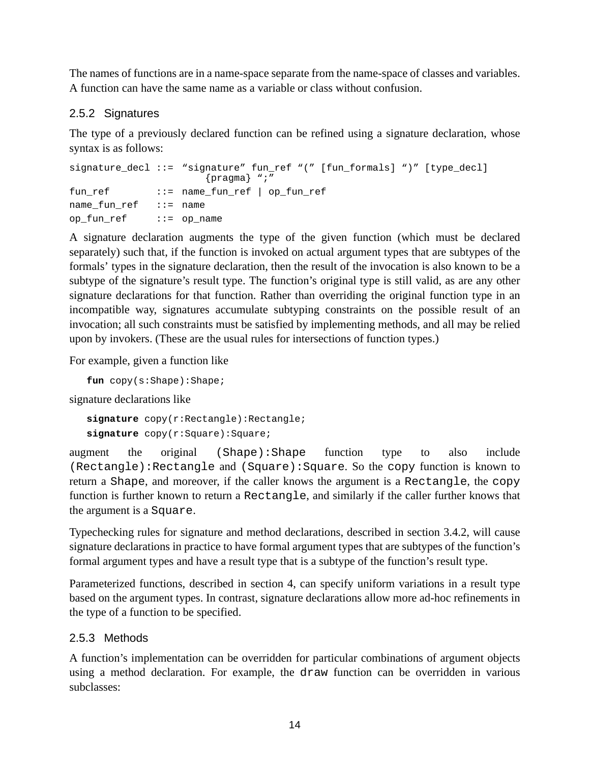The names of functions are in a name-space separate from the name-space of classes and variables. A function can have the same name as a variable or class without confusion.

### 2.5.2 Signatures

The type of a previously declared function can be refined using a signature declaration, whose syntax is as follows:

```
signature_decl ::= "signature" fun_ref "(" [fun_formals] ")" [type_decl]
                       {pragma} ";"
fun_ref        ::= name_fun_ref | op_fun_ref
name_fun_ref   ::= name
op_fun_ref     ::= op_name
```

A signature declaration augments the type of the given function (which must be declared separately) such that, if the function is invoked on actual argument types that are subtypes of the formals' types in the signature declaration, then the result of the invocation is also known to be a subtype of the signature's result type. The function's original type is still valid, as are any other signature declarations for that function. Rather than overriding the original function type in an incompatible way, signatures accumulate subtyping constraints on the possible result of an invocation; all such constraints must be satisfied by implementing methods, and all may be relied upon by invokers. (These are the usual rules for intersections of function types.)

For example, given a function like

```
fun copy(s:Shape):Shape;
```

signature declarations like

```
signature copy(r:Rectangle):Rectangle;
signature copy(r:Square):Square;
```

augment the original `(Shape):Shape` function type to also include `(Rectangle):Rectangle` and `(Square):Square`. So the `copy` function is known to return a `Shape`, and moreover, if the caller knows the argument is a `Rectangle`, the `copy` function is further known to return a `Rectangle`, and similarly if the caller further knows that the argument is a `Square`.

Typechecking rules for signature and method declarations, described in section 3.4.2, will cause signature declarations in practice to have formal argument types that are subtypes of the function's formal argument types and have a result type that is a subtype of the function's result type.

Parameterized functions, described in section 4, can specify uniform variations in a result type based on the argument types. In contrast, signature declarations allow more ad-hoc refinements in the type of a function to be specified.

### 2.5.3 Methods

A function's implementation can be overridden for particular combinations of argument objects using a method declaration. For example, the `draw` function can be overridden in various subclasses: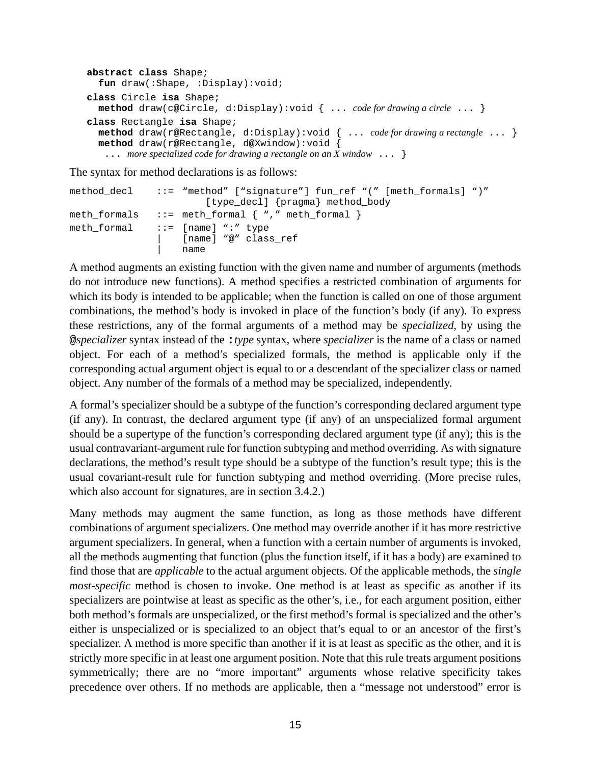```
abstract class Shape;
  fun draw(:Shape, :Display):void;
class Circle isa Shape;
  method draw(c@Circle, d:Display):void { ... code for drawing a circle ... }
class Rectangle isa Shape;
  method draw(r@Rectangle, d:Display):void { ... code for drawing a rectangle ... }
  method draw(r@Rectangle, d@Xwindow):void {
    ... more specialized code for drawing a rectangle on an X window ... }
```

The syntax for method declarations is as follows:

```
method_decl    ::= "method" ["signature"] fun_ref "(" [meth_formals] ")"
                       [type_decl] {pragma} method_body
meth_formals   ::= meth_formal { "," meth_formal }
meth_formal    ::= [name] ":" type
               |   [name] "@" class_ref
               |   name
```

A method augments an existing function with the given name and number of arguments (methods do not introduce new functions). A method specifies a restricted combination of arguments for which its body is intended to be applicable; when the function is called on one of those argument combinations, the method's body is invoked in place of the function's body (if any). To express these restrictions, any of the formal arguments of a method may be *specialized*, by using the `@`*specializer* syntax instead of the `:`*type* syntax, where *specializer* is the name of a class or named object. For each of a method's specialized formals, the method is applicable only if the corresponding actual argument object is equal to or a descendant of the specializer class or named object. Any number of the formals of a method may be specialized, independently.

A formal's specializer should be a subtype of the function's corresponding declared argument type (if any). In contrast, the declared argument type (if any) of an unspecialized formal argument should be a supertype of the function's corresponding declared argument type (if any); this is the usual contravariant-argument rule for function subtyping and method overriding. As with signature declarations, the method's result type should be a subtype of the function's result type; this is the usual covariant-result rule for function subtyping and method overriding. (More precise rules, which also account for signatures, are in section 3.4.2.)

Many methods may augment the same function, as long as those methods have different combinations of argument specializers. One method may override another if it has more restrictive argument specializers. In general, when a function with a certain number of arguments is invoked, all the methods augmenting that function (plus the function itself, if it has a body) are examined to find those that are *applicable* to the actual argument objects. Of the applicable methods, the *single most-specific* method is chosen to invoke. One method is at least as specific as another if its specializers are pointwise at least as specific as the other's, i.e., for each argument position, either both method's formals are unspecialized, or the first method's formal is specialized and the other's either is unspecialized or is specialized to an object that's equal to or an ancestor of the first's specializer. A method is more specific than another if it is at least as specific as the other, and it is strictly more specific in at least one argument position. Note that this rule treats argument positions symmetrically; there are no "more important" arguments whose relative specificity takes precedence over others. If no methods are applicable, then a "message not understood" error is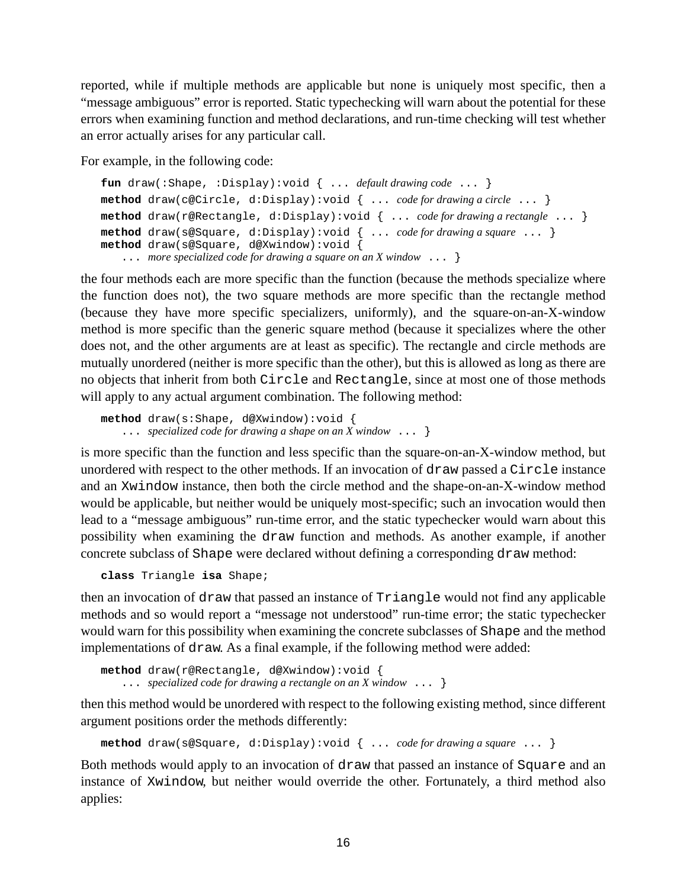reported, while if multiple methods are applicable but none is uniquely most specific, then a "message ambiguous" error is reported. Static typechecking will warn about the potential for these errors when examining function and method declarations, and run-time checking will test whether an error actually arises for any particular call.

For example, in the following code:

```
fun draw(:Shape, :Display):void { ... default drawing code ... }
method draw(c@Circle, d:Display):void { ... code for drawing a circle ... }
method draw(r@Rectangle, d:Display):void { ... code for drawing a rectangle ... }
method draw(s@Square, d:Display):void { ... code for drawing a square ... }
method draw(s@Square, d@Xwindow):void {
    ... more specialized code for drawing a square on an X window ... }
```

the four methods each are more specific than the function (because the methods specialize where the function does not), the two square methods are more specific than the rectangle method (because they have more specific specializers, uniformly), and the square-on-an-X-window method is more specific than the generic square method (because it specializes where the other does not, and the other arguments are at least as specific). The rectangle and circle methods are mutually unordered (neither is more specific than the other), but this is allowed as long as there are no objects that inherit from both `Circle` and `Rectangle`, since at most one of those methods will apply to any actual argument combination. The following method:

```
method draw(s:Shape, d@Xwindow):void {
    ... specialized code for drawing a shape on an X window ... }
```

is more specific than the function and less specific than the square-on-an-X-window method, but unordered with respect to the other methods. If an invocation of `draw` passed a `Circle` instance and an `Xwindow` instance, then both the circle method and the shape-on-an-X-window method would be applicable, but neither would be uniquely most-specific; such an invocation would then lead to a "message ambiguous" run-time error, and the static typechecker would warn about this possibility when examining the `draw` function and methods. As another example, if another concrete subclass of `Shape` were declared without defining a corresponding `draw` method:

```
class Triangle isa Shape;
```

then an invocation of `draw` that passed an instance of `Triangle` would not find any applicable methods and so would report a "message not understood" run-time error; the static typechecker would warn for this possibility when examining the concrete subclasses of `Shape` and the method implementations of `draw`. As a final example, if the following method were added:

```
method draw(r@Rectangle, d@Xwindow):void {
    ... specialized code for drawing a rectangle on an X window ... }
```

then this method would be unordered with respect to the following existing method, since different argument positions order the methods differently:

```
method draw(s@Square, d:Display):void { ... code for drawing a square ... }
```

Both methods would apply to an invocation of `draw` that passed an instance of `Square` and an instance of `Xwindow`, but neither would override the other. Fortunately, a third method also applies: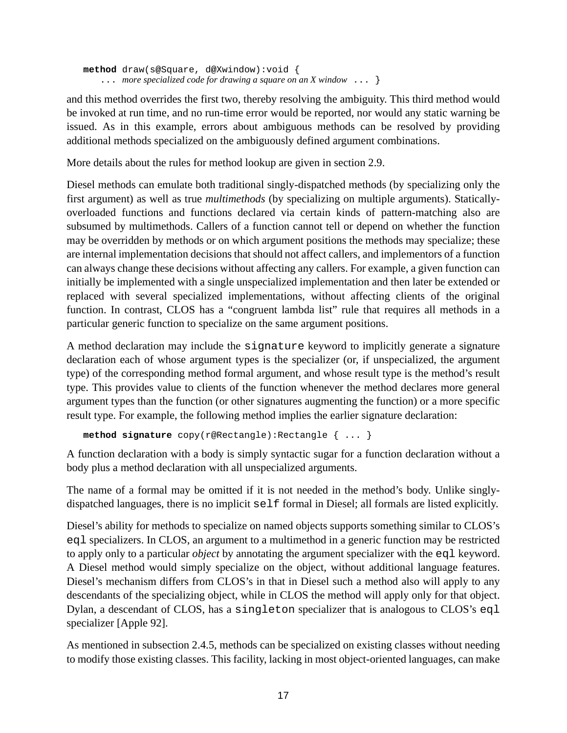```
method draw(s@Square, d@Xwindow):void {
    ... more specialized code for drawing a square on an X window ... }
```

and this method overrides the first two, thereby resolving the ambiguity. This third method would be invoked at run time, and no run-time error would be reported, nor would any static warning be issued. As in this example, errors about ambiguous methods can be resolved by providing additional methods specialized on the ambiguously defined argument combinations.

More details about the rules for method lookup are given in section 2.9.

Diesel methods can emulate both traditional singly-dispatched methods (by specializing only the first argument) as well as true *multimethods* (by specializing on multiple arguments). Statically-overloaded functions and functions declared via certain kinds of pattern-matching also are subsumed by multimethods. Callers of a function cannot tell or depend on whether the function may be overridden by methods or on which argument positions the methods may specialize; these are internal implementation decisions that should not affect callers, and implementors of a function can always change these decisions without affecting any callers. For example, a given function can initially be implemented with a single unspecialized implementation and then later be extended or replaced with several specialized implementations, without affecting clients of the original function. In contrast, CLOS has a "congruent lambda list" rule that requires all methods in a particular generic function to specialize on the same argument positions.

A method declaration may include the `signature` keyword to implicitly generate a signature declaration each of whose argument types is the specializer (or, if unspecialized, the argument type) of the corresponding method formal argument, and whose result type is the method's result type. This provides value to clients of the function whenever the method declares more general argument types than the function (or other signatures augmenting the function) or a more specific result type. For example, the following method implies the earlier signature declaration:

```
method signature copy(r@Rectangle):Rectangle { ... }
```

A function declaration with a body is simply syntactic sugar for a function declaration without a body plus a method declaration with all unspecialized arguments.

The name of a formal may be omitted if it is not needed in the method's body. Unlike singly-dispatched languages, there is no implicit `self` formal in Diesel; all formals are listed explicitly.

Diesel's ability for methods to specialize on named objects supports something similar to CLOS's `eql` specializers. In CLOS, an argument to a multimethod in a generic function may be restricted to apply only to a particular *object* by annotating the argument specializer with the `eql` keyword. A Diesel method would simply specialize on the object, without additional language features. Diesel's mechanism differs from CLOS's in that in Diesel such a method also will apply to any descendants of the specializing object, while in CLOS the method will apply only for that object. Dylan, a descendant of CLOS, has a `singleton` specializer that is analogous to CLOS's `eql` specializer [Apple 92].

As mentioned in subsection 2.4.5, methods can be specialized on existing classes without needing to modify those existing classes. This facility, lacking in most object-oriented languages, can make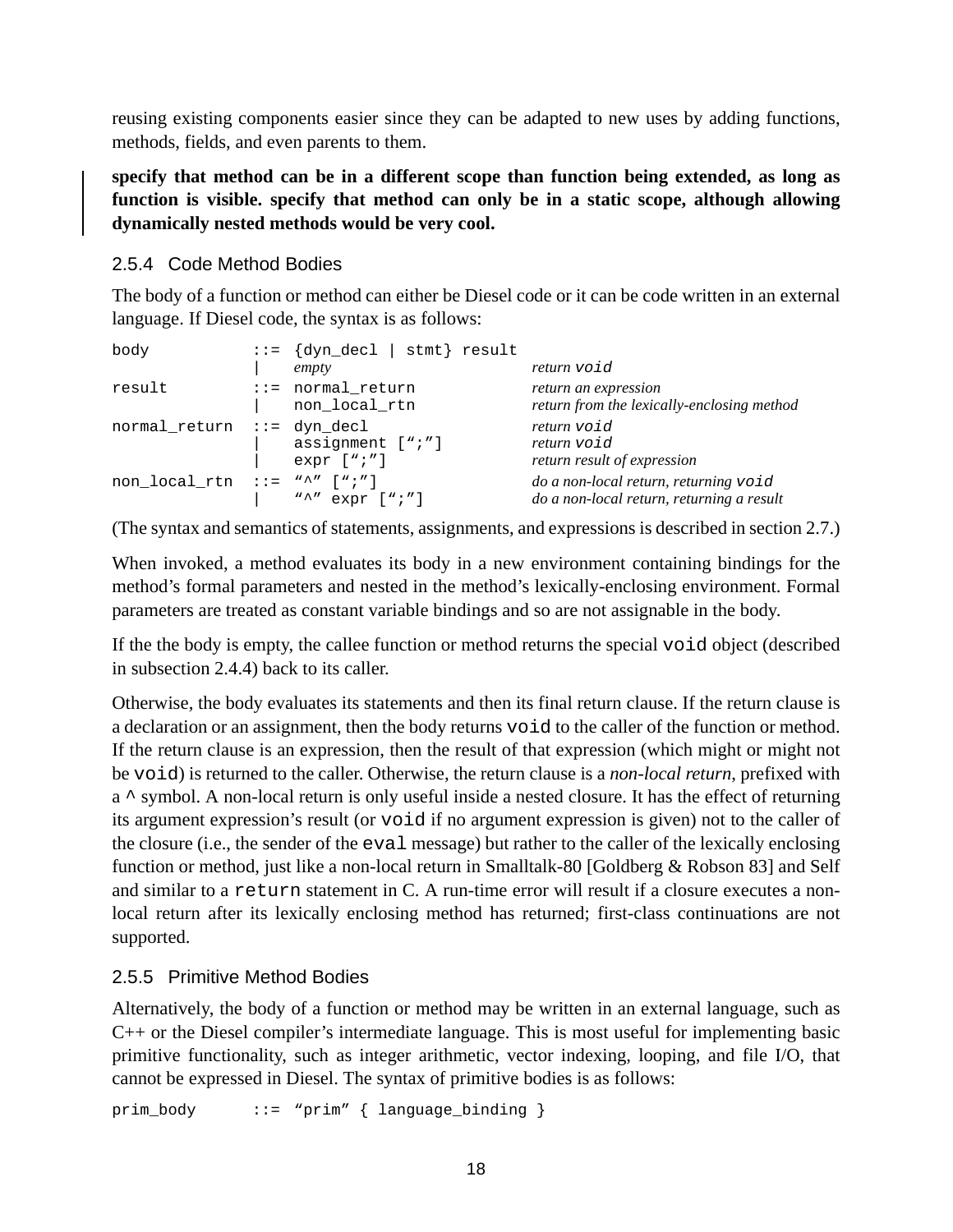reusing existing components easier since they can be adapted to new uses by adding functions, methods, fields, and even parents to them.

**specify that method can be in a different scope than function being extended, as long as function is visible. specify that method can only be in a static scope, although allowing dynamically nested methods would be very cool.**

### 2.5.4 Code Method Bodies

The body of a function or method can either be Diesel code or it can be code written in an external language. If Diesel code, the syntax is as follows:

```
body           ::= {dyn_decl | stmt} result
               |   empty                          return void
result         ::= normal_return                  return an expression
               |   non_local_rtn                  return from the lexically-enclosing method
normal_return  ::= dyn_decl                       return void
               |   assignment [";"]               return void
               |   expr [";"]                     return result of expression
non_local_rtn  ::= "^" [";"]                      do a non-local return, returning void
               |   "^" expr [";"]                 do a non-local return, returning a result
```

(The syntax and semantics of statements, assignments, and expressions is described in section 2.7.)

When invoked, a method evaluates its body in a new environment containing bindings for the method's formal parameters and nested in the method's lexically-enclosing environment. Formal parameters are treated as constant variable bindings and so are not assignable in the body.

If the the body is empty, the callee function or method returns the special `void` object (described in subsection 2.4.4) back to its caller.

Otherwise, the body evaluates its statements and then its final return clause. If the return clause is a declaration or an assignment, then the body returns `void` to the caller of the function or method. If the return clause is an expression, then the result of that expression (which might or might not be `void`) is returned to the caller. Otherwise, the return clause is a *non-local return*, prefixed with a `^` symbol. A non-local return is only useful inside a nested closure. It has the effect of returning its argument expression's result (or `void` if no argument expression is given) not to the caller of the closure (i.e., the sender of the `eval` message) but rather to the caller of the lexically enclosing function or method, just like a non-local return in Smalltalk-80 [Goldberg & Robson 83] and Self and similar to a `return` statement in C. A run-time error will result if a closure executes a non-local return after its lexically enclosing method has returned; first-class continuations are not supported.

### 2.5.5 Primitive Method Bodies

Alternatively, the body of a function or method may be written in an external language, such as C++ or the Diesel compiler's intermediate language. This is most useful for implementing basic primitive functionality, such as integer arithmetic, vector indexing, looping, and file I/O, that cannot be expressed in Diesel. The syntax of primitive bodies is as follows:

```
prim_body      ::= "prim" { language_binding }
```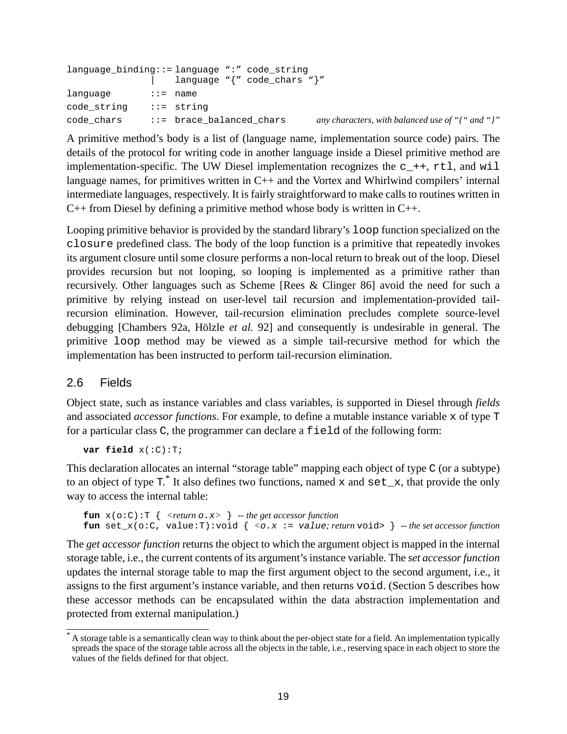```
language_binding::= language ":" code_string
                |    language "{" code_chars "}"
language       ::=  name
code_string    ::=  string
code_chars     ::=  brace_balanced_chars      any characters, with balanced use of "{" and "}"
```

A primitive method's body is a list of (language name, implementation source code) pairs. The details of the protocol for writing code in another language inside a Diesel primitive method are implementation-specific. The UW Diesel implementation recognizes the `c_++`, `rtl`, and `wil` language names, for primitives written in C++ and the Vortex and Whirlwind compilers' internal intermediate languages, respectively. It is fairly straightforward to make calls to routines written in C++ from Diesel by defining a primitive method whose body is written in C++.

Looping primitive behavior is provided by the standard library's `loop` function specialized on the `closure` predefined class. The body of the loop function is a primitive that repeatedly invokes its argument closure until some closure performs a non-local return to break out of the loop. Diesel provides recursion but not looping, so looping is implemented as a primitive rather than recursively. Other languages such as Scheme [Rees & Clinger 86] avoid the need for such a primitive by relying instead on user-level tail recursion and implementation-provided tail-recursion elimination. However, tail-recursion elimination precludes complete source-level debugging [Chambers 92a, Hölzle *et al.* 92] and consequently is undesirable in general. The primitive `loop` method may be viewed as a simple tail-recursive method for which the implementation has been instructed to perform tail-recursion elimination.

## 2.6 Fields

Object state, such as instance variables and class variables, is supported in Diesel through *fields* and associated *accessor functions*. For example, to define a mutable instance variable `x` of type `T` for a particular class `C`, the programmer can declare a `field` of the following form:

```
var field x(:C):T;
```

This declaration allocates an internal "storage table" mapping each object of type `C` (or a subtype) to an object of type `T`.* It also defines two functions, named `x` and `set_x`, that provide the only way to access the internal table:

```
fun x(o:C):T { <return o.x> }  -- the get accessor function
fun set_x(o:C, value:T):void { <o.x := value; return void> }  -- the set accessor function
```

The *get accessor function* returns the object to which the argument object is mapped in the internal storage table, i.e., the current contents of its argument's instance variable. The *set accessor function* updates the internal storage table to map the first argument object to the second argument, i.e., it assigns to the first argument's instance variable, and then returns `void`. (Section 5 describes how these accessor methods can be encapsulated within the data abstraction implementation and protected from external manipulation.)

---

* A storage table is a semantically clean way to think about the per-object state for a field. An implementation typically spreads the space of the storage table across all the objects in the table, i.e., reserving space in each object to store the values of the fields defined for that object.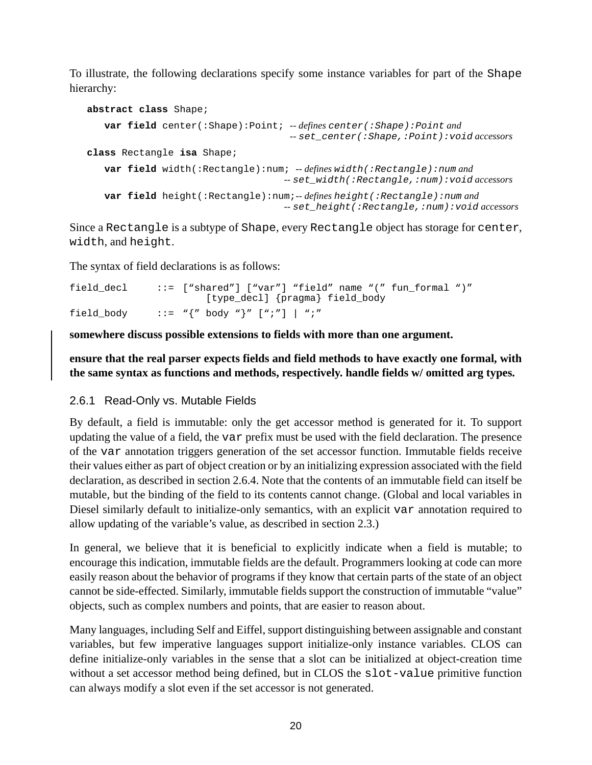To illustrate, the following declarations specify some instance variables for part of the `Shape` hierarchy:

```
abstract class Shape;
   var field center(:Shape):Point; -- defines center(:Shape):Point and
                                    -- set_center(:Shape,:Point):void accessors
class Rectangle isa Shape;
   var field width(:Rectangle):num; -- defines width(:Rectangle):num and
                                    -- set_width(:Rectangle,:num):void accessors
   var field height(:Rectangle):num;-- defines height(:Rectangle):num and
                                    -- set_height(:Rectangle,:num):void accessors
```

Since a `Rectangle` is a subtype of `Shape`, every `Rectangle` object has storage for `center`, `width`, and `height`.

The syntax of field declarations is as follows:

```
field_decl     ::= ["shared"] ["var"] "field" name "(" fun_formal ")"
                       [type_decl] {pragma} field_body
field_body     ::= "{" body "}" [";"] | ";"
```

**somewhere discuss possible extensions to fields with more than one argument.**

**ensure that the real parser expects fields and field methods to have exactly one formal, with the same syntax as functions and methods, respectively. handle fields w/ omitted arg types.**

### 2.6.1 Read-Only vs. Mutable Fields

By default, a field is immutable: only the get accessor method is generated for it. To support updating the value of a field, the `var` prefix must be used with the field declaration. The presence of the `var` annotation triggers generation of the set accessor function. Immutable fields receive their values either as part of object creation or by an initializing expression associated with the field declaration, as described in section 2.6.4. Note that the contents of an immutable field can itself be mutable, but the binding of the field to its contents cannot change. (Global and local variables in Diesel similarly default to initialize-only semantics, with an explicit `var` annotation required to allow updating of the variable's value, as described in section 2.3.)

In general, we believe that it is beneficial to explicitly indicate when a field is mutable; to encourage this indication, immutable fields are the default. Programmers looking at code can more easily reason about the behavior of programs if they know that certain parts of the state of an object cannot be side-effected. Similarly, immutable fields support the construction of immutable "value" objects, such as complex numbers and points, that are easier to reason about.

Many languages, including Self and Eiffel, support distinguishing between assignable and constant variables, but few imperative languages support initialize-only instance variables. CLOS can define initialize-only variables in the sense that a slot can be initialized at object-creation time without a set accessor method being defined, but in CLOS the `slot-value` primitive function can always modify a slot even if the set accessor is not generated.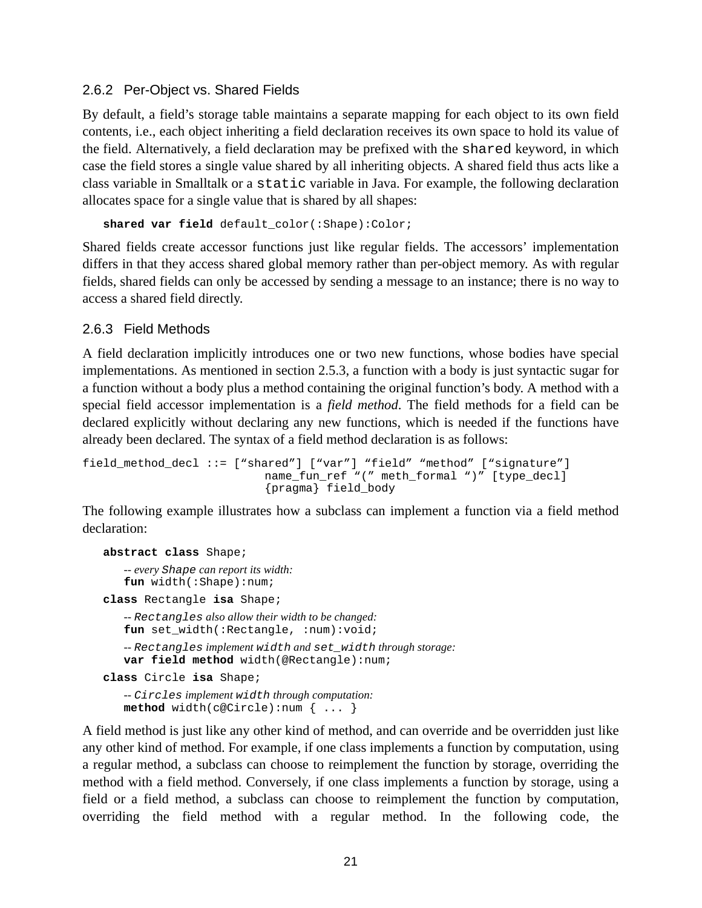### 2.6.2 Per-Object vs. Shared Fields

By default, a field's storage table maintains a separate mapping for each object to its own field contents, i.e., each object inheriting a field declaration receives its own space to hold its value of the field. Alternatively, a field declaration may be prefixed with the `shared` keyword, in which case the field stores a single value shared by all inheriting objects. A shared field thus acts like a class variable in Smalltalk or a `static` variable in Java. For example, the following declaration allocates space for a single value that is shared by all shapes:

```
shared var field default_color(:Shape):Color;
```

Shared fields create accessor functions just like regular fields. The accessors' implementation differs in that they access shared global memory rather than per-object memory. As with regular fields, shared fields can only be accessed by sending a message to an instance; there is no way to access a shared field directly.

### 2.6.3 Field Methods

A field declaration implicitly introduces one or two new functions, whose bodies have special implementations. As mentioned in section 2.5.3, a function with a body is just syntactic sugar for a function without a body plus a method containing the original function's body. A method with a special field accessor implementation is a *field method*. The field methods for a field can be declared explicitly without declaring any new functions, which is needed if the functions have already been declared. The syntax of a field method declaration is as follows:

```
field_method_decl ::= ["shared"] ["var"] "field" "method" ["signature"]
                          name_fun_ref "(" meth_formal ")" [type_decl]
                          {pragma} field_body
```

The following example illustrates how a subclass can implement a function via a field method declaration:

```
abstract class Shape;
    -- every Shape can report its width:
    fun width(:Shape):num;
class Rectangle isa Shape;
    -- Rectangles also allow their width to be changed:
    fun set_width(:Rectangle, :num):void;
    -- Rectangles implement width and set_width through storage:
    var field method width(@Rectangle):num;
class Circle isa Shape;
    -- Circles implement width through computation:
    method width(c@Circle):num { ... }
```

A field method is just like any other kind of method, and can override and be overridden just like any other kind of method. For example, if one class implements a function by computation, using a regular method, a subclass can choose to reimplement the function by storage, overriding the method with a field method. Conversely, if one class implements a function by storage, using a field or a field method, a subclass can choose to reimplement the function by computation, overriding the field method with a regular method. In the following code, the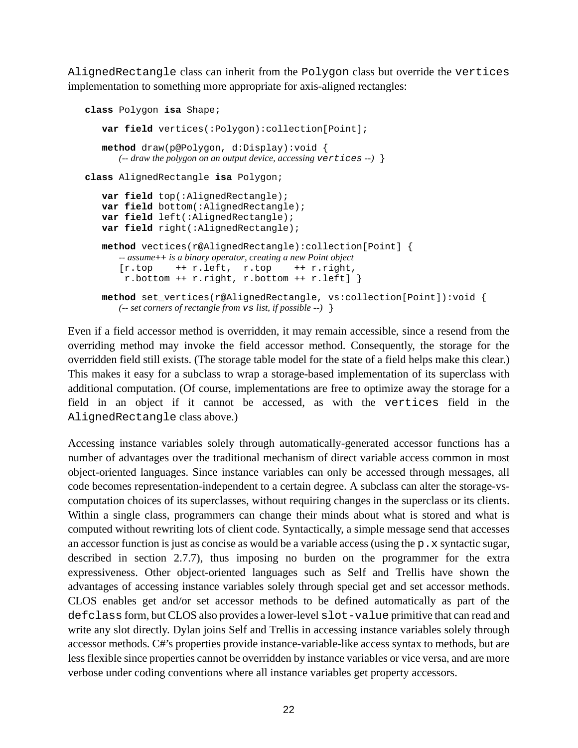AlignedRectangle class can inherit from the Polygon class but override the vertices implementation to something more appropriate for axis-aligned rectangles:

```
class Polygon isa Shape;

   var field vertices(:Polygon):collection[Point];

   method draw(p@Polygon, d:Display):void {
      (-- draw the polygon on an output device, accessing vertices --) }

class AlignedRectangle isa Polygon;

   var field top(:AlignedRectangle);
   var field bottom(:AlignedRectangle);
   var field left(:AlignedRectangle);
   var field right(:AlignedRectangle);

   method vectices(r@AlignedRectangle):collection[Point] {
      -- assume++ is a binary operator, creating a new Point object
      [r.top    ++ r.left,  r.top    ++ r.right,
       r.bottom ++ r.right, r.bottom ++ r.left] }

   method set_vertices(r@AlignedRectangle, vs:collection[Point]):void {
      (-- set corners of rectangle from vs list, if possible --) }
```

Even if a field accessor method is overridden, it may remain accessible, since a resend from the overriding method may invoke the field accessor method. Consequently, the storage for the overridden field still exists. (The storage table model for the state of a field helps make this clear.) This makes it easy for a subclass to wrap a storage-based implementation of its superclass with additional computation. (Of course, implementations are free to optimize away the storage for a field in an object if it cannot be accessed, as with the vertices field in the AlignedRectangle class above.)

Accessing instance variables solely through automatically-generated accessor functions has a number of advantages over the traditional mechanism of direct variable access common in most object-oriented languages. Since instance variables can only be accessed through messages, all code becomes representation-independent to a certain degree. A subclass can alter the storage-vs-computation choices of its superclasses, without requiring changes in the superclass or its clients. Within a single class, programmers can change their minds about what is stored and what is computed without rewriting lots of client code. Syntactically, a simple message send that accesses an accessor function is just as concise as would be a variable access (using the p.x syntactic sugar, described in section 2.7.7), thus imposing no burden on the programmer for the extra expressiveness. Other object-oriented languages such as Self and Trellis have shown the advantages of accessing instance variables solely through special get and set accessor methods. CLOS enables get and/or set accessor methods to be defined automatically as part of the defclass form, but CLOS also provides a lower-level slot-value primitive that can read and write any slot directly. Dylan joins Self and Trellis in accessing instance variables solely through accessor methods. C#'s properties provide instance-variable-like access syntax to methods, but are less flexible since properties cannot be overridden by instance variables or vice versa, and are more verbose under coding conventions where all instance variables get property accessors.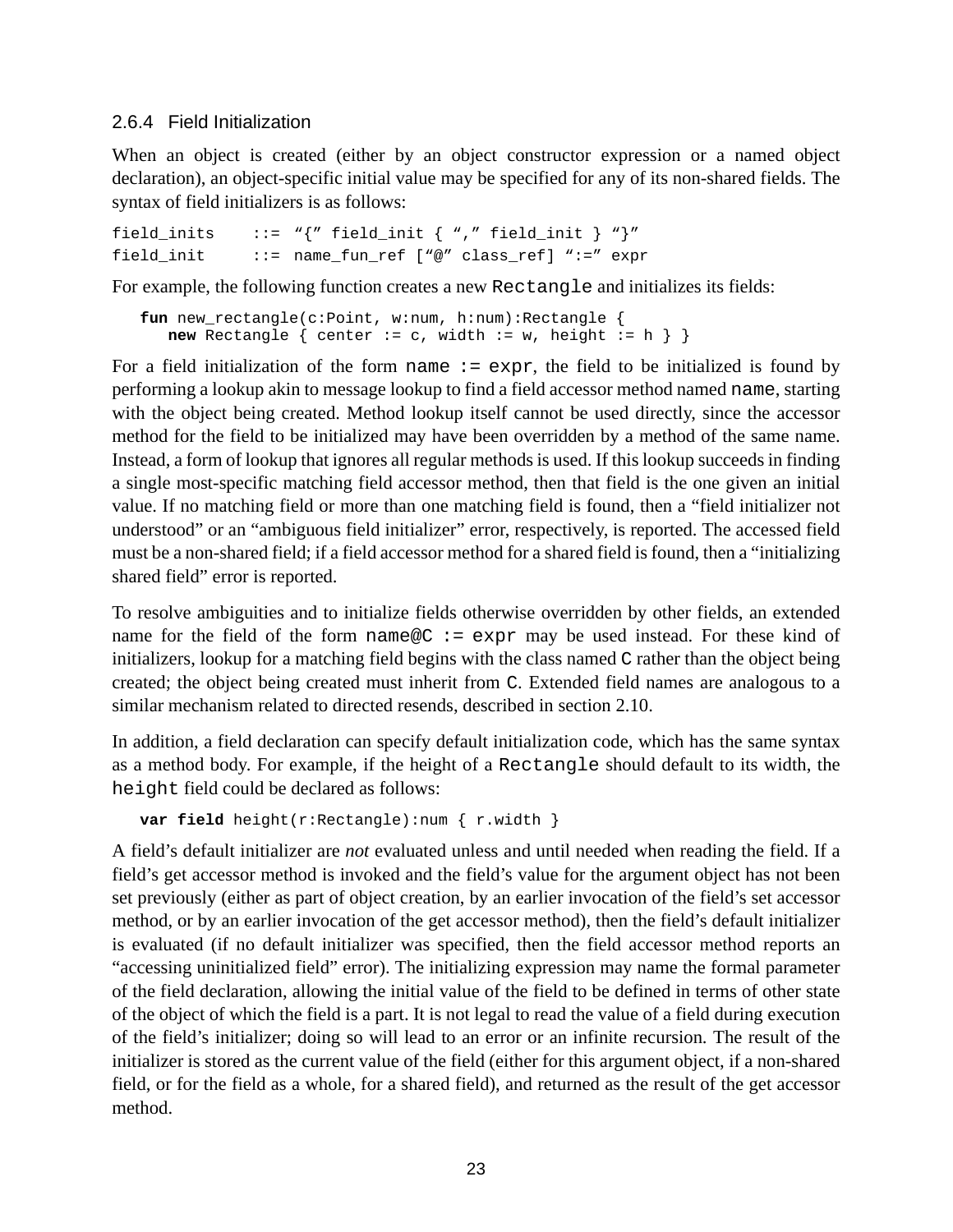### 2.6.4 Field Initialization

When an object is created (either by an object constructor expression or a named object declaration), an object-specific initial value may be specified for any of its non-shared fields. The syntax of field initializers is as follows:

```
field_inits    ::= "{" field_init { "," field_init } "}"
field_init     ::= name_fun_ref ["@" class_ref] ":=" expr
```

For example, the following function creates a new `Rectangle` and initializes its fields:

```
fun new_rectangle(c:Point, w:num, h:num):Rectangle {
   new Rectangle { center := c, width := w, height := h } }
```

For a field initialization of the form `name := expr`, the field to be initialized is found by performing a lookup akin to message lookup to find a field accessor method named `name`, starting with the object being created. Method lookup itself cannot be used directly, since the accessor method for the field to be initialized may have been overridden by a method of the same name. Instead, a form of lookup that ignores all regular methods is used. If this lookup succeeds in finding a single most-specific matching field accessor method, then that field is the one given an initial value. If no matching field or more than one matching field is found, then a "field initializer not understood" or an "ambiguous field initializer" error, respectively, is reported. The accessed field must be a non-shared field; if a field accessor method for a shared field is found, then a "initializing shared field" error is reported.

To resolve ambiguities and to initialize fields otherwise overridden by other fields, an extended name for the field of the form `name@C := expr` may be used instead. For these kind of initializers, lookup for a matching field begins with the class named `C` rather than the object being created; the object being created must inherit from `C`. Extended field names are analogous to a similar mechanism related to directed resends, described in section 2.10.

In addition, a field declaration can specify default initialization code, which has the same syntax as a method body. For example, if the height of a `Rectangle` should default to its width, the `height` field could be declared as follows:

```
var field height(r:Rectangle):num { r.width }
```

A field's default initializer are *not* evaluated unless and until needed when reading the field. If a field's get accessor method is invoked and the field's value for the argument object has not been set previously (either as part of object creation, by an earlier invocation of the field's set accessor method, or by an earlier invocation of the get accessor method), then the field's default initializer is evaluated (if no default initializer was specified, then the field accessor method reports an "accessing uninitialized field" error). The initializing expression may name the formal parameter of the field declaration, allowing the initial value of the field to be defined in terms of other state of the object of which the field is a part. It is not legal to read the value of a field during execution of the field's initializer; doing so will lead to an error or an infinite recursion. The result of the initializer is stored as the current value of the field (either for this argument object, if a non-shared field, or for the field as a whole, for a shared field), and returned as the result of the get accessor method.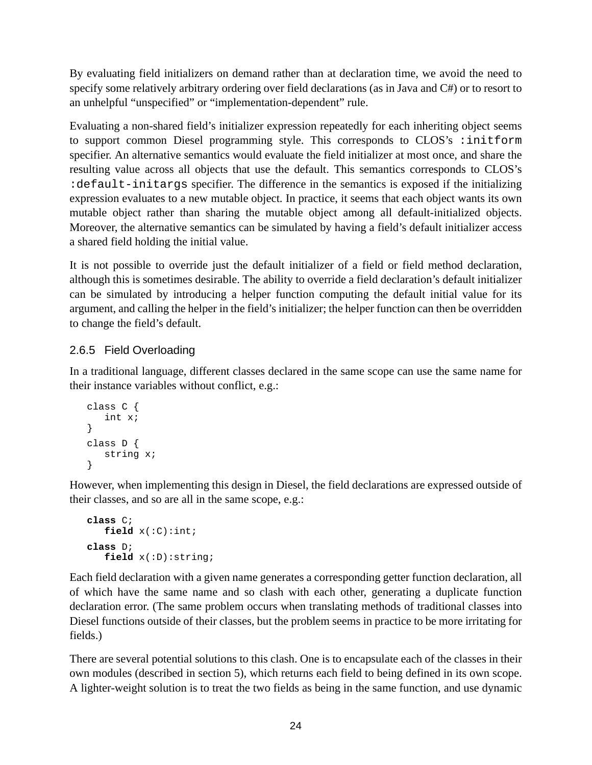By evaluating field initializers on demand rather than at declaration time, we avoid the need to specify some relatively arbitrary ordering over field declarations (as in Java and C#) or to resort to an unhelpful "unspecified" or "implementation-dependent" rule.

Evaluating a non-shared field's initializer expression repeatedly for each inheriting object seems to support common Diesel programming style. This corresponds to CLOS's `:initform` specifier. An alternative semantics would evaluate the field initializer at most once, and share the resulting value across all objects that use the default. This semantics corresponds to CLOS's `:default-initargs` specifier. The difference in the semantics is exposed if the initializing expression evaluates to a new mutable object. In practice, it seems that each object wants its own mutable object rather than sharing the mutable object among all default-initialized objects. Moreover, the alternative semantics can be simulated by having a field's default initializer access a shared field holding the initial value.

It is not possible to override just the default initializer of a field or field method declaration, although this is sometimes desirable. The ability to override a field declaration's default initializer can be simulated by introducing a helper function computing the default initial value for its argument, and calling the helper in the field's initializer; the helper function can then be overridden to change the field's default.

### 2.6.5 Field Overloading

In a traditional language, different classes declared in the same scope can use the same name for their instance variables without conflict, e.g.:

```
class C {
   int x;
}
class D {
   string x;
}
```

However, when implementing this design in Diesel, the field declarations are expressed outside of their classes, and so are all in the same scope, e.g.:

```
class C;
   field x(:C):int;
class D;
   field x(:D):string;
```

Each field declaration with a given name generates a corresponding getter function declaration, all of which have the same name and so clash with each other, generating a duplicate function declaration error. (The same problem occurs when translating methods of traditional classes into Diesel functions outside of their classes, but the problem seems in practice to be more irritating for fields.)

There are several potential solutions to this clash. One is to encapsulate each of the classes in their own modules (described in section 5), which returns each field to being defined in its own scope. A lighter-weight solution is to treat the two fields as being in the same function, and use dynamic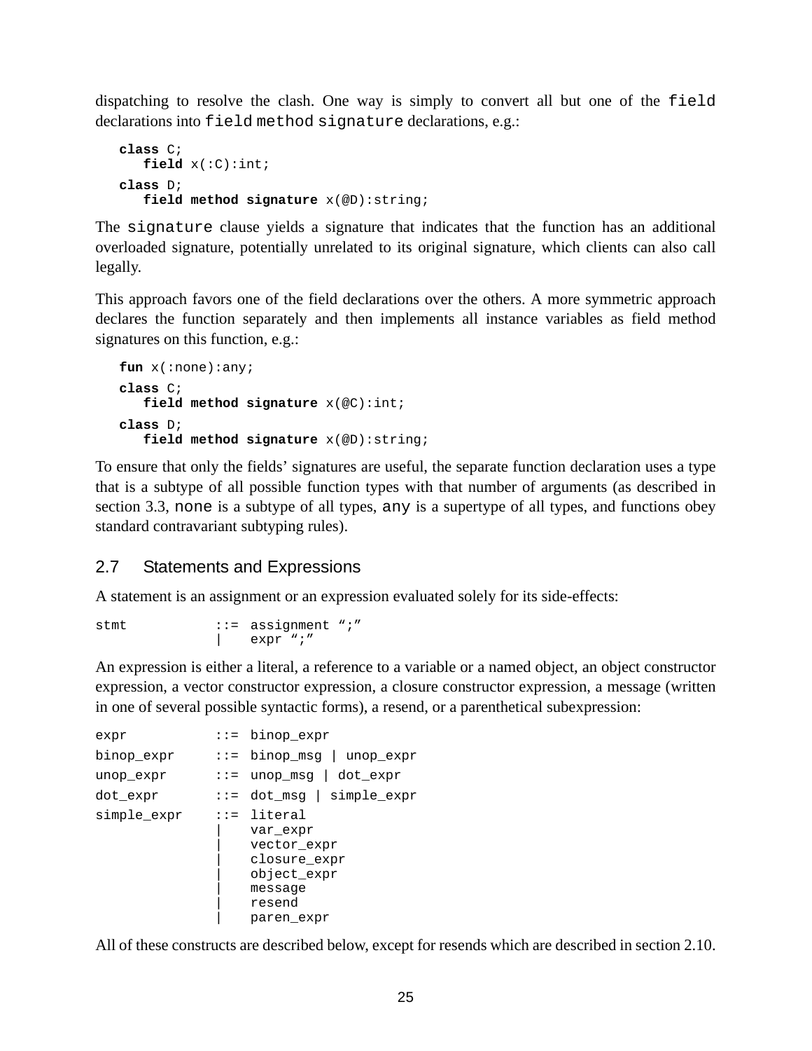dispatching to resolve the clash. One way is simply to convert all but one of the `field` declarations into `field method signature` declarations, e.g.:

```
class C;
   field x(:C):int;
class D;
   field method signature x(@D):string;
```

The `signature` clause yields a signature that indicates that the function has an additional overloaded signature, potentially unrelated to its original signature, which clients can also call legally.

This approach favors one of the field declarations over the others. A more symmetric approach declares the function separately and then implements all instance variables as field method signatures on this function, e.g.:

```
fun x(:none):any;
class C;
   field method signature x(@C):int;
class D;
   field method signature x(@D):string;
```

To ensure that only the fields' signatures are useful, the separate function declaration uses a type that is a subtype of all possible function types with that number of arguments (as described in section 3.3, `none` is a subtype of all types, `any` is a supertype of all types, and functions obey standard contravariant subtyping rules).

## 2.7 Statements and Expressions

A statement is an assignment or an expression evaluated solely for its side-effects:

```
stmt           ::= assignment ";"
               |   expr ";"
```

An expression is either a literal, a reference to a variable or a named object, an object constructor expression, a vector constructor expression, a closure constructor expression, a message (written in one of several possible syntactic forms), a resend, or a parenthetical subexpression:

```
expr           ::= binop_expr
binop_expr     ::= binop_msg | unop_expr
unop_expr      ::= unop_msg | dot_expr
dot_expr       ::= dot_msg | simple_expr
simple_expr    ::= literal
               |   var_expr
               |   vector_expr
               |   closure_expr
               |   object_expr
               |   message
               |   resend
               |   paren_expr
```

All of these constructs are described below, except for resends which are described in section 2.10.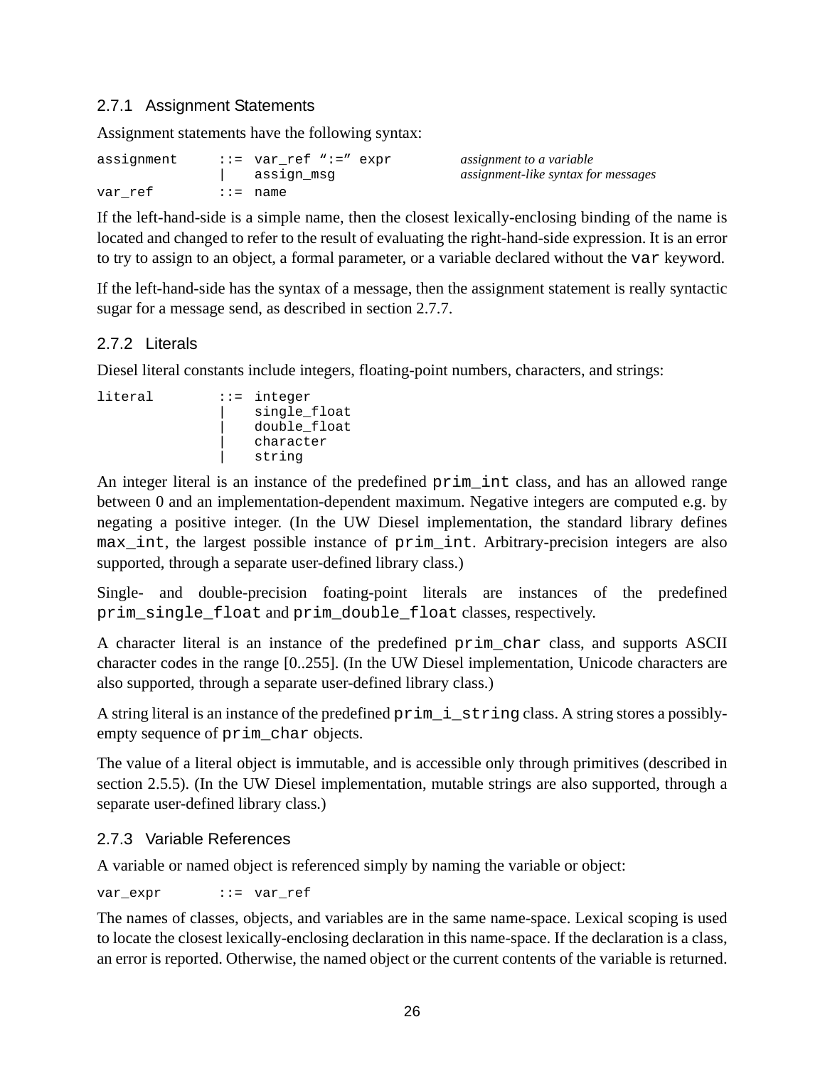### 2.7.1 Assignment Statements

Assignment statements have the following syntax:

```
assignment     ::= var_ref “:=” expr        assignment to a variable
               |   assign_msg               assignment-like syntax for messages
var_ref        ::= name
```

If the left-hand-side is a simple name, then the closest lexically-enclosing binding of the name is located and changed to refer to the result of evaluating the right-hand-side expression. It is an error to try to assign to an object, a formal parameter, or a variable declared without the `var` keyword.

If the left-hand-side has the syntax of a message, then the assignment statement is really syntactic sugar for a message send, as described in section 2.7.7.

### 2.7.2 Literals

Diesel literal constants include integers, floating-point numbers, characters, and strings:

```
literal        ::= integer
               |   single_float
               |   double_float
               |   character
               |   string
```

An integer literal is an instance of the predefined `prim_int` class, and has an allowed range between 0 and an implementation-dependent maximum. Negative integers are computed e.g. by negating a positive integer. (In the UW Diesel implementation, the standard library defines `max_int`, the largest possible instance of `prim_int`. Arbitrary-precision integers are also supported, through a separate user-defined library class.)

Single- and double-precision foating-point literals are instances of the predefined `prim_single_float` and `prim_double_float` classes, respectively.

A character literal is an instance of the predefined `prim_char` class, and supports ASCII character codes in the range [0..255]. (In the UW Diesel implementation, Unicode characters are also supported, through a separate user-defined library class.)

A string literal is an instance of the predefined `prim_i_string` class. A string stores a possibly-empty sequence of `prim_char` objects.

The value of a literal object is immutable, and is accessible only through primitives (described in section 2.5.5). (In the UW Diesel implementation, mutable strings are also supported, through a separate user-defined library class.)

### 2.7.3 Variable References

A variable or named object is referenced simply by naming the variable or object:

```
var_expr       ::= var_ref
```

The names of classes, objects, and variables are in the same name-space. Lexical scoping is used to locate the closest lexically-enclosing declaration in this name-space. If the declaration is a class, an error is reported. Otherwise, the named object or the current contents of the variable is returned.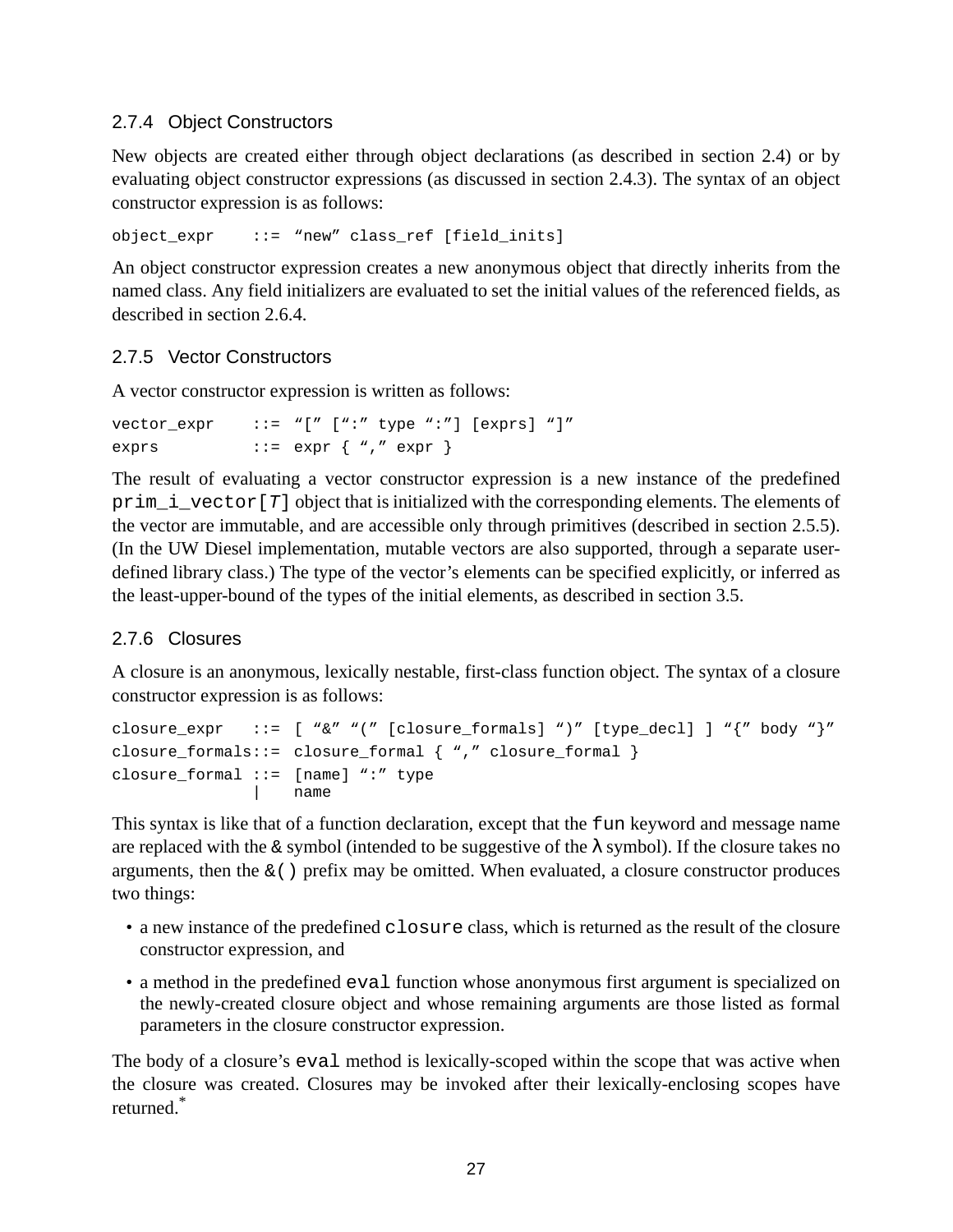### 2.7.4 Object Constructors

New objects are created either through object declarations (as described in section 2.4) or by evaluating object constructor expressions (as discussed in section 2.4.3). The syntax of an object constructor expression is as follows:

```
object_expr    ::= “new” class_ref [field_inits]
```

An object constructor expression creates a new anonymous object that directly inherits from the named class. Any field initializers are evaluated to set the initial values of the referenced fields, as described in section 2.6.4.

### 2.7.5 Vector Constructors

A vector constructor expression is written as follows:

```
vector_expr    ::= “[” [“:” type “:”] [exprs] “]”
exprs          ::= expr { “,” expr }
```

The result of evaluating a vector constructor expression is a new instance of the predefined `prim_i_vector[T]` object that is initialized with the corresponding elements. The elements of the vector are immutable, and are accessible only through primitives (described in section 2.5.5). (In the UW Diesel implementation, mutable vectors are also supported, through a separate user-defined library class.) The type of the vector’s elements can be specified explicitly, or inferred as the least-upper-bound of the types of the initial elements, as described in section 3.5.

### 2.7.6 Closures

A closure is an anonymous, lexically nestable, first-class function object. The syntax of a closure constructor expression is as follows:

```
closure_expr   ::= [ “&” “(” [closure_formals] “)” [type_decl] ] “{” body “}”
closure_formals::= closure_formal { “,” closure_formal }
closure_formal ::= [name] “:” type
                |    name
```

This syntax is like that of a function declaration, except that the `fun` keyword and message name are replaced with the `&` symbol (intended to be suggestive of the λ symbol). If the closure takes no arguments, then the `&()` prefix may be omitted. When evaluated, a closure constructor produces two things:

- a new instance of the predefined `closure` class, which is returned as the result of the closure constructor expression, and
- a method in the predefined `eval` function whose anonymous first argument is specialized on the newly-created closure object and whose remaining arguments are those listed as formal parameters in the closure constructor expression.

The body of a closure’s `eval` method is lexically-scoped within the scope that was active when the closure was created. Closures may be invoked after their lexically-enclosing scopes have returned.*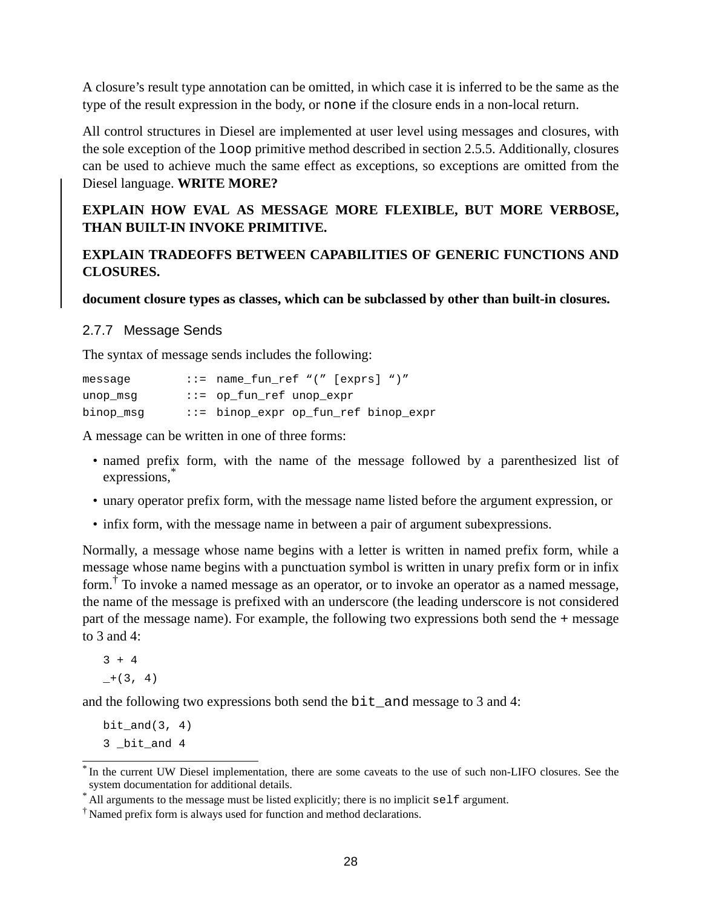A closure's result type annotation can be omitted, in which case it is inferred to be the same as the type of the result expression in the body, or `none` if the closure ends in a non-local return.

All control structures in Diesel are implemented at user level using messages and closures, with the sole exception of the `loop` primitive method described in section 2.5.5. Additionally, closures can be used to achieve much the same effect as exceptions, so exceptions are omitted from the Diesel language. **WRITE MORE?**

**EXPLAIN HOW EVAL AS MESSAGE MORE FLEXIBLE, BUT MORE VERBOSE, THAN BUILT-IN INVOKE PRIMITIVE.**

**EXPLAIN TRADEOFFS BETWEEN CAPABILITIES OF GENERIC FUNCTIONS AND CLOSURES.**

**document closure types as classes, which can be subclassed by other than built-in closures.**

### 2.7.7 Message Sends

The syntax of message sends includes the following:

```
message        ::= name_fun_ref "(" [exprs] ")"
unop_msg       ::= op_fun_ref unop_expr
binop_msg      ::= binop_expr op_fun_ref binop_expr
```

A message can be written in one of three forms:

- named prefix form, with the name of the message followed by a parenthesized list of expressions,*
- unary operator prefix form, with the message name listed before the argument expression, or
- infix form, with the message name in between a pair of argument subexpressions.

Normally, a message whose name begins with a letter is written in named prefix form, while a message whose name begins with a punctuation symbol is written in unary prefix form or in infix form.† To invoke a named message as an operator, or to invoke an operator as a named message, the name of the message is prefixed with an underscore (the leading underscore is not considered part of the message name). For example, the following two expressions both send the `+` message to 3 and 4:

```
3 + 4
_+(3, 4)
```

and the following two expressions both send the `bit_and` message to 3 and 4:

```
bit_and(3, 4)
3 _bit_and 4
```

---

* In the current UW Diesel implementation, there are some caveats to the use of such non-LIFO closures. See the system documentation for additional details.

* All arguments to the message must be listed explicitly; there is no implicit `self` argument.

† Named prefix form is always used for function and method declarations.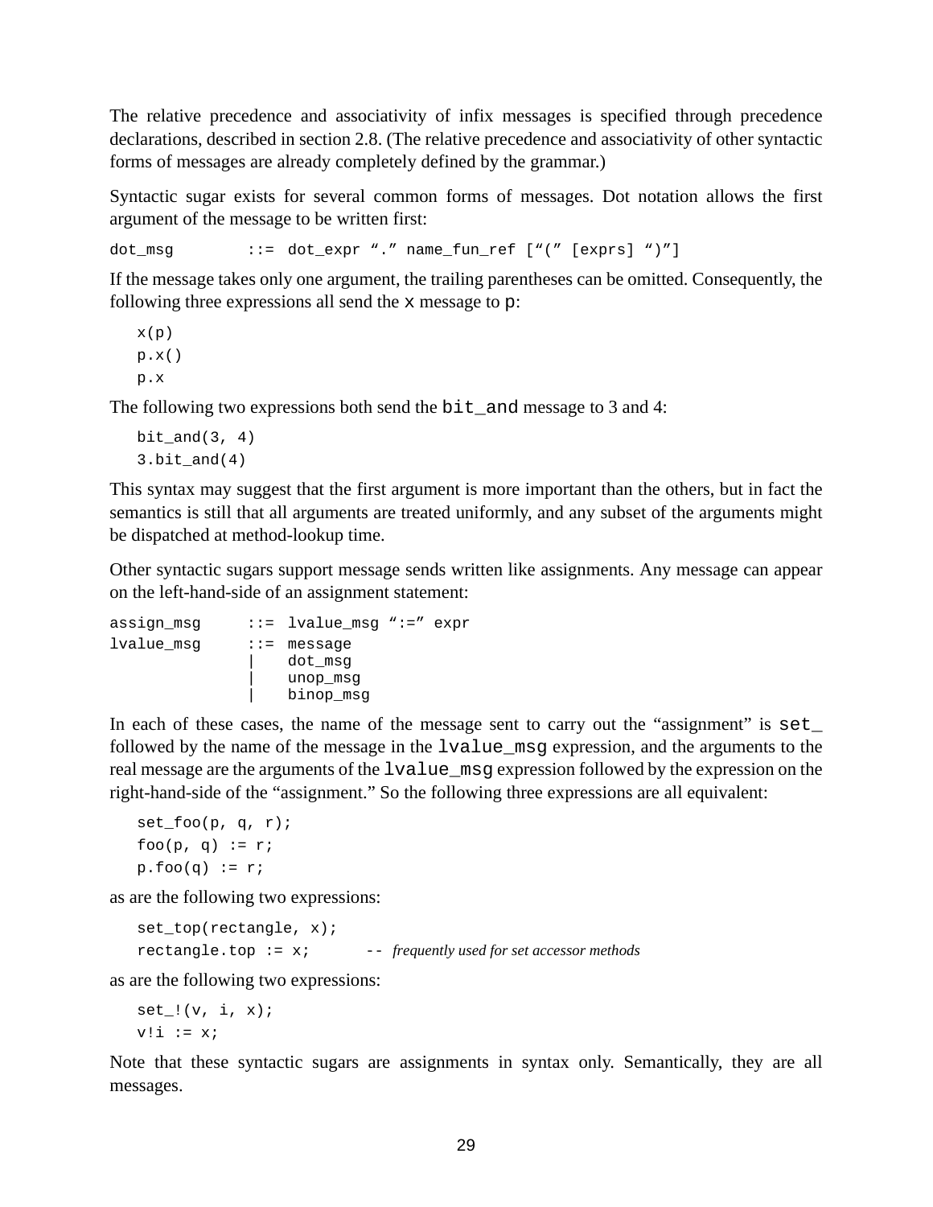The relative precedence and associativity of infix messages is specified through precedence declarations, described in section 2.8. (The relative precedence and associativity of other syntactic forms of messages are already completely defined by the grammar.)

Syntactic sugar exists for several common forms of messages. Dot notation allows the first argument of the message to be written first:

```
dot_msg        ::= dot_expr "." name_fun_ref ["(" [exprs] ")"]
```

If the message takes only one argument, the trailing parentheses can be omitted. Consequently, the following three expressions all send the `x` message to `p`:

```
x(p)
p.x()
p.x
```

The following two expressions both send the `bit_and` message to 3 and 4:

```
bit_and(3, 4)
3.bit_and(4)
```

This syntax may suggest that the first argument is more important than the others, but in fact the semantics is still that all arguments are treated uniformly, and any subset of the arguments might be dispatched at method-lookup time.

Other syntactic sugars support message sends written like assignments. Any message can appear on the left-hand-side of an assignment statement:

```
assign_msg     ::= lvalue_msg ":=" expr
lvalue_msg     ::= message
               |   dot_msg
               |   unop_msg
               |   binop_msg
```

In each of these cases, the name of the message sent to carry out the "assignment" is `set_` followed by the name of the message in the `lvalue_msg` expression, and the arguments to the real message are the arguments of the `lvalue_msg` expression followed by the expression on the right-hand-side of the "assignment." So the following three expressions are all equivalent:

```
set_foo(p, q, r);
foo(p, q) := r;
p.foo(q) := r;
```

as are the following two expressions:

```
set_top(rectangle, x);
rectangle.top := x;        -- frequently used for set accessor methods
```

as are the following two expressions:

```
set_!(v, i, x);
v!i := x;
```

Note that these syntactic sugars are assignments in syntax only. Semantically, they are all messages.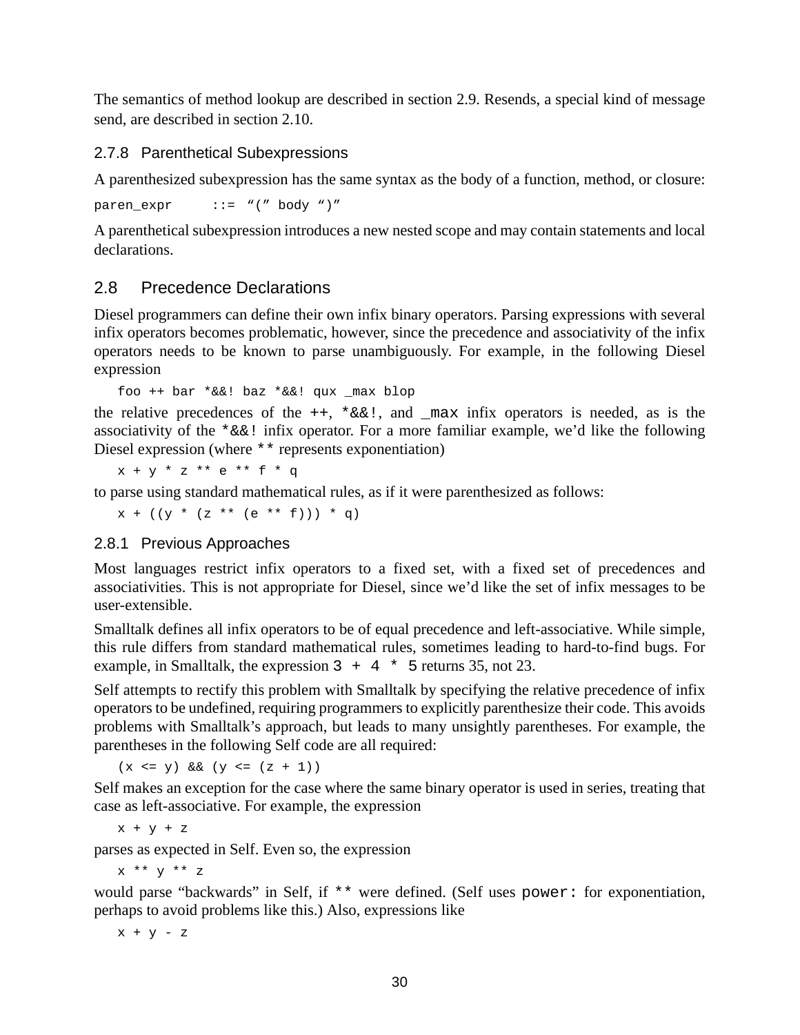The semantics of method lookup are described in section 2.9. Resends, a special kind of message send, are described in section 2.10.

### 2.7.8 Parenthetical Subexpressions

A parenthesized subexpression has the same syntax as the body of a function, method, or closure:

```
paren_expr     ::= "(" body ")"
```

A parenthetical subexpression introduces a new nested scope and may contain statements and local declarations.

## 2.8 Precedence Declarations

Diesel programmers can define their own infix binary operators. Parsing expressions with several infix operators becomes problematic, however, since the precedence and associativity of the infix operators needs to be known to parse unambiguously. For example, in the following Diesel expression

```
foo ++ bar *&&! baz *&&! qux _max blop
```

the relative precedences of the `++`, `*&&!`, and `_max` infix operators is needed, as is the associativity of the `*&&!` infix operator. For a more familiar example, we'd like the following Diesel expression (where `**` represents exponentiation)

```
x + y * z ** e ** f * q
```

to parse using standard mathematical rules, as if it were parenthesized as follows:

```
x + ((y * (z ** (e ** f))) * q)
```

### 2.8.1 Previous Approaches

Most languages restrict infix operators to a fixed set, with a fixed set of precedences and associativities. This is not appropriate for Diesel, since we'd like the set of infix messages to be user-extensible.

Smalltalk defines all infix operators to be of equal precedence and left-associative. While simple, this rule differs from standard mathematical rules, sometimes leading to hard-to-find bugs. For example, in Smalltalk, the expression `3 + 4 * 5` returns 35, not 23.

Self attempts to rectify this problem with Smalltalk by specifying the relative precedence of infix operators to be undefined, requiring programmers to explicitly parenthesize their code. This avoids problems with Smalltalk's approach, but leads to many unsightly parentheses. For example, the parentheses in the following Self code are all required:

```
(x <= y) && (y <= (z + 1))
```

Self makes an exception for the case where the same binary operator is used in series, treating that case as left-associative. For example, the expression

```
x + y + z
```

parses as expected in Self. Even so, the expression

```
x ** y ** z
```

would parse "backwards" in Self, if `**` were defined. (Self uses `power:` for exponentiation, perhaps to avoid problems like this.) Also, expressions like

```
x + y - z
```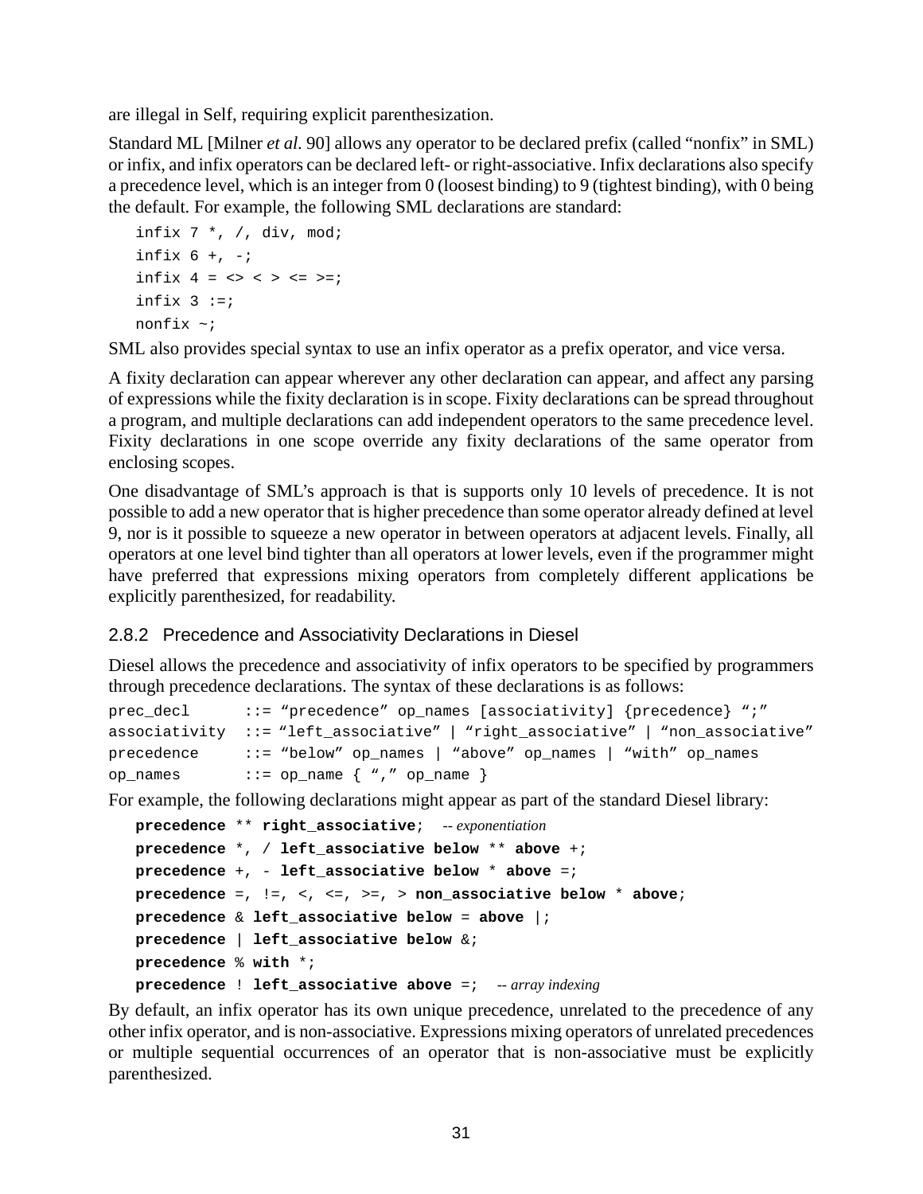are illegal in Self, requiring explicit parenthesization.

Standard ML [Milner *et al.* 90] allows any operator to be declared prefix (called "nonfix" in SML) or infix, and infix operators can be declared left- or right-associative. Infix declarations also specify a precedence level, which is an integer from 0 (loosest binding) to 9 (tightest binding), with 0 being the default. For example, the following SML declarations are standard:

```
infix 7 *, /, div, mod;
infix 6 +, -;
infix 4 = <> < > <= >=;
infix 3 :=;
nonfix ~;
```

SML also provides special syntax to use an infix operator as a prefix operator, and vice versa.

A fixity declaration can appear wherever any other declaration can appear, and affect any parsing of expressions while the fixity declaration is in scope. Fixity declarations can be spread throughout a program, and multiple declarations can add independent operators to the same precedence level. Fixity declarations in one scope override any fixity declarations of the same operator from enclosing scopes.

One disadvantage of SML's approach is that is supports only 10 levels of precedence. It is not possible to add a new operator that is higher precedence than some operator already defined at level 9, nor is it possible to squeeze a new operator in between operators at adjacent levels. Finally, all operators at one level bind tighter than all operators at lower levels, even if the programmer might have preferred that expressions mixing operators from completely different applications be explicitly parenthesized, for readability.

### 2.8.2 Precedence and Associativity Declarations in Diesel

Diesel allows the precedence and associativity of infix operators to be specified by programmers through precedence declarations. The syntax of these declarations is as follows:

```
prec_decl      ::= "precedence" op_names [associativity] {precedence} ";"
associativity  ::= "left_associative" | "right_associative" | "non_associative"
precedence     ::= "below" op_names | "above" op_names | "with" op_names
op_names       ::= op_name { "," op_name }
```

For example, the following declarations might appear as part of the standard Diesel library:

```
precedence ** right_associative;   -- exponentiation
precedence *, / left_associative below ** above +;
precedence +, - left_associative below * above =;
precedence =, !=, <, <=, >=, > non_associative below * above;
precedence & left_associative below = above |;
precedence | left_associative below &;
precedence % with *;
precedence ! left_associative above =;   -- array indexing
```

By default, an infix operator has its own unique precedence, unrelated to the precedence of any other infix operator, and is non-associative. Expressions mixing operators of unrelated precedences or multiple sequential occurrences of an operator that is non-associative must be explicitly parenthesized.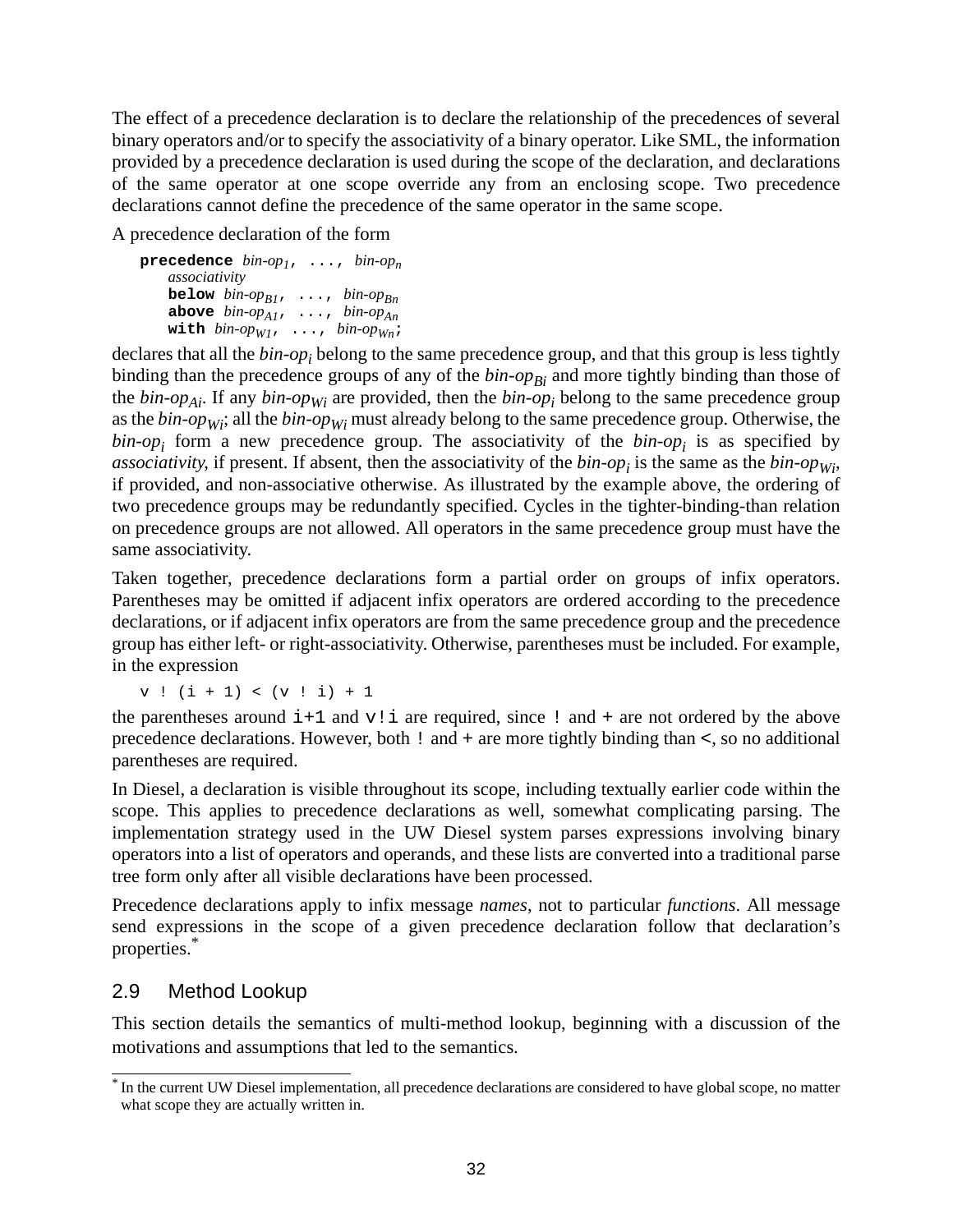The effect of a precedence declaration is to declare the relationship of the precedences of several binary operators and/or to specify the associativity of a binary operator. Like SML, the information provided by a precedence declaration is used during the scope of the declaration, and declarations of the same operator at one scope override any from an enclosing scope. Two precedence declarations cannot define the precedence of the same operator in the same scope.

A precedence declaration of the form

> **precedence** $bin\text{-}op_1$, ..., $bin\text{-}op_n$
>     *associativity*
>     **below** $bin\text{-}op_{B1}$, ..., $bin\text{-}op_{Bn}$
>     **above** $bin\text{-}op_{A1}$, ..., $bin\text{-}op_{An}$
>     **with** $bin\text{-}op_{W1}$, ..., $bin\text{-}op_{Wn}$;

declares that all the $bin\text{-}op_i$ belong to the same precedence group, and that this group is less tightly binding than the precedence groups of any of the $bin\text{-}op_{Bi}$ and more tightly binding than those of the $bin\text{-}op_{Ai}$. If any $bin\text{-}op_{Wi}$ are provided, then the $bin\text{-}op_i$ belong to the same precedence group as the $bin\text{-}op_{Wi}$; all the $bin\text{-}op_{Wi}$ must already belong to the same precedence group. Otherwise, the $bin\text{-}op_i$ form a new precedence group. The associativity of the $bin\text{-}op_i$ is as specified by *associativity*, if present. If absent, then the associativity of the $bin\text{-}op_i$ is the same as the $bin\text{-}op_{Wi}$, if provided, and non-associative otherwise. As illustrated by the example above, the ordering of two precedence groups may be redundantly specified. Cycles in the tighter-binding-than relation on precedence groups are not allowed. All operators in the same precedence group must have the same associativity.

Taken together, precedence declarations form a partial order on groups of infix operators. Parentheses may be omitted if adjacent infix operators are ordered according to the precedence declarations, or if adjacent infix operators are from the same precedence group and the precedence group has either left- or right-associativity. Otherwise, parentheses must be included. For example, in the expression

```
v ! (i + 1) < (v ! i) + 1
```

the parentheses around `i+1` and `v!i` are required, since `!` and `+` are not ordered by the above precedence declarations. However, both `!` and `+` are more tightly binding than `<`, so no additional parentheses are required.

In Diesel, a declaration is visible throughout its scope, including textually earlier code within the scope. This applies to precedence declarations as well, somewhat complicating parsing. The implementation strategy used in the UW Diesel system parses expressions involving binary operators into a list of operators and operands, and these lists are converted into a traditional parse tree form only after all visible declarations have been processed.

Precedence declarations apply to infix message *names*, not to particular *functions*. All message send expressions in the scope of a given precedence declaration follow that declaration's properties.*

## 2.9 Method Lookup

This section details the semantics of multi-method lookup, beginning with a discussion of the motivations and assumptions that led to the semantics.

* In the current UW Diesel implementation, all precedence declarations are considered to have global scope, no matter what scope they are actually written in.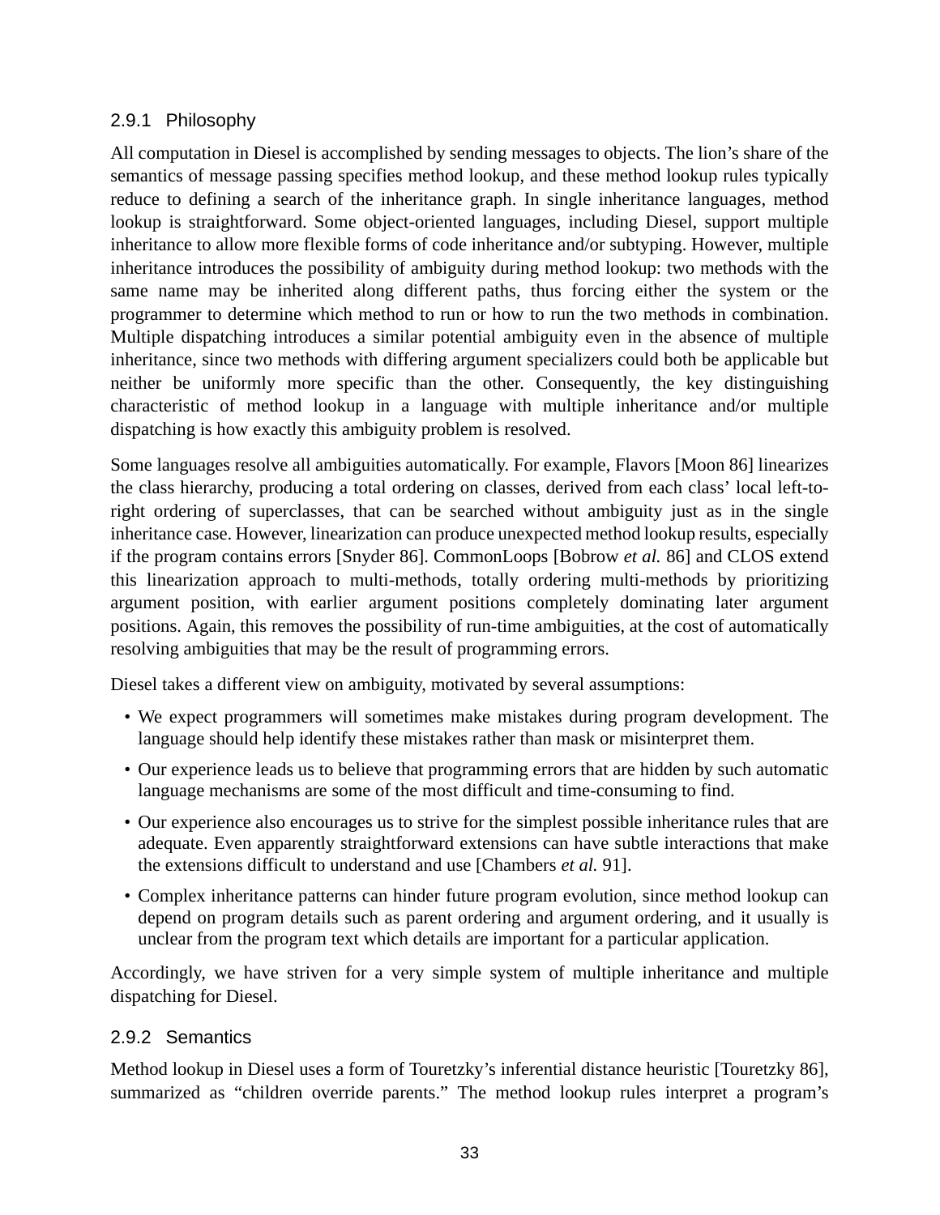### 2.9.1 Philosophy

All computation in Diesel is accomplished by sending messages to objects. The lion's share of the semantics of message passing specifies method lookup, and these method lookup rules typically reduce to defining a search of the inheritance graph. In single inheritance languages, method lookup is straightforward. Some object-oriented languages, including Diesel, support multiple inheritance to allow more flexible forms of code inheritance and/or subtyping. However, multiple inheritance introduces the possibility of ambiguity during method lookup: two methods with the same name may be inherited along different paths, thus forcing either the system or the programmer to determine which method to run or how to run the two methods in combination. Multiple dispatching introduces a similar potential ambiguity even in the absence of multiple inheritance, since two methods with differing argument specializers could both be applicable but neither be uniformly more specific than the other. Consequently, the key distinguishing characteristic of method lookup in a language with multiple inheritance and/or multiple dispatching is how exactly this ambiguity problem is resolved.

Some languages resolve all ambiguities automatically. For example, Flavors [Moon 86] linearizes the class hierarchy, producing a total ordering on classes, derived from each class' local left-to-right ordering of superclasses, that can be searched without ambiguity just as in the single inheritance case. However, linearization can produce unexpected method lookup results, especially if the program contains errors [Snyder 86]. CommonLoops [Bobrow *et al.* 86] and CLOS extend this linearization approach to multi-methods, totally ordering multi-methods by prioritizing argument position, with earlier argument positions completely dominating later argument positions. Again, this removes the possibility of run-time ambiguities, at the cost of automatically resolving ambiguities that may be the result of programming errors.

Diesel takes a different view on ambiguity, motivated by several assumptions:

- We expect programmers will sometimes make mistakes during program development. The language should help identify these mistakes rather than mask or misinterpret them.
- Our experience leads us to believe that programming errors that are hidden by such automatic language mechanisms are some of the most difficult and time-consuming to find.
- Our experience also encourages us to strive for the simplest possible inheritance rules that are adequate. Even apparently straightforward extensions can have subtle interactions that make the extensions difficult to understand and use [Chambers *et al.* 91].
- Complex inheritance patterns can hinder future program evolution, since method lookup can depend on program details such as parent ordering and argument ordering, and it usually is unclear from the program text which details are important for a particular application.

Accordingly, we have striven for a very simple system of multiple inheritance and multiple dispatching for Diesel.

### 2.9.2 Semantics

Method lookup in Diesel uses a form of Touretzky's inferential distance heuristic [Touretzky 86], summarized as "children override parents." The method lookup rules interpret a program's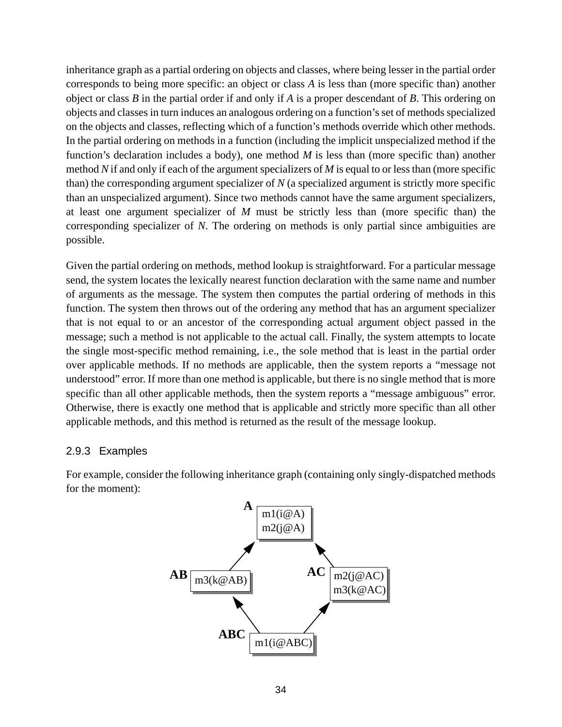inheritance graph as a partial ordering on objects and classes, where being lesser in the partial order corresponds to being more specific: an object or class *A* is less than (more specific than) another object or class *B* in the partial order if and only if *A* is a proper descendant of *B*. This ordering on objects and classes in turn induces an analogous ordering on a function's set of methods specialized on the objects and classes, reflecting which of a function's methods override which other methods. In the partial ordering on methods in a function (including the implicit unspecialized method if the function's declaration includes a body), one method *M* is less than (more specific than) another method *N* if and only if each of the argument specializers of *M* is equal to or less than (more specific than) the corresponding argument specializer of *N* (a specialized argument is strictly more specific than an unspecialized argument). Since two methods cannot have the same argument specializers, at least one argument specializer of *M* must be strictly less than (more specific than) the corresponding specializer of *N*. The ordering on methods is only partial since ambiguities are possible.

Given the partial ordering on methods, method lookup is straightforward. For a particular message send, the system locates the lexically nearest function declaration with the same name and number of arguments as the message. The system then computes the partial ordering of methods in this function. The system then throws out of the ordering any method that has an argument specializer that is not equal to or an ancestor of the corresponding actual argument object passed in the message; such a method is not applicable to the actual call. Finally, the system attempts to locate the single most-specific method remaining, i.e., the sole method that is least in the partial order over applicable methods. If no methods are applicable, then the system reports a "message not understood" error. If more than one method is applicable, but there is no single method that is more specific than all other applicable methods, then the system reports a "message ambiguous" error. Otherwise, there is exactly one method that is applicable and strictly more specific than all other applicable methods, and this method is returned as the result of the message lookup.

### 2.9.3 Examples

For example, consider the following inheritance graph (containing only singly-dispatched methods for the moment):

**A**: m1(i@A), m2(j@A)

**AB**: m3(k@AB) — inherits from A

**AC**: m2(j@AC), m3(k@AC) — inherits from A

**ABC**: m1(i@ABC) — inherits from AB and AC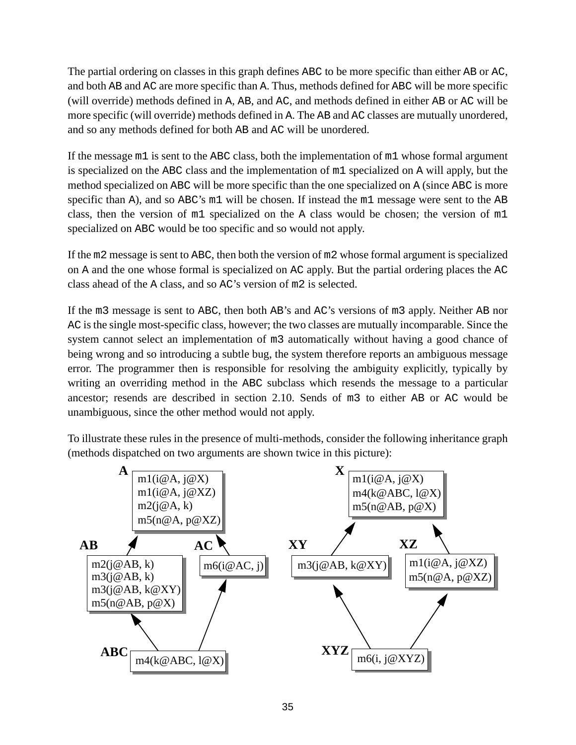The partial ordering on classes in this graph defines `ABC` to be more specific than either `AB` or `AC`, and both `AB` and `AC` are more specific than `A`. Thus, methods defined for `ABC` will be more specific (will override) methods defined in `A`, `AB`, and `AC`, and methods defined in either `AB` or `AC` will be more specific (will override) methods defined in `A`. The `AB` and `AC` classes are mutually unordered, and so any methods defined for both `AB` and `AC` will be unordered.

If the message `m1` is sent to the `ABC` class, both the implementation of `m1` whose formal argument is specialized on the `ABC` class and the implementation of `m1` specialized on `A` will apply, but the method specialized on `ABC` will be more specific than the one specialized on `A` (since `ABC` is more specific than `A`), and so `ABC`'s `m1` will be chosen. If instead the `m1` message were sent to the `AB` class, then the version of `m1` specialized on the `A` class would be chosen; the version of `m1` specialized on `ABC` would be too specific and so would not apply.

If the `m2` message is sent to `ABC`, then both the version of `m2` whose formal argument is specialized on `A` and the one whose formal is specialized on `AC` apply. But the partial ordering places the `AC` class ahead of the `A` class, and so `AC`'s version of `m2` is selected.

If the `m3` message is sent to `ABC`, then both `AB`'s and `AC`'s versions of `m3` apply. Neither `AB` nor `AC` is the single most-specific class, however; the two classes are mutually incomparable. Since the system cannot select an implementation of `m3` automatically without having a good chance of being wrong and so introducing a subtle bug, the system therefore reports an ambiguous message error. The programmer then is responsible for resolving the ambiguity explicitly, typically by writing an overriding method in the `ABC` subclass which resends the message to a particular ancestor; resends are described in section 2.10. Sends of `m3` to either `AB` or `AC` would be unambiguous, since the other method would not apply.

To illustrate these rules in the presence of multi-methods, consider the following inheritance graph (methods dispatched on two arguments are shown twice in this picture):

```
A:   m1(i@A, j@X)
     m1(i@A, j@XZ)
     m2(j@A, k)
     m5(n@A, p@XZ)

AB (inherits A):
     m2(j@AB, k)
     m3(j@AB, k)
     m3(j@AB, k@XY)
     m5(n@AB, p@X)

AC (inherits A):
     m6(i@AC, j)

ABC (inherits AB, AC):
     m4(k@ABC, l@X)

X:   m1(i@A, j@X)
     m4(k@ABC, l@X)
     m5(n@AB, p@X)

XY (inherits X):
     m3(j@AB, k@XY)

XZ (inherits X):
     m1(i@A, j@XZ)
     m5(n@A, p@XZ)

XYZ (inherits XY, XZ):
     m6(i, j@XYZ)
```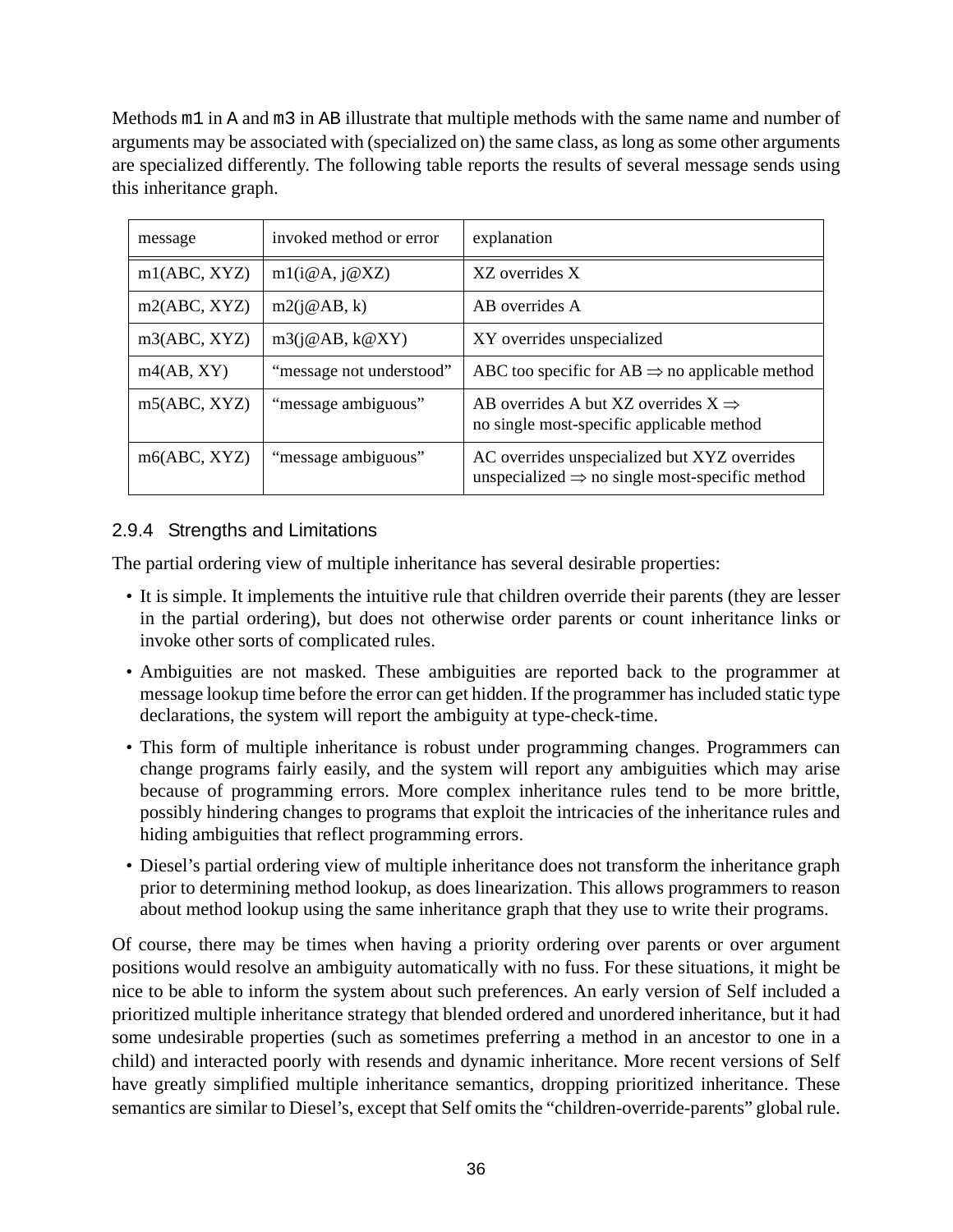Methods `m1` in `A` and `m3` in `AB` illustrate that multiple methods with the same name and number of arguments may be associated with (specialized on) the same class, as long as some other arguments are specialized differently. The following table reports the results of several message sends using this inheritance graph.

| message | invoked method or error | explanation |
|---|---|---|
| m1(ABC, XYZ) | m1(i@A, j@XZ) | XZ overrides X |
| m2(ABC, XYZ) | m2(j@AB, k) | AB overrides A |
| m3(ABC, XYZ) | m3(j@AB, k@XY) | XY overrides unspecialized |
| m4(AB, XY) | “message not understood” | ABC too specific for AB $\Rightarrow$ no applicable method |
| m5(ABC, XYZ) | “message ambiguous” | AB overrides A but XZ overrides X $\Rightarrow$ no single most-specific applicable method |
| m6(ABC, XYZ) | “message ambiguous” | AC overrides unspecialized but XYZ overrides unspecialized $\Rightarrow$ no single most-specific method |

### 2.9.4 Strengths and Limitations

The partial ordering view of multiple inheritance has several desirable properties:

- It is simple. It implements the intuitive rule that children override their parents (they are lesser in the partial ordering), but does not otherwise order parents or count inheritance links or invoke other sorts of complicated rules.
- Ambiguities are not masked. These ambiguities are reported back to the programmer at message lookup time before the error can get hidden. If the programmer has included static type declarations, the system will report the ambiguity at type-check-time.
- This form of multiple inheritance is robust under programming changes. Programmers can change programs fairly easily, and the system will report any ambiguities which may arise because of programming errors. More complex inheritance rules tend to be more brittle, possibly hindering changes to programs that exploit the intricacies of the inheritance rules and hiding ambiguities that reflect programming errors.
- Diesel’s partial ordering view of multiple inheritance does not transform the inheritance graph prior to determining method lookup, as does linearization. This allows programmers to reason about method lookup using the same inheritance graph that they use to write their programs.

Of course, there may be times when having a priority ordering over parents or over argument positions would resolve an ambiguity automatically with no fuss. For these situations, it might be nice to be able to inform the system about such preferences. An early version of Self included a prioritized multiple inheritance strategy that blended ordered and unordered inheritance, but it had some undesirable properties (such as sometimes preferring a method in an ancestor to one in a child) and interacted poorly with resends and dynamic inheritance. More recent versions of Self have greatly simplified multiple inheritance semantics, dropping prioritized inheritance. These semantics are similar to Diesel’s, except that Self omits the “children-override-parents” global rule.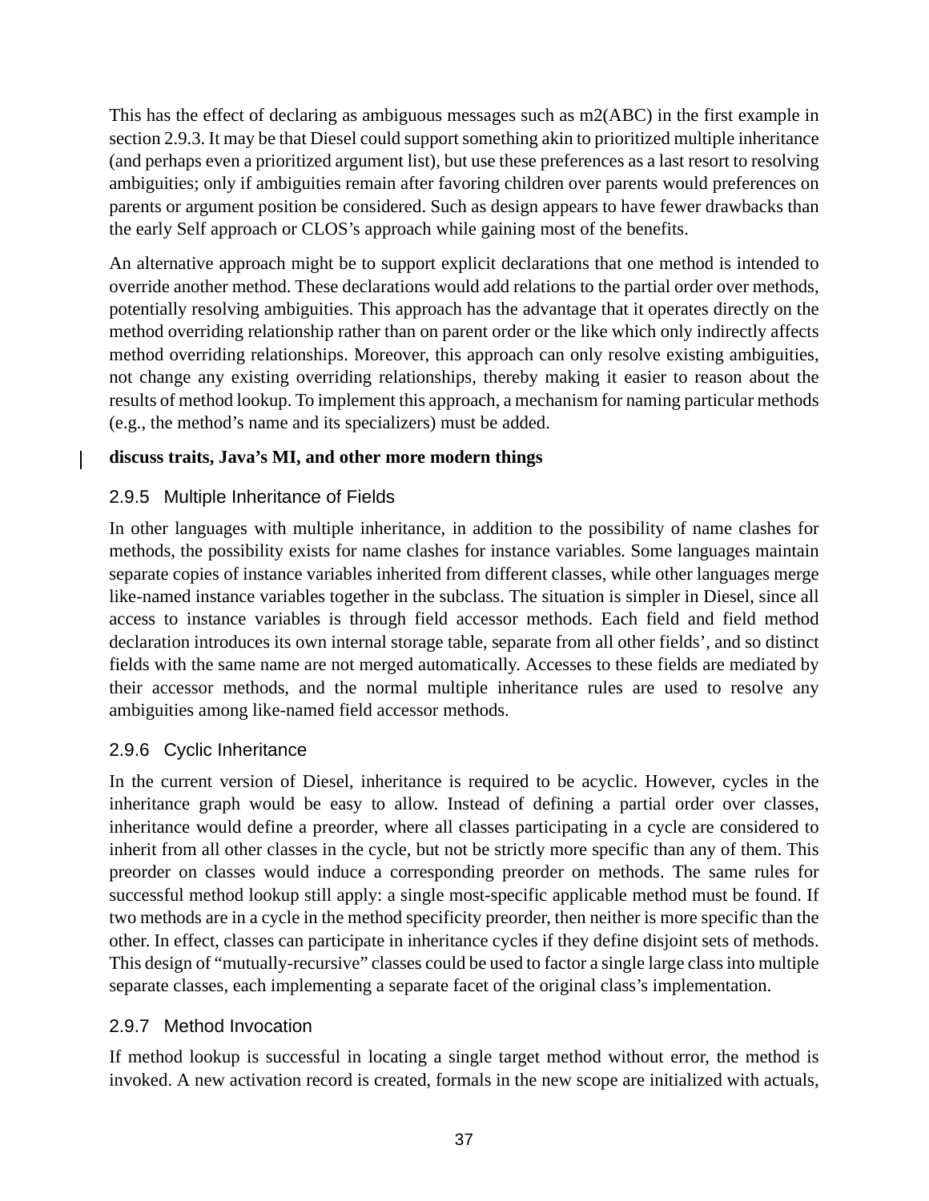This has the effect of declaring as ambiguous messages such as m2(ABC) in the first example in section 2.9.3. It may be that Diesel could support something akin to prioritized multiple inheritance (and perhaps even a prioritized argument list), but use these preferences as a last resort to resolving ambiguities; only if ambiguities remain after favoring children over parents would preferences on parents or argument position be considered. Such as design appears to have fewer drawbacks than the early Self approach or CLOS's approach while gaining most of the benefits.

An alternative approach might be to support explicit declarations that one method is intended to override another method. These declarations would add relations to the partial order over methods, potentially resolving ambiguities. This approach has the advantage that it operates directly on the method overriding relationship rather than on parent order or the like which only indirectly affects method overriding relationships. Moreover, this approach can only resolve existing ambiguities, not change any existing overriding relationships, thereby making it easier to reason about the results of method lookup. To implement this approach, a mechanism for naming particular methods (e.g., the method's name and its specializers) must be added.

**discuss traits, Java's MI, and other more modern things**

### 2.9.5 Multiple Inheritance of Fields

In other languages with multiple inheritance, in addition to the possibility of name clashes for methods, the possibility exists for name clashes for instance variables. Some languages maintain separate copies of instance variables inherited from different classes, while other languages merge like-named instance variables together in the subclass. The situation is simpler in Diesel, since all access to instance variables is through field accessor methods. Each field and field method declaration introduces its own internal storage table, separate from all other fields', and so distinct fields with the same name are not merged automatically. Accesses to these fields are mediated by their accessor methods, and the normal multiple inheritance rules are used to resolve any ambiguities among like-named field accessor methods.

### 2.9.6 Cyclic Inheritance

In the current version of Diesel, inheritance is required to be acyclic. However, cycles in the inheritance graph would be easy to allow. Instead of defining a partial order over classes, inheritance would define a preorder, where all classes participating in a cycle are considered to inherit from all other classes in the cycle, but not be strictly more specific than any of them. This preorder on classes would induce a corresponding preorder on methods. The same rules for successful method lookup still apply: a single most-specific applicable method must be found. If two methods are in a cycle in the method specificity preorder, then neither is more specific than the other. In effect, classes can participate in inheritance cycles if they define disjoint sets of methods. This design of "mutually-recursive" classes could be used to factor a single large class into multiple separate classes, each implementing a separate facet of the original class's implementation.

### 2.9.7 Method Invocation

If method lookup is successful in locating a single target method without error, the method is invoked. A new activation record is created, formals in the new scope are initialized with actuals,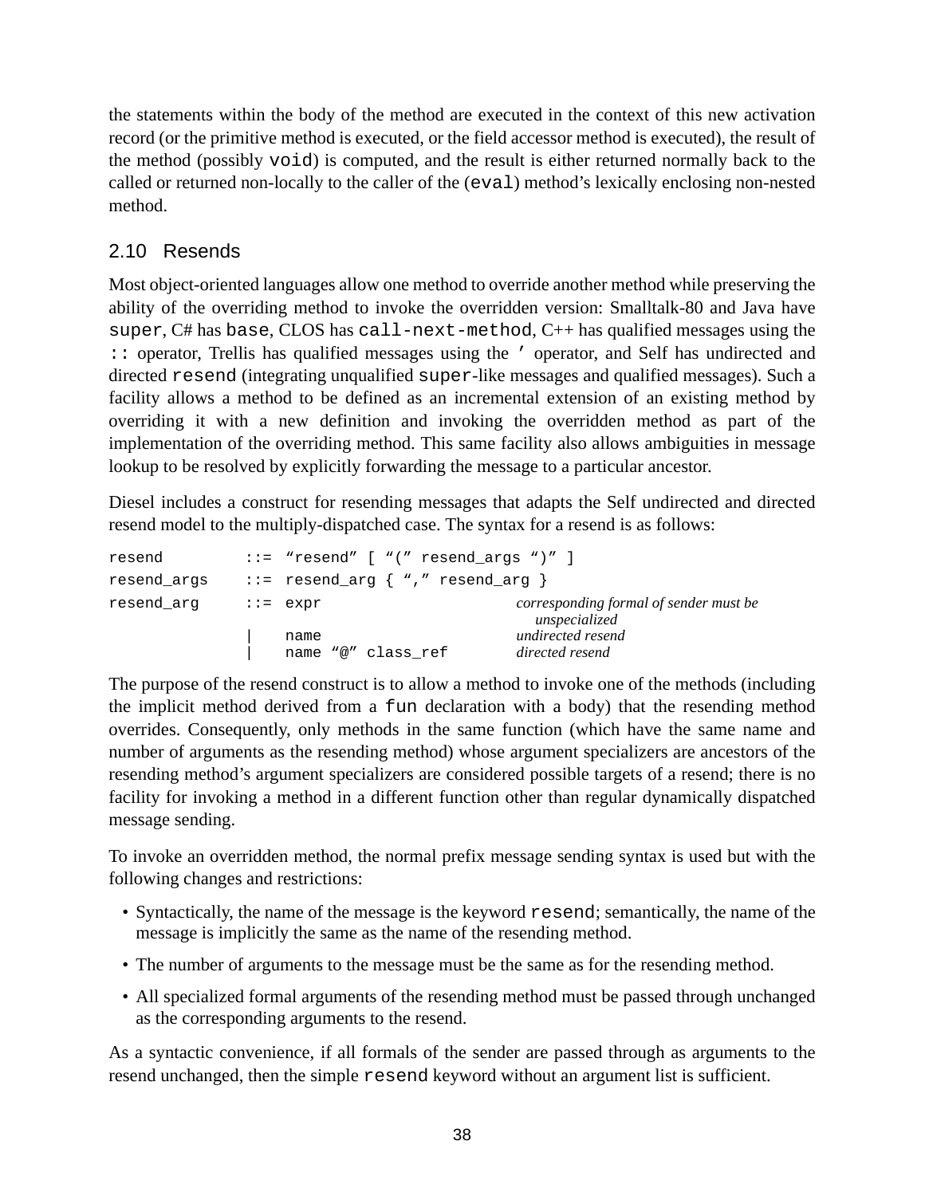the statements within the body of the method are executed in the context of this new activation record (or the primitive method is executed, or the field accessor method is executed), the result of the method (possibly `void`) is computed, and the result is either returned normally back to the called or returned non-locally to the caller of the (`eval`) method's lexically enclosing non-nested method.

## 2.10 Resends

Most object-oriented languages allow one method to override another method while preserving the ability of the overriding method to invoke the overridden version: Smalltalk-80 and Java have `super`, C# has `base`, CLOS has `call-next-method`, C++ has qualified messages using the `::` operator, Trellis has qualified messages using the `'` operator, and Self has undirected and directed `resend` (integrating unqualified `super`-like messages and qualified messages). Such a facility allows a method to be defined as an incremental extension of an existing method by overriding it with a new definition and invoking the overridden method as part of the implementation of the overriding method. This same facility also allows ambiguities in message lookup to be resolved by explicitly forwarding the message to a particular ancestor.

Diesel includes a construct for resending messages that adapts the Self undirected and directed resend model to the multiply-dispatched case. The syntax for a resend is as follows:

```
resend        ::= "resend" [ "(" resend_args ")" ]
resend_args   ::= resend_arg { "," resend_arg }
resend_arg    ::= expr                  corresponding formal of sender must be
                                            unspecialized
              |   name                  undirected resend
              |   name "@" class_ref    directed resend
```

The purpose of the resend construct is to allow a method to invoke one of the methods (including the implicit method derived from a `fun` declaration with a body) that the resending method overrides. Consequently, only methods in the same function (which have the same name and number of arguments as the resending method) whose argument specializers are ancestors of the resending method's argument specializers are considered possible targets of a resend; there is no facility for invoking a method in a different function other than regular dynamically dispatched message sending.

To invoke an overridden method, the normal prefix message sending syntax is used but with the following changes and restrictions:

- Syntactically, the name of the message is the keyword `resend`; semantically, the name of the message is implicitly the same as the name of the resending method.
- The number of arguments to the message must be the same as for the resending method.
- All specialized formal arguments of the resending method must be passed through unchanged as the corresponding arguments to the resend.

As a syntactic convenience, if all formals of the sender are passed through as arguments to the resend unchanged, then the simple `resend` keyword without an argument list is sufficient.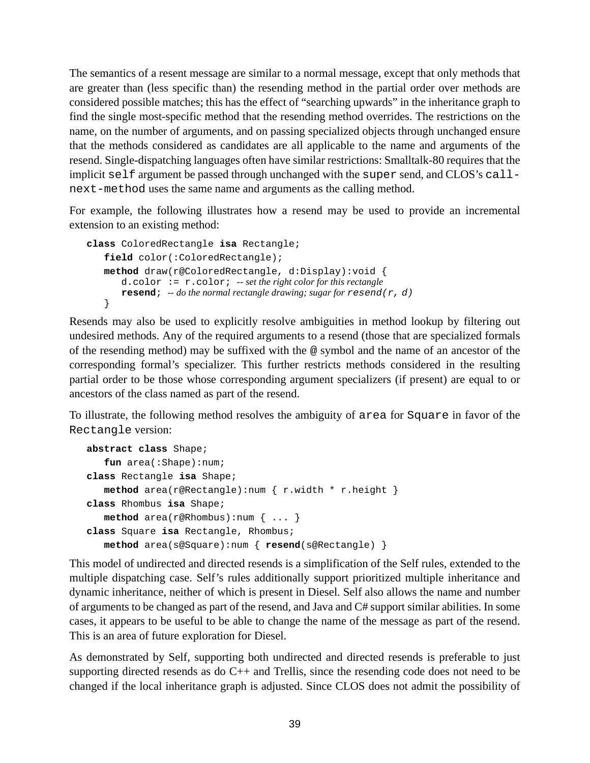The semantics of a resent message are similar to a normal message, except that only methods that are greater than (less specific than) the resending method in the partial order over methods are considered possible matches; this has the effect of "searching upwards" in the inheritance graph to find the single most-specific method that the resending method overrides. The restrictions on the name, on the number of arguments, and on passing specialized objects through unchanged ensure that the methods considered as candidates are all applicable to the name and arguments of the resend. Single-dispatching languages often have similar restrictions: Smalltalk-80 requires that the implicit `self` argument be passed through unchanged with the `super` send, and CLOS's `call-next-method` uses the same name and arguments as the calling method.

For example, the following illustrates how a resend may be used to provide an incremental extension to an existing method:

```
class ColoredRectangle isa Rectangle;
   field color(:ColoredRectangle);
   method draw(r@ColoredRectangle, d:Display):void {
      d.color := r.color; -- set the right color for this rectangle
      resend; -- do the normal rectangle drawing; sugar for resend(r, d)
   }
```

Resends may also be used to explicitly resolve ambiguities in method lookup by filtering out undesired methods. Any of the required arguments to a resend (those that are specialized formals of the resending method) may be suffixed with the `@` symbol and the name of an ancestor of the corresponding formal's specializer. This further restricts methods considered in the resulting partial order to be those whose corresponding argument specializers (if present) are equal to or ancestors of the class named as part of the resend.

To illustrate, the following method resolves the ambiguity of `area` for `Square` in favor of the `Rectangle` version:

```
abstract class Shape;
   fun area(:Shape):num;
class Rectangle isa Shape;
   method area(r@Rectangle):num { r.width * r.height }
class Rhombus isa Shape;
   method area(r@Rhombus):num { ... }
class Square isa Rectangle, Rhombus;
   method area(s@Square):num { resend(s@Rectangle) }
```

This model of undirected and directed resends is a simplification of the Self rules, extended to the multiple dispatching case. Self's rules additionally support prioritized multiple inheritance and dynamic inheritance, neither of which is present in Diesel. Self also allows the name and number of arguments to be changed as part of the resend, and Java and C# support similar abilities. In some cases, it appears to be useful to be able to change the name of the message as part of the resend. This is an area of future exploration for Diesel.

As demonstrated by Self, supporting both undirected and directed resends is preferable to just supporting directed resends as do C++ and Trellis, since the resending code does not need to be changed if the local inheritance graph is adjusted. Since CLOS does not admit the possibility of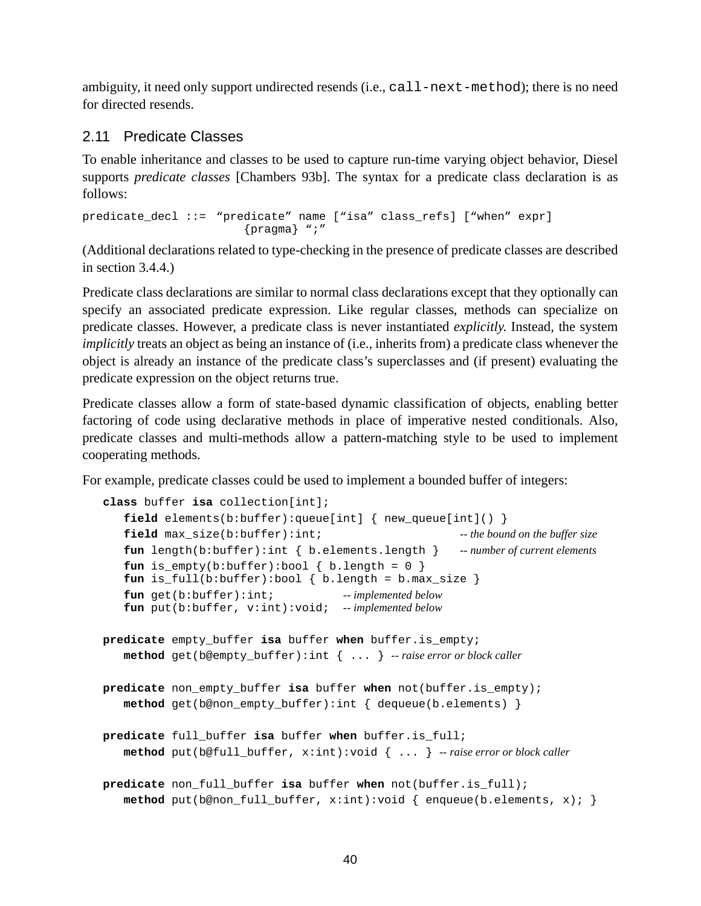ambiguity, it need only support undirected resends (i.e., `call-next-method`); there is no need for directed resends.

## 2.11 Predicate Classes

To enable inheritance and classes to be used to capture run-time varying object behavior, Diesel supports *predicate classes* [Chambers 93b]. The syntax for a predicate class declaration is as follows:

```
predicate_decl ::= "predicate" name ["isa" class_refs] ["when" expr]
                       {pragma} ";"
```

(Additional declarations related to type-checking in the presence of predicate classes are described in section 3.4.4.)

Predicate class declarations are similar to normal class declarations except that they optionally can specify an associated predicate expression. Like regular classes, methods can specialize on predicate classes. However, a predicate class is never instantiated *explicitly.* Instead, the system *implicitly* treats an object as being an instance of (i.e., inherits from) a predicate class whenever the object is already an instance of the predicate class's superclasses and (if present) evaluating the predicate expression on the object returns true.

Predicate classes allow a form of state-based dynamic classification of objects, enabling better factoring of code using declarative methods in place of imperative nested conditionals. Also, predicate classes and multi-methods allow a pattern-matching style to be used to implement cooperating methods.

For example, predicate classes could be used to implement a bounded buffer of integers:

```
class buffer isa collection[int];
   field elements(b:buffer):queue[int] { new_queue[int]() }
   field max_size(b:buffer):int;                    -- the bound on the buffer size
   fun length(b:buffer):int { b.elements.length }   -- number of current elements
   fun is_empty(b:buffer):bool { b.length = 0 }
   fun is_full(b:buffer):bool { b.length = b.max_size }
   fun get(b:buffer):int;          -- implemented below
   fun put(b:buffer, v:int):void;  -- implemented below

predicate empty_buffer isa buffer when buffer.is_empty;
   method get(b@empty_buffer):int { ... } -- raise error or block caller

predicate non_empty_buffer isa buffer when not(buffer.is_empty);
   method get(b@non_empty_buffer):int { dequeue(b.elements) }

predicate full_buffer isa buffer when buffer.is_full;
   method put(b@full_buffer, x:int):void { ... } -- raise error or block caller

predicate non_full_buffer isa buffer when not(buffer.is_full);
   method put(b@non_full_buffer, x:int):void { enqueue(b.elements, x); }
```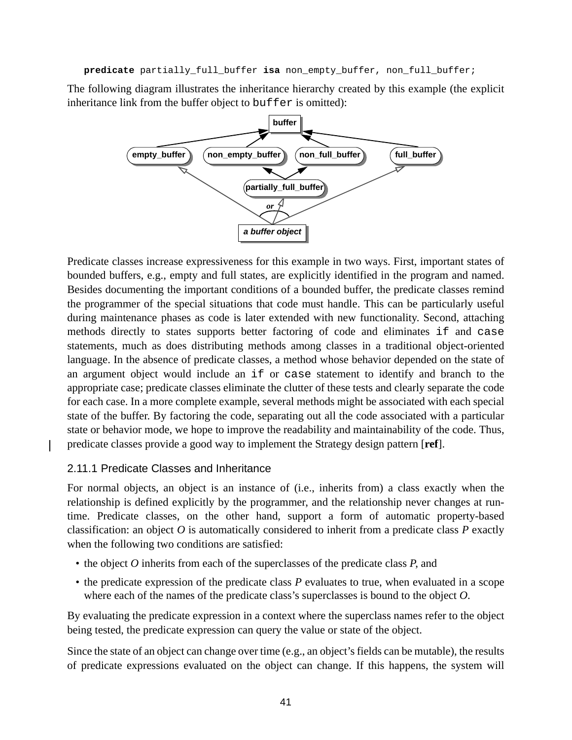```
predicate partially_full_buffer isa non_empty_buffer, non_full_buffer;
```

The following diagram illustrates the inheritance hierarchy created by this example (the explicit inheritance link from the buffer object to `buffer` is omitted):

Predicate classes increase expressiveness for this example in two ways. First, important states of bounded buffers, e.g., empty and full states, are explicitly identified in the program and named. Besides documenting the important conditions of a bounded buffer, the predicate classes remind the programmer of the special situations that code must handle. This can be particularly useful during maintenance phases as code is later extended with new functionality. Second, attaching methods directly to states supports better factoring of code and eliminates `if` and `case` statements, much as does distributing methods among classes in a traditional object-oriented language. In the absence of predicate classes, a method whose behavior depended on the state of an argument object would include an `if` or `case` statement to identify and branch to the appropriate case; predicate classes eliminate the clutter of these tests and clearly separate the code for each case. In a more complete example, several methods might be associated with each special state of the buffer. By factoring the code, separating out all the code associated with a particular state or behavior mode, we hope to improve the readability and maintainability of the code. Thus, predicate classes provide a good way to implement the Strategy design pattern [**ref**].

### 2.11.1 Predicate Classes and Inheritance

For normal objects, an object is an instance of (i.e., inherits from) a class exactly when the relationship is defined explicitly by the programmer, and the relationship never changes at run-time. Predicate classes, on the other hand, support a form of automatic property-based classification: an object *O* is automatically considered to inherit from a predicate class *P* exactly when the following two conditions are satisfied:

- the object *O* inherits from each of the superclasses of the predicate class *P*, and
- the predicate expression of the predicate class *P* evaluates to true, when evaluated in a scope where each of the names of the predicate class's superclasses is bound to the object *O*.

By evaluating the predicate expression in a context where the superclass names refer to the object being tested, the predicate expression can query the value or state of the object.

Since the state of an object can change over time (e.g., an object's fields can be mutable), the results of predicate expressions evaluated on the object can change. If this happens, the system will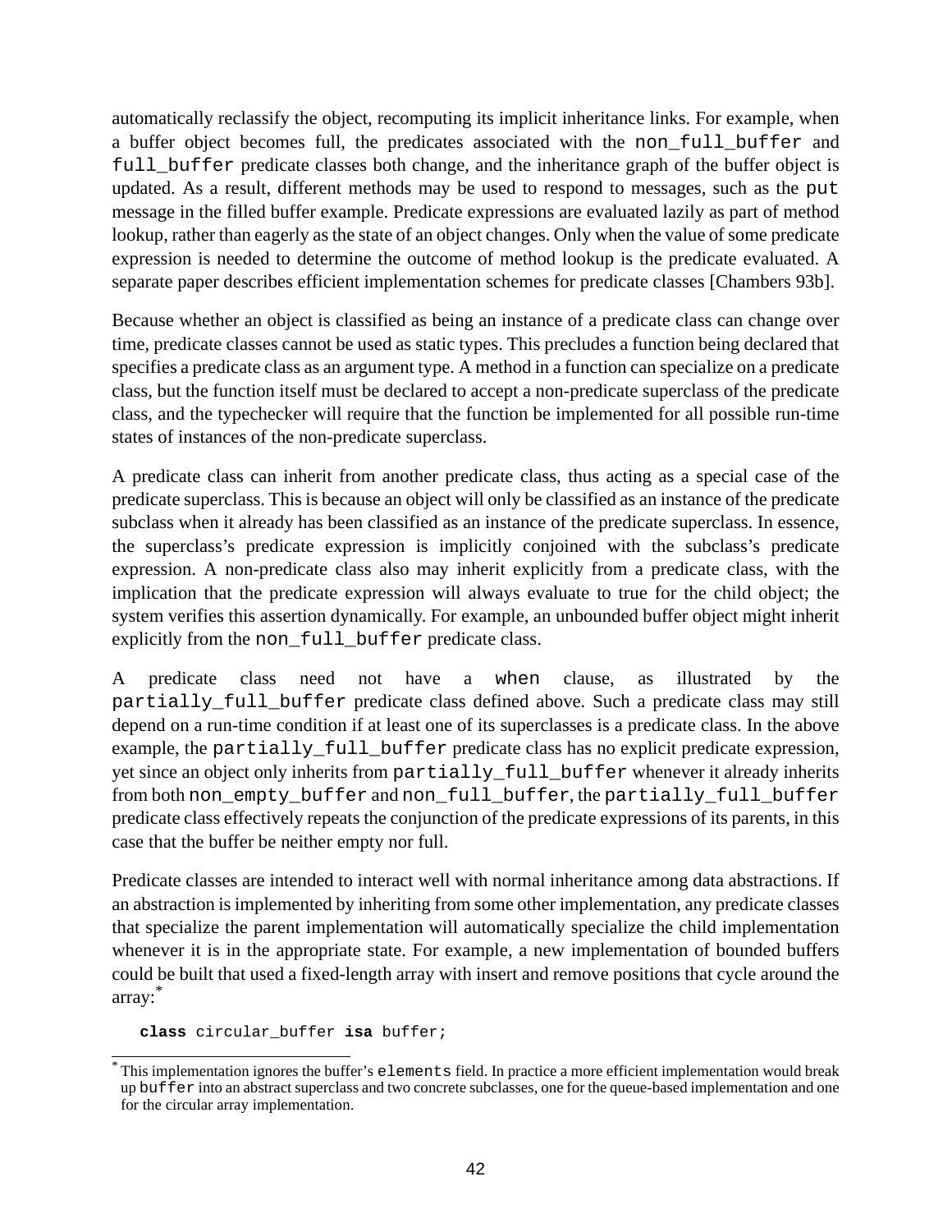automatically reclassify the object, recomputing its implicit inheritance links. For example, when a buffer object becomes full, the predicates associated with the `non_full_buffer` and `full_buffer` predicate classes both change, and the inheritance graph of the buffer object is updated. As a result, different methods may be used to respond to messages, such as the `put` message in the filled buffer example. Predicate expressions are evaluated lazily as part of method lookup, rather than eagerly as the state of an object changes. Only when the value of some predicate expression is needed to determine the outcome of method lookup is the predicate evaluated. A separate paper describes efficient implementation schemes for predicate classes [Chambers 93b].

Because whether an object is classified as being an instance of a predicate class can change over time, predicate classes cannot be used as static types. This precludes a function being declared that specifies a predicate class as an argument type. A method in a function can specialize on a predicate class, but the function itself must be declared to accept a non-predicate superclass of the predicate class, and the typechecker will require that the function be implemented for all possible run-time states of instances of the non-predicate superclass.

A predicate class can inherit from another predicate class, thus acting as a special case of the predicate superclass. This is because an object will only be classified as an instance of the predicate subclass when it already has been classified as an instance of the predicate superclass. In essence, the superclass's predicate expression is implicitly conjoined with the subclass's predicate expression. A non-predicate class also may inherit explicitly from a predicate class, with the implication that the predicate expression will always evaluate to true for the child object; the system verifies this assertion dynamically. For example, an unbounded buffer object might inherit explicitly from the `non_full_buffer` predicate class.

A predicate class need not have a `when` clause, as illustrated by the `partially_full_buffer` predicate class defined above. Such a predicate class may still depend on a run-time condition if at least one of its superclasses is a predicate class. In the above example, the `partially_full_buffer` predicate class has no explicit predicate expression, yet since an object only inherits from `partially_full_buffer` whenever it already inherits from both `non_empty_buffer` and `non_full_buffer`, the `partially_full_buffer` predicate class effectively repeats the conjunction of the predicate expressions of its parents, in this case that the buffer be neither empty nor full.

Predicate classes are intended to interact well with normal inheritance among data abstractions. If an abstraction is implemented by inheriting from some other implementation, any predicate classes that specialize the parent implementation will automatically specialize the child implementation whenever it is in the appropriate state. For example, a new implementation of bounded buffers could be built that used a fixed-length array with insert and remove positions that cycle around the array:*

```
class circular_buffer isa buffer;
```

* This implementation ignores the buffer's `elements` field. In practice a more efficient implementation would break up `buffer` into an abstract superclass and two concrete subclasses, one for the queue-based implementation and one for the circular array implementation.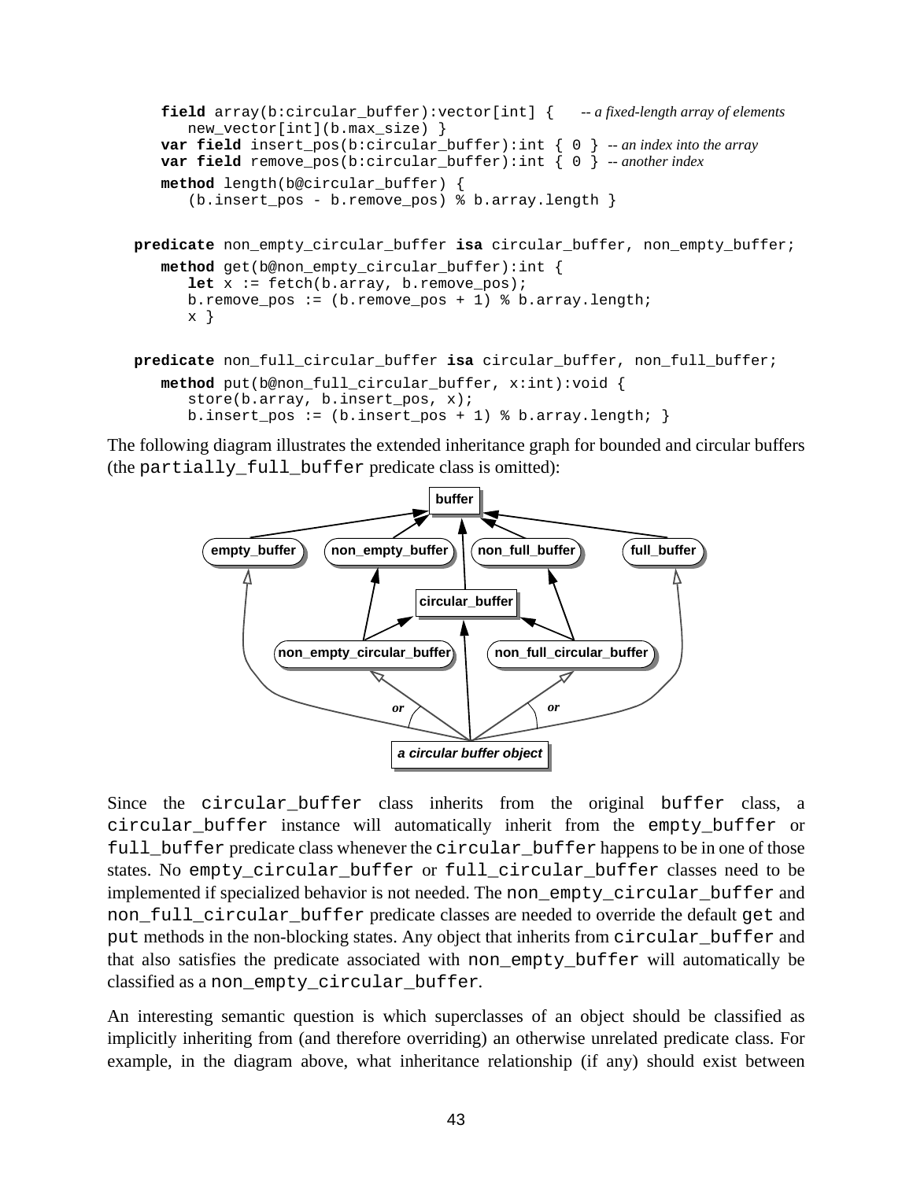```
   field array(b:circular_buffer):vector[int] {    -- a fixed-length array of elements
      new_vector[int](b.max_size) }
   var field insert_pos(b:circular_buffer):int { 0 } -- an index into the array
   var field remove_pos(b:circular_buffer):int { 0 } -- another index
   method length(b@circular_buffer) {
      (b.insert_pos - b.remove_pos) % b.array.length }

predicate non_empty_circular_buffer isa circular_buffer, non_empty_buffer;
   method get(b@non_empty_circular_buffer):int {
      let x := fetch(b.array, b.remove_pos);
      b.remove_pos := (b.remove_pos + 1) % b.array.length;
      x }

predicate non_full_circular_buffer isa circular_buffer, non_full_buffer;
   method put(b@non_full_circular_buffer, x:int):void {
      store(b.array, b.insert_pos, x);
      b.insert_pos := (b.insert_pos + 1) % b.array.length; }
```

The following diagram illustrates the extended inheritance graph for bounded and circular buffers (the partially_full_buffer predicate class is omitted):

Since the circular_buffer class inherits from the original buffer class, a circular_buffer instance will automatically inherit from the empty_buffer or full_buffer predicate class whenever the circular_buffer happens to be in one of those states. No empty_circular_buffer or full_circular_buffer classes need to be implemented if specialized behavior is not needed. The non_empty_circular_buffer and non_full_circular_buffer predicate classes are needed to override the default get and put methods in the non-blocking states. Any object that inherits from circular_buffer and that also satisfies the predicate associated with non_empty_buffer will automatically be classified as a non_empty_circular_buffer.

An interesting semantic question is which superclasses of an object should be classified as implicitly inheriting from (and therefore overriding) an otherwise unrelated predicate class. For example, in the diagram above, what inheritance relationship (if any) should exist between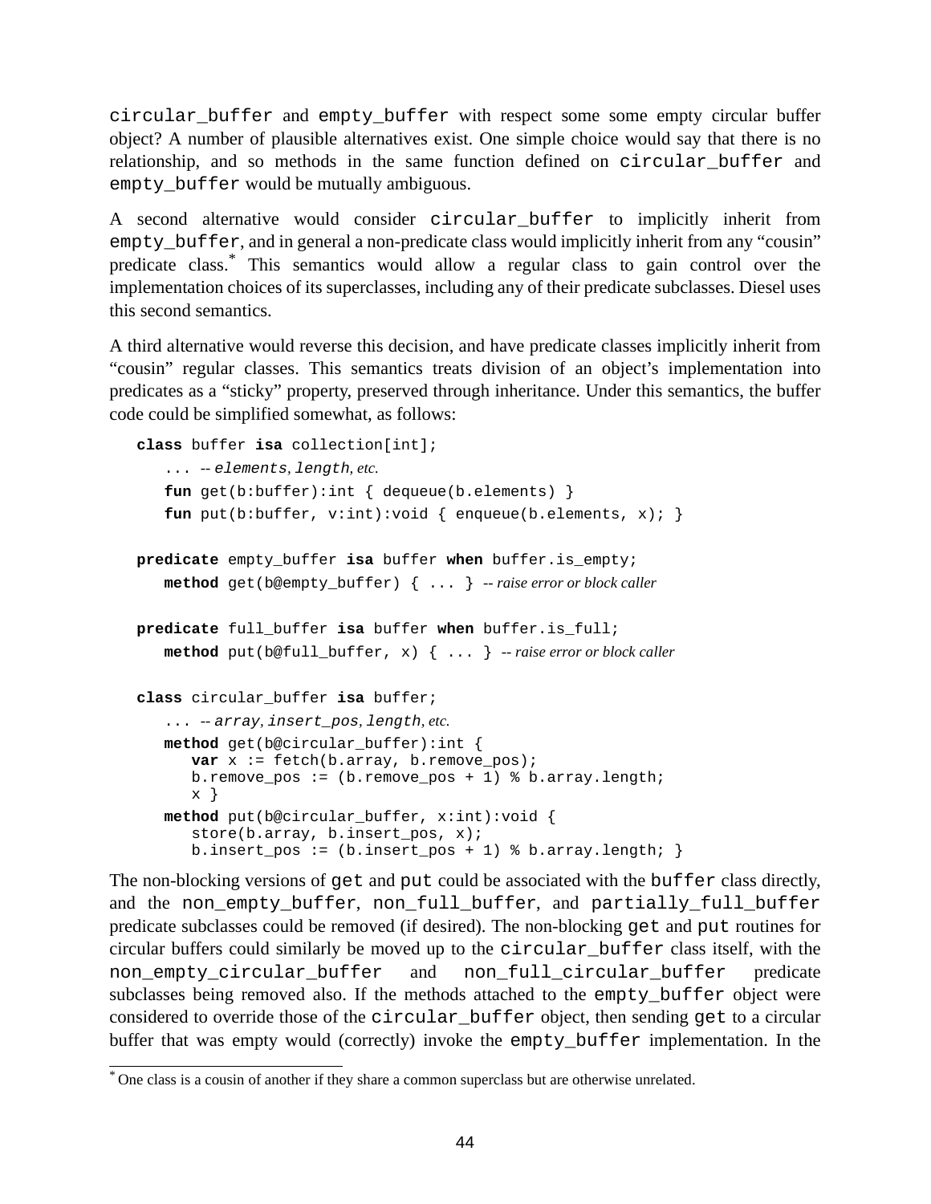`circular_buffer` and `empty_buffer` with respect some some empty circular buffer object? A number of plausible alternatives exist. One simple choice would say that there is no relationship, and so methods in the same function defined on `circular_buffer` and `empty_buffer` would be mutually ambiguous.

A second alternative would consider `circular_buffer` to implicitly inherit from `empty_buffer`, and in general a non-predicate class would implicitly inherit from any “cousin” predicate class.* This semantics would allow a regular class to gain control over the implementation choices of its superclasses, including any of their predicate subclasses. Diesel uses this second semantics.

A third alternative would reverse this decision, and have predicate classes implicitly inherit from “cousin” regular classes. This semantics treats division of an object’s implementation into predicates as a “sticky” property, preserved through inheritance. Under this semantics, the buffer code could be simplified somewhat, as follows:

```
class buffer isa collection[int];
   ... -- elements, length, etc.
   fun get(b:buffer):int { dequeue(b.elements) }
   fun put(b:buffer, v:int):void { enqueue(b.elements, x); }

predicate empty_buffer isa buffer when buffer.is_empty;
   method get(b@empty_buffer) { ... } -- raise error or block caller

predicate full_buffer isa buffer when buffer.is_full;
   method put(b@full_buffer, x) { ... } -- raise error or block caller

class circular_buffer isa buffer;
   ... -- array, insert_pos, length, etc.
   method get(b@circular_buffer):int {
      var x := fetch(b.array, b.remove_pos);
      b.remove_pos := (b.remove_pos + 1) % b.array.length;
      x }
   method put(b@circular_buffer, x:int):void {
      store(b.array, b.insert_pos, x);
      b.insert_pos := (b.insert_pos + 1) % b.array.length; }
```

The non-blocking versions of `get` and `put` could be associated with the `buffer` class directly, and the `non_empty_buffer`, `non_full_buffer`, and `partially_full_buffer` predicate subclasses could be removed (if desired). The non-blocking `get` and `put` routines for circular buffers could similarly be moved up to the `circular_buffer` class itself, with the `non_empty_circular_buffer` and `non_full_circular_buffer` predicate subclasses being removed also. If the methods attached to the `empty_buffer` object were considered to override those of the `circular_buffer` object, then sending `get` to a circular buffer that was empty would (correctly) invoke the `empty_buffer` implementation. In the

---

* One class is a cousin of another if they share a common superclass but are otherwise unrelated.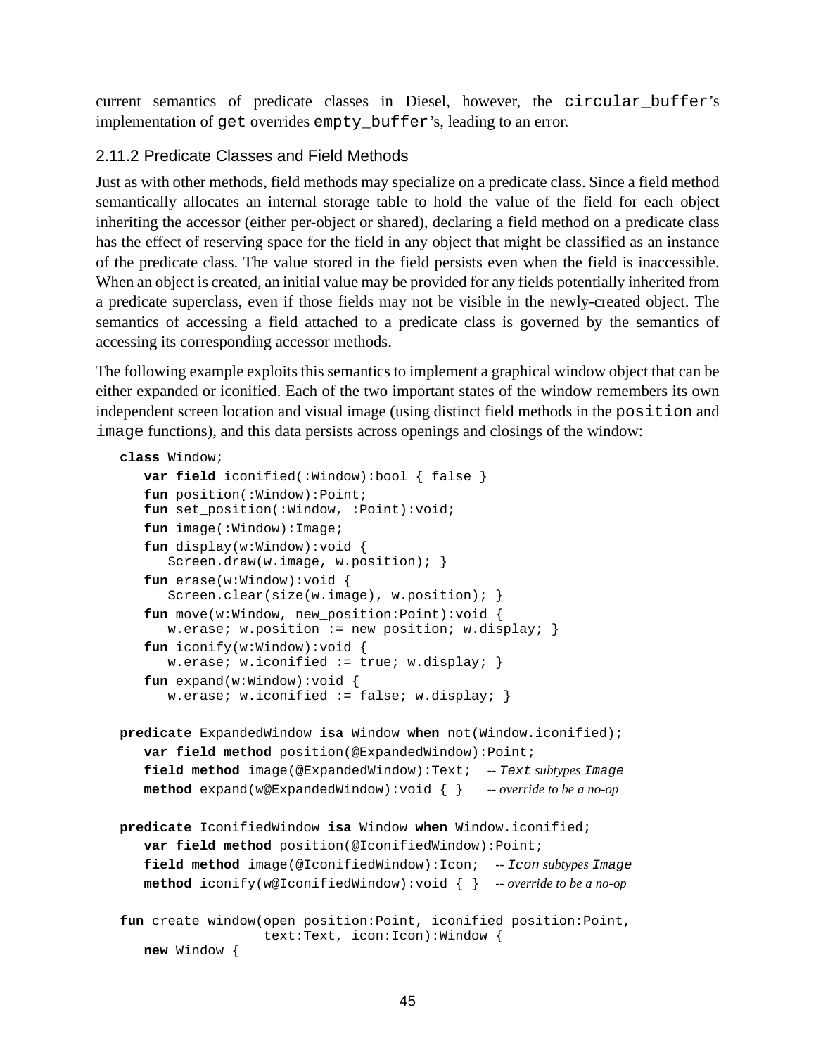current semantics of predicate classes in Diesel, however, the `circular_buffer`'s implementation of `get` overrides `empty_buffer`'s, leading to an error.

### 2.11.2 Predicate Classes and Field Methods

Just as with other methods, field methods may specialize on a predicate class. Since a field method semantically allocates an internal storage table to hold the value of the field for each object inheriting the accessor (either per-object or shared), declaring a field method on a predicate class has the effect of reserving space for the field in any object that might be classified as an instance of the predicate class. The value stored in the field persists even when the field is inaccessible. When an object is created, an initial value may be provided for any fields potentially inherited from a predicate superclass, even if those fields may not be visible in the newly-created object. The semantics of accessing a field attached to a predicate class is governed by the semantics of accessing its corresponding accessor methods.

The following example exploits this semantics to implement a graphical window object that can be either expanded or iconified. Each of the two important states of the window remembers its own independent screen location and visual image (using distinct field methods in the `position` and `image` functions), and this data persists across openings and closings of the window:

```
class Window;
   var field iconified(:Window):bool { false }
   fun position(:Window):Point;
   fun set_position(:Window, :Point):void;
   fun image(:Window):Image;
   fun display(w:Window):void {
      Screen.draw(w.image, w.position); }
   fun erase(w:Window):void {
      Screen.clear(size(w.image), w.position); }
   fun move(w:Window, new_position:Point):void {
      w.erase; w.position := new_position; w.display; }
   fun iconify(w:Window):void {
      w.erase; w.iconified := true; w.display; }
   fun expand(w:Window):void {
      w.erase; w.iconified := false; w.display; }

predicate ExpandedWindow isa Window when not(Window.iconified);
   var field method position(@ExpandedWindow):Point;
   field method image(@ExpandedWindow):Text;   -- Text subtypes Image
   method expand(w@ExpandedWindow):void { }    -- override to be a no-op

predicate IconifiedWindow isa Window when Window.iconified;
   var field method position(@IconifiedWindow):Point;
   field method image(@IconifiedWindow):Icon;   -- Icon subtypes Image
   method iconify(w@IconifiedWindow):void { }   -- override to be a no-op

fun create_window(open_position:Point, iconified_position:Point,
                  text:Text, icon:Icon):Window {
   new Window {
```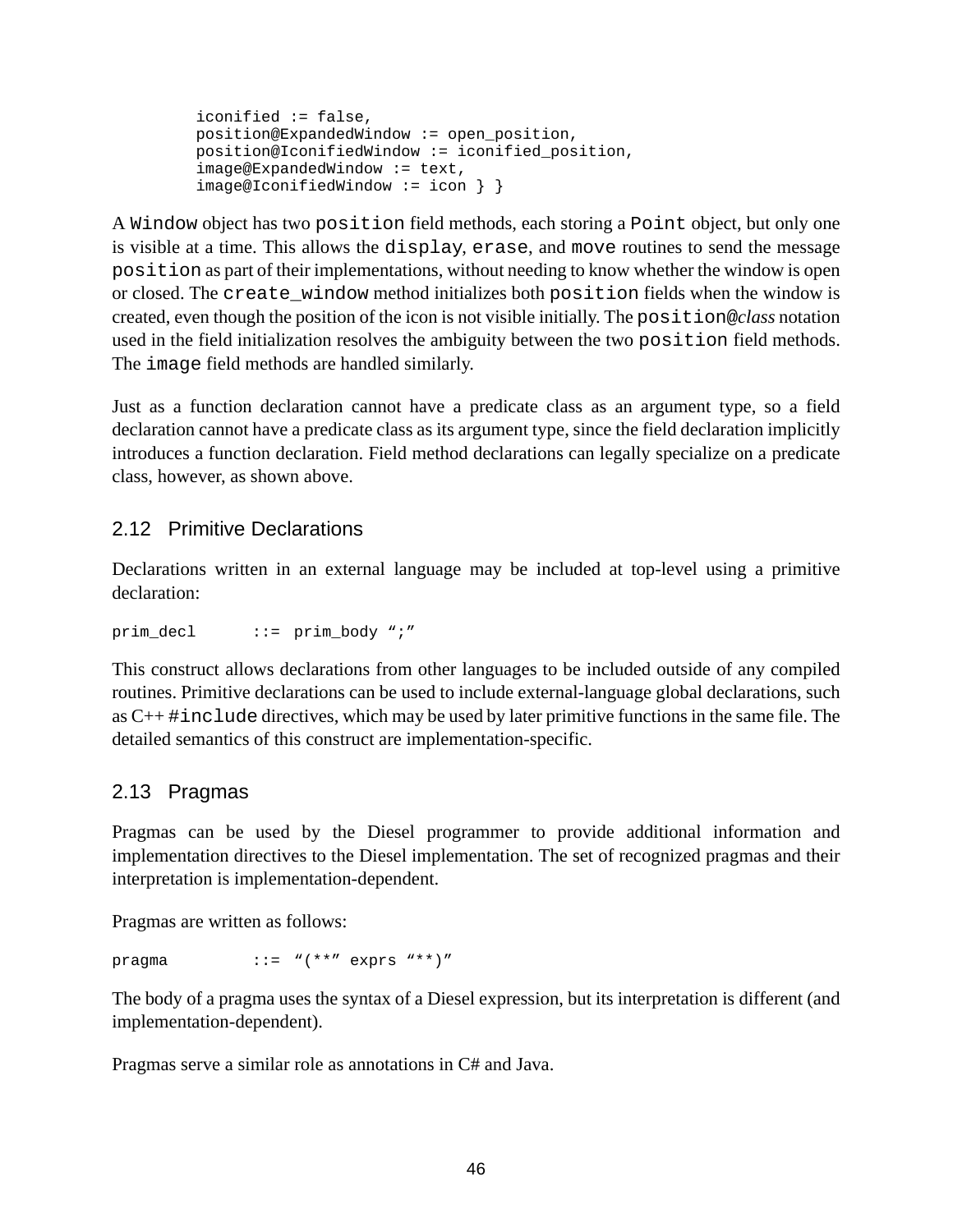```
        iconified := false,
        position@ExpandedWindow := open_position,
        position@IconifiedWindow := iconified_position,
        image@ExpandedWindow := text,
        image@IconifiedWindow := icon } }
```

A `Window` object has two `position` field methods, each storing a `Point` object, but only one is visible at a time. This allows the `display`, `erase`, and `move` routines to send the message `position` as part of their implementations, without needing to know whether the window is open or closed. The `create_window` method initializes both `position` fields when the window is created, even though the position of the icon is not visible initially. The `position@`*class* notation used in the field initialization resolves the ambiguity between the two `position` field methods. The `image` field methods are handled similarly.

Just as a function declaration cannot have a predicate class as an argument type, so a field declaration cannot have a predicate class as its argument type, since the field declaration implicitly introduces a function declaration. Field method declarations can legally specialize on a predicate class, however, as shown above.

## 2.12 Primitive Declarations

Declarations written in an external language may be included at top-level using a primitive declaration:

```
prim_decl      ::=  prim_body ";"
```

This construct allows declarations from other languages to be included outside of any compiled routines. Primitive declarations can be used to include external-language global declarations, such as C++ `#include` directives, which may be used by later primitive functions in the same file. The detailed semantics of this construct are implementation-specific.

## 2.13 Pragmas

Pragmas can be used by the Diesel programmer to provide additional information and implementation directives to the Diesel implementation. The set of recognized pragmas and their interpretation is implementation-dependent.

Pragmas are written as follows:

```
pragma         ::=  "(**" exprs "**)"
```

The body of a pragma uses the syntax of a Diesel expression, but its interpretation is different (and implementation-dependent).

Pragmas serve a similar role as annotations in C# and Java.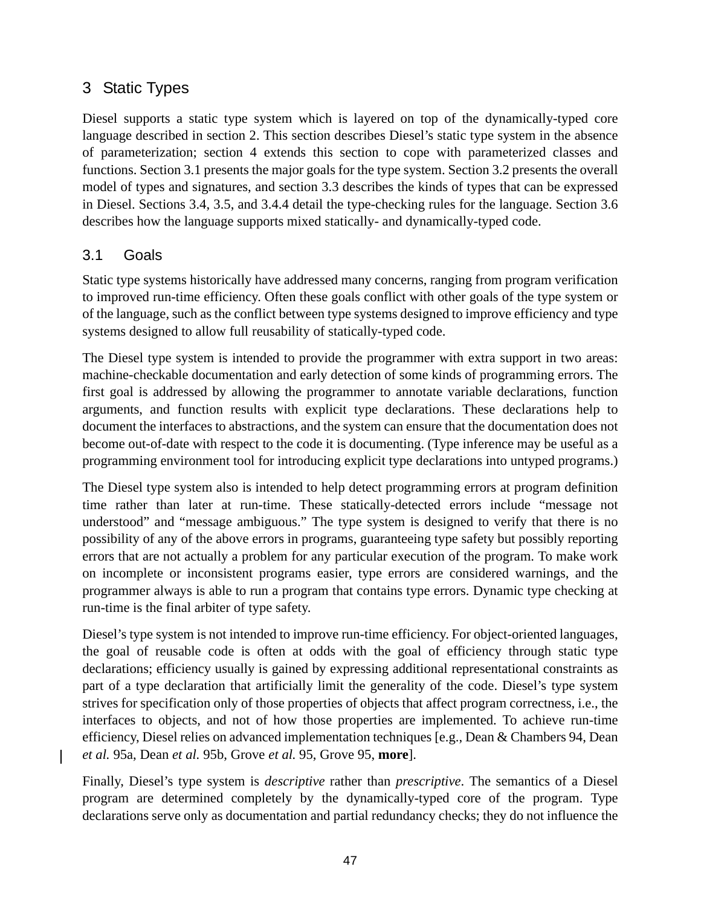## 3 Static Types

Diesel supports a static type system which is layered on top of the dynamically-typed core language described in section 2. This section describes Diesel's static type system in the absence of parameterization; section 4 extends this section to cope with parameterized classes and functions. Section 3.1 presents the major goals for the type system. Section 3.2 presents the overall model of types and signatures, and section 3.3 describes the kinds of types that can be expressed in Diesel. Sections 3.4, 3.5, and 3.4.4 detail the type-checking rules for the language. Section 3.6 describes how the language supports mixed statically- and dynamically-typed code.

### 3.1 Goals

Static type systems historically have addressed many concerns, ranging from program verification to improved run-time efficiency. Often these goals conflict with other goals of the type system or of the language, such as the conflict between type systems designed to improve efficiency and type systems designed to allow full reusability of statically-typed code.

The Diesel type system is intended to provide the programmer with extra support in two areas: machine-checkable documentation and early detection of some kinds of programming errors. The first goal is addressed by allowing the programmer to annotate variable declarations, function arguments, and function results with explicit type declarations. These declarations help to document the interfaces to abstractions, and the system can ensure that the documentation does not become out-of-date with respect to the code it is documenting. (Type inference may be useful as a programming environment tool for introducing explicit type declarations into untyped programs.)

The Diesel type system also is intended to help detect programming errors at program definition time rather than later at run-time. These statically-detected errors include "message not understood" and "message ambiguous." The type system is designed to verify that there is no possibility of any of the above errors in programs, guaranteeing type safety but possibly reporting errors that are not actually a problem for any particular execution of the program. To make work on incomplete or inconsistent programs easier, type errors are considered warnings, and the programmer always is able to run a program that contains type errors. Dynamic type checking at run-time is the final arbiter of type safety.

Diesel's type system is not intended to improve run-time efficiency. For object-oriented languages, the goal of reusable code is often at odds with the goal of efficiency through static type declarations; efficiency usually is gained by expressing additional representational constraints as part of a type declaration that artificially limit the generality of the code. Diesel's type system strives for specification only of those properties of objects that affect program correctness, i.e., the interfaces to objects, and not of how those properties are implemented. To achieve run-time efficiency, Diesel relies on advanced implementation techniques [e.g., Dean & Chambers 94, Dean *et al.* 95a, Dean *et al.* 95b, Grove *et al.* 95, Grove 95, **more**].

Finally, Diesel's type system is *descriptive* rather than *prescriptive*. The semantics of a Diesel program are determined completely by the dynamically-typed core of the program. Type declarations serve only as documentation and partial redundancy checks; they do not influence the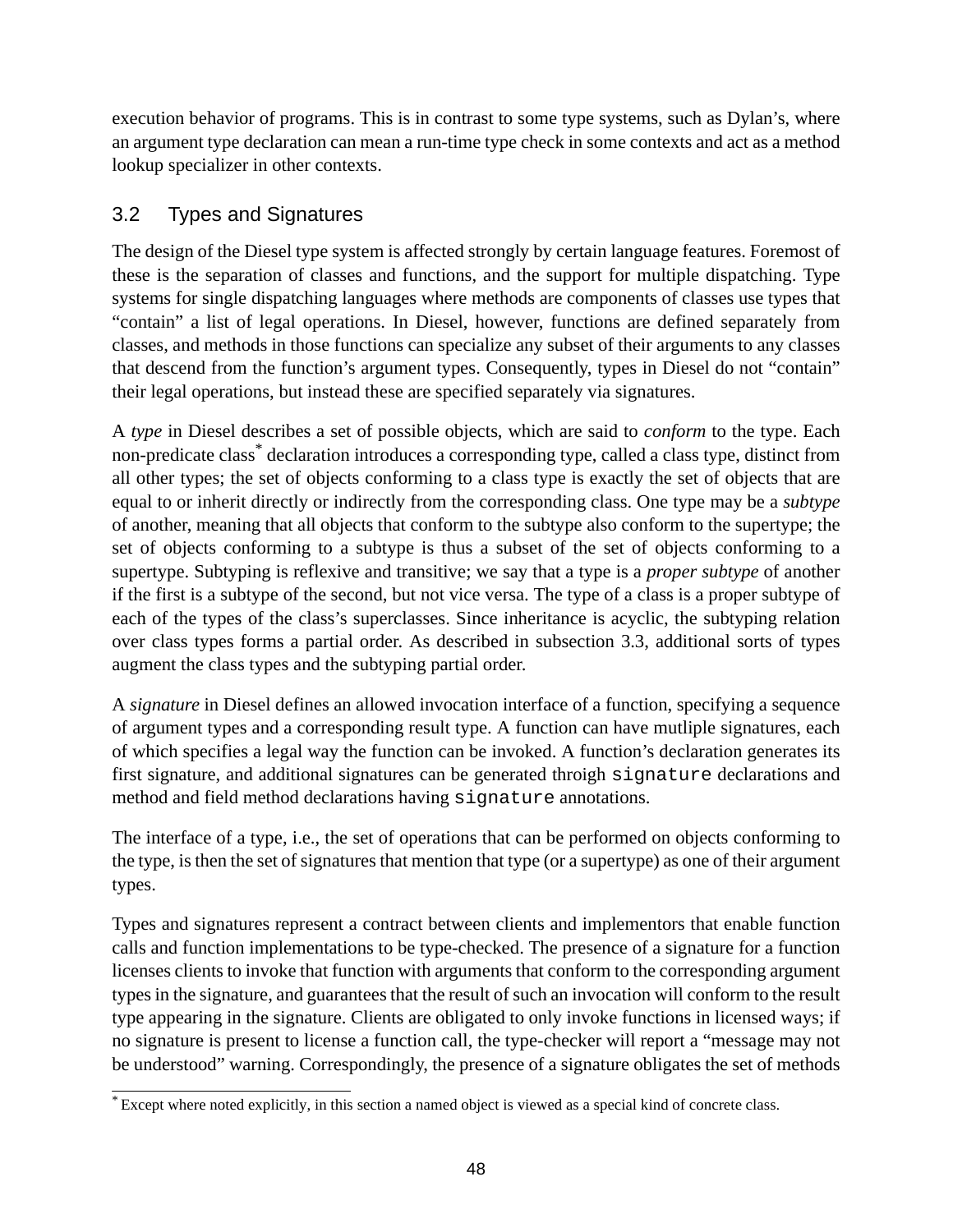execution behavior of programs. This is in contrast to some type systems, such as Dylan's, where an argument type declaration can mean a run-time type check in some contexts and act as a method lookup specializer in other contexts.

## 3.2 Types and Signatures

The design of the Diesel type system is affected strongly by certain language features. Foremost of these is the separation of classes and functions, and the support for multiple dispatching. Type systems for single dispatching languages where methods are components of classes use types that "contain" a list of legal operations. In Diesel, however, functions are defined separately from classes, and methods in those functions can specialize any subset of their arguments to any classes that descend from the function's argument types. Consequently, types in Diesel do not "contain" their legal operations, but instead these are specified separately via signatures.

A *type* in Diesel describes a set of possible objects, which are said to *conform* to the type. Each non-predicate class* declaration introduces a corresponding type, called a class type, distinct from all other types; the set of objects conforming to a class type is exactly the set of objects that are equal to or inherit directly or indirectly from the corresponding class. One type may be a *subtype* of another, meaning that all objects that conform to the subtype also conform to the supertype; the set of objects conforming to a subtype is thus a subset of the set of objects conforming to a supertype. Subtyping is reflexive and transitive; we say that a type is a *proper subtype* of another if the first is a subtype of the second, but not vice versa. The type of a class is a proper subtype of each of the types of the class's superclasses. Since inheritance is acyclic, the subtyping relation over class types forms a partial order. As described in subsection 3.3, additional sorts of types augment the class types and the subtyping partial order.

A *signature* in Diesel defines an allowed invocation interface of a function, specifying a sequence of argument types and a corresponding result type. A function can have mutliple signatures, each of which specifies a legal way the function can be invoked. A function's declaration generates its first signature, and additional signatures can be generated throigh `signature` declarations and method and field method declarations having `signature` annotations.

The interface of a type, i.e., the set of operations that can be performed on objects conforming to the type, is then the set of signatures that mention that type (or a supertype) as one of their argument types.

Types and signatures represent a contract between clients and implementors that enable function calls and function implementations to be type-checked. The presence of a signature for a function licenses clients to invoke that function with arguments that conform to the corresponding argument types in the signature, and guarantees that the result of such an invocation will conform to the result type appearing in the signature. Clients are obligated to only invoke functions in licensed ways; if no signature is present to license a function call, the type-checker will report a "message may not be understood" warning. Correspondingly, the presence of a signature obligates the set of methods

* Except where noted explicitly, in this section a named object is viewed as a special kind of concrete class.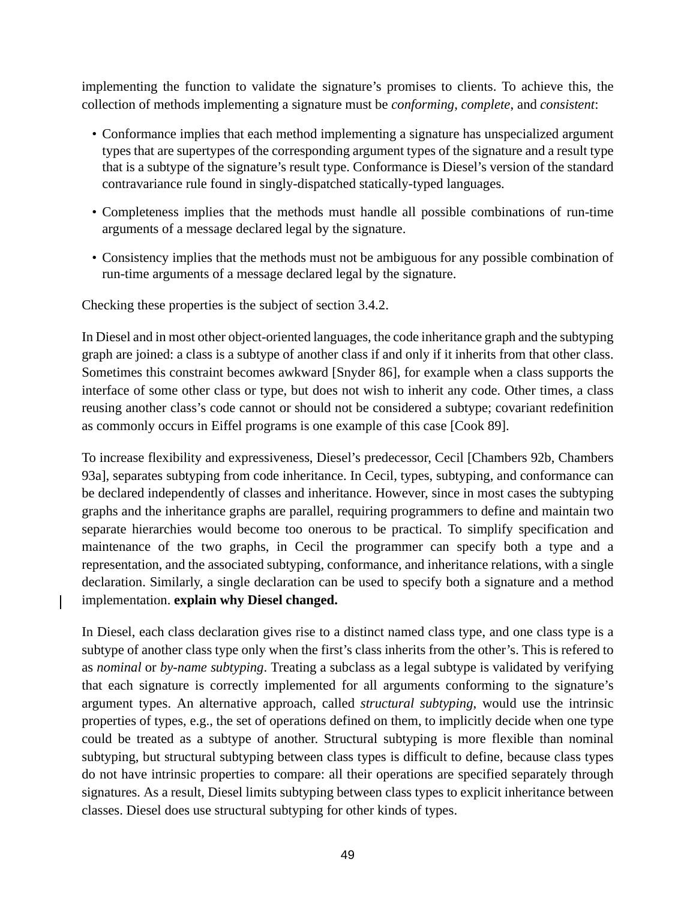implementing the function to validate the signature's promises to clients. To achieve this, the collection of methods implementing a signature must be *conforming*, *complete*, and *consistent*:

- Conformance implies that each method implementing a signature has unspecialized argument types that are supertypes of the corresponding argument types of the signature and a result type that is a subtype of the signature's result type. Conformance is Diesel's version of the standard contravariance rule found in singly-dispatched statically-typed languages.
- Completeness implies that the methods must handle all possible combinations of run-time arguments of a message declared legal by the signature.
- Consistency implies that the methods must not be ambiguous for any possible combination of run-time arguments of a message declared legal by the signature.

Checking these properties is the subject of section 3.4.2.

In Diesel and in most other object-oriented languages, the code inheritance graph and the subtyping graph are joined: a class is a subtype of another class if and only if it inherits from that other class. Sometimes this constraint becomes awkward [Snyder 86], for example when a class supports the interface of some other class or type, but does not wish to inherit any code. Other times, a class reusing another class's code cannot or should not be considered a subtype; covariant redefinition as commonly occurs in Eiffel programs is one example of this case [Cook 89].

To increase flexibility and expressiveness, Diesel's predecessor, Cecil [Chambers 92b, Chambers 93a], separates subtyping from code inheritance. In Cecil, types, subtyping, and conformance can be declared independently of classes and inheritance. However, since in most cases the subtyping graphs and the inheritance graphs are parallel, requiring programmers to define and maintain two separate hierarchies would become too onerous to be practical. To simplify specification and maintenance of the two graphs, in Cecil the programmer can specify both a type and a representation, and the associated subtyping, conformance, and inheritance relations, with a single declaration. Similarly, a single declaration can be used to specify both a signature and a method implementation. **explain why Diesel changed.**

In Diesel, each class declaration gives rise to a distinct named class type, and one class type is a subtype of another class type only when the first's class inherits from the other's. This is refered to as *nominal* or *by-name subtyping*. Treating a subclass as a legal subtype is validated by verifying that each signature is correctly implemented for all arguments conforming to the signature's argument types. An alternative approach, called *structural subtyping*, would use the intrinsic properties of types, e.g., the set of operations defined on them, to implicitly decide when one type could be treated as a subtype of another. Structural subtyping is more flexible than nominal subtyping, but structural subtyping between class types is difficult to define, because class types do not have intrinsic properties to compare: all their operations are specified separately through signatures. As a result, Diesel limits subtyping between class types to explicit inheritance between classes. Diesel does use structural subtyping for other kinds of types.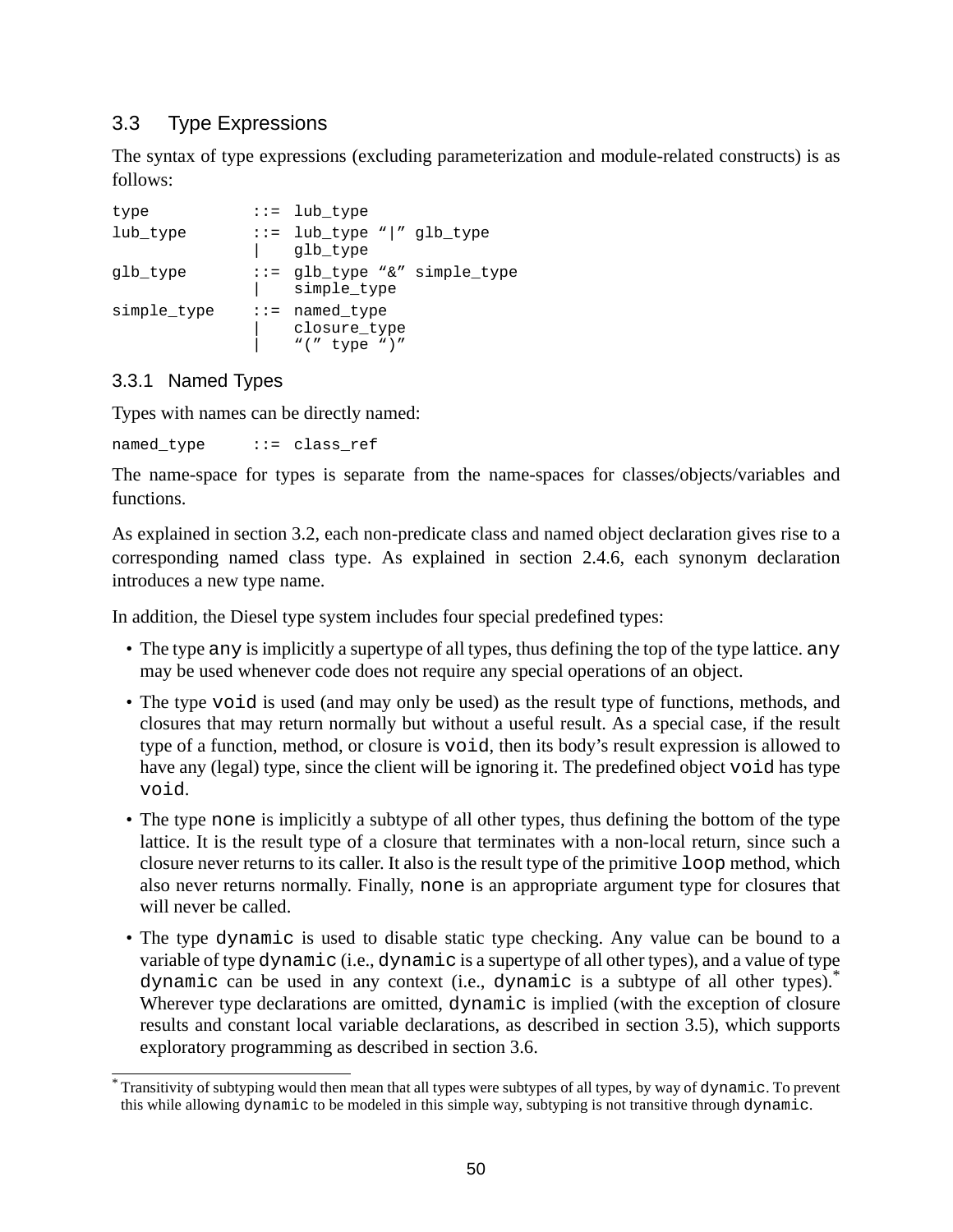## 3.3 Type Expressions

The syntax of type expressions (excluding parameterization and module-related constructs) is as follows:

```
type           ::= lub_type
lub_type       ::= lub_type “|” glb_type
               |   glb_type
glb_type       ::= glb_type “&” simple_type
               |   simple_type
simple_type    ::= named_type
               |   closure_type
               |   “(” type “)”
```

### 3.3.1 Named Types

Types with names can be directly named:

```
named_type     ::= class_ref
```

The name-space for types is separate from the name-spaces for classes/objects/variables and functions.

As explained in section 3.2, each non-predicate class and named object declaration gives rise to a corresponding named class type. As explained in section 2.4.6, each synonym declaration introduces a new type name.

In addition, the Diesel type system includes four special predefined types:

- The type `any` is implicitly a supertype of all types, thus defining the top of the type lattice. `any` may be used whenever code does not require any special operations of an object.
- The type `void` is used (and may only be used) as the result type of functions, methods, and closures that may return normally but without a useful result. As a special case, if the result type of a function, method, or closure is `void`, then its body's result expression is allowed to have any (legal) type, since the client will be ignoring it. The predefined object `void` has type `void`.
- The type `none` is implicitly a subtype of all other types, thus defining the bottom of the type lattice. It is the result type of a closure that terminates with a non-local return, since such a closure never returns to its caller. It also is the result type of the primitive `loop` method, which also never returns normally. Finally, `none` is an appropriate argument type for closures that will never be called.
- The type `dynamic` is used to disable static type checking. Any value can be bound to a variable of type `dynamic` (i.e., `dynamic` is a supertype of all other types), and a value of type `dynamic` can be used in any context (i.e., `dynamic` is a subtype of all other types).* Wherever type declarations are omitted, `dynamic` is implied (with the exception of closure results and constant local variable declarations, as described in section 3.5), which supports exploratory programming as described in section 3.6.

---

* Transitivity of subtyping would then mean that all types were subtypes of all types, by way of `dynamic`. To prevent this while allowing `dynamic` to be modeled in this simple way, subtyping is not transitive through `dynamic`.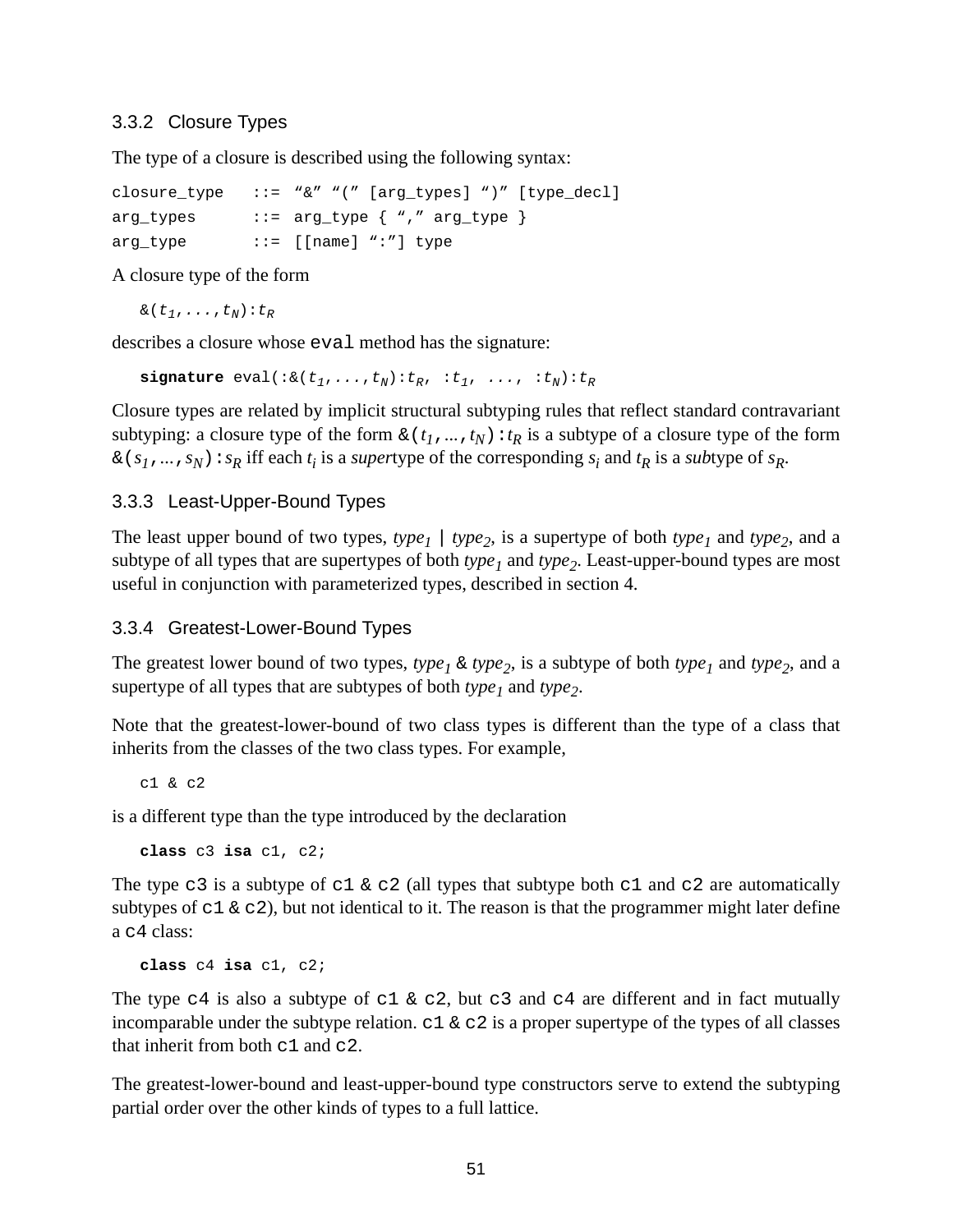### 3.3.2 Closure Types

The type of a closure is described using the following syntax:

```
closure_type   ::=  "&" "(" [arg_types] ")" [type_decl]
arg_types      ::=  arg_type { "," arg_type }
arg_type       ::=  [[name] ":"] type
```

A closure type of the form

```
&(t1,...,tN):tR
```

describes a closure whose `eval` method has the signature:

```
signature eval(:&(t1,...,tN):tR, :t1, ..., :tN):tR
```

Closure types are related by implicit structural subtyping rules that reflect standard contravariant subtyping: a closure type of the form `&(`$t_1$`,...,`$t_N$`):`$t_R$ is a subtype of a closure type of the form `&(`$s_1$`,...,`$s_N$`):`$s_R$ iff each $t_i$ is a *super*type of the corresponding $s_i$ and $t_R$ is a *sub*type of $s_R$.

### 3.3.3 Least-Upper-Bound Types

The least upper bound of two types, $type_1$ | $type_2$, is a supertype of both $type_1$ and $type_2$, and a subtype of all types that are supertypes of both $type_1$ and $type_2$. Least-upper-bound types are most useful in conjunction with parameterized types, described in section 4.

### 3.3.4 Greatest-Lower-Bound Types

The greatest lower bound of two types, $type_1$ & $type_2$, is a subtype of both $type_1$ and $type_2$, and a supertype of all types that are subtypes of both $type_1$ and $type_2$.

Note that the greatest-lower-bound of two class types is different than the type of a class that inherits from the classes of the two class types. For example,

```
c1 & c2
```

is a different type than the type introduced by the declaration

```
class c3 isa c1, c2;
```

The type `c3` is a subtype of `c1 & c2` (all types that subtype both `c1` and `c2` are automatically subtypes of `c1 & c2`), but not identical to it. The reason is that the programmer might later define a `c4` class:

```
class c4 isa c1, c2;
```

The type `c4` is also a subtype of `c1 & c2`, but `c3` and `c4` are different and in fact mutually incomparable under the subtype relation. `c1 & c2` is a proper supertype of the types of all classes that inherit from both `c1` and `c2`.

The greatest-lower-bound and least-upper-bound type constructors serve to extend the subtyping partial order over the other kinds of types to a full lattice.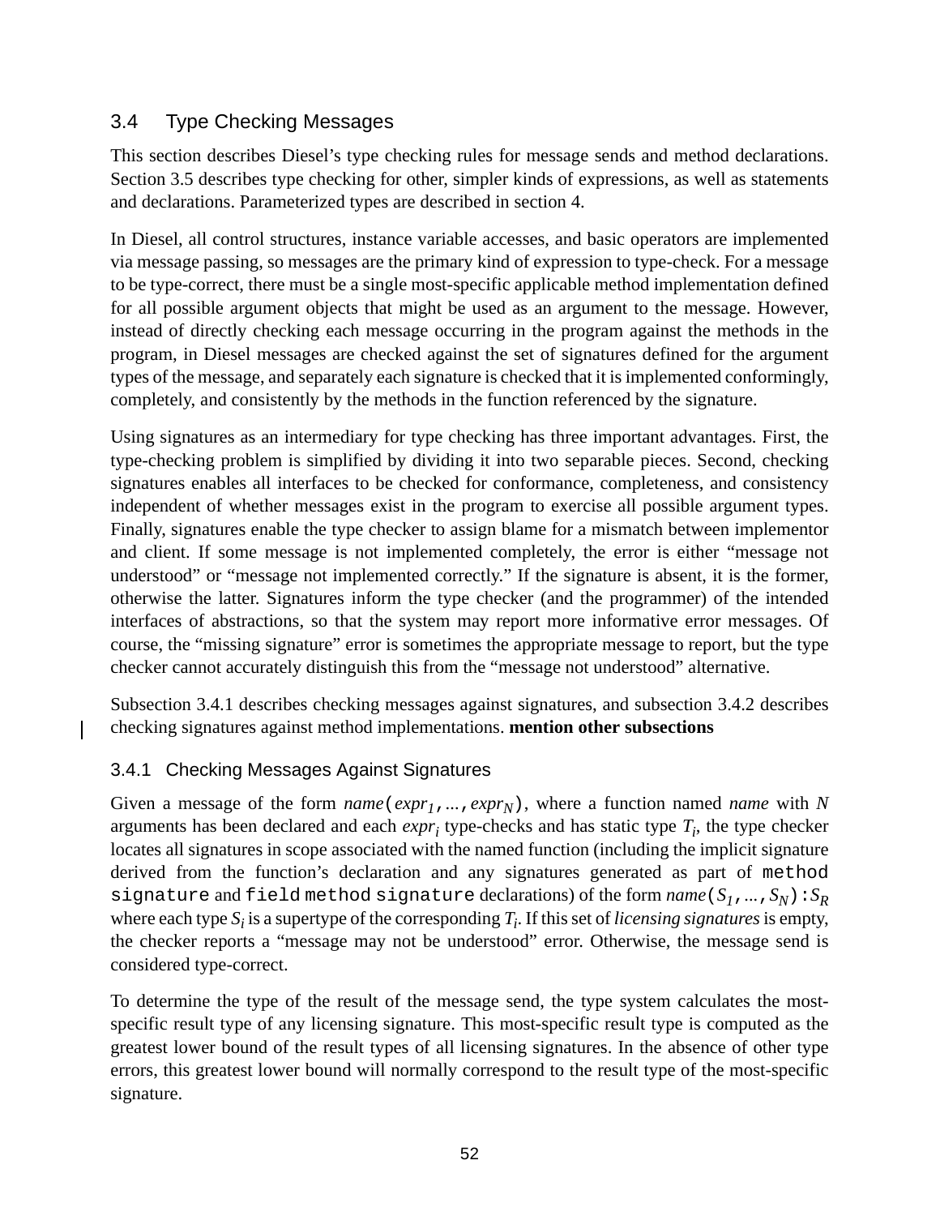## 3.4 Type Checking Messages

This section describes Diesel's type checking rules for message sends and method declarations. Section 3.5 describes type checking for other, simpler kinds of expressions, as well as statements and declarations. Parameterized types are described in section 4.

In Diesel, all control structures, instance variable accesses, and basic operators are implemented via message passing, so messages are the primary kind of expression to type-check. For a message to be type-correct, there must be a single most-specific applicable method implementation defined for all possible argument objects that might be used as an argument to the message. However, instead of directly checking each message occurring in the program against the methods in the program, in Diesel messages are checked against the set of signatures defined for the argument types of the message, and separately each signature is checked that it is implemented conformingly, completely, and consistently by the methods in the function referenced by the signature.

Using signatures as an intermediary for type checking has three important advantages. First, the type-checking problem is simplified by dividing it into two separable pieces. Second, checking signatures enables all interfaces to be checked for conformance, completeness, and consistency independent of whether messages exist in the program to exercise all possible argument types. Finally, signatures enable the type checker to assign blame for a mismatch between implementor and client. If some message is not implemented completely, the error is either "message not understood" or "message not implemented correctly." If the signature is absent, it is the former, otherwise the latter. Signatures inform the type checker (and the programmer) of the intended interfaces of abstractions, so that the system may report more informative error messages. Of course, the "missing signature" error is sometimes the appropriate message to report, but the type checker cannot accurately distinguish this from the "message not understood" alternative.

Subsection 3.4.1 describes checking messages against signatures, and subsection 3.4.2 describes checking signatures against method implementations. **mention other subsections**

### 3.4.1 Checking Messages Against Signatures

Given a message of the form *name*($expr_1$,...,$expr_N$), where a function named *name* with $N$ arguments has been declared and each $expr_i$ type-checks and has static type $T_i$, the type checker locates all signatures in scope associated with the named function (including the implicit signature derived from the function's declaration and any signatures generated as part of `method signature` and `field method signature` declarations) of the form *name*($S_1$,...,$S_N$):$S_R$ where each type $S_i$ is a supertype of the corresponding $T_i$. If this set of *licensing signatures* is empty, the checker reports a "message may not be understood" error. Otherwise, the message send is considered type-correct.

To determine the type of the result of the message send, the type system calculates the most-specific result type of any licensing signature. This most-specific result type is computed as the greatest lower bound of the result types of all licensing signatures. In the absence of other type errors, this greatest lower bound will normally correspond to the result type of the most-specific signature.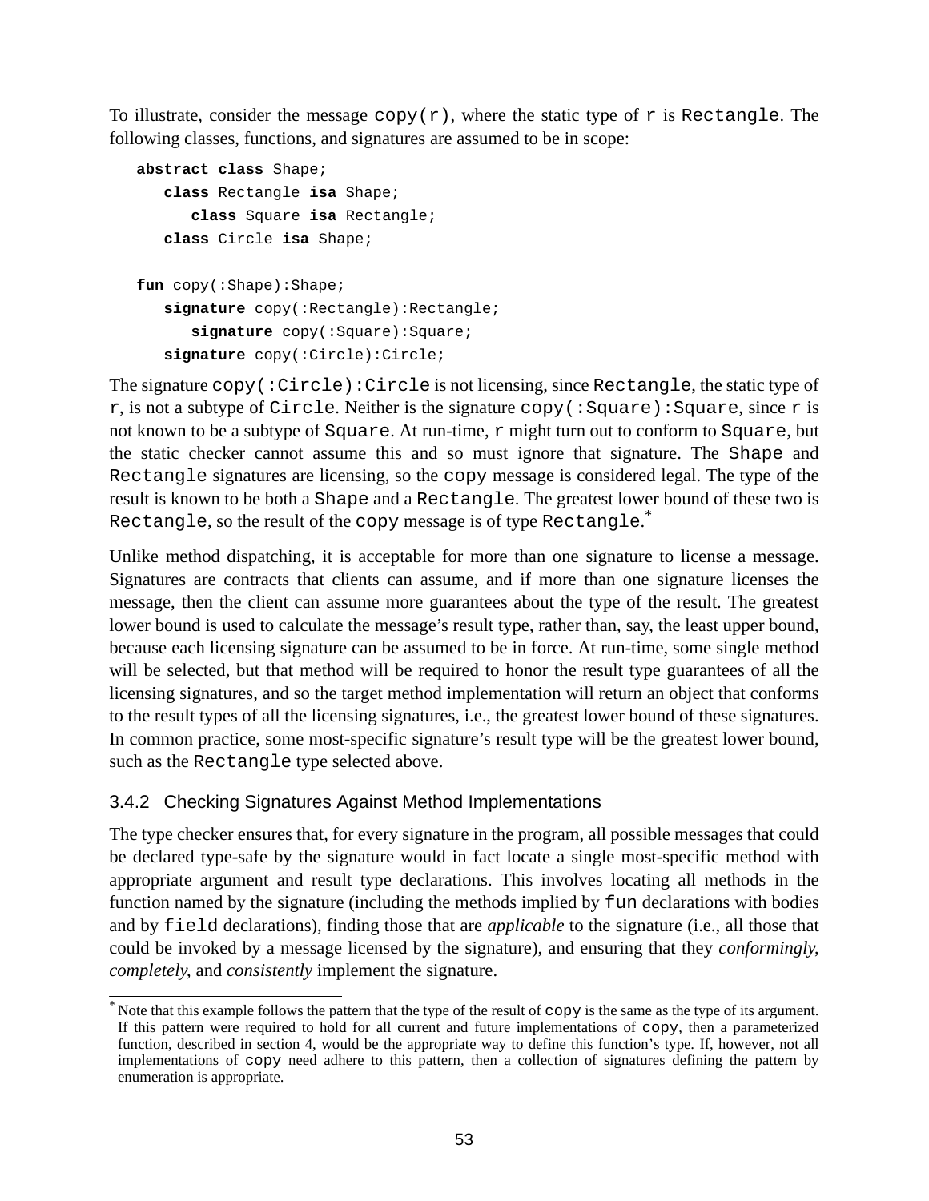To illustrate, consider the message `copy(r)`, where the static type of `r` is `Rectangle`. The following classes, functions, and signatures are assumed to be in scope:

```
abstract class Shape;
   class Rectangle isa Shape;
      class Square isa Rectangle;
   class Circle isa Shape;

fun copy(:Shape):Shape;
   signature copy(:Rectangle):Rectangle;
      signature copy(:Square):Square;
   signature copy(:Circle):Circle;
```

The signature `copy(:Circle):Circle` is not licensing, since `Rectangle`, the static type of `r`, is not a subtype of `Circle`. Neither is the signature `copy(:Square):Square`, since `r` is not known to be a subtype of `Square`. At run-time, `r` might turn out to conform to `Square`, but the static checker cannot assume this and so must ignore that signature. The `Shape` and `Rectangle` signatures are licensing, so the `copy` message is considered legal. The type of the result is known to be both a `Shape` and a `Rectangle`. The greatest lower bound of these two is `Rectangle`, so the result of the `copy` message is of type `Rectangle`.*

Unlike method dispatching, it is acceptable for more than one signature to license a message. Signatures are contracts that clients can assume, and if more than one signature licenses the message, then the client can assume more guarantees about the type of the result. The greatest lower bound is used to calculate the message's result type, rather than, say, the least upper bound, because each licensing signature can be assumed to be in force. At run-time, some single method will be selected, but that method will be required to honor the result type guarantees of all the licensing signatures, and so the target method implementation will return an object that conforms to the result types of all the licensing signatures, i.e., the greatest lower bound of these signatures. In common practice, some most-specific signature's result type will be the greatest lower bound, such as the `Rectangle` type selected above.

### 3.4.2 Checking Signatures Against Method Implementations

The type checker ensures that, for every signature in the program, all possible messages that could be declared type-safe by the signature would in fact locate a single most-specific method with appropriate argument and result type declarations. This involves locating all methods in the function named by the signature (including the methods implied by `fun` declarations with bodies and by `field` declarations), finding those that are *applicable* to the signature (i.e., all those that could be invoked by a message licensed by the signature), and ensuring that they *conformingly*, *completely*, and *consistently* implement the signature.

---

* Note that this example follows the pattern that the type of the result of `copy` is the same as the type of its argument. If this pattern were required to hold for all current and future implementations of `copy`, then a parameterized function, described in section 4, would be the appropriate way to define this function's type. If, however, not all implementations of `copy` need adhere to this pattern, then a collection of signatures defining the pattern by enumeration is appropriate.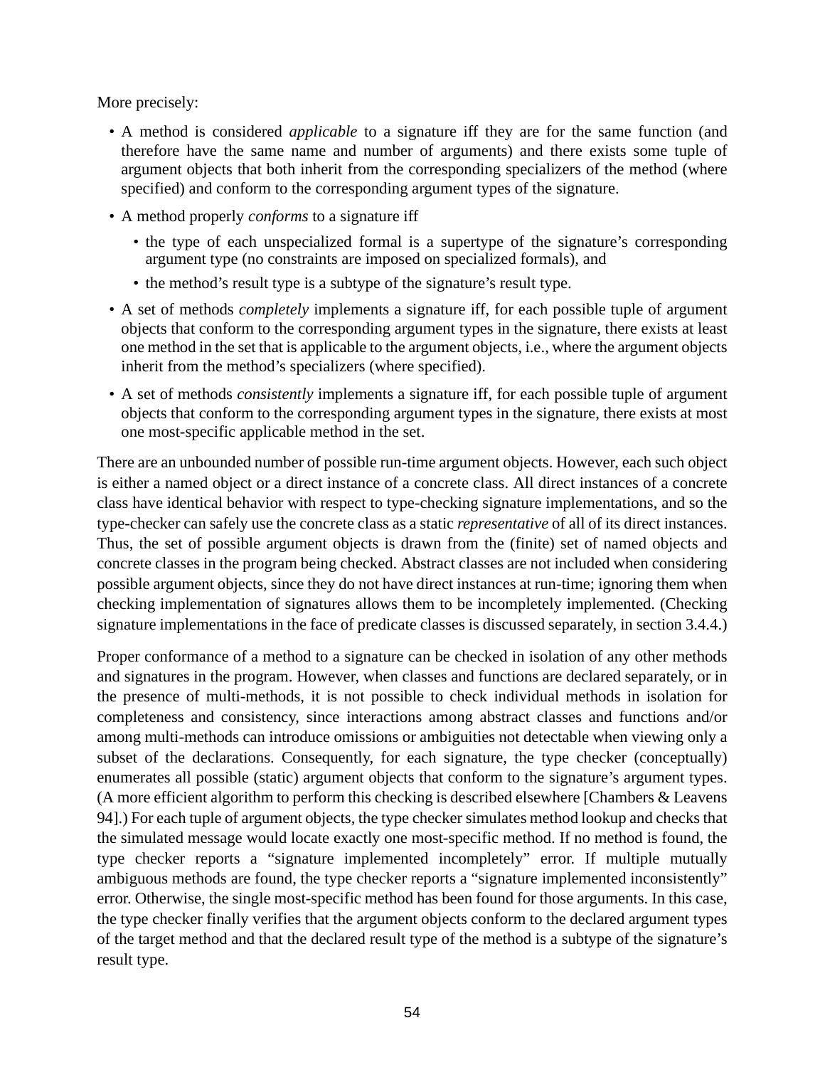More precisely:

- A method is considered *applicable* to a signature iff they are for the same function (and therefore have the same name and number of arguments) and there exists some tuple of argument objects that both inherit from the corresponding specializers of the method (where specified) and conform to the corresponding argument types of the signature.
- A method properly *conforms* to a signature iff
  - the type of each unspecialized formal is a supertype of the signature's corresponding argument type (no constraints are imposed on specialized formals), and
  - the method's result type is a subtype of the signature's result type.
- A set of methods *completely* implements a signature iff, for each possible tuple of argument objects that conform to the corresponding argument types in the signature, there exists at least one method in the set that is applicable to the argument objects, i.e., where the argument objects inherit from the method's specializers (where specified).
- A set of methods *consistently* implements a signature iff, for each possible tuple of argument objects that conform to the corresponding argument types in the signature, there exists at most one most-specific applicable method in the set.

There are an unbounded number of possible run-time argument objects. However, each such object is either a named object or a direct instance of a concrete class. All direct instances of a concrete class have identical behavior with respect to type-checking signature implementations, and so the type-checker can safely use the concrete class as a static *representative* of all of its direct instances. Thus, the set of possible argument objects is drawn from the (finite) set of named objects and concrete classes in the program being checked. Abstract classes are not included when considering possible argument objects, since they do not have direct instances at run-time; ignoring them when checking implementation of signatures allows them to be incompletely implemented. (Checking signature implementations in the face of predicate classes is discussed separately, in section 3.4.4.)

Proper conformance of a method to a signature can be checked in isolation of any other methods and signatures in the program. However, when classes and functions are declared separately, or in the presence of multi-methods, it is not possible to check individual methods in isolation for completeness and consistency, since interactions among abstract classes and functions and/or among multi-methods can introduce omissions or ambiguities not detectable when viewing only a subset of the declarations. Consequently, for each signature, the type checker (conceptually) enumerates all possible (static) argument objects that conform to the signature's argument types. (A more efficient algorithm to perform this checking is described elsewhere [Chambers & Leavens 94].) For each tuple of argument objects, the type checker simulates method lookup and checks that the simulated message would locate exactly one most-specific method. If no method is found, the type checker reports a "signature implemented incompletely" error. If multiple mutually ambiguous methods are found, the type checker reports a "signature implemented inconsistently" error. Otherwise, the single most-specific method has been found for those arguments. In this case, the type checker finally verifies that the argument objects conform to the declared argument types of the target method and that the declared result type of the method is a subtype of the signature's result type.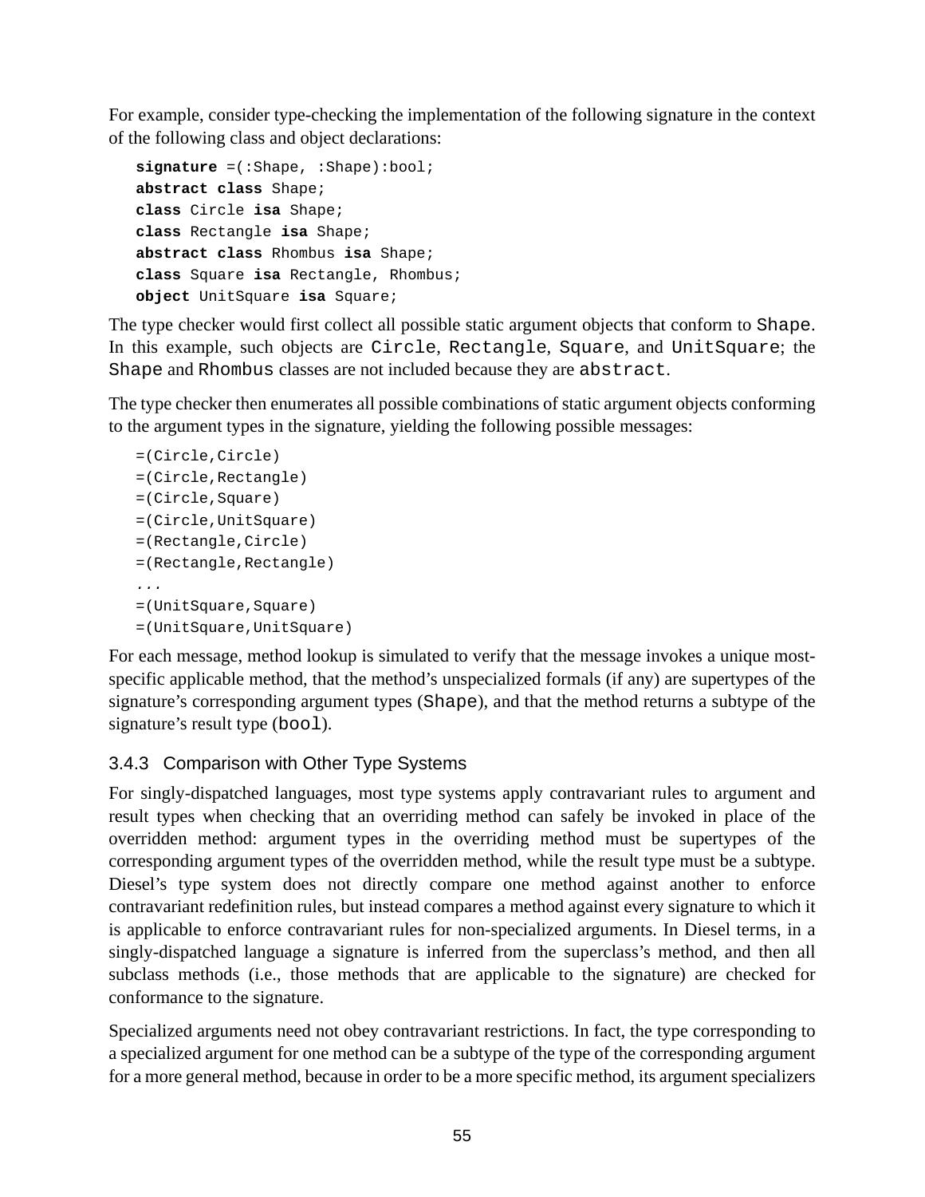For example, consider type-checking the implementation of the following signature in the context of the following class and object declarations:

```
signature =(:Shape, :Shape):bool;
abstract class Shape;
class Circle isa Shape;
class Rectangle isa Shape;
abstract class Rhombus isa Shape;
class Square isa Rectangle, Rhombus;
object UnitSquare isa Square;
```

The type checker would first collect all possible static argument objects that conform to `Shape`. In this example, such objects are `Circle`, `Rectangle`, `Square`, and `UnitSquare`; the `Shape` and `Rhombus` classes are not included because they are `abstract`.

The type checker then enumerates all possible combinations of static argument objects conforming to the argument types in the signature, yielding the following possible messages:

```
=(Circle,Circle)
=(Circle,Rectangle)
=(Circle,Square)
=(Circle,UnitSquare)
=(Rectangle,Circle)
=(Rectangle,Rectangle)
...
=(UnitSquare,Square)
=(UnitSquare,UnitSquare)
```

For each message, method lookup is simulated to verify that the message invokes a unique most-specific applicable method, that the method's unspecialized formals (if any) are supertypes of the signature's corresponding argument types (`Shape`), and that the method returns a subtype of the signature's result type (`bool`).

### 3.4.3 Comparison with Other Type Systems

For singly-dispatched languages, most type systems apply contravariant rules to argument and result types when checking that an overriding method can safely be invoked in place of the overridden method: argument types in the overriding method must be supertypes of the corresponding argument types of the overridden method, while the result type must be a subtype. Diesel's type system does not directly compare one method against another to enforce contravariant redefinition rules, but instead compares a method against every signature to which it is applicable to enforce contravariant rules for non-specialized arguments. In Diesel terms, in a singly-dispatched language a signature is inferred from the superclass's method, and then all subclass methods (i.e., those methods that are applicable to the signature) are checked for conformance to the signature.

Specialized arguments need not obey contravariant restrictions. In fact, the type corresponding to a specialized argument for one method can be a subtype of the type of the corresponding argument for a more general method, because in order to be a more specific method, its argument specializers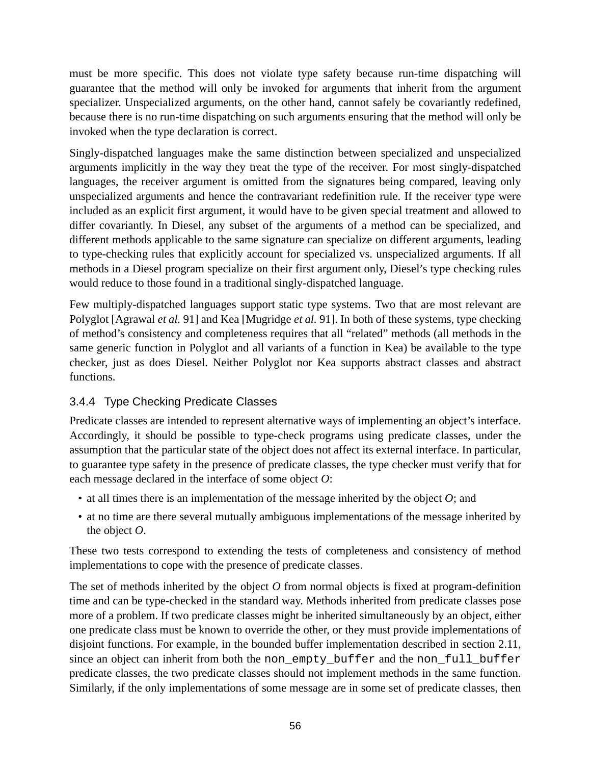must be more specific. This does not violate type safety because run-time dispatching will guarantee that the method will only be invoked for arguments that inherit from the argument specializer. Unspecialized arguments, on the other hand, cannot safely be covariantly redefined, because there is no run-time dispatching on such arguments ensuring that the method will only be invoked when the type declaration is correct.

Singly-dispatched languages make the same distinction between specialized and unspecialized arguments implicitly in the way they treat the type of the receiver. For most singly-dispatched languages, the receiver argument is omitted from the signatures being compared, leaving only unspecialized arguments and hence the contravariant redefinition rule. If the receiver type were included as an explicit first argument, it would have to be given special treatment and allowed to differ covariantly. In Diesel, any subset of the arguments of a method can be specialized, and different methods applicable to the same signature can specialize on different arguments, leading to type-checking rules that explicitly account for specialized vs. unspecialized arguments. If all methods in a Diesel program specialize on their first argument only, Diesel's type checking rules would reduce to those found in a traditional singly-dispatched language.

Few multiply-dispatched languages support static type systems. Two that are most relevant are Polyglot [Agrawal *et al.* 91] and Kea [Mugridge *et al.* 91]. In both of these systems, type checking of method's consistency and completeness requires that all "related" methods (all methods in the same generic function in Polyglot and all variants of a function in Kea) be available to the type checker, just as does Diesel. Neither Polyglot nor Kea supports abstract classes and abstract functions.

### 3.4.4 Type Checking Predicate Classes

Predicate classes are intended to represent alternative ways of implementing an object's interface. Accordingly, it should be possible to type-check programs using predicate classes, under the assumption that the particular state of the object does not affect its external interface. In particular, to guarantee type safety in the presence of predicate classes, the type checker must verify that for each message declared in the interface of some object *O*:

- at all times there is an implementation of the message inherited by the object *O*; and
- at no time are there several mutually ambiguous implementations of the message inherited by the object *O*.

These two tests correspond to extending the tests of completeness and consistency of method implementations to cope with the presence of predicate classes.

The set of methods inherited by the object *O* from normal objects is fixed at program-definition time and can be type-checked in the standard way. Methods inherited from predicate classes pose more of a problem. If two predicate classes might be inherited simultaneously by an object, either one predicate class must be known to override the other, or they must provide implementations of disjoint functions. For example, in the bounded buffer implementation described in section 2.11, since an object can inherit from both the `non_empty_buffer` and the `non_full_buffer` predicate classes, the two predicate classes should not implement methods in the same function. Similarly, if the only implementations of some message are in some set of predicate classes, then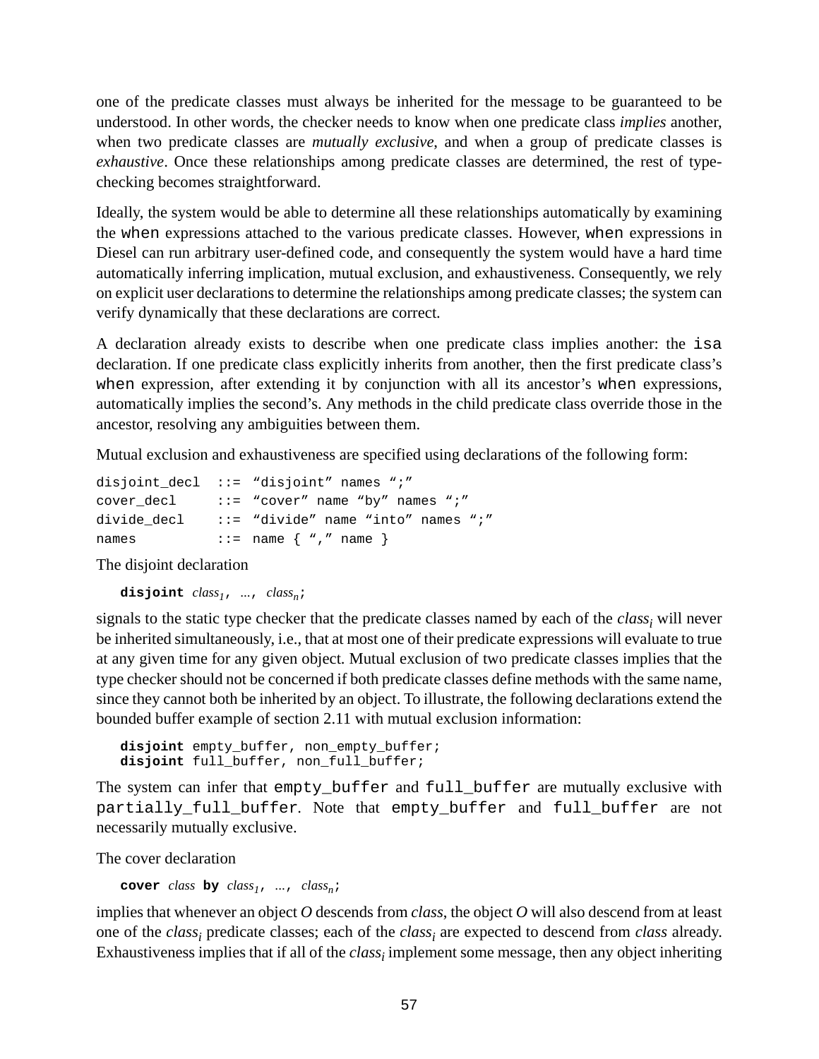one of the predicate classes must always be inherited for the message to be guaranteed to be understood. In other words, the checker needs to know when one predicate class *implies* another, when two predicate classes are *mutually exclusive*, and when a group of predicate classes is *exhaustive*. Once these relationships among predicate classes are determined, the rest of type-checking becomes straightforward.

Ideally, the system would be able to determine all these relationships automatically by examining the `when` expressions attached to the various predicate classes. However, `when` expressions in Diesel can run arbitrary user-defined code, and consequently the system would have a hard time automatically inferring implication, mutual exclusion, and exhaustiveness. Consequently, we rely on explicit user declarations to determine the relationships among predicate classes; the system can verify dynamically that these declarations are correct.

A declaration already exists to describe when one predicate class implies another: the `isa` declaration. If one predicate class explicitly inherits from another, then the first predicate class's `when` expression, after extending it by conjunction with all its ancestor's `when` expressions, automatically implies the second's. Any methods in the child predicate class override those in the ancestor, resolving any ambiguities between them.

Mutual exclusion and exhaustiveness are specified using declarations of the following form:

```
disjoint_decl  ::=  "disjoint" names ";"
cover_decl     ::=  "cover" name "by" names ";"
divide_decl    ::=  "divide" name "into" names ";"
names          ::=  name { "," name }
```

The disjoint declaration

**disjoint** $class_1$, ..., $class_n$;

signals to the static type checker that the predicate classes named by each of the $class_i$ will never be inherited simultaneously, i.e., that at most one of their predicate expressions will evaluate to true at any given time for any given object. Mutual exclusion of two predicate classes implies that the type checker should not be concerned if both predicate classes define methods with the same name, since they cannot both be inherited by an object. To illustrate, the following declarations extend the bounded buffer example of section 2.11 with mutual exclusion information:

```
disjoint empty_buffer, non_empty_buffer;
disjoint full_buffer, non_full_buffer;
```

The system can infer that `empty_buffer` and `full_buffer` are mutually exclusive with `partially_full_buffer`. Note that `empty_buffer` and `full_buffer` are not necessarily mutually exclusive.

The cover declaration

**cover** *class* **by** $class_1$, ..., $class_n$;

implies that whenever an object *O* descends from *class*, the object *O* will also descend from at least one of the $class_i$ predicate classes; each of the $class_i$ are expected to descend from *class* already. Exhaustiveness implies that if all of the $class_i$ implement some message, then any object inheriting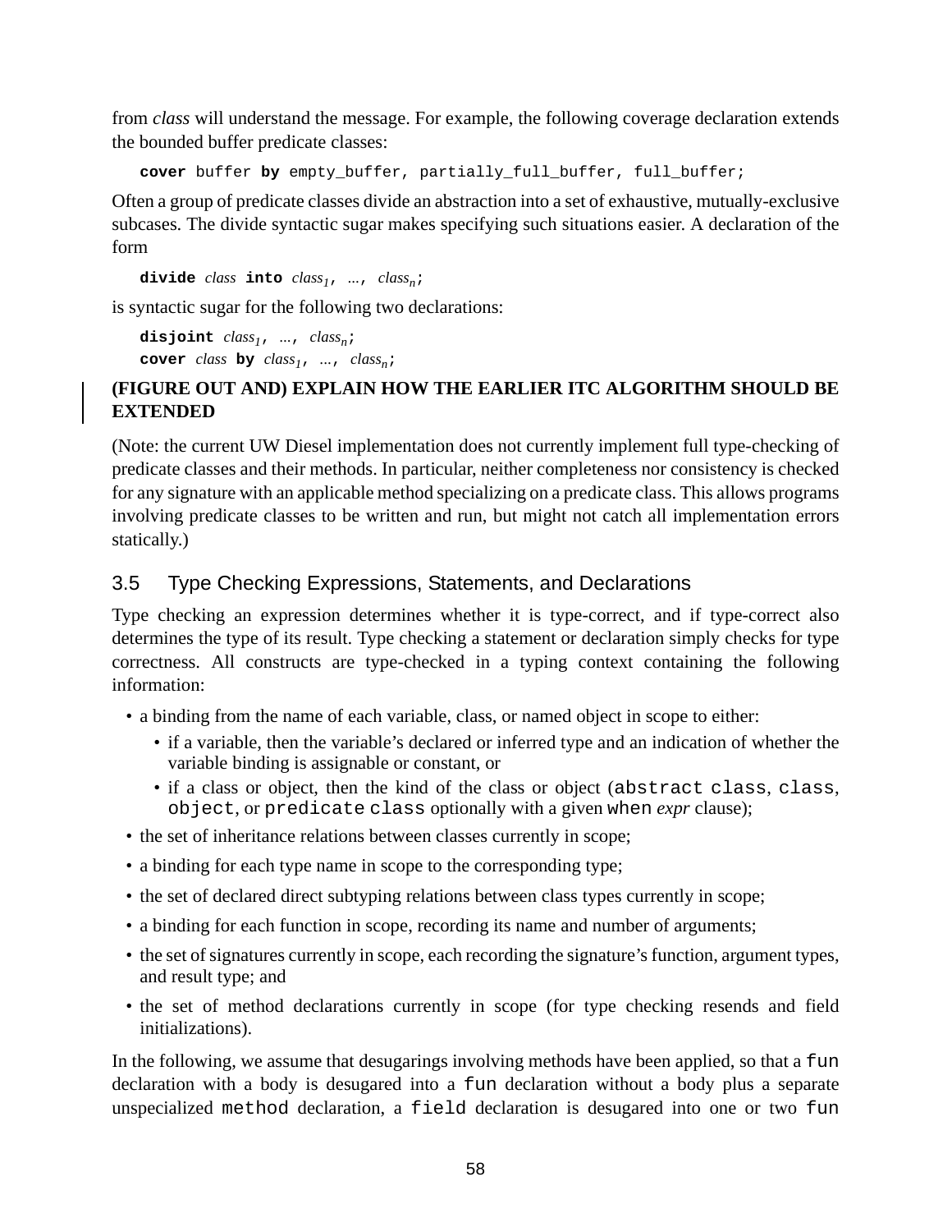from *class* will understand the message. For example, the following coverage declaration extends the bounded buffer predicate classes:

```
cover buffer by empty_buffer, partially_full_buffer, full_buffer;
```

Often a group of predicate classes divide an abstraction into a set of exhaustive, mutually-exclusive subcases. The divide syntactic sugar makes specifying such situations easier. A declaration of the form

**divide** *class* **into** $class_1$, ..., $class_n$;

is syntactic sugar for the following two declarations:

**disjoint** $class_1$, ..., $class_n$;
**cover** *class* **by** $class_1$, ..., $class_n$;

**(FIGURE OUT AND) EXPLAIN HOW THE EARLIER ITC ALGORITHM SHOULD BE EXTENDED**

(Note: the current UW Diesel implementation does not currently implement full type-checking of predicate classes and their methods. In particular, neither completeness nor consistency is checked for any signature with an applicable method specializing on a predicate class. This allows programs involving predicate classes to be written and run, but might not catch all implementation errors statically.)

## 3.5 Type Checking Expressions, Statements, and Declarations

Type checking an expression determines whether it is type-correct, and if type-correct also determines the type of its result. Type checking a statement or declaration simply checks for type correctness. All constructs are type-checked in a typing context containing the following information:

- a binding from the name of each variable, class, or named object in scope to either:
  - if a variable, then the variable's declared or inferred type and an indication of whether the variable binding is assignable or constant, or
  - if a class or object, then the kind of the class or object (`abstract class`, `class`, `object`, or `predicate class` optionally with a given `when` *expr* clause);
- the set of inheritance relations between classes currently in scope;
- a binding for each type name in scope to the corresponding type;
- the set of declared direct subtyping relations between class types currently in scope;
- a binding for each function in scope, recording its name and number of arguments;
- the set of signatures currently in scope, each recording the signature's function, argument types, and result type; and
- the set of method declarations currently in scope (for type checking resends and field initializations).

In the following, we assume that desugarings involving methods have been applied, so that a `fun` declaration with a body is desugared into a `fun` declaration without a body plus a separate unspecialized `method` declaration, a `field` declaration is desugared into one or two `fun`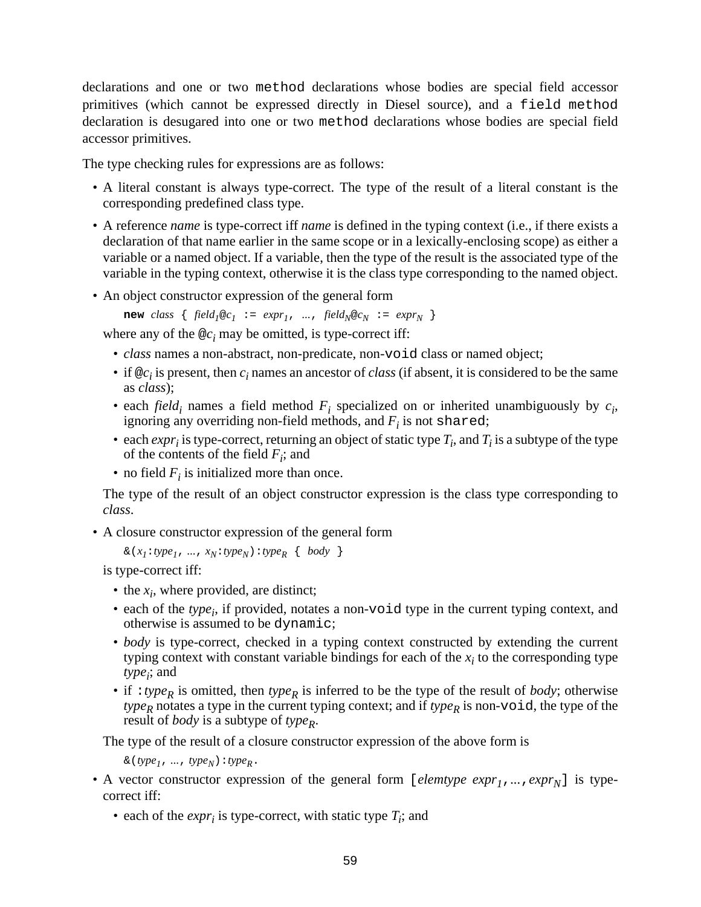declarations and one or two `method` declarations whose bodies are special field accessor primitives (which cannot be expressed directly in Diesel source), and a `field method` declaration is desugared into one or two `method` declarations whose bodies are special field accessor primitives.

The type checking rules for expressions are as follows:

- A literal constant is always type-correct. The type of the result of a literal constant is the corresponding predefined class type.
- A reference *name* is type-correct iff *name* is defined in the typing context (i.e., if there exists a declaration of that name earlier in the same scope or in a lexically-enclosing scope) as either a variable or a named object. If a variable, then the type of the result is the associated type of the variable in the typing context, otherwise it is the class type corresponding to the named object.
- An object constructor expression of the general form

  **new** *class* { $field_1$@$c_1$ := $expr_1$, ..., $field_N$@$c_N$ := $expr_N$ }

  where any of the @$c_i$ may be omitted, is type-correct iff:

  - *class* names a non-abstract, non-predicate, non-`void` class or named object;
  - if @$c_i$ is present, then $c_i$ names an ancestor of *class* (if absent, it is considered to be the same as *class*);
  - each $field_i$ names a field method $F_i$ specialized on or inherited unambiguously by $c_i$, ignoring any overriding non-field methods, and $F_i$ is not `shared`;
  - each $expr_i$ is type-correct, returning an object of static type $T_i$, and $T_i$ is a subtype of the type of the contents of the field $F_i$; and
  - no field $F_i$ is initialized more than once.

  The type of the result of an object constructor expression is the class type corresponding to *class*.

- A closure constructor expression of the general form

  &($x_1$:$type_1$, ..., $x_N$:$type_N$):$type_R$ { *body* }

  is type-correct iff:

  - the $x_i$, where provided, are distinct;
  - each of the $type_i$, if provided, notates a non-`void` type in the current typing context, and otherwise is assumed to be `dynamic`;
  - *body* is type-correct, checked in a typing context constructed by extending the current typing context with constant variable bindings for each of the $x_i$ to the corresponding type $type_i$; and
  - if :$type_R$ is omitted, then $type_R$ is inferred to be the type of the result of *body*; otherwise $type_R$ notates a type in the current typing context; and if $type_R$ is non-`void`, the type of the result of *body* is a subtype of $type_R$.

  The type of the result of a closure constructor expression of the above form is

  &($type_1$, ..., $type_N$):$type_R$.

- A vector constructor expression of the general form [*elemtype* $expr_1$, ..., $expr_N$] is type-correct iff:

  - each of the $expr_i$ is type-correct, with static type $T_i$; and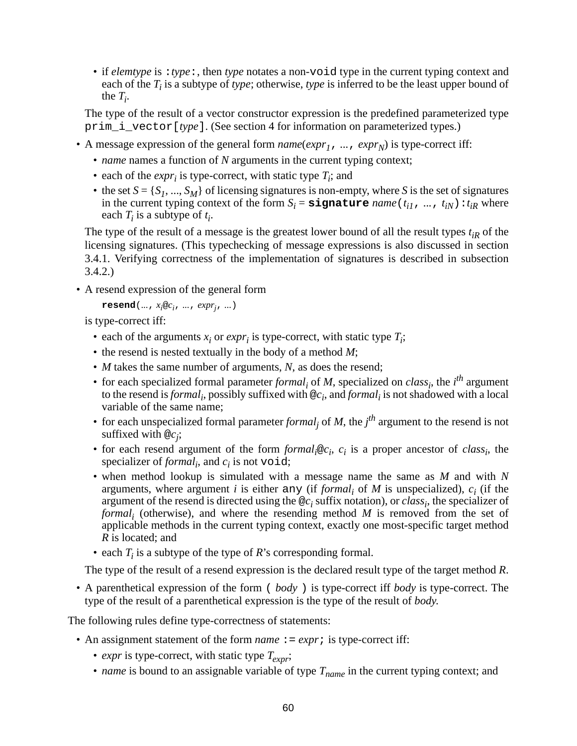- if *elemtype* is `:`*type*`:`, then *type* notates a non-`void` type in the current typing context and each of the $T_i$ is a subtype of *type*; otherwise, *type* is inferred to be the least upper bound of the $T_i$.

  The type of the result of a vector constructor expression is the predefined parameterized type `prim_i_vector[`*type*`]`. (See section 4 for information on parameterized types.)

- A message expression of the general form *name*($expr_1$, ..., $expr_N$) is type-correct iff:
  - *name* names a function of *N* arguments in the current typing context;
  - each of the $expr_i$ is type-correct, with static type $T_i$; and
  - the set $S = \{S_1, ..., S_M\}$ of licensing signatures is non-empty, where *S* is the set of signatures in the current typing context of the form $S_i$ = **`signature`** *name*($t_{i1}$, ..., $t_{iN}$)`:`$t_{iR}$ where each $T_i$ is a subtype of $t_i$.

  The type of the result of a message is the greatest lower bound of all the result types $t_{iR}$ of the licensing signatures. (This typechecking of message expressions is also discussed in section 3.4.1. Verifying correctness of the implementation of signatures is described in subsection 3.4.2.)

- A resend expression of the general form

  **`resend`**(..., $x_i$@$c_i$, ..., $expr_j$, ...)

  is type-correct iff:
  - each of the arguments $x_i$ or $expr_i$ is type-correct, with static type $T_i$;
  - the resend is nested textually in the body of a method *M*;
  - *M* takes the same number of arguments, *N*, as does the resend;
  - for each specialized formal parameter $formal_i$ of *M*, specialized on $class_i$, the $i^{th}$ argument to the resend is $formal_i$, possibly suffixed with @$c_i$, and $formal_i$ is not shadowed with a local variable of the same name;
  - for each unspecialized formal parameter $formal_j$ of *M*, the $j^{th}$ argument to the resend is not suffixed with @$c_j$;
  - for each resend argument of the form $formal_i$@$c_i$, $c_i$ is a proper ancestor of $class_i$, the specializer of $formal_i$, and $c_i$ is not `void`;
  - when method lookup is simulated with a message name the same as *M* and with *N* arguments, where argument *i* is either `any` (if $formal_i$ of *M* is unspecialized), $c_i$ (if the argument of the resend is directed using the @$c_i$ suffix notation), or $class_i$, the specializer of $formal_i$ (otherwise), and where the resending method *M* is removed from the set of applicable methods in the current typing context, exactly one most-specific target method *R* is located; and
  - each $T_i$ is a subtype of the type of *R*'s corresponding formal.

  The type of the result of a resend expression is the declared result type of the target method *R*.

- A parenthetical expression of the form `(` *body* `)` is type-correct iff *body* is type-correct. The type of the result of a parenthetical expression is the type of the result of *body.*

The following rules define type-correctness of statements:

- An assignment statement of the form *name* `:=` *expr*`;` is type-correct iff:
  - *expr* is type-correct, with static type $T_{expr}$;
  - *name* is bound to an assignable variable of type $T_{name}$ in the current typing context; and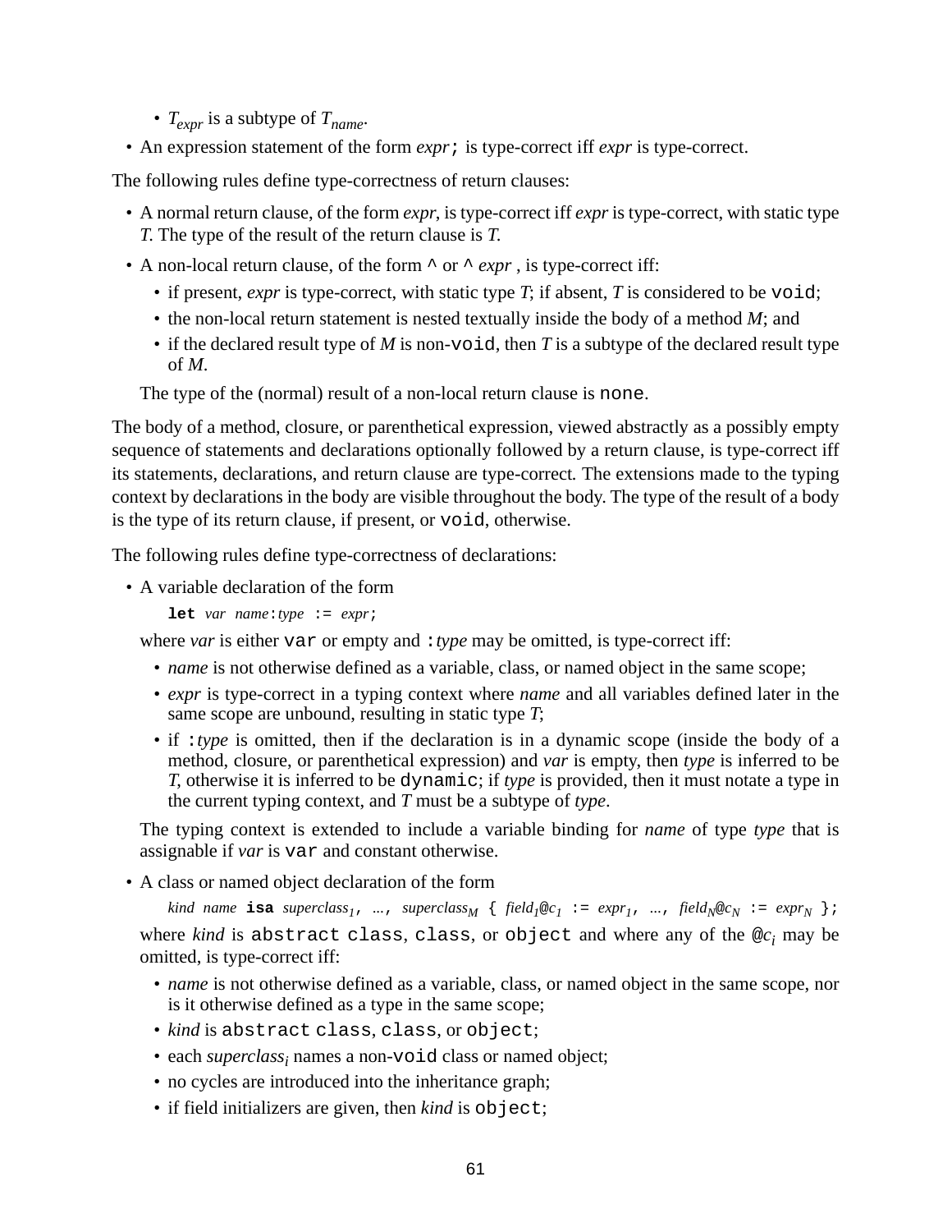- $T_{expr}$ is a subtype of $T_{name}$.

- An expression statement of the form *expr*`;` is type-correct iff *expr* is type-correct.

The following rules define type-correctness of return clauses:

- A normal return clause, of the form *expr*, is type-correct iff *expr* is type-correct, with static type *T*. The type of the result of the return clause is *T*.
- A non-local return clause, of the form `^` or `^` *expr* , is type-correct iff:
  - if present, *expr* is type-correct, with static type *T*; if absent, *T* is considered to be `void`;
  - the non-local return statement is nested textually inside the body of a method *M*; and
  - if the declared result type of *M* is non-`void`, then *T* is a subtype of the declared result type of *M*.

  The type of the (normal) result of a non-local return clause is `none`.

The body of a method, closure, or parenthetical expression, viewed abstractly as a possibly empty sequence of statements and declarations optionally followed by a return clause, is type-correct iff its statements, declarations, and return clause are type-correct. The extensions made to the typing context by declarations in the body are visible throughout the body. The type of the result of a body is the type of its return clause, if present, or `void`, otherwise.

The following rules define type-correctness of declarations:

- A variable declaration of the form

  **`let`** *var name*`:`*type* `:=` *expr*`;`

  where *var* is either `var` or empty and `:`*type* may be omitted, is type-correct iff:
  - *name* is not otherwise defined as a variable, class, or named object in the same scope;
  - *expr* is type-correct in a typing context where *name* and all variables defined later in the same scope are unbound, resulting in static type *T*;
  - if `:`*type* is omitted, then if the declaration is in a dynamic scope (inside the body of a method, closure, or parenthetical expression) and *var* is empty, then *type* is inferred to be *T*, otherwise it is inferred to be `dynamic`; if *type* is provided, then it must notate a type in the current typing context, and *T* must be a subtype of *type*.

  The typing context is extended to include a variable binding for *name* of type *type* that is assignable if *var* is `var` and constant otherwise.

- A class or named object declaration of the form

  *kind name* **`isa`** $superclass_1$`,` ...`,` $superclass_M$ `{` $field_1$`@`$c_1$ `:=` $expr_1$`,` ...`,` $field_N$`@`$c_N$ `:=` $expr_N$ `};`

  where *kind* is `abstract class`, `class`, or `object` and where any of the `@`$c_i$ may be omitted, is type-correct iff:
  - *name* is not otherwise defined as a variable, class, or named object in the same scope, nor is it otherwise defined as a type in the same scope;
  - *kind* is `abstract class`, `class`, or `object`;
  - each $superclass_i$ names a non-`void` class or named object;
  - no cycles are introduced into the inheritance graph;
  - if field initializers are given, then *kind* is `object`;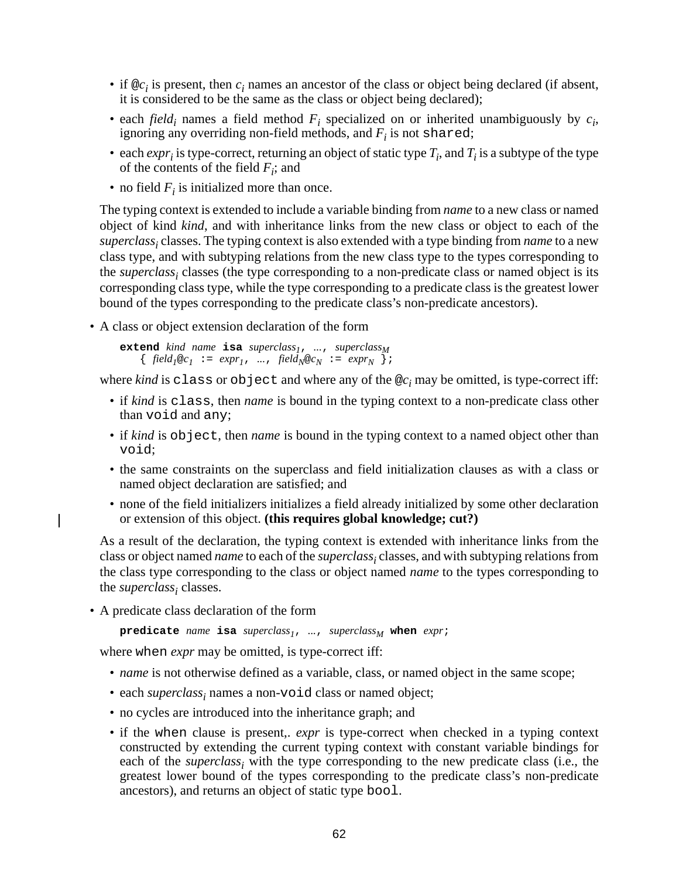- if $@c_i$ is present, then $c_i$ names an ancestor of the class or object being declared (if absent, it is considered to be the same as the class or object being declared);
- each $field_i$ names a field method $F_i$ specialized on or inherited unambiguously by $c_i$, ignoring any overriding non-field methods, and $F_i$ is not `shared`;
- each $expr_i$ is type-correct, returning an object of static type $T_i$, and $T_i$ is a subtype of the type of the contents of the field $F_i$; and
- no field $F_i$ is initialized more than once.

The typing context is extended to include a variable binding from *name* to a new class or named object of kind *kind*, and with inheritance links from the new class or object to each of the $superclass_i$ classes. The typing context is also extended with a type binding from *name* to a new class type, and with subtyping relations from the new class type to the types corresponding to the $superclass_i$ classes (the type corresponding to a non-predicate class or named object is its corresponding class type, while the type corresponding to a predicate class is the greatest lower bound of the types corresponding to the predicate class's non-predicate ancestors).

- A class or object extension declaration of the form

```
extend kind name isa superclass1, ..., superclassM
    { field1@c1 := expr1, ..., fieldN@cN := exprN };
```

where *kind* is `class` or `object` and where any of the $@c_i$ may be omitted, is type-correct iff:

  - if *kind* is `class`, then *name* is bound in the typing context to a non-predicate class other than `void` and `any`;
  - if *kind* is `object`, then *name* is bound in the typing context to a named object other than `void`;
  - the same constraints on the superclass and field initialization clauses as with a class or named object declaration are satisfied; and
  - none of the field initializers initializes a field already initialized by some other declaration or extension of this object. **(this requires global knowledge; cut?)**

As a result of the declaration, the typing context is extended with inheritance links from the class or object named *name* to each of the $superclass_i$ classes, and with subtyping relations from the class type corresponding to the class or object named *name* to the types corresponding to the $superclass_i$ classes.

- A predicate class declaration of the form

```
predicate name isa superclass1, ..., superclassM when expr;
```

where `when` *expr* may be omitted, is type-correct iff:

  - *name* is not otherwise defined as a variable, class, or named object in the same scope;
  - each $superclass_i$ names a non-`void` class or named object;
  - no cycles are introduced into the inheritance graph; and
  - if the `when` clause is present,. *expr* is type-correct when checked in a typing context constructed by extending the current typing context with constant variable bindings for each of the $superclass_i$ with the type corresponding to the new predicate class (i.e., the greatest lower bound of the types corresponding to the predicate class's non-predicate ancestors), and returns an object of static type `bool`.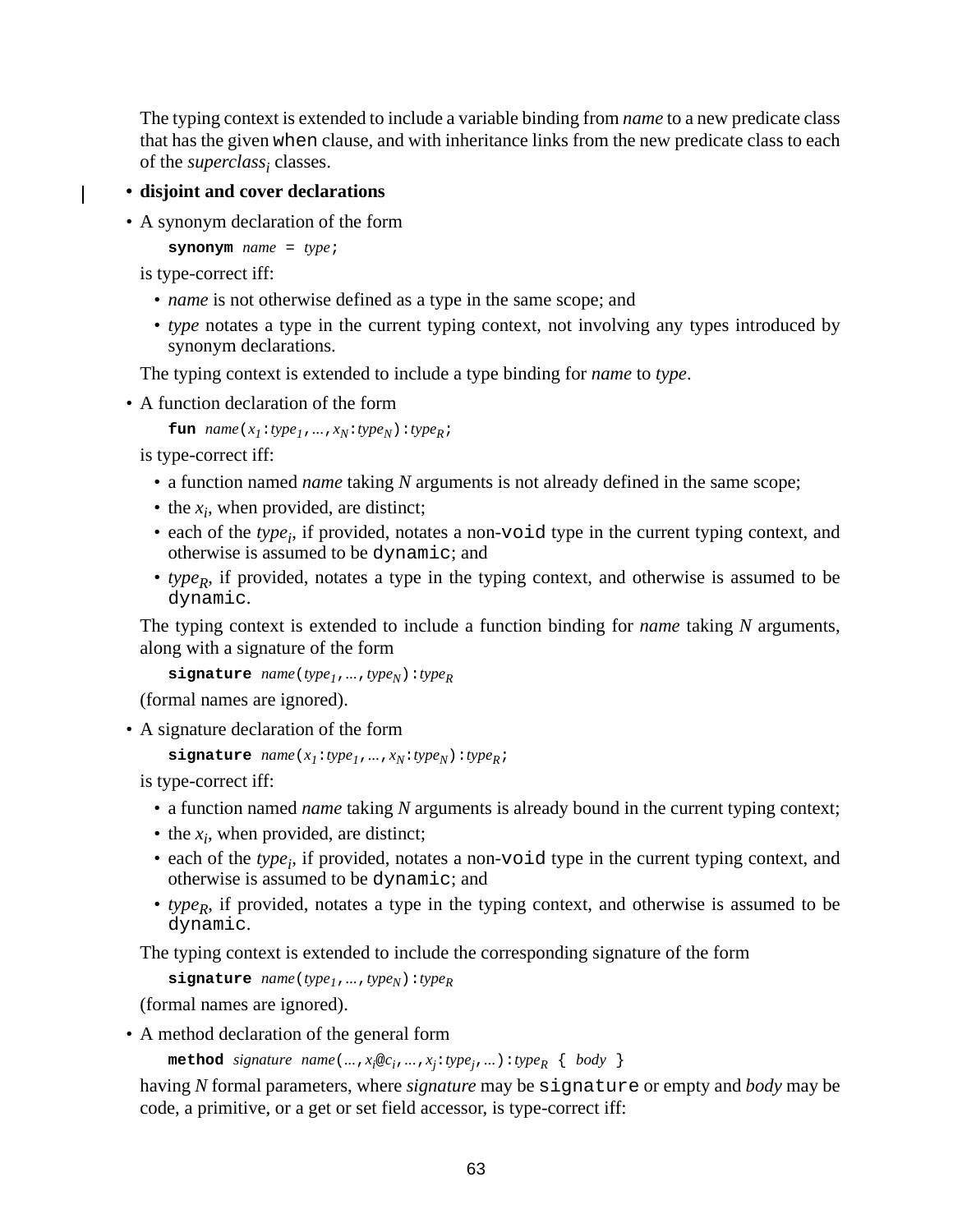The typing context is extended to include a variable binding from *name* to a new predicate class that has the given `when` clause, and with inheritance links from the new predicate class to each of the $superclass_i$ classes.

- **disjoint and cover declarations**
- A synonym declaration of the form

  **`synonym`** *name* `=` *type*`;`

  is type-correct iff:

  - *name* is not otherwise defined as a type in the same scope; and
  - *type* notates a type in the current typing context, not involving any types introduced by synonym declarations.

  The typing context is extended to include a type binding for *name* to *type*.

- A function declaration of the form

  **`fun`** *name*`(`$x_1$`:`$type_1$`,`...`,`$x_N$`:`$type_N$`):`$type_R$`;`

  is type-correct iff:

  - a function named *name* taking *N* arguments is not already defined in the same scope;
  - the $x_i$, when provided, are distinct;
  - each of the $type_i$, if provided, notates a non-`void` type in the current typing context, and otherwise is assumed to be `dynamic`; and
  - $type_R$, if provided, notates a type in the typing context, and otherwise is assumed to be `dynamic`.

  The typing context is extended to include a function binding for *name* taking *N* arguments, along with a signature of the form

  **`signature`** *name*`(`$type_1$`,`...`,`$type_N$`):`$type_R$

  (formal names are ignored).

- A signature declaration of the form

  **`signature`** *name*`(`$x_1$`:`$type_1$`,`...`,`$x_N$`:`$type_N$`):`$type_R$`;`

  is type-correct iff:

  - a function named *name* taking *N* arguments is already bound in the current typing context;
  - the $x_i$, when provided, are distinct;
  - each of the $type_i$, if provided, notates a non-`void` type in the current typing context, and otherwise is assumed to be `dynamic`; and
  - $type_R$, if provided, notates a type in the typing context, and otherwise is assumed to be `dynamic`.

  The typing context is extended to include the corresponding signature of the form

  **`signature`** *name*`(`$type_1$`,`...`,`$type_N$`):`$type_R$

  (formal names are ignored).

- A method declaration of the general form

  **`method`** *signature* *name*`(`...`,`$x_i$`@`$c_i$`,`...`,`$x_j$`:`$type_j$`,`...`):`$type_R$ `{` *body* `}`

  having *N* formal parameters, where *signature* may be `signature` or empty and *body* may be code, a primitive, or a get or set field accessor, is type-correct iff: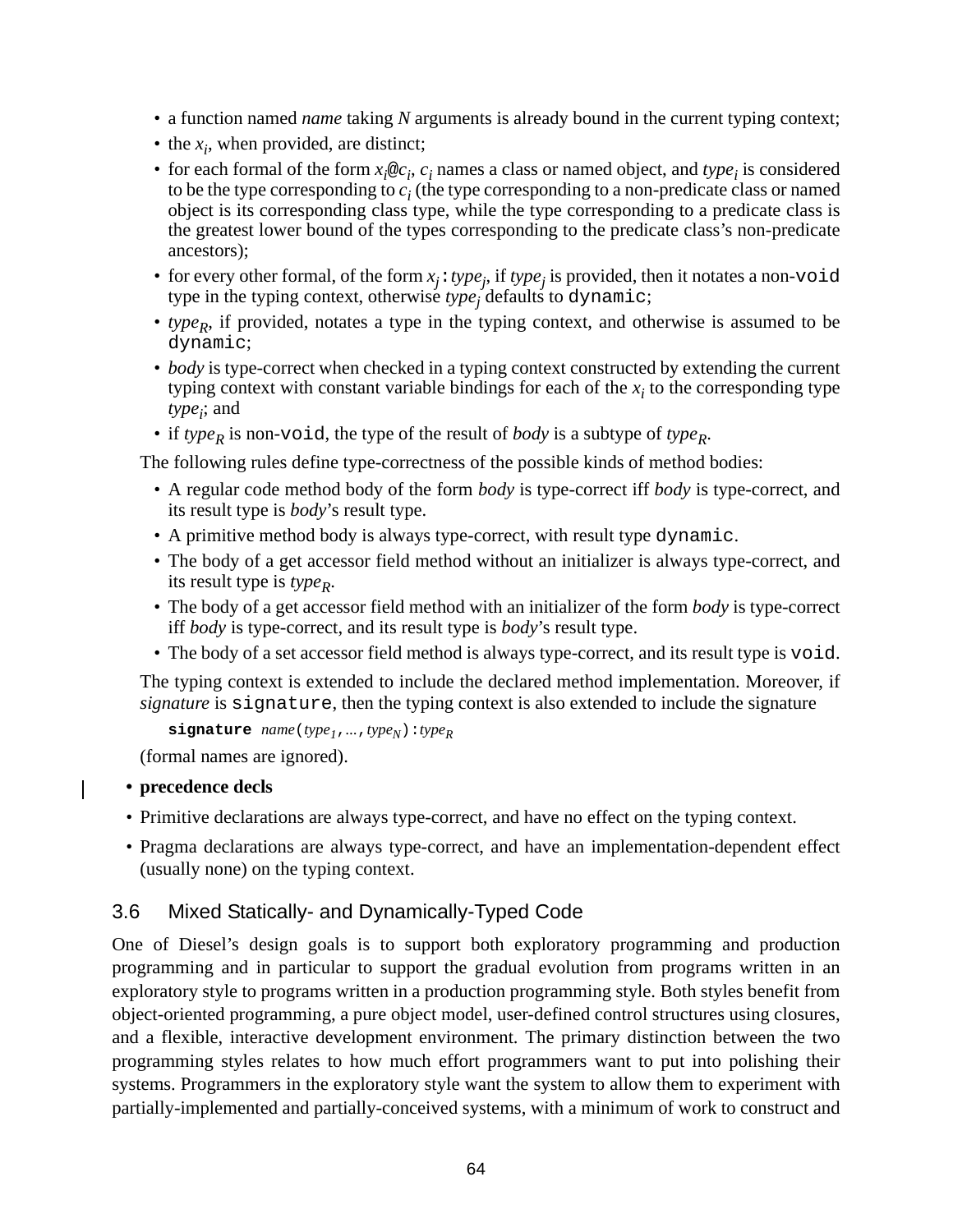- a function named *name* taking *N* arguments is already bound in the current typing context;
- the $x_i$, when provided, are distinct;
- for each formal of the form $x_i$@$c_i$, $c_i$ names a class or named object, and $type_i$ is considered to be the type corresponding to $c_i$ (the type corresponding to a non-predicate class or named object is its corresponding class type, while the type corresponding to a predicate class is the greatest lower bound of the types corresponding to the predicate class's non-predicate ancestors);
- for every other formal, of the form $x_j$`:`$type_j$, if $type_j$ is provided, then it notates a non-`void` type in the typing context, otherwise $type_j$ defaults to `dynamic`;
- $type_R$, if provided, notates a type in the typing context, and otherwise is assumed to be `dynamic`;
- *body* is type-correct when checked in a typing context constructed by extending the current typing context with constant variable bindings for each of the $x_i$ to the corresponding type $type_i$; and
- if $type_R$ is non-`void`, the type of the result of *body* is a subtype of $type_R$.

The following rules define type-correctness of the possible kinds of method bodies:

- A regular code method body of the form *body* is type-correct iff *body* is type-correct, and its result type is *body*'s result type.
- A primitive method body is always type-correct, with result type `dynamic`.
- The body of a get accessor field method without an initializer is always type-correct, and its result type is $type_R$.
- The body of a get accessor field method with an initializer of the form *body* is type-correct iff *body* is type-correct, and its result type is *body*'s result type.
- The body of a set accessor field method is always type-correct, and its result type is `void`.

The typing context is extended to include the declared method implementation. Moreover, if *signature* is `signature`, then the typing context is also extended to include the signature

**`signature`** *name*`(`$type_1$`,`...`,`$type_N$`):`$type_R$

(formal names are ignored).

- **precedence decls**
- Primitive declarations are always type-correct, and have no effect on the typing context.
- Pragma declarations are always type-correct, and have an implementation-dependent effect (usually none) on the typing context.

## 3.6 Mixed Statically- and Dynamically-Typed Code

One of Diesel's design goals is to support both exploratory programming and production programming and in particular to support the gradual evolution from programs written in an exploratory style to programs written in a production programming style. Both styles benefit from object-oriented programming, a pure object model, user-defined control structures using closures, and a flexible, interactive development environment. The primary distinction between the two programming styles relates to how much effort programmers want to put into polishing their systems. Programmers in the exploratory style want the system to allow them to experiment with partially-implemented and partially-conceived systems, with a minimum of work to construct and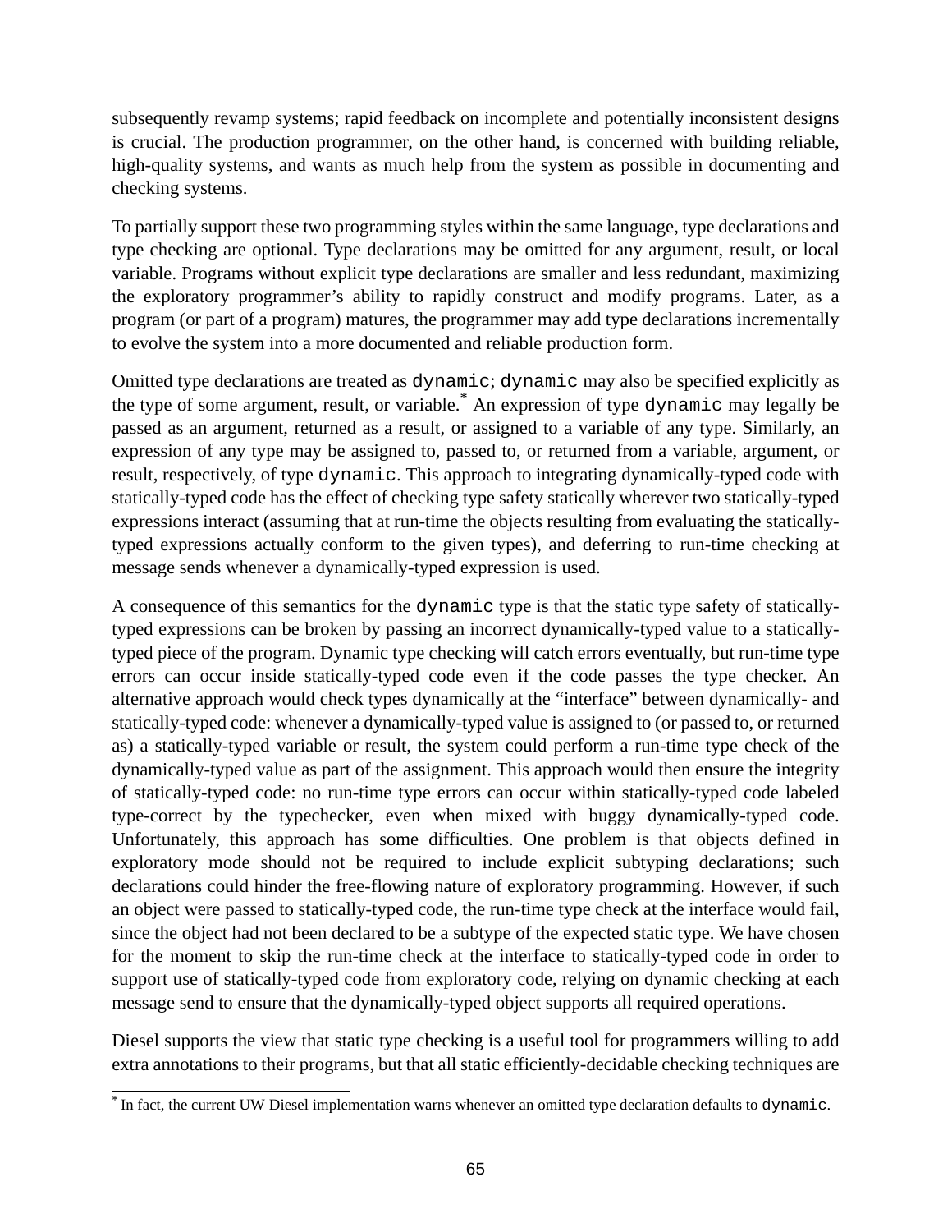subsequently revamp systems; rapid feedback on incomplete and potentially inconsistent designs is crucial. The production programmer, on the other hand, is concerned with building reliable, high-quality systems, and wants as much help from the system as possible in documenting and checking systems.

To partially support these two programming styles within the same language, type declarations and type checking are optional. Type declarations may be omitted for any argument, result, or local variable. Programs without explicit type declarations are smaller and less redundant, maximizing the exploratory programmer's ability to rapidly construct and modify programs. Later, as a program (or part of a program) matures, the programmer may add type declarations incrementally to evolve the system into a more documented and reliable production form.

Omitted type declarations are treated as `dynamic`; `dynamic` may also be specified explicitly as the type of some argument, result, or variable.* An expression of type `dynamic` may legally be passed as an argument, returned as a result, or assigned to a variable of any type. Similarly, an expression of any type may be assigned to, passed to, or returned from a variable, argument, or result, respectively, of type `dynamic`. This approach to integrating dynamically-typed code with statically-typed code has the effect of checking type safety statically wherever two statically-typed expressions interact (assuming that at run-time the objects resulting from evaluating the statically-typed expressions actually conform to the given types), and deferring to run-time checking at message sends whenever a dynamically-typed expression is used.

A consequence of this semantics for the `dynamic` type is that the static type safety of statically-typed expressions can be broken by passing an incorrect dynamically-typed value to a statically-typed piece of the program. Dynamic type checking will catch errors eventually, but run-time type errors can occur inside statically-typed code even if the code passes the type checker. An alternative approach would check types dynamically at the "interface" between dynamically- and statically-typed code: whenever a dynamically-typed value is assigned to (or passed to, or returned as) a statically-typed variable or result, the system could perform a run-time type check of the dynamically-typed value as part of the assignment. This approach would then ensure the integrity of statically-typed code: no run-time type errors can occur within statically-typed code labeled type-correct by the typechecker, even when mixed with buggy dynamically-typed code. Unfortunately, this approach has some difficulties. One problem is that objects defined in exploratory mode should not be required to include explicit subtyping declarations; such declarations could hinder the free-flowing nature of exploratory programming. However, if such an object were passed to statically-typed code, the run-time type check at the interface would fail, since the object had not been declared to be a subtype of the expected static type. We have chosen for the moment to skip the run-time check at the interface to statically-typed code in order to support use of statically-typed code from exploratory code, relying on dynamic checking at each message send to ensure that the dynamically-typed object supports all required operations.

Diesel supports the view that static type checking is a useful tool for programmers willing to add extra annotations to their programs, but that all static efficiently-decidable checking techniques are

* In fact, the current UW Diesel implementation warns whenever an omitted type declaration defaults to `dynamic`.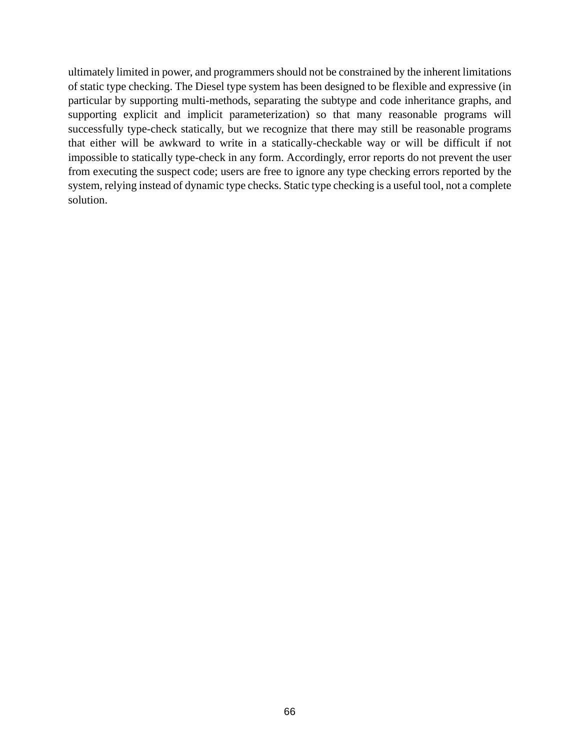ultimately limited in power, and programmers should not be constrained by the inherent limitations of static type checking. The Diesel type system has been designed to be flexible and expressive (in particular by supporting multi-methods, separating the subtype and code inheritance graphs, and supporting explicit and implicit parameterization) so that many reasonable programs will successfully type-check statically, but we recognize that there may still be reasonable programs that either will be awkward to write in a statically-checkable way or will be difficult if not impossible to statically type-check in any form. Accordingly, error reports do not prevent the user from executing the suspect code; users are free to ignore any type checking errors reported by the system, relying instead of dynamic type checks. Static type checking is a useful tool, not a complete solution.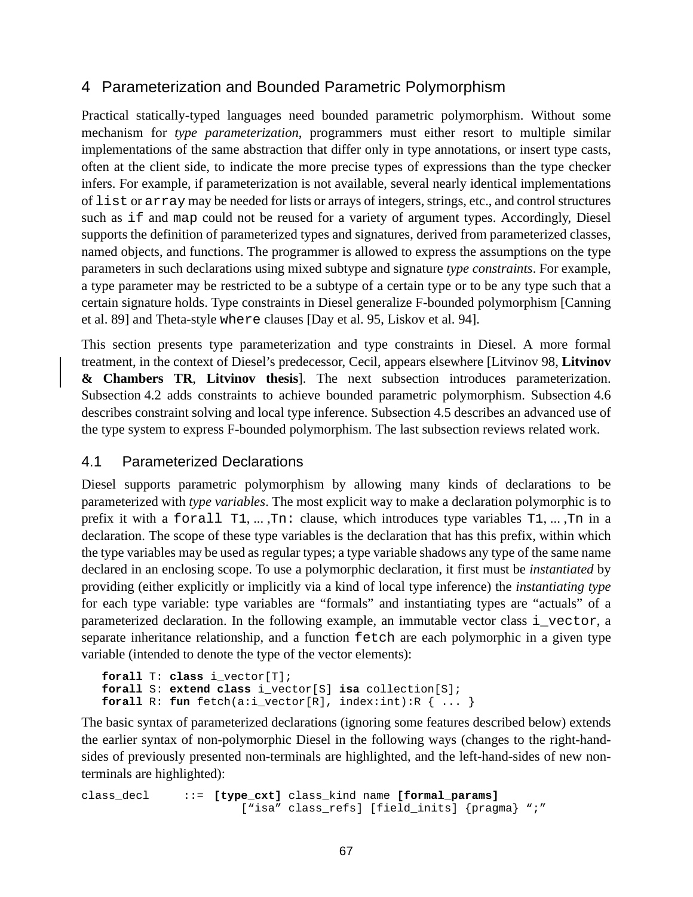## 4 Parameterization and Bounded Parametric Polymorphism

Practical statically-typed languages need bounded parametric polymorphism. Without some mechanism for *type parameterization*, programmers must either resort to multiple similar implementations of the same abstraction that differ only in type annotations, or insert type casts, often at the client side, to indicate the more precise types of expressions than the type checker infers. For example, if parameterization is not available, several nearly identical implementations of `list` or `array` may be needed for lists or arrays of integers, strings, etc., and control structures such as `if` and `map` could not be reused for a variety of argument types. Accordingly, Diesel supports the definition of parameterized types and signatures, derived from parameterized classes, named objects, and functions. The programmer is allowed to express the assumptions on the type parameters in such declarations using mixed subtype and signature *type constraints*. For example, a type parameter may be restricted to be a subtype of a certain type or to be any type such that a certain signature holds. Type constraints in Diesel generalize F-bounded polymorphism [Canning et al. 89] and Theta-style `where` clauses [Day et al. 95, Liskov et al. 94].

This section presents type parameterization and type constraints in Diesel. A more formal treatment, in the context of Diesel's predecessor, Cecil, appears elsewhere [Litvinov 98, **Litvinov & Chambers TR**, **Litvinov thesis**]. The next subsection introduces parameterization. Subsection 4.2 adds constraints to achieve bounded parametric polymorphism. Subsection 4.6 describes constraint solving and local type inference. Subsection 4.5 describes an advanced use of the type system to express F-bounded polymorphism. The last subsection reviews related work.

### 4.1 Parameterized Declarations

Diesel supports parametric polymorphism by allowing many kinds of declarations to be parameterized with *type variables*. The most explicit way to make a declaration polymorphic is to prefix it with a `forall T1, ... ,Tn:` clause, which introduces type variables `T1, ... ,Tn` in a declaration. The scope of these type variables is the declaration that has this prefix, within which the type variables may be used as regular types; a type variable shadows any type of the same name declared in an enclosing scope. To use a polymorphic declaration, it first must be *instantiated* by providing (either explicitly or implicitly via a kind of local type inference) the *instantiating type* for each type variable: type variables are "formals" and instantiating types are "actuals" of a parameterized declaration. In the following example, an immutable vector class `i_vector`, a separate inheritance relationship, and a function `fetch` are each polymorphic in a given type variable (intended to denote the type of the vector elements):

```
forall T: class i_vector[T];
forall S: extend class i_vector[S] isa collection[S];
forall R: fun fetch(a:i_vector[R], index:int):R { ... }
```

The basic syntax of parameterized declarations (ignoring some features described below) extends the earlier syntax of non-polymorphic Diesel in the following ways (changes to the right-hand-sides of previously presented non-terminals are highlighted, and the left-hand-sides of new non-terminals are highlighted):

```
class_decl     ::= [type_cxt] class_kind name [formal_params]
                      ["isa" class_refs] [field_inits] {pragma} ";"
```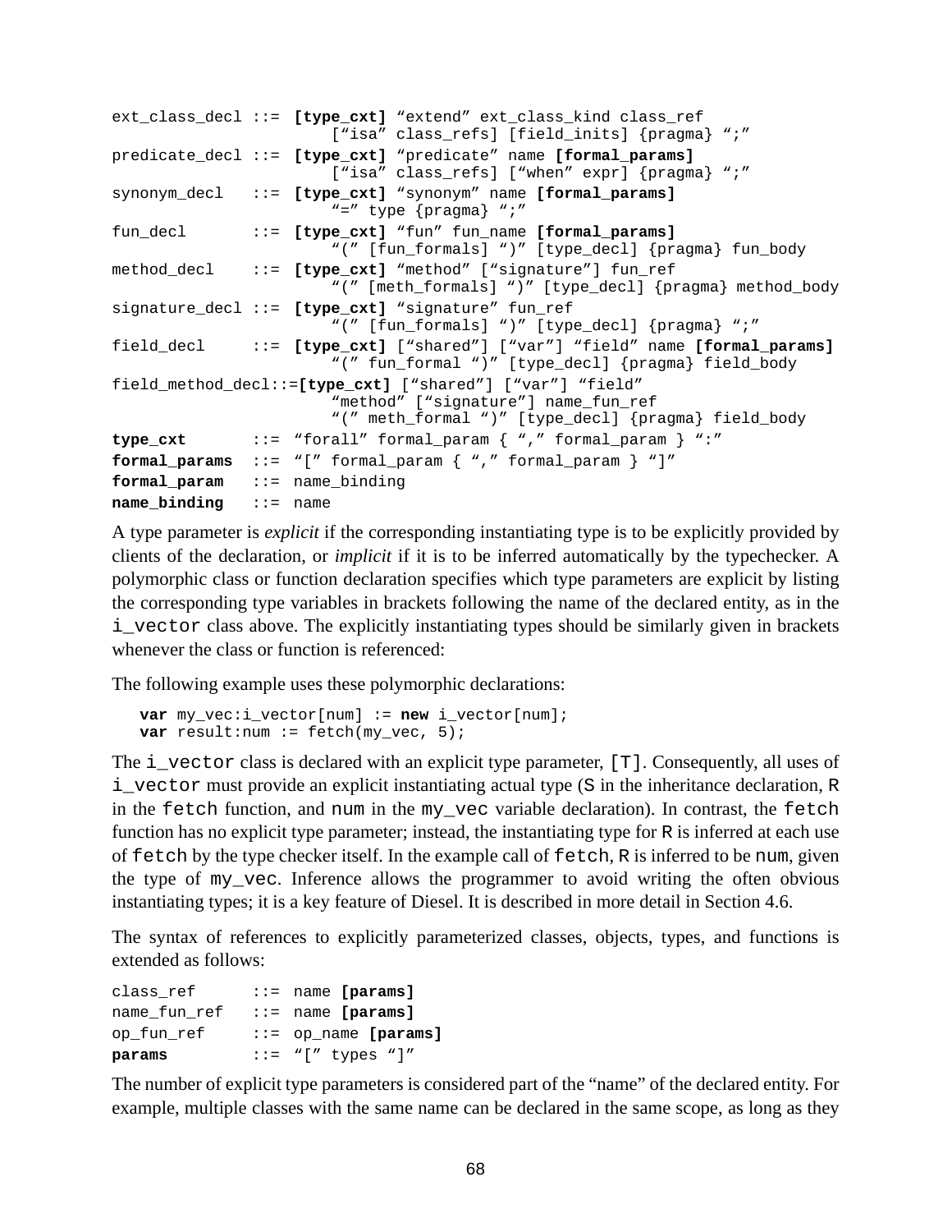```
ext_class_decl ::= [type_cxt] "extend" ext_class_kind class_ref
                       ["isa" class_refs] [field_inits] {pragma} ";"
predicate_decl ::= [type_cxt] "predicate" name [formal_params]
                       ["isa" class_refs] ["when" expr] {pragma} ";"
synonym_decl   ::= [type_cxt] "synonym" name [formal_params]
                       "=" type {pragma} ";"
fun_decl       ::= [type_cxt] "fun" fun_name [formal_params]
                       "(" [fun_formals] ")" [type_decl] {pragma} fun_body
method_decl    ::= [type_cxt] "method" ["signature"] fun_ref
                       "(" [meth_formals] ")" [type_decl] {pragma} method_body
signature_decl ::= [type_cxt] "signature" fun_ref
                       "(" [fun_formals] ")" [type_decl] {pragma} ";"
field_decl     ::= [type_cxt] ["shared"] ["var"] "field" name [formal_params]
                       "(" fun_formal ")" [type_decl] {pragma} field_body
field_method_decl::=[type_cxt] ["shared"] ["var"] "field"
                       "method" ["signature"] name_fun_ref
                       "(" meth_formal ")" [type_decl] {pragma} field_body
type_cxt       ::= "forall" formal_param { "," formal_param } ":"
formal_params  ::= "[" formal_param { "," formal_param } "]"
formal_param   ::= name_binding
name_binding   ::= name
```

A type parameter is *explicit* if the corresponding instantiating type is to be explicitly provided by clients of the declaration, or *implicit* if it is to be inferred automatically by the typechecker. A polymorphic class or function declaration specifies which type parameters are explicit by listing the corresponding type variables in brackets following the name of the declared entity, as in the `i_vector` class above. The explicitly instantiating types should be similarly given in brackets whenever the class or function is referenced:

The following example uses these polymorphic declarations:

```
var my_vec:i_vector[num] := new i_vector[num];
var result:num := fetch(my_vec, 5);
```

The `i_vector` class is declared with an explicit type parameter, `[T]`. Consequently, all uses of `i_vector` must provide an explicit instantiating actual type (`S` in the inheritance declaration, `R` in the `fetch` function, and `num` in the `my_vec` variable declaration). In contrast, the `fetch` function has no explicit type parameter; instead, the instantiating type for `R` is inferred at each use of `fetch` by the type checker itself. In the example call of `fetch`, `R` is inferred to be `num`, given the type of `my_vec`. Inference allows the programmer to avoid writing the often obvious instantiating types; it is a key feature of Diesel. It is described in more detail in Section 4.6.

The syntax of references to explicitly parameterized classes, objects, types, and functions is extended as follows:

```
class_ref      ::= name [params]
name_fun_ref   ::= name [params]
op_fun_ref     ::= op_name [params]
params         ::= "[" types "]"
```

The number of explicit type parameters is considered part of the "name" of the declared entity. For example, multiple classes with the same name can be declared in the same scope, as long as they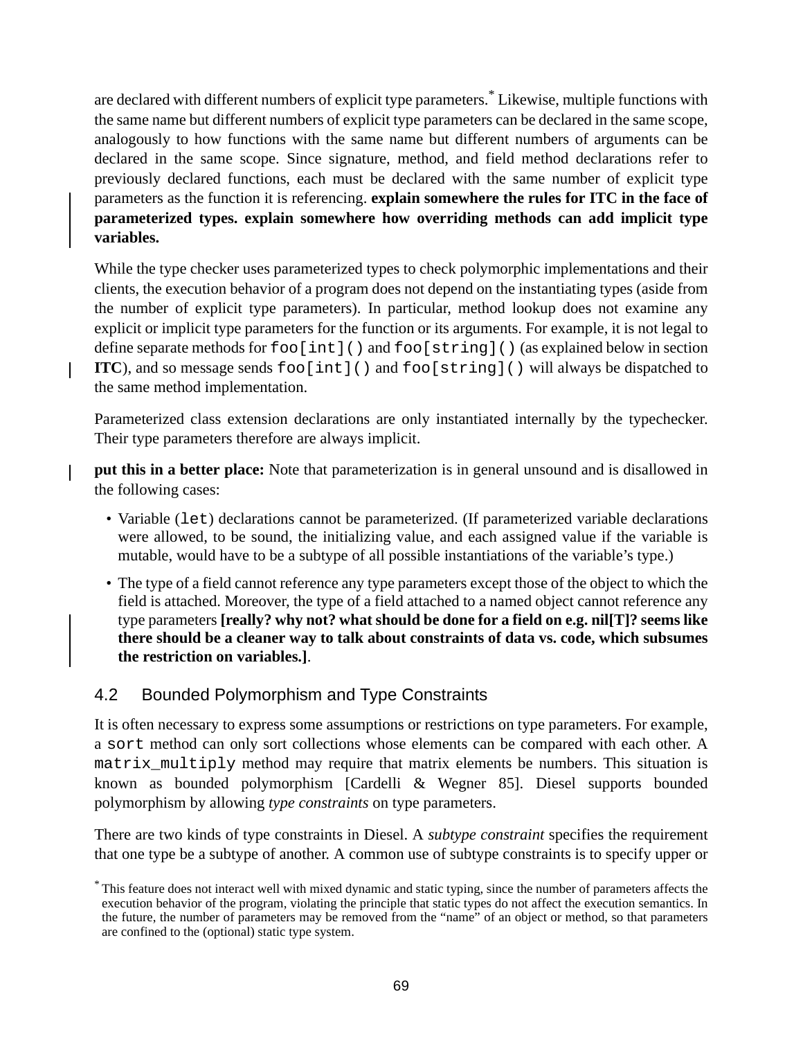are declared with different numbers of explicit type parameters.[*] Likewise, multiple functions with the same name but different numbers of explicit type parameters can be declared in the same scope, analogously to how functions with the same name but different numbers of arguments can be declared in the same scope. Since signature, method, and field method declarations refer to previously declared functions, each must be declared with the same number of explicit type parameters as the function it is referencing. **explain somewhere the rules for ITC in the face of parameterized types. explain somewhere how overriding methods can add implicit type variables.**

While the type checker uses parameterized types to check polymorphic implementations and their clients, the execution behavior of a program does not depend on the instantiating types (aside from the number of explicit type parameters). In particular, method lookup does not examine any explicit or implicit type parameters for the function or its arguments. For example, it is not legal to define separate methods for `foo[int]()` and `foo[string]()` (as explained below in section **ITC**), and so message sends `foo[int]()` and `foo[string]()` will always be dispatched to the same method implementation.

Parameterized class extension declarations are only instantiated internally by the typechecker. Their type parameters therefore are always implicit.

**put this in a better place:** Note that parameterization is in general unsound and is disallowed in the following cases:

- Variable (`let`) declarations cannot be parameterized. (If parameterized variable declarations were allowed, to be sound, the initializing value, and each assigned value if the variable is mutable, would have to be a subtype of all possible instantiations of the variable's type.)
- The type of a field cannot reference any type parameters except those of the object to which the field is attached. Moreover, the type of a field attached to a named object cannot reference any type parameters **[really? why not? what should be done for a field on e.g. nil[T]? seems like there should be a cleaner way to talk about constraints of data vs. code, which subsumes the restriction on variables.]**.

## 4.2 Bounded Polymorphism and Type Constraints

It is often necessary to express some assumptions or restrictions on type parameters. For example, a `sort` method can only sort collections whose elements can be compared with each other. A `matrix_multiply` method may require that matrix elements be numbers. This situation is known as bounded polymorphism [Cardelli & Wegner 85]. Diesel supports bounded polymorphism by allowing *type constraints* on type parameters.

There are two kinds of type constraints in Diesel. A *subtype constraint* specifies the requirement that one type be a subtype of another. A common use of subtype constraints is to specify upper or

[*] This feature does not interact well with mixed dynamic and static typing, since the number of parameters affects the execution behavior of the program, violating the principle that static types do not affect the execution semantics. In the future, the number of parameters may be removed from the "name" of an object or method, so that parameters are confined to the (optional) static type system.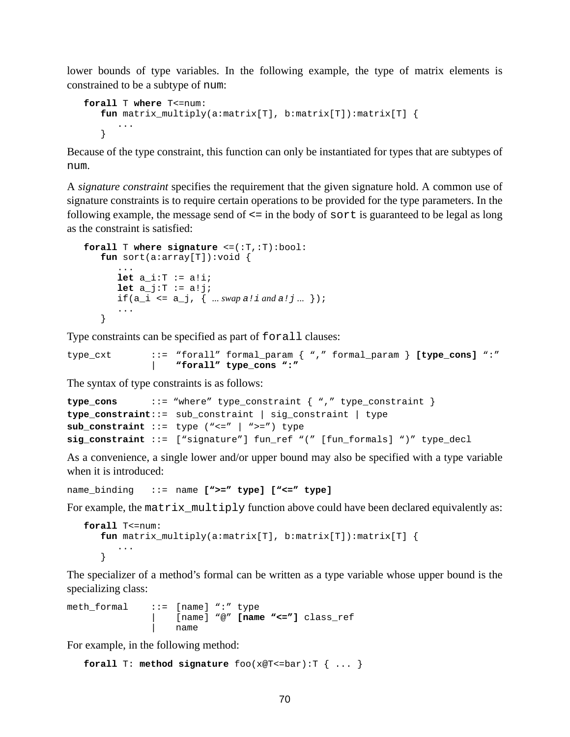lower bounds of type variables. In the following example, the type of matrix elements is constrained to be a subtype of `num`:

```
forall T where T<=num:
   fun matrix_multiply(a:matrix[T], b:matrix[T]):matrix[T] {
      ...
   }
```

Because of the type constraint, this function can only be instantiated for types that are subtypes of `num`.

A *signature constraint* specifies the requirement that the given signature hold. A common use of signature constraints is to require certain operations to be provided for the type parameters. In the following example, the message send of `<=` in the body of `sort` is guaranteed to be legal as long as the constraint is satisfied:

```
forall T where signature <=(:T,:T):bool:
   fun sort(a:array[T]):void {
      ...
      let a_i:T := a!i;
      let a_j:T := a!j;
      if(a_i <= a_j, { ... swap a!i and a!j ... });
      ...
   }
```

Type constraints can be specified as part of `forall` clauses:

```
type_cxt       ::= "forall" formal_param { "," formal_param } [type_cons] ":"
               |   "forall" type_cons ":"
```

The syntax of type constraints is as follows:

```
type_cons      ::= "where" type_constraint { "," type_constraint }
type_constraint::= sub_constraint | sig_constraint | type
sub_constraint ::= type ("<=" | ">=") type
sig_constraint ::= ["signature"] fun_ref "(" [fun_formals] ")" type_decl
```

As a convenience, a single lower and/or upper bound may also be specified with a type variable when it is introduced:

```
name_binding   ::= name [">=" type] ["<=" type]
```

For example, the `matrix_multiply` function above could have been declared equivalently as:

```
forall T<=num:
   fun matrix_multiply(a:matrix[T], b:matrix[T]):matrix[T] {
      ...
   }
```

The specializer of a method's formal can be written as a type variable whose upper bound is the specializing class:

```
meth_formal    ::= [name] ":" type
               |   [name] "@" [name "<="] class_ref
               |   name
```

For example, in the following method:

```
forall T: method signature foo(x@T<=bar):T { ... }
```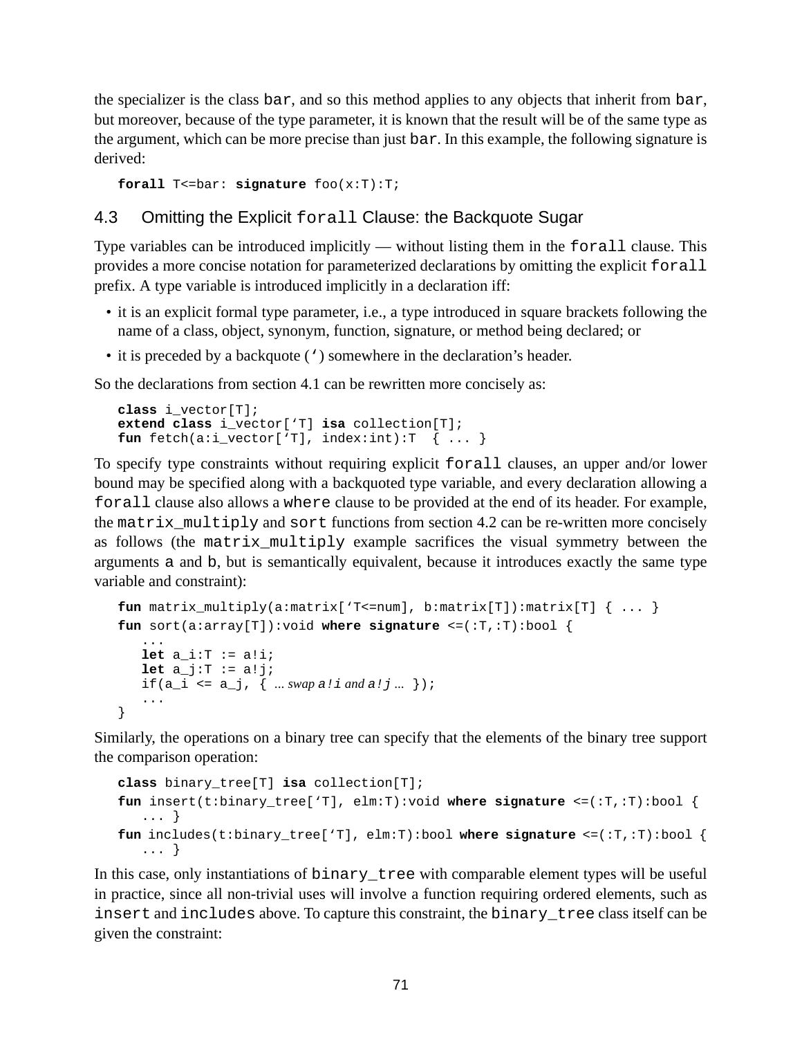the specializer is the class bar, and so this method applies to any objects that inherit from bar, but moreover, because of the type parameter, it is known that the result will be of the same type as the argument, which can be more precise than just bar. In this example, the following signature is derived:

```
forall T<=bar: signature foo(x:T):T;
```

## 4.3 Omitting the Explicit forall Clause: the Backquote Sugar

Type variables can be introduced implicitly — without listing them in the forall clause. This provides a more concise notation for parameterized declarations by omitting the explicit forall prefix. A type variable is introduced implicitly in a declaration iff:

- it is an explicit formal type parameter, i.e., a type introduced in square brackets following the name of a class, object, synonym, function, signature, or method being declared; or
- it is preceded by a backquote (‘) somewhere in the declaration's header.

So the declarations from section 4.1 can be rewritten more concisely as:

```
class i_vector[T];
extend class i_vector[‘T] isa collection[T];
fun fetch(a:i_vector[‘T], index:int):T  { ... }
```

To specify type constraints without requiring explicit forall clauses, an upper and/or lower bound may be specified along with a backquoted type variable, and every declaration allowing a forall clause also allows a where clause to be provided at the end of its header. For example, the matrix_multiply and sort functions from section 4.2 can be re-written more concisely as follows (the matrix_multiply example sacrifices the visual symmetry between the arguments a and b, but is semantically equivalent, because it introduces exactly the same type variable and constraint):

```
fun matrix_multiply(a:matrix[‘T<=num], b:matrix[T]):matrix[T] { ... }
fun sort(a:array[T]):void where signature <=(:T,:T):bool {
   ...
   let a_i:T := a!i;
   let a_j:T := a!j;
   if(a_i <= a_j, { ... swap a!i and a!j ... });
   ...
}
```

Similarly, the operations on a binary tree can specify that the elements of the binary tree support the comparison operation:

```
class binary_tree[T] isa collection[T];
fun insert(t:binary_tree[‘T], elm:T):void where signature <=(:T,:T):bool {
   ... }
fun includes(t:binary_tree[‘T], elm:T):bool where signature <=(:T,:T):bool {
   ... }
```

In this case, only instantiations of binary_tree with comparable element types will be useful in practice, since all non-trivial uses will involve a function requiring ordered elements, such as insert and includes above. To capture this constraint, the binary_tree class itself can be given the constraint: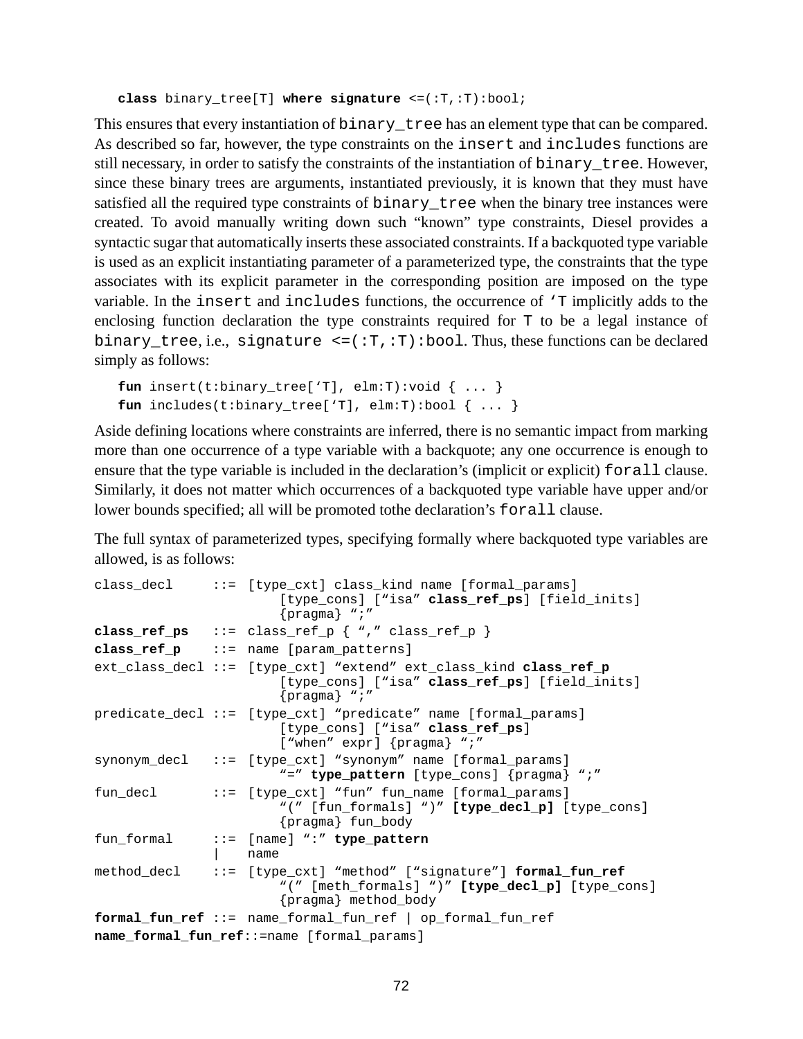```
class binary_tree[T] where signature <=(:T,:T):bool;
```

This ensures that every instantiation of `binary_tree` has an element type that can be compared. As described so far, however, the type constraints on the `insert` and `includes` functions are still necessary, in order to satisfy the constraints of the instantiation of `binary_tree`. However, since these binary trees are arguments, instantiated previously, it is known that they must have satisfied all the required type constraints of `binary_tree` when the binary tree instances were created. To avoid manually writing down such "known" type constraints, Diesel provides a syntactic sugar that automatically inserts these associated constraints. If a backquoted type variable is used as an explicit instantiating parameter of a parameterized type, the constraints that the type associates with its explicit parameter in the corresponding position are imposed on the type variable. In the `insert` and `includes` functions, the occurrence of `‘T` implicitly adds to the enclosing function declaration the type constraints required for `T` to be a legal instance of `binary_tree`, i.e., `signature <=(:T,:T):bool`. Thus, these functions can be declared simply as follows:

```
fun insert(t:binary_tree[‘T], elm:T):void { ... }
fun includes(t:binary_tree[‘T], elm:T):bool { ... }
```

Aside defining locations where constraints are inferred, there is no semantic impact from marking more than one occurrence of a type variable with a backquote; any one occurrence is enough to ensure that the type variable is included in the declaration's (implicit or explicit) `forall` clause. Similarly, it does not matter which occurrences of a backquoted type variable have upper and/or lower bounds specified; all will be promoted tothe declaration's `forall` clause.

The full syntax of parameterized types, specifying formally where backquoted type variables are allowed, is as follows:

```
class_decl     ::= [type_cxt] class_kind name [formal_params]
                       [type_cons] [“isa” class_ref_ps] [field_inits]
                       {pragma} “;”
class_ref_ps   ::= class_ref_p { “,” class_ref_p }
class_ref_p    ::= name [param_patterns]
ext_class_decl ::= [type_cxt] “extend” ext_class_kind class_ref_p
                       [type_cons] [“isa” class_ref_ps] [field_inits]
                       {pragma} “;”
predicate_decl ::= [type_cxt] “predicate” name [formal_params]
                       [type_cons] [“isa” class_ref_ps]
                       [“when” expr] {pragma} “;”
synonym_decl   ::= [type_cxt] “synonym” name [formal_params]
                       “=” type_pattern [type_cons] {pragma} “;”
fun_decl       ::= [type_cxt] “fun” fun_name [formal_params]
                       “(” [fun_formals] “)” [type_decl_p] [type_cons]
                       {pragma} fun_body
fun_formal     ::= [name] “:” type_pattern
               |   name
method_decl    ::= [type_cxt] “method” [“signature”] formal_fun_ref
                       “(” [meth_formals] “)” [type_decl_p] [type_cons]
                       {pragma} method_body
formal_fun_ref ::= name_formal_fun_ref | op_formal_fun_ref
name_formal_fun_ref::=name [formal_params]
```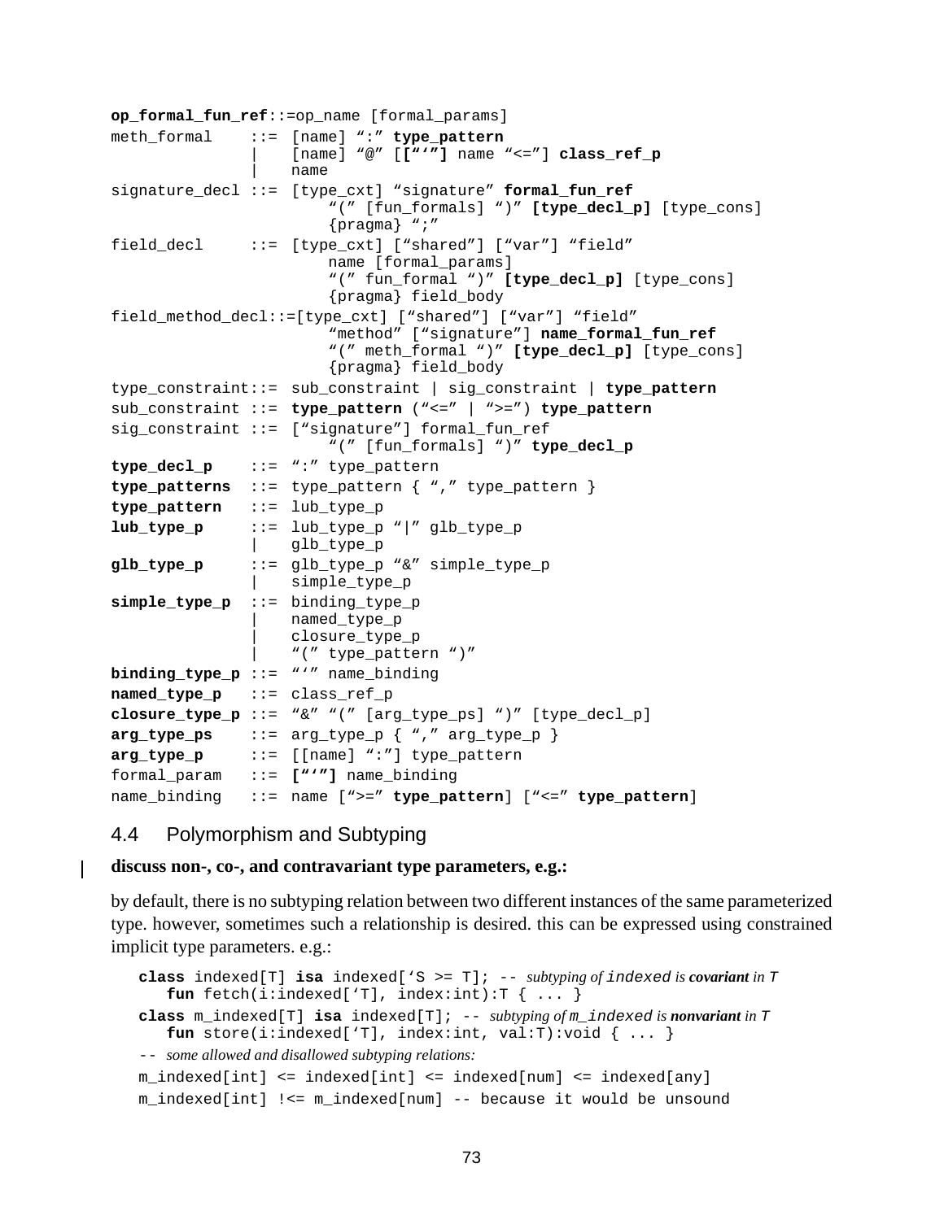```
op_formal_fun_ref::=op_name [formal_params]
meth_formal    ::=  [name] ":" type_pattern
               |    [name] "@" [["'"] name "<="] class_ref_p
               |    name
signature_decl ::=  [type_cxt] "signature" formal_fun_ref
                        "(" [fun_formals] ")" [type_decl_p] [type_cons]
                        {pragma} ";"
field_decl     ::=  [type_cxt] ["shared"] ["var"] "field"
                        name [formal_params]
                        "(" fun_formal ")" [type_decl_p] [type_cons]
                        {pragma} field_body
field_method_decl::=[type_cxt] ["shared"] ["var"] "field"
                        "method" ["signature"] name_formal_fun_ref
                        "(" meth_formal ")" [type_decl_p] [type_cons]
                        {pragma} field_body
type_constraint::=  sub_constraint | sig_constraint | type_pattern
sub_constraint ::=  type_pattern ("<=" | ">=") type_pattern
sig_constraint ::=  ["signature"] formal_fun_ref
                        "(" [fun_formals] ")" type_decl_p
type_decl_p    ::=  ":" type_pattern
type_patterns  ::=  type_pattern { "," type_pattern }
type_pattern   ::=  lub_type_p
lub_type_p     ::=  lub_type_p "|" glb_type_p
               |    glb_type_p
glb_type_p     ::=  glb_type_p "&" simple_type_p
               |    simple_type_p
simple_type_p  ::=  binding_type_p
               |    named_type_p
               |    closure_type_p
               |    "(" type_pattern ")"
binding_type_p ::=  "'" name_binding
named_type_p   ::=  class_ref_p
closure_type_p ::=  "&" "(" [arg_type_ps] ")" [type_decl_p]
arg_type_ps    ::=  arg_type_p { "," arg_type_p }
arg_type_p     ::=  [[name] ":"] type_pattern
formal_param   ::=  ["'"] name_binding
name_binding   ::=  name [">=" type_pattern] ["<=" type_pattern]
```

## 4.4 Polymorphism and Subtyping

**discuss non-, co-, and contravariant type parameters, e.g.:**

by default, there is no subtyping relation between two different instances of the same parameterized type. however, sometimes such a relationship is desired. this can be expressed using constrained implicit type parameters. e.g.:

```
class indexed[T] isa indexed['S >= T]; -- subtyping of indexed is covariant in T
   fun fetch(i:indexed['T], index:int):T { ... }
class m_indexed[T] isa indexed[T]; -- subtyping of m_indexed is nonvariant in T
   fun store(i:indexed['T], index:int, val:T):void { ... }
-- some allowed and disallowed subtyping relations:
m_indexed[int] <= indexed[int] <= indexed[num] <= indexed[any]
m_indexed[int] !<= m_indexed[num] -- because it would be unsound
```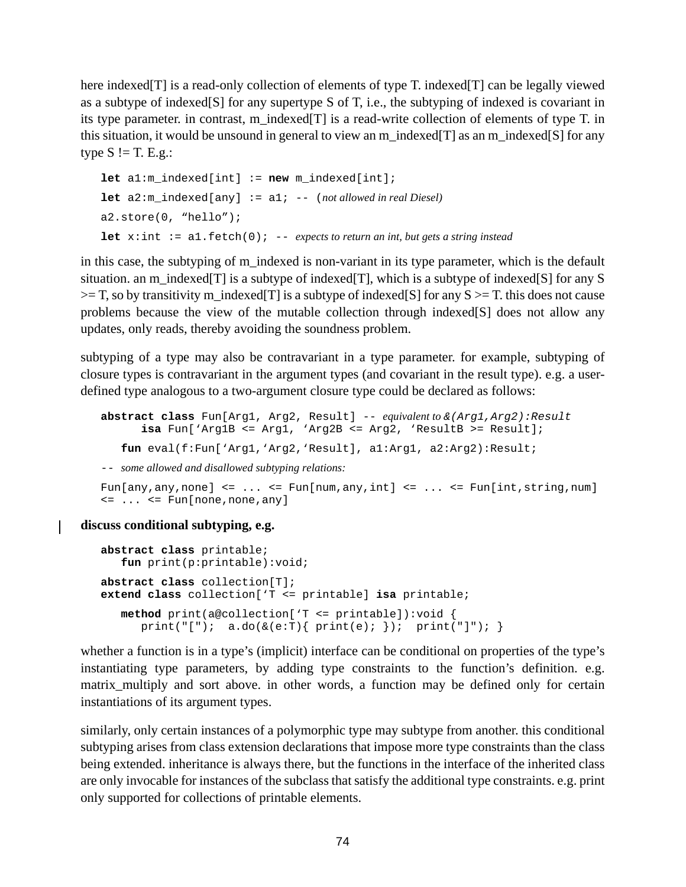here indexed[T] is a read-only collection of elements of type T. indexed[T] can be legally viewed as a subtype of indexed[S] for any supertype S of T, i.e., the subtyping of indexed is covariant in its type parameter. in contrast, m_indexed[T] is a read-write collection of elements of type T. in this situation, it would be unsound in general to view an m_indexed[T] as an m_indexed[S] for any type S != T. E.g.:

```
let a1:m_indexed[int] := new m_indexed[int];
let a2:m_indexed[any] := a1; -- (not allowed in real Diesel)
a2.store(0, "hello");
let x:int := a1.fetch(0); -- expects to return an int, but gets a string instead
```

in this case, the subtyping of m_indexed is non-variant in its type parameter, which is the default situation. an m_indexed[T] is a subtype of indexed[T], which is a subtype of indexed[S] for any S >= T, so by transitivity m_indexed[T] is a subtype of indexed[S] for any S >= T. this does not cause problems because the view of the mutable collection through indexed[S] does not allow any updates, only reads, thereby avoiding the soundness problem.

subtyping of a type may also be contravariant in a type parameter. for example, subtyping of closure types is contravariant in the argument types (and covariant in the result type). e.g. a user-defined type analogous to a two-argument closure type could be declared as follows:

```
abstract class Fun[Arg1, Arg2, Result] -- equivalent to &(Arg1,Arg2):Result
      isa Fun['Arg1B <= Arg1, 'Arg2B <= Arg2, 'ResultB >= Result];
   fun eval(f:Fun['Arg1,'Arg2,'Result], a1:Arg1, a2:Arg2):Result;
-- some allowed and disallowed subtyping relations:
Fun[any,any,none] <= ... <= Fun[num,any,int] <= ... <= Fun[int,string,num]
<= ... <= Fun[none,none,any]
```

**discuss conditional subtyping, e.g.**

```
abstract class printable;
   fun print(p:printable):void;
abstract class collection[T];
extend class collection['T <= printable] isa printable;
   method print(a@collection['T <= printable]):void {
      print("[");  a.do(&(e:T){ print(e); });  print("]"); }
```

whether a function is in a type's (implicit) interface can be conditional on properties of the type's instantiating type parameters, by adding type constraints to the function's definition. e.g. matrix_multiply and sort above. in other words, a function may be defined only for certain instantiations of its argument types.

similarly, only certain instances of a polymorphic type may subtype from another. this conditional subtyping arises from class extension declarations that impose more type constraints than the class being extended. inheritance is always there, but the functions in the interface of the inherited class are only invocable for instances of the subclass that satisfy the additional type constraints. e.g. print only supported for collections of printable elements.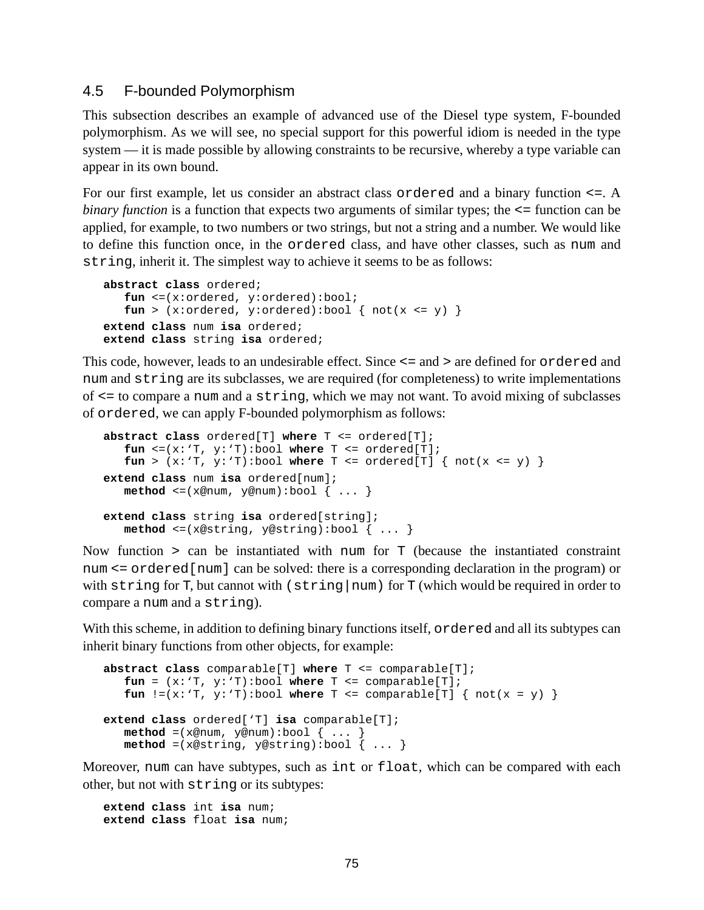### 4.5 F-bounded Polymorphism

This subsection describes an example of advanced use of the Diesel type system, F-bounded polymorphism. As we will see, no special support for this powerful idiom is needed in the type system — it is made possible by allowing constraints to be recursive, whereby a type variable can appear in its own bound.

For our first example, let us consider an abstract class `ordered` and a binary function `<=`. A *binary function* is a function that expects two arguments of similar types; the `<=` function can be applied, for example, to two numbers or two strings, but not a string and a number. We would like to define this function once, in the `ordered` class, and have other classes, such as `num` and `string`, inherit it. The simplest way to achieve it seems to be as follows:

```
abstract class ordered;
   fun <=(x:ordered, y:ordered):bool;
   fun > (x:ordered, y:ordered):bool { not(x <= y) }
extend class num isa ordered;
extend class string isa ordered;
```

This code, however, leads to an undesirable effect. Since `<=` and `>` are defined for `ordered` and `num` and `string` are its subclasses, we are required (for completeness) to write implementations of `<=` to compare a `num` and a `string`, which we may not want. To avoid mixing of subclasses of `ordered`, we can apply F-bounded polymorphism as follows:

```
abstract class ordered[T] where T <= ordered[T];
   fun <=(x:‘T, y:‘T):bool where T <= ordered[T];
   fun > (x:‘T, y:‘T):bool where T <= ordered[T] { not(x <= y) }
extend class num isa ordered[num];
   method <=(x@num, y@num):bool { ... }

extend class string isa ordered[string];
   method <=(x@string, y@string):bool { ... }
```

Now function `>` can be instantiated with `num` for `T` (because the instantiated constraint `num <= ordered[num]` can be solved: there is a corresponding declaration in the program) or with `string` for `T`, but cannot with `(string|num)` for `T` (which would be required in order to compare a `num` and a `string`).

With this scheme, in addition to defining binary functions itself, `ordered` and all its subtypes can inherit binary functions from other objects, for example:

```
abstract class comparable[T] where T <= comparable[T];
   fun = (x:‘T, y:‘T):bool where T <= comparable[T];
   fun !=(x:‘T, y:‘T):bool where T <= comparable[T] { not(x = y) }

extend class ordered[‘T] isa comparable[T];
   method =(x@num, y@num):bool { ... }
   method =(x@string, y@string):bool { ... }
```

Moreover, `num` can have subtypes, such as `int` or `float`, which can be compared with each other, but not with `string` or its subtypes:

```
extend class int isa num;
extend class float isa num;
```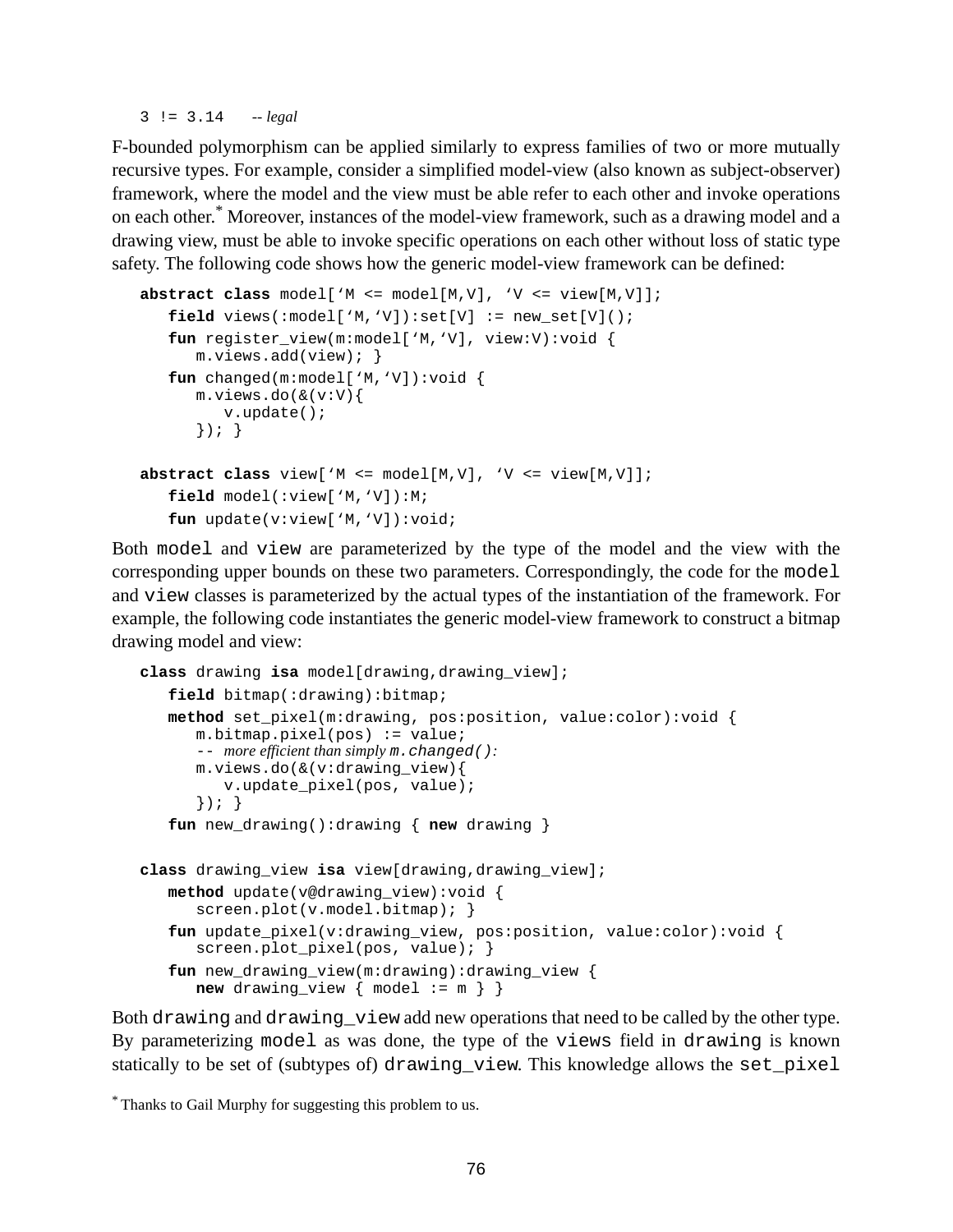```
3 != 3.14    -- legal
```

F-bounded polymorphism can be applied similarly to express families of two or more mutually recursive types. For example, consider a simplified model-view (also known as subject-observer) framework, where the model and the view must be able refer to each other and invoke operations on each other.* Moreover, instances of the model-view framework, such as a drawing model and a drawing view, must be able to invoke specific operations on each other without loss of static type safety. The following code shows how the generic model-view framework can be defined:

```
abstract class model[‘M <= model[M,V], ‘V <= view[M,V]];
   field views(:model[‘M,‘V]):set[V] := new_set[V]();
   fun register_view(m:model[‘M,‘V], view:V):void {
      m.views.add(view); }
   fun changed(m:model[‘M,‘V]):void {
      m.views.do(&(v:V){
         v.update();
      }); }

abstract class view[‘M <= model[M,V], ‘V <= view[M,V]];
   field model(:view[‘M,‘V]):M;
   fun update(v:view[‘M,‘V]):void;
```

Both `model` and `view` are parameterized by the type of the model and the view with the corresponding upper bounds on these two parameters. Correspondingly, the code for the `model` and `view` classes is parameterized by the actual types of the instantiation of the framework. For example, the following code instantiates the generic model-view framework to construct a bitmap drawing model and view:

```
class drawing isa model[drawing,drawing_view];
   field bitmap(:drawing):bitmap;
   method set_pixel(m:drawing, pos:position, value:color):void {
      m.bitmap.pixel(pos) := value;
      -- more efficient than simply m.changed():
      m.views.do(&(v:drawing_view){
         v.update_pixel(pos, value);
      }); }
   fun new_drawing():drawing { new drawing }

class drawing_view isa view[drawing,drawing_view];
   method update(v@drawing_view):void {
      screen.plot(v.model.bitmap); }
   fun update_pixel(v:drawing_view, pos:position, value:color):void {
      screen.plot_pixel(pos, value); }
   fun new_drawing_view(m:drawing):drawing_view {
      new drawing_view { model := m } }
```

Both `drawing` and `drawing_view` add new operations that need to be called by the other type. By parameterizing `model` as was done, the type of the `views` field in `drawing` is known statically to be set of (subtypes of) `drawing_view`. This knowledge allows the `set_pixel`

* Thanks to Gail Murphy for suggesting this problem to us.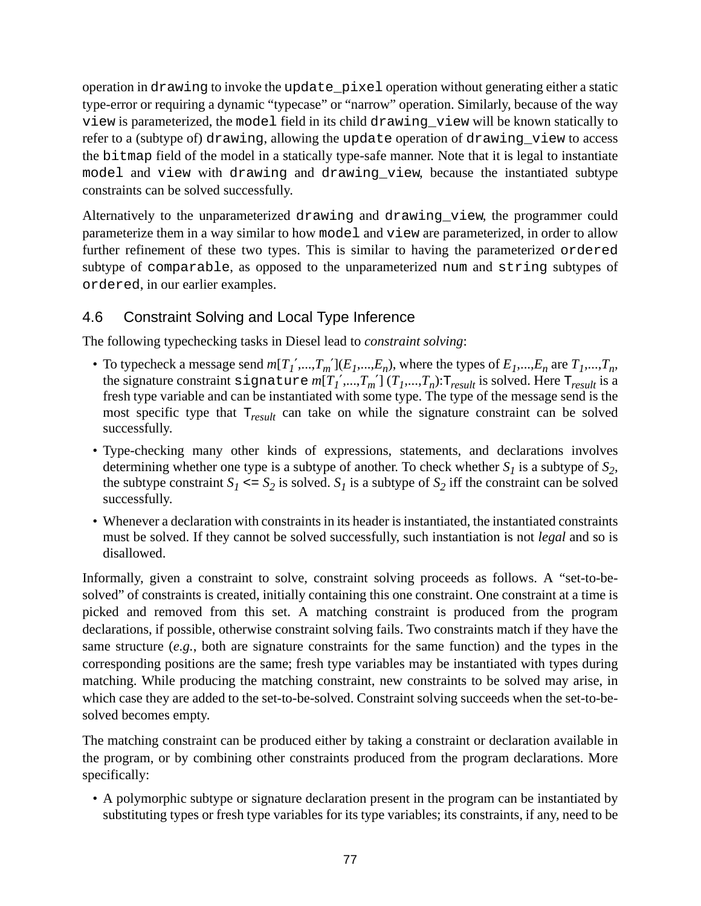operation in `drawing` to invoke the `update_pixel` operation without generating either a static type-error or requiring a dynamic "typecase" or "narrow" operation. Similarly, because of the way `view` is parameterized, the `model` field in its child `drawing_view` will be known statically to refer to a (subtype of) `drawing`, allowing the `update` operation of `drawing_view` to access the `bitmap` field of the model in a statically type-safe manner. Note that it is legal to instantiate `model` and `view` with `drawing` and `drawing_view`, because the instantiated subtype constraints can be solved successfully.

Alternatively to the unparameterized `drawing` and `drawing_view`, the programmer could parameterize them in a way similar to how `model` and `view` are parameterized, in order to allow further refinement of these two types. This is similar to having the parameterized `ordered` subtype of `comparable`, as opposed to the unparameterized `num` and `string` subtypes of `ordered`, in our earlier examples.

## 4.6 Constraint Solving and Local Type Inference

The following typechecking tasks in Diesel lead to *constraint solving*:

- To typecheck a message send $m[T_1',...,T_m'](E_1,...,E_n)$, where the types of $E_1,...,E_n$ are $T_1,...,T_n$, the signature constraint `signature` $m[T_1',...,T_m']\ (T_1,...,T_n)$:$\mathsf{T}_{result}$ is solved. Here $\mathsf{T}_{result}$ is a fresh type variable and can be instantiated with some type. The type of the message send is the most specific type that $\mathsf{T}_{result}$ can take on while the signature constraint can be solved successfully.
- Type-checking many other kinds of expressions, statements, and declarations involves determining whether one type is a subtype of another. To check whether $S_1$ is a subtype of $S_2$, the subtype constraint $S_1$ `<=` $S_2$ is solved. $S_1$ is a subtype of $S_2$ iff the constraint can be solved successfully.
- Whenever a declaration with constraints in its header is instantiated, the instantiated constraints must be solved. If they cannot be solved successfully, such instantiation is not *legal* and so is disallowed.

Informally, given a constraint to solve, constraint solving proceeds as follows. A "set-to-be-solved" of constraints is created, initially containing this one constraint. One constraint at a time is picked and removed from this set. A matching constraint is produced from the program declarations, if possible, otherwise constraint solving fails. Two constraints match if they have the same structure (*e.g.*, both are signature constraints for the same function) and the types in the corresponding positions are the same; fresh type variables may be instantiated with types during matching. While producing the matching constraint, new constraints to be solved may arise, in which case they are added to the set-to-be-solved. Constraint solving succeeds when the set-to-be-solved becomes empty.

The matching constraint can be produced either by taking a constraint or declaration available in the program, or by combining other constraints produced from the program declarations. More specifically:

- A polymorphic subtype or signature declaration present in the program can be instantiated by substituting types or fresh type variables for its type variables; its constraints, if any, need to be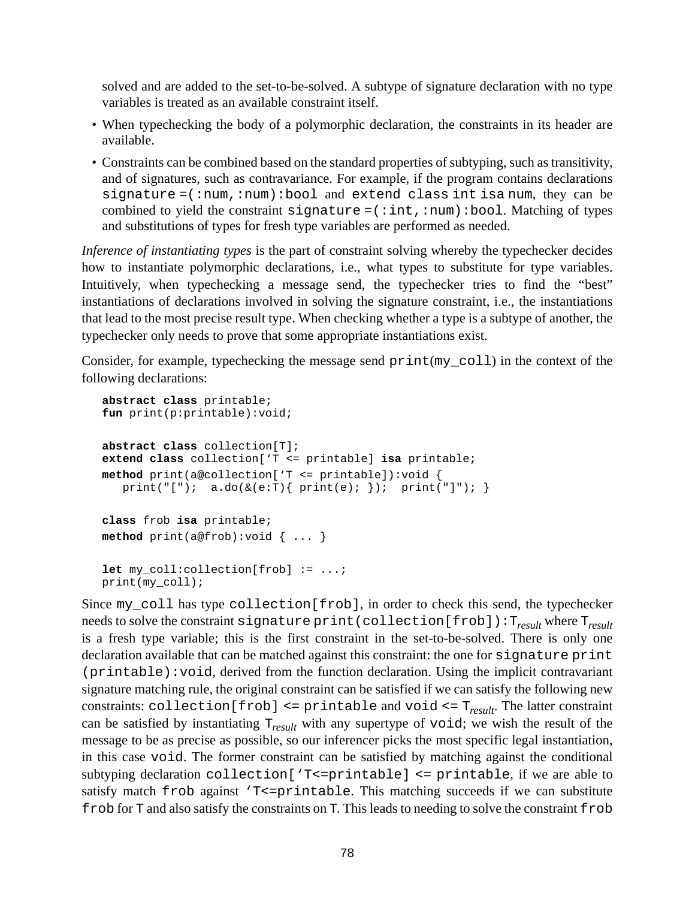solved and are added to the set-to-be-solved. A subtype of signature declaration with no type variables is treated as an available constraint itself.

- When typechecking the body of a polymorphic declaration, the constraints in its header are available.
- Constraints can be combined based on the standard properties of subtyping, such as transitivity, and of signatures, such as contravariance. For example, if the program contains declarations `signature =(:num,:num):bool` and `extend class int isa num`, they can be combined to yield the constraint `signature =(:int,:num):bool`. Matching of types and substitutions of types for fresh type variables are performed as needed.

*Inference of instantiating types* is the part of constraint solving whereby the typechecker decides how to instantiate polymorphic declarations, i.e., what types to substitute for type variables. Intuitively, when typechecking a message send, the typechecker tries to find the "best" instantiations of declarations involved in solving the signature constraint, i.e., the instantiations that lead to the most precise result type. When checking whether a type is a subtype of another, the typechecker only needs to prove that some appropriate instantiations exist.

Consider, for example, typechecking the message send `print(my_coll)` in the context of the following declarations:

```
abstract class printable;
fun print(p:printable):void;

abstract class collection[T];
extend class collection['T <= printable] isa printable;
method print(a@collection['T <= printable]):void {
   print("[");  a.do(&(e:T){ print(e); });  print("]"); }

class frob isa printable;
method print(a@frob):void { ... }

let my_coll:collection[frob] := ...;
print(my_coll);
```

Since `my_coll` has type `collection[frob]`, in order to check this send, the typechecker needs to solve the constraint `signature print(collection[frob]):`$T_{result}$ where $T_{result}$ is a fresh type variable; this is the first constraint in the set-to-be-solved. There is only one declaration available that can be matched against this constraint: the one for `signature print (printable):void`, derived from the function declaration. Using the implicit contravariant signature matching rule, the original constraint can be satisfied if we can satisfy the following new constraints: `collection[frob] <= printable` and `void <=` $T_{result}$. The latter constraint can be satisfied by instantiating $T_{result}$ with any supertype of `void`; we wish the result of the message to be as precise as possible, so our inferencer picks the most specific legal instantiation, in this case `void`. The former constraint can be satisfied by matching against the conditional subtyping declaration `collection['T<=printable] <= printable`, if we are able to satisfy match `frob` against `'T<=printable`. This matching succeeds if we can substitute `frob` for `T` and also satisfy the constraints on `T`. This leads to needing to solve the constraint `frob`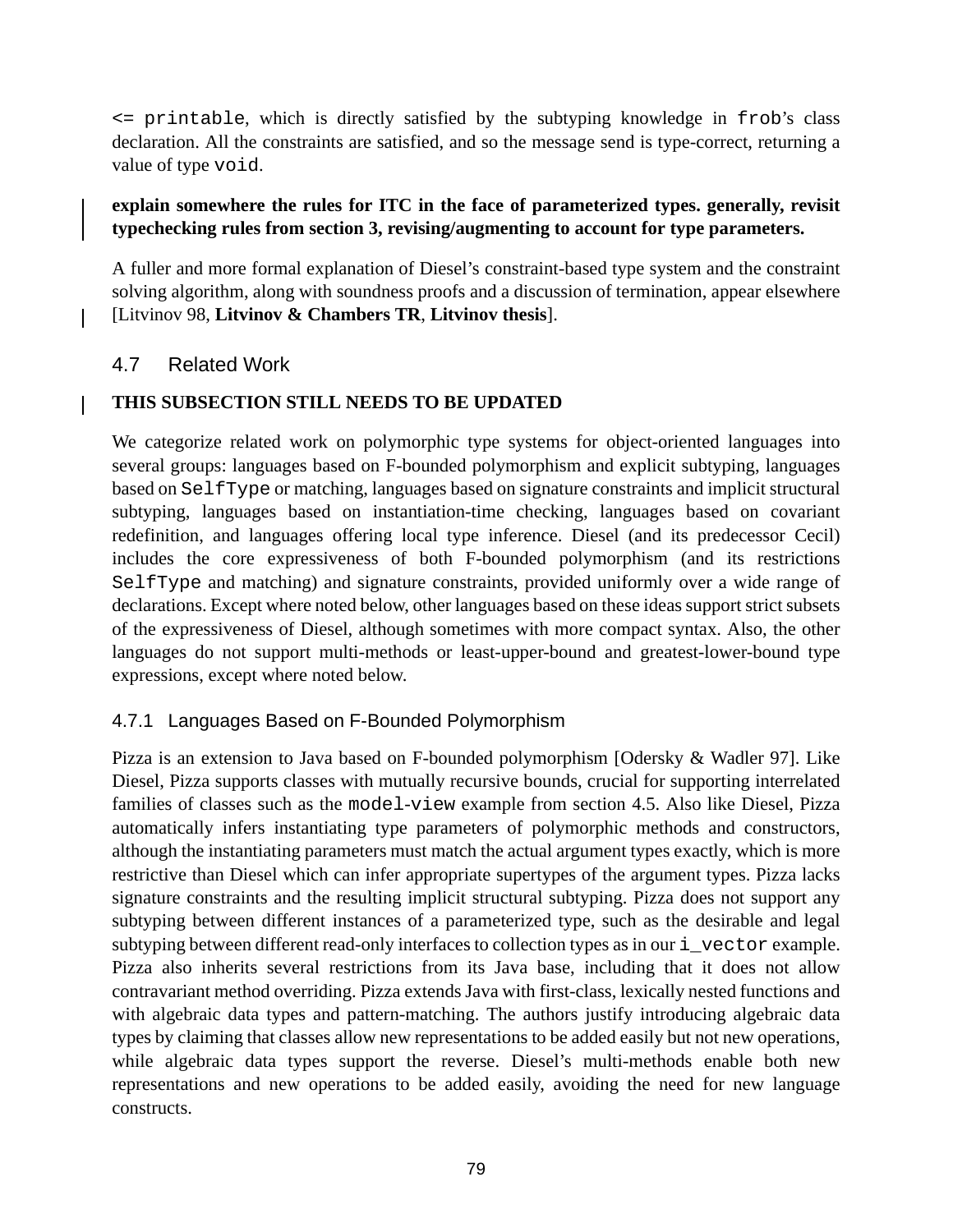`<= printable`, which is directly satisfied by the subtyping knowledge in `frob`'s class declaration. All the constraints are satisfied, and so the message send is type-correct, returning a value of type `void`.

**explain somewhere the rules for ITC in the face of parameterized types. generally, revisit typechecking rules from section 3, revising/augmenting to account for type parameters.**

A fuller and more formal explanation of Diesel's constraint-based type system and the constraint solving algorithm, along with soundness proofs and a discussion of termination, appear elsewhere [Litvinov 98, **Litvinov & Chambers TR**, **Litvinov thesis**].

## 4.7 Related Work

**THIS SUBSECTION STILL NEEDS TO BE UPDATED**

We categorize related work on polymorphic type systems for object-oriented languages into several groups: languages based on F-bounded polymorphism and explicit subtyping, languages based on `SelfType` or matching, languages based on signature constraints and implicit structural subtyping, languages based on instantiation-time checking, languages based on covariant redefinition, and languages offering local type inference. Diesel (and its predecessor Cecil) includes the core expressiveness of both F-bounded polymorphism (and its restrictions `SelfType` and matching) and signature constraints, provided uniformly over a wide range of declarations. Except where noted below, other languages based on these ideas support strict subsets of the expressiveness of Diesel, although sometimes with more compact syntax. Also, the other languages do not support multi-methods or least-upper-bound and greatest-lower-bound type expressions, except where noted below.

### 4.7.1 Languages Based on F-Bounded Polymorphism

Pizza is an extension to Java based on F-bounded polymorphism [Odersky & Wadler 97]. Like Diesel, Pizza supports classes with mutually recursive bounds, crucial for supporting interrelated families of classes such as the `model`-`view` example from section 4.5. Also like Diesel, Pizza automatically infers instantiating type parameters of polymorphic methods and constructors, although the instantiating parameters must match the actual argument types exactly, which is more restrictive than Diesel which can infer appropriate supertypes of the argument types. Pizza lacks signature constraints and the resulting implicit structural subtyping. Pizza does not support any subtyping between different instances of a parameterized type, such as the desirable and legal subtyping between different read-only interfaces to collection types as in our `i_vector` example. Pizza also inherits several restrictions from its Java base, including that it does not allow contravariant method overriding. Pizza extends Java with first-class, lexically nested functions and with algebraic data types and pattern-matching. The authors justify introducing algebraic data types by claiming that classes allow new representations to be added easily but not new operations, while algebraic data types support the reverse. Diesel's multi-methods enable both new representations and new operations to be added easily, avoiding the need for new language constructs.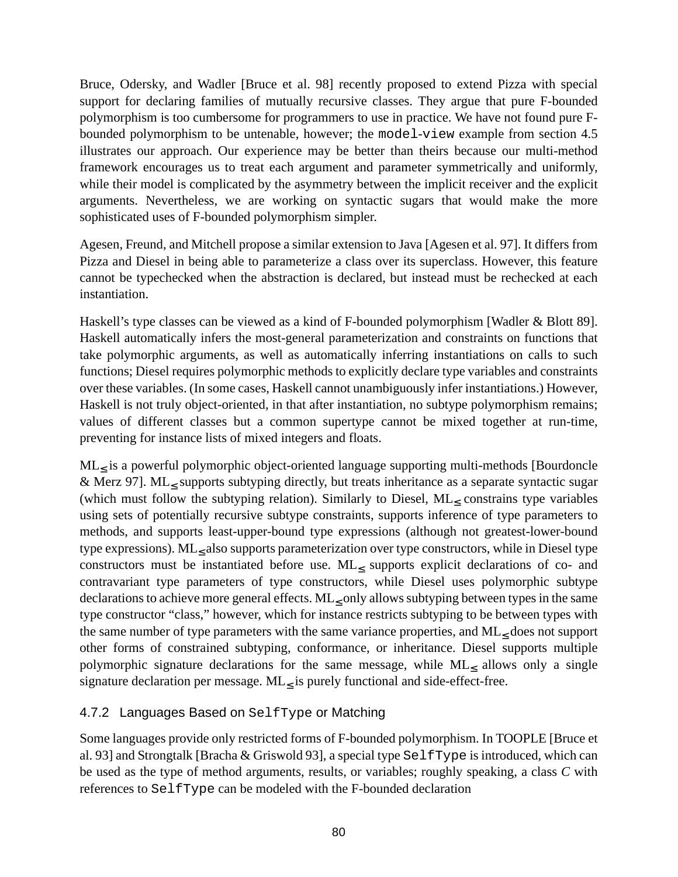Bruce, Odersky, and Wadler [Bruce et al. 98] recently proposed to extend Pizza with special support for declaring families of mutually recursive classes. They argue that pure F-bounded polymorphism is too cumbersome for programmers to use in practice. We have not found pure F-bounded polymorphism to be untenable, however; the `model-view` example from section 4.5 illustrates our approach. Our experience may be better than theirs because our multi-method framework encourages us to treat each argument and parameter symmetrically and uniformly, while their model is complicated by the asymmetry between the implicit receiver and the explicit arguments. Nevertheless, we are working on syntactic sugars that would make the more sophisticated uses of F-bounded polymorphism simpler.

Agesen, Freund, and Mitchell propose a similar extension to Java [Agesen et al. 97]. It differs from Pizza and Diesel in being able to parameterize a class over its superclass. However, this feature cannot be typechecked when the abstraction is declared, but instead must be rechecked at each instantiation.

Haskell's type classes can be viewed as a kind of F-bounded polymorphism [Wadler & Blott 89]. Haskell automatically infers the most-general parameterization and constraints on functions that take polymorphic arguments, as well as automatically inferring instantiations on calls to such functions; Diesel requires polymorphic methods to explicitly declare type variables and constraints over these variables. (In some cases, Haskell cannot unambiguously infer instantiations.) However, Haskell is not truly object-oriented, in that after instantiation, no subtype polymorphism remains; values of different classes but a common supertype cannot be mixed together at run-time, preventing for instance lists of mixed integers and floats.

$ML_{\leq}$ is a powerful polymorphic object-oriented language supporting multi-methods [Bourdoncle & Merz 97]. $ML_{\leq}$ supports subtyping directly, but treats inheritance as a separate syntactic sugar (which must follow the subtyping relation). Similarly to Diesel, $ML_{\leq}$ constrains type variables using sets of potentially recursive subtype constraints, supports inference of type parameters to methods, and supports least-upper-bound type expressions (although not greatest-lower-bound type expressions). $ML_{\leq}$ also supports parameterization over type constructors, while in Diesel type constructors must be instantiated before use. $ML_{\leq}$ supports explicit declarations of co- and contravariant type parameters of type constructors, while Diesel uses polymorphic subtype declarations to achieve more general effects. $ML_{\leq}$ only allows subtyping between types in the same type constructor "class," however, which for instance restricts subtyping to be between types with the same number of type parameters with the same variance properties, and $ML_{\leq}$ does not support other forms of constrained subtyping, conformance, or inheritance. Diesel supports multiple polymorphic signature declarations for the same message, while $ML_{\leq}$ allows only a single signature declaration per message. $ML_{\leq}$ is purely functional and side-effect-free.

### 4.7.2 Languages Based on `SelfType` or Matching

Some languages provide only restricted forms of F-bounded polymorphism. In TOOPLE [Bruce et al. 93] and Strongtalk [Bracha & Griswold 93], a special type `SelfType` is introduced, which can be used as the type of method arguments, results, or variables; roughly speaking, a class *C* with references to `SelfType` can be modeled with the F-bounded declaration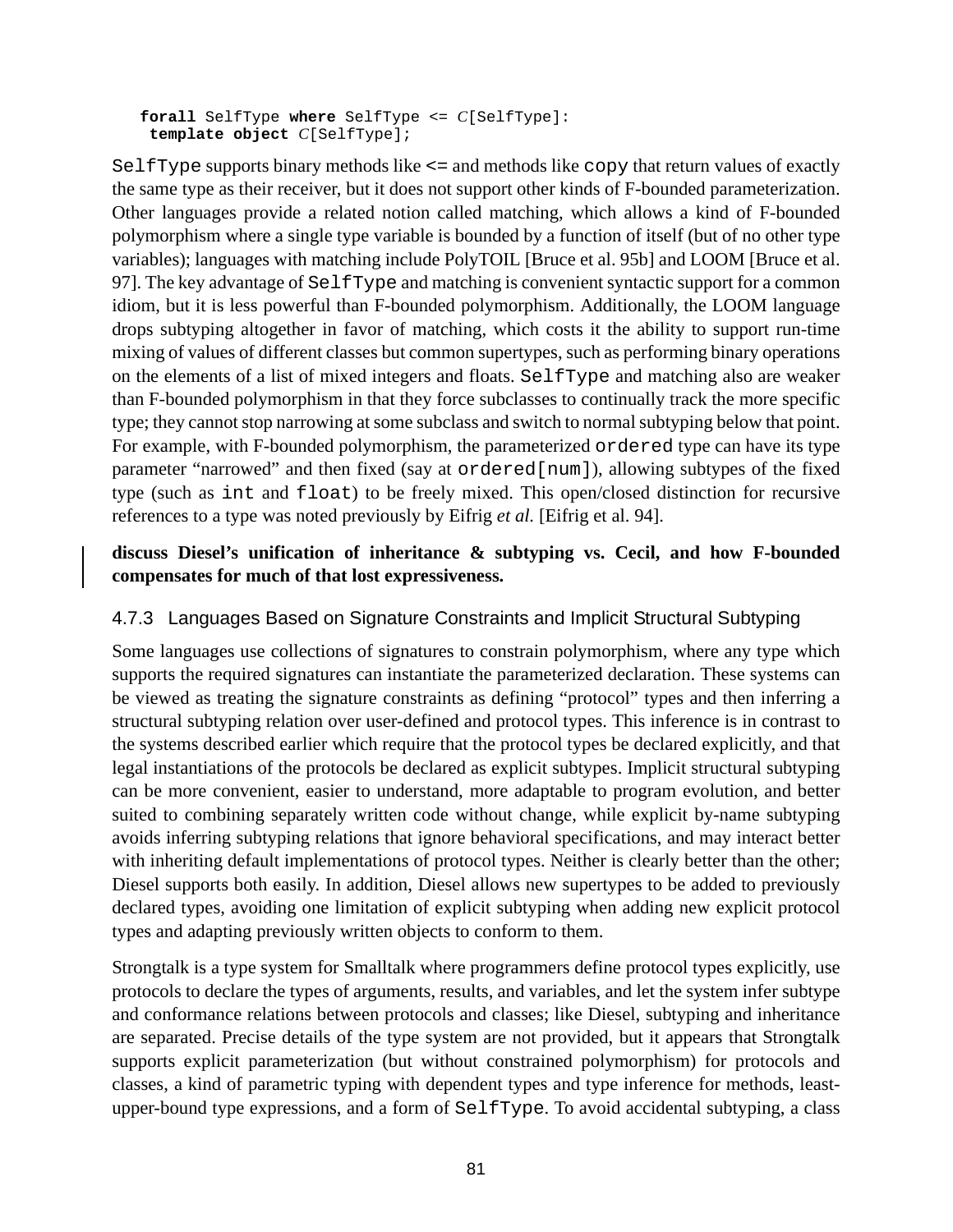```
forall SelfType where SelfType <= C[SelfType]:
 template object C[SelfType];
```

`SelfType` supports binary methods like `<=` and methods like `copy` that return values of exactly the same type as their receiver, but it does not support other kinds of F-bounded parameterization. Other languages provide a related notion called matching, which allows a kind of F-bounded polymorphism where a single type variable is bounded by a function of itself (but of no other type variables); languages with matching include PolyTOIL [Bruce et al. 95b] and LOOM [Bruce et al. 97]. The key advantage of `SelfType` and matching is convenient syntactic support for a common idiom, but it is less powerful than F-bounded polymorphism. Additionally, the LOOM language drops subtyping altogether in favor of matching, which costs it the ability to support run-time mixing of values of different classes but common supertypes, such as performing binary operations on the elements of a list of mixed integers and floats. `SelfType` and matching also are weaker than F-bounded polymorphism in that they force subclasses to continually track the more specific type; they cannot stop narrowing at some subclass and switch to normal subtyping below that point. For example, with F-bounded polymorphism, the parameterized `ordered` type can have its type parameter "narrowed" and then fixed (say at `ordered[num]`), allowing subtypes of the fixed type (such as `int` and `float`) to be freely mixed. This open/closed distinction for recursive references to a type was noted previously by Eifrig *et al.* [Eifrig et al. 94].

**discuss Diesel's unification of inheritance & subtyping vs. Cecil, and how F-bounded compensates for much of that lost expressiveness.**

### 4.7.3 Languages Based on Signature Constraints and Implicit Structural Subtyping

Some languages use collections of signatures to constrain polymorphism, where any type which supports the required signatures can instantiate the parameterized declaration. These systems can be viewed as treating the signature constraints as defining "protocol" types and then inferring a structural subtyping relation over user-defined and protocol types. This inference is in contrast to the systems described earlier which require that the protocol types be declared explicitly, and that legal instantiations of the protocols be declared as explicit subtypes. Implicit structural subtyping can be more convenient, easier to understand, more adaptable to program evolution, and better suited to combining separately written code without change, while explicit by-name subtyping avoids inferring subtyping relations that ignore behavioral specifications, and may interact better with inheriting default implementations of protocol types. Neither is clearly better than the other; Diesel supports both easily. In addition, Diesel allows new supertypes to be added to previously declared types, avoiding one limitation of explicit subtyping when adding new explicit protocol types and adapting previously written objects to conform to them.

Strongtalk is a type system for Smalltalk where programmers define protocol types explicitly, use protocols to declare the types of arguments, results, and variables, and let the system infer subtype and conformance relations between protocols and classes; like Diesel, subtyping and inheritance are separated. Precise details of the type system are not provided, but it appears that Strongtalk supports explicit parameterization (but without constrained polymorphism) for protocols and classes, a kind of parametric typing with dependent types and type inference for methods, least-upper-bound type expressions, and a form of `SelfType`. To avoid accidental subtyping, a class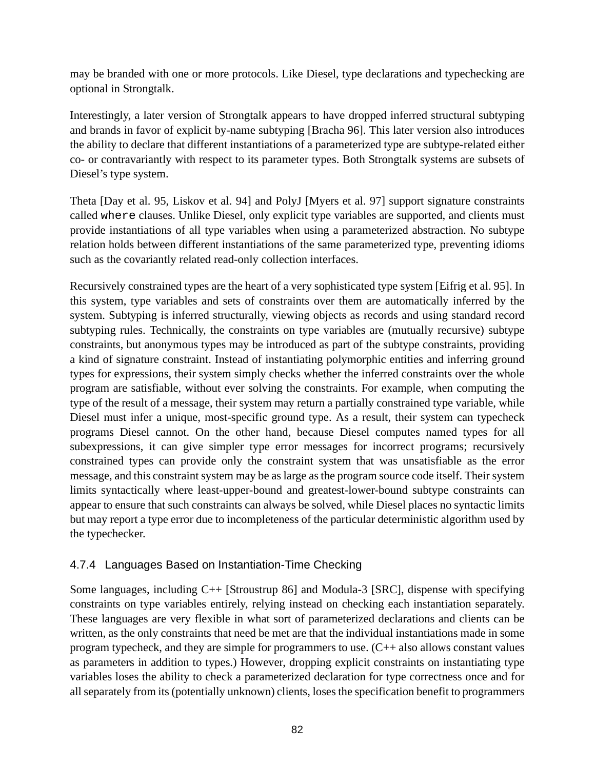may be branded with one or more protocols. Like Diesel, type declarations and typechecking are optional in Strongtalk.

Interestingly, a later version of Strongtalk appears to have dropped inferred structural subtyping and brands in favor of explicit by-name subtyping [Bracha 96]. This later version also introduces the ability to declare that different instantiations of a parameterized type are subtype-related either co- or contravariantly with respect to its parameter types. Both Strongtalk systems are subsets of Diesel's type system.

Theta [Day et al. 95, Liskov et al. 94] and PolyJ [Myers et al. 97] support signature constraints called `where` clauses. Unlike Diesel, only explicit type variables are supported, and clients must provide instantiations of all type variables when using a parameterized abstraction. No subtype relation holds between different instantiations of the same parameterized type, preventing idioms such as the covariantly related read-only collection interfaces.

Recursively constrained types are the heart of a very sophisticated type system [Eifrig et al. 95]. In this system, type variables and sets of constraints over them are automatically inferred by the system. Subtyping is inferred structurally, viewing objects as records and using standard record subtyping rules. Technically, the constraints on type variables are (mutually recursive) subtype constraints, but anonymous types may be introduced as part of the subtype constraints, providing a kind of signature constraint. Instead of instantiating polymorphic entities and inferring ground types for expressions, their system simply checks whether the inferred constraints over the whole program are satisfiable, without ever solving the constraints. For example, when computing the type of the result of a message, their system may return a partially constrained type variable, while Diesel must infer a unique, most-specific ground type. As a result, their system can typecheck programs Diesel cannot. On the other hand, because Diesel computes named types for all subexpressions, it can give simpler type error messages for incorrect programs; recursively constrained types can provide only the constraint system that was unsatisfiable as the error message, and this constraint system may be as large as the program source code itself. Their system limits syntactically where least-upper-bound and greatest-lower-bound subtype constraints can appear to ensure that such constraints can always be solved, while Diesel places no syntactic limits but may report a type error due to incompleteness of the particular deterministic algorithm used by the typechecker.

### 4.7.4 Languages Based on Instantiation-Time Checking

Some languages, including C++ [Stroustrup 86] and Modula-3 [SRC], dispense with specifying constraints on type variables entirely, relying instead on checking each instantiation separately. These languages are very flexible in what sort of parameterized declarations and clients can be written, as the only constraints that need be met are that the individual instantiations made in some program typecheck, and they are simple for programmers to use. (C++ also allows constant values as parameters in addition to types.) However, dropping explicit constraints on instantiating type variables loses the ability to check a parameterized declaration for type correctness once and for all separately from its (potentially unknown) clients, loses the specification benefit to programmers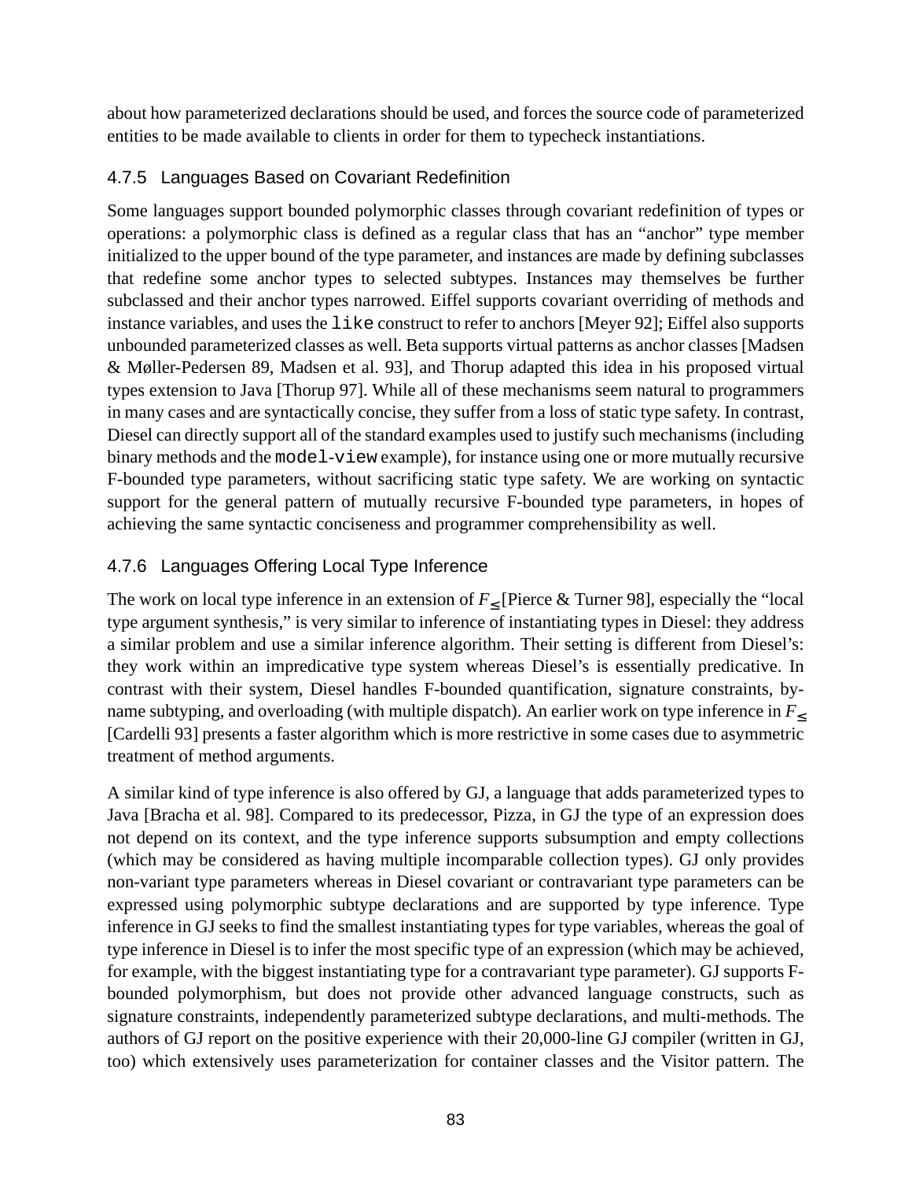about how parameterized declarations should be used, and forces the source code of parameterized entities to be made available to clients in order for them to typecheck instantiations.

### 4.7.5 Languages Based on Covariant Redefinition

Some languages support bounded polymorphic classes through covariant redefinition of types or operations: a polymorphic class is defined as a regular class that has an "anchor" type member initialized to the upper bound of the type parameter, and instances are made by defining subclasses that redefine some anchor types to selected subtypes. Instances may themselves be further subclassed and their anchor types narrowed. Eiffel supports covariant overriding of methods and instance variables, and uses the `like` construct to refer to anchors [Meyer 92]; Eiffel also supports unbounded parameterized classes as well. Beta supports virtual patterns as anchor classes [Madsen & Møller-Pedersen 89, Madsen et al. 93], and Thorup adapted this idea in his proposed virtual types extension to Java [Thorup 97]. While all of these mechanisms seem natural to programmers in many cases and are syntactically concise, they suffer from a loss of static type safety. In contrast, Diesel can directly support all of the standard examples used to justify such mechanisms (including binary methods and the `model`-`view` example), for instance using one or more mutually recursive F-bounded type parameters, without sacrificing static type safety. We are working on syntactic support for the general pattern of mutually recursive F-bounded type parameters, in hopes of achieving the same syntactic conciseness and programmer comprehensibility as well.

### 4.7.6 Languages Offering Local Type Inference

The work on local type inference in an extension of $F_{\leq}$ [Pierce & Turner 98], especially the "local type argument synthesis," is very similar to inference of instantiating types in Diesel: they address a similar problem and use a similar inference algorithm. Their setting is different from Diesel's: they work within an impredicative type system whereas Diesel's is essentially predicative. In contrast with their system, Diesel handles F-bounded quantification, signature constraints, by-name subtyping, and overloading (with multiple dispatch). An earlier work on type inference in $F_{\leq}$ [Cardelli 93] presents a faster algorithm which is more restrictive in some cases due to asymmetric treatment of method arguments.

A similar kind of type inference is also offered by GJ, a language that adds parameterized types to Java [Bracha et al. 98]. Compared to its predecessor, Pizza, in GJ the type of an expression does not depend on its context, and the type inference supports subsumption and empty collections (which may be considered as having multiple incomparable collection types). GJ only provides non-variant type parameters whereas in Diesel covariant or contravariant type parameters can be expressed using polymorphic subtype declarations and are supported by type inference. Type inference in GJ seeks to find the smallest instantiating types for type variables, whereas the goal of type inference in Diesel is to infer the most specific type of an expression (which may be achieved, for example, with the biggest instantiating type for a contravariant type parameter). GJ supports F-bounded polymorphism, but does not provide other advanced language constructs, such as signature constraints, independently parameterized subtype declarations, and multi-methods. The authors of GJ report on the positive experience with their 20,000-line GJ compiler (written in GJ, too) which extensively uses parameterization for container classes and the Visitor pattern. The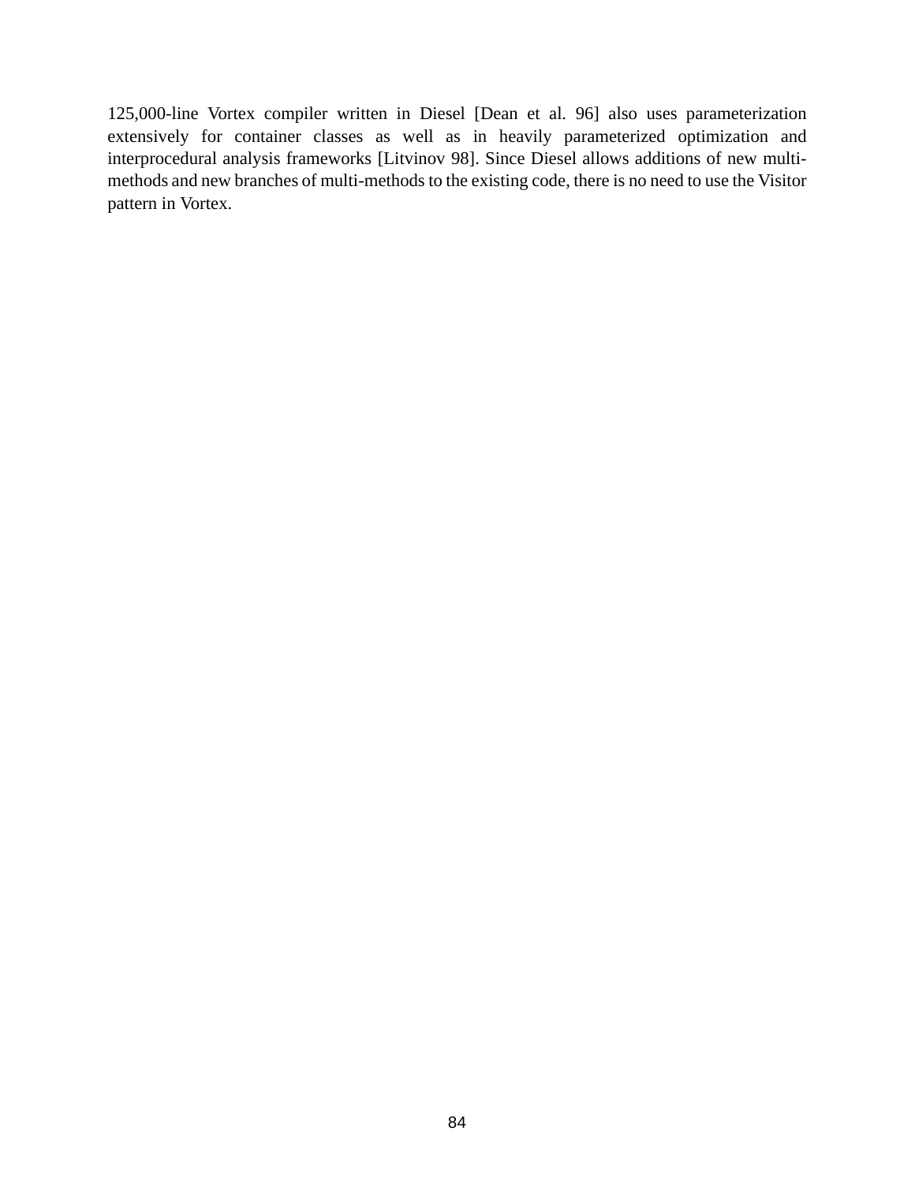125,000-line Vortex compiler written in Diesel [Dean et al. 96] also uses parameterization extensively for container classes as well as in heavily parameterized optimization and interprocedural analysis frameworks [Litvinov 98]. Since Diesel allows additions of new multi-methods and new branches of multi-methods to the existing code, there is no need to use the Visitor pattern in Vortex.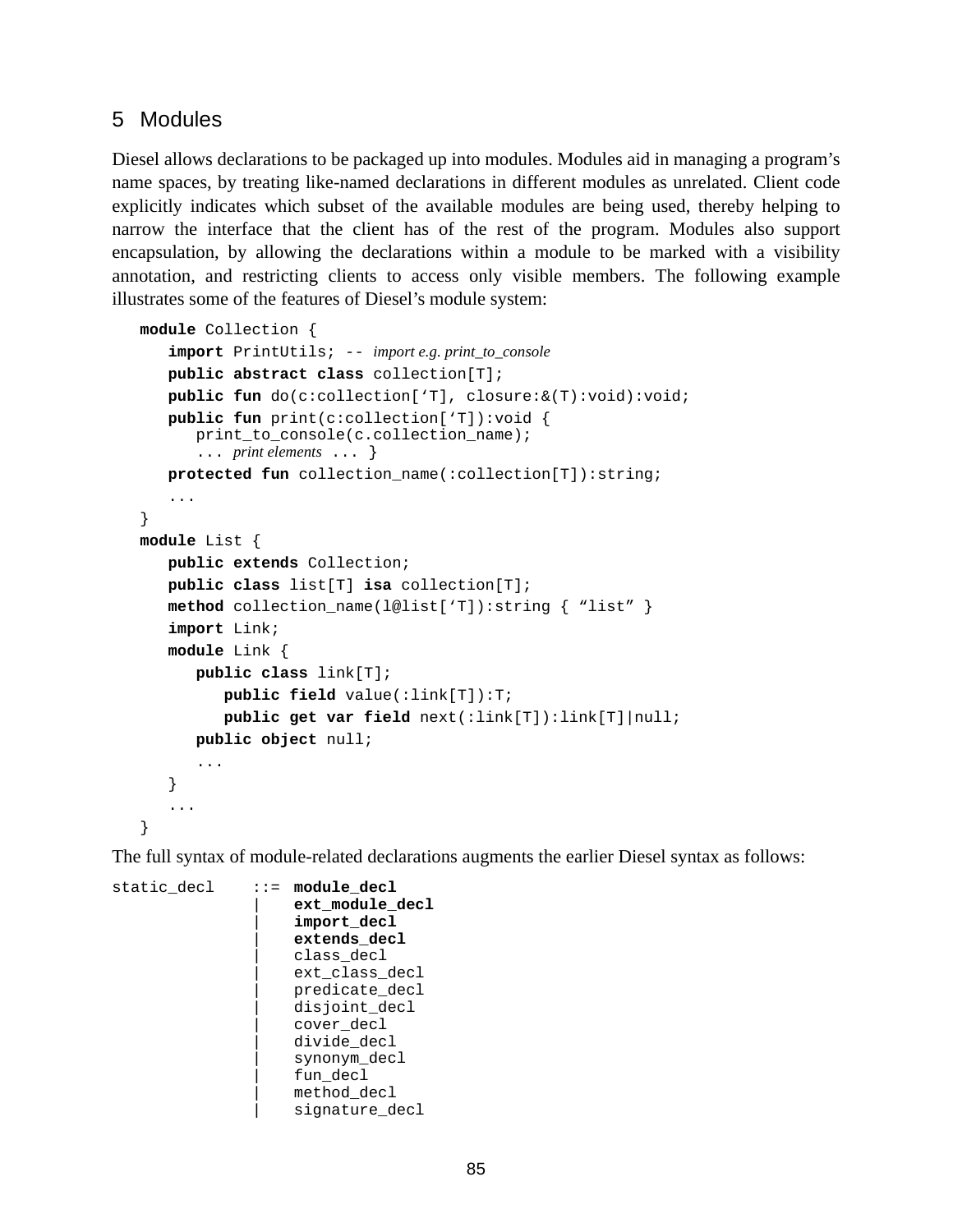## 5 Modules

Diesel allows declarations to be packaged up into modules. Modules aid in managing a program's name spaces, by treating like-named declarations in different modules as unrelated. Client code explicitly indicates which subset of the available modules are being used, thereby helping to narrow the interface that the client has of the rest of the program. Modules also support encapsulation, by allowing the declarations within a module to be marked with a visibility annotation, and restricting clients to access only visible members. The following example illustrates some of the features of Diesel's module system:

```
module Collection {
   import PrintUtils; -- import e.g. print_to_console
   public abstract class collection[T];
   public fun do(c:collection['T], closure:&(T):void):void;
   public fun print(c:collection['T]):void {
      print_to_console(c.collection_name);
      ... print elements ... }
   protected fun collection_name(:collection[T]):string;
   ...
}
module List {
   public extends Collection;
   public class list[T] isa collection[T];
   method collection_name(l@list['T]):string { "list" }
   import Link;
   module Link {
      public class link[T];
         public field value(:link[T]):T;
         public get var field next(:link[T]):link[T]|null;
      public object null;
      ...
   }
   ...
}
```

The full syntax of module-related declarations augments the earlier Diesel syntax as follows:

```
static_decl    ::=  module_decl
                |   ext_module_decl
                |   import_decl
                |   extends_decl
                |   class_decl
                |   ext_class_decl
                |   predicate_decl
                |   disjoint_decl
                |   cover_decl
                |   divide_decl
                |   synonym_decl
                |   fun_decl
                |   method_decl
                |   signature_decl
```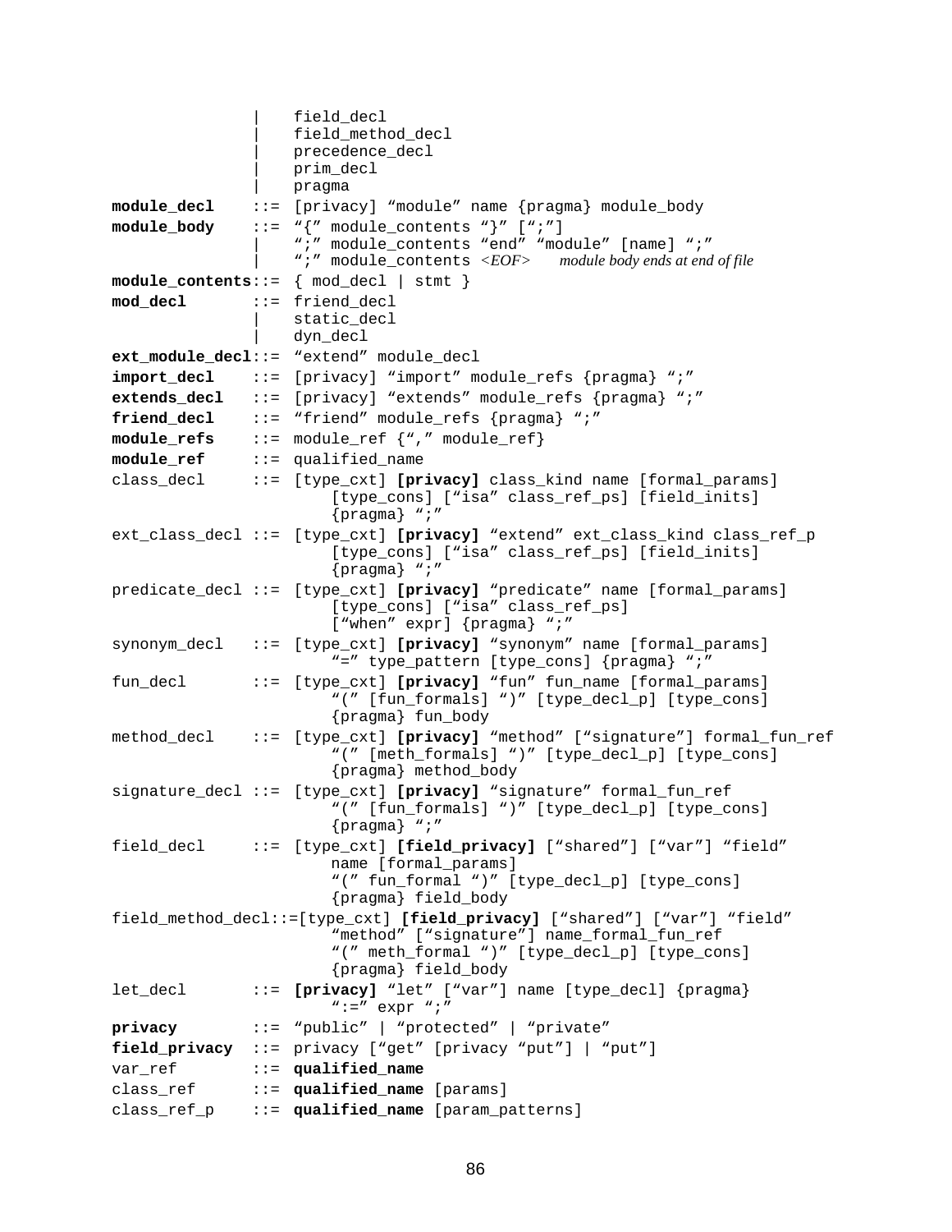```
                |    field_decl
                |    field_method_decl
                |    precedence_decl
                |    prim_decl
                |    pragma
module_decl     ::=  [privacy] "module" name {pragma} module_body
module_body     ::=  "{" module_contents "}" [";"]
                |    ";" module_contents "end" "module" [name] ";"
                |    ";" module_contents <EOF>      module body ends at end of file
module_contents::=  { mod_decl | stmt }
mod_decl        ::=  friend_decl
                |    static_decl
                |    dyn_decl
ext_module_decl::=  "extend" module_decl
import_decl     ::=  [privacy] "import" module_refs {pragma} ";"
extends_decl    ::=  [privacy] "extends" module_refs {pragma} ";"
friend_decl     ::=  "friend" module_refs {pragma} ";"
module_refs     ::=  module_ref {"," module_ref}
module_ref      ::=  qualified_name
class_decl      ::=  [type_cxt] [privacy] class_kind name [formal_params]
                         [type_cons] ["isa" class_ref_ps] [field_inits]
                         {pragma} ";"
ext_class_decl ::=  [type_cxt] [privacy] "extend" ext_class_kind class_ref_p
                         [type_cons] ["isa" class_ref_ps] [field_inits]
                         {pragma} ";"
predicate_decl ::=  [type_cxt] [privacy] "predicate" name [formal_params]
                         [type_cons] ["isa" class_ref_ps]
                         ["when" expr] {pragma} ";"
synonym_decl    ::=  [type_cxt] [privacy] "synonym" name [formal_params]
                         "=" type_pattern [type_cons] {pragma} ";"
fun_decl        ::=  [type_cxt] [privacy] "fun" fun_name [formal_params]
                         "(" [fun_formals] ")" [type_decl_p] [type_cons]
                         {pragma} fun_body
method_decl     ::=  [type_cxt] [privacy] "method" ["signature"] formal_fun_ref
                         "(" [meth_formals] ")" [type_decl_p] [type_cons]
                         {pragma} method_body
signature_decl ::=  [type_cxt] [privacy] "signature" formal_fun_ref
                         "(" [fun_formals] ")" [type_decl_p] [type_cons]
                         {pragma} ";"
field_decl      ::=  [type_cxt] [field_privacy] ["shared"] ["var"] "field"
                         name [formal_params]
                         "(" fun_formal ")" [type_decl_p] [type_cons]
                         {pragma} field_body
field_method_decl::=[type_cxt] [field_privacy] ["shared"] ["var"] "field"
                         "method" ["signature"] name_formal_fun_ref
                         "(" meth_formal ")" [type_decl_p] [type_cons]
                         {pragma} field_body
let_decl        ::=  [privacy] "let" ["var"] name [type_decl] {pragma}
                         ":=" expr ";"
privacy         ::=  "public" | "protected" | "private"
field_privacy   ::=  privacy ["get" [privacy "put"] | "put"]
var_ref         ::=  qualified_name
class_ref       ::=  qualified_name [params]
class_ref_p     ::=  qualified_name [param_patterns]
```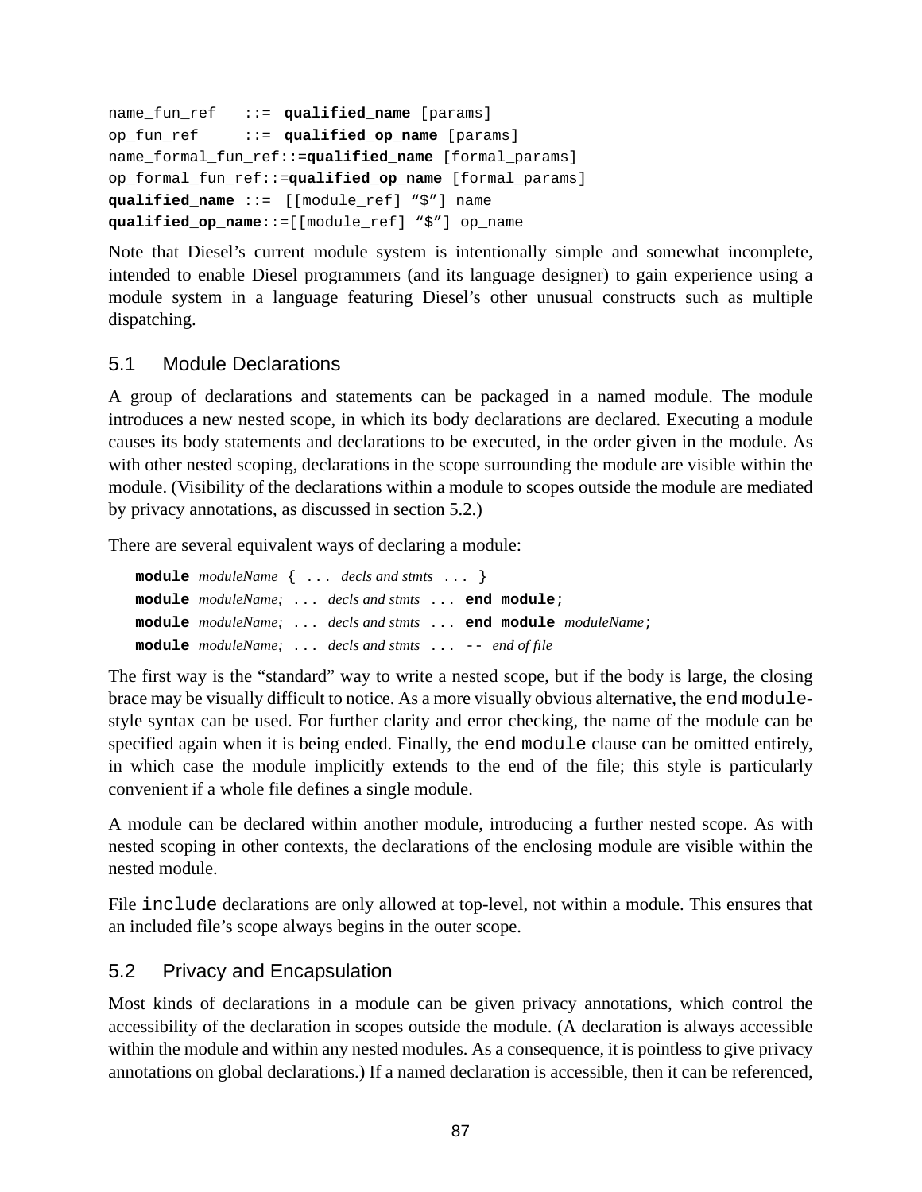```
name_fun_ref   ::=  qualified_name [params]
op_fun_ref     ::=  qualified_op_name [params]
name_formal_fun_ref::=qualified_name [formal_params]
op_formal_fun_ref::=qualified_op_name [formal_params]
qualified_name ::=  [[module_ref] “$”] name
qualified_op_name::=[[module_ref] “$”] op_name
```

Note that Diesel’s current module system is intentionally simple and somewhat incomplete, intended to enable Diesel programmers (and its language designer) to gain experience using a module system in a language featuring Diesel’s other unusual constructs such as multiple dispatching.

## 5.1 Module Declarations

A group of declarations and statements can be packaged in a named module. The module introduces a new nested scope, in which its body declarations are declared. Executing a module causes its body statements and declarations to be executed, in the order given in the module. As with other nested scoping, declarations in the scope surrounding the module are visible within the module. (Visibility of the declarations within a module to scopes outside the module are mediated by privacy annotations, as discussed in section 5.2.)

There are several equivalent ways of declaring a module:

```
module moduleName { ... decls and stmts ... }
module moduleName; ... decls and stmts ... end module;
module moduleName; ... decls and stmts ... end module moduleName;
module moduleName; ... decls and stmts ... -- end of file
```

The first way is the “standard” way to write a nested scope, but if the body is large, the closing brace may be visually difficult to notice. As a more visually obvious alternative, the `end module`-style syntax can be used. For further clarity and error checking, the name of the module can be specified again when it is being ended. Finally, the `end module` clause can be omitted entirely, in which case the module implicitly extends to the end of the file; this style is particularly convenient if a whole file defines a single module.

A module can be declared within another module, introducing a further nested scope. As with nested scoping in other contexts, the declarations of the enclosing module are visible within the nested module.

File `include` declarations are only allowed at top-level, not within a module. This ensures that an included file’s scope always begins in the outer scope.

## 5.2 Privacy and Encapsulation

Most kinds of declarations in a module can be given privacy annotations, which control the accessibility of the declaration in scopes outside the module. (A declaration is always accessible within the module and within any nested modules. As a consequence, it is pointless to give privacy annotations on global declarations.) If a named declaration is accessible, then it can be referenced,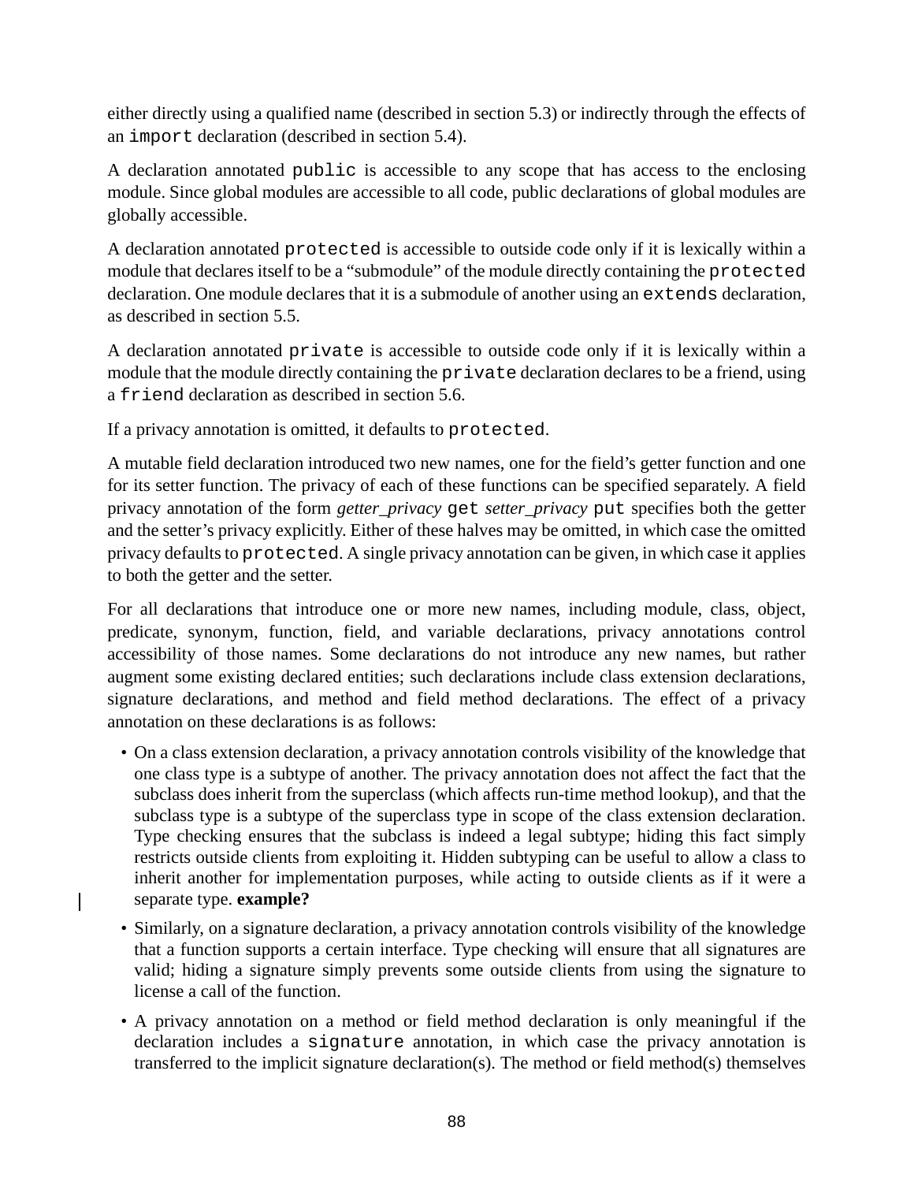either directly using a qualified name (described in section 5.3) or indirectly through the effects of an `import` declaration (described in section 5.4).

A declaration annotated `public` is accessible to any scope that has access to the enclosing module. Since global modules are accessible to all code, public declarations of global modules are globally accessible.

A declaration annotated `protected` is accessible to outside code only if it is lexically within a module that declares itself to be a "submodule" of the module directly containing the `protected` declaration. One module declares that it is a submodule of another using an `extends` declaration, as described in section 5.5.

A declaration annotated `private` is accessible to outside code only if it is lexically within a module that the module directly containing the `private` declaration declares to be a friend, using a `friend` declaration as described in section 5.6.

If a privacy annotation is omitted, it defaults to `protected`.

A mutable field declaration introduced two new names, one for the field's getter function and one for its setter function. The privacy of each of these functions can be specified separately. A field privacy annotation of the form *getter_privacy* `get` *setter_privacy* `put` specifies both the getter and the setter's privacy explicitly. Either of these halves may be omitted, in which case the omitted privacy defaults to `protected`. A single privacy annotation can be given, in which case it applies to both the getter and the setter.

For all declarations that introduce one or more new names, including module, class, object, predicate, synonym, function, field, and variable declarations, privacy annotations control accessibility of those names. Some declarations do not introduce any new names, but rather augment some existing declared entities; such declarations include class extension declarations, signature declarations, and method and field method declarations. The effect of a privacy annotation on these declarations is as follows:

- On a class extension declaration, a privacy annotation controls visibility of the knowledge that one class type is a subtype of another. The privacy annotation does not affect the fact that the subclass does inherit from the superclass (which affects run-time method lookup), and that the subclass type is a subtype of the superclass type in scope of the class extension declaration. Type checking ensures that the subclass is indeed a legal subtype; hiding this fact simply restricts outside clients from exploiting it. Hidden subtyping can be useful to allow a class to inherit another for implementation purposes, while acting to outside clients as if it were a separate type. **example?**
- Similarly, on a signature declaration, a privacy annotation controls visibility of the knowledge that a function supports a certain interface. Type checking will ensure that all signatures are valid; hiding a signature simply prevents some outside clients from using the signature to license a call of the function.
- A privacy annotation on a method or field method declaration is only meaningful if the declaration includes a `signature` annotation, in which case the privacy annotation is transferred to the implicit signature declaration(s). The method or field method(s) themselves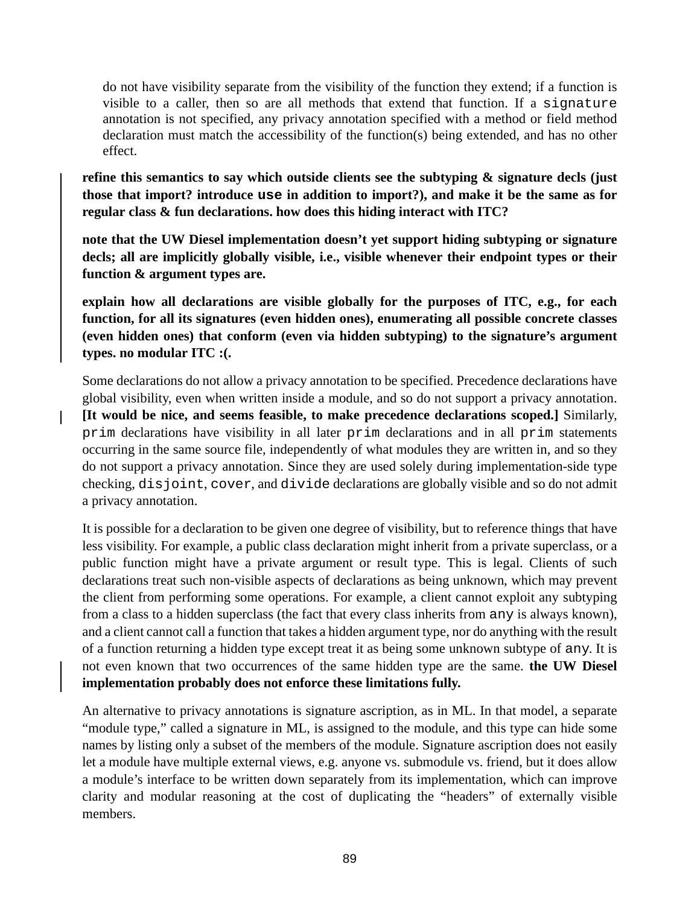do not have visibility separate from the visibility of the function they extend; if a function is visible to a caller, then so are all methods that extend that function. If a `signature` annotation is not specified, any privacy annotation specified with a method or field method declaration must match the accessibility of the function(s) being extended, and has no other effect.

**refine this semantics to say which outside clients see the subtyping & signature decls (just those that import? introduce `use` in addition to import?), and make it be the same as for regular class & fun declarations. how does this hiding interact with ITC?**

**note that the UW Diesel implementation doesn't yet support hiding subtyping or signature decls; all are implicitly globally visible, i.e., visible whenever their endpoint types or their function & argument types are.**

**explain how all declarations are visible globally for the purposes of ITC, e.g., for each function, for all its signatures (even hidden ones), enumerating all possible concrete classes (even hidden ones) that conform (even via hidden subtyping) to the signature's argument types. no modular ITC :(.**

Some declarations do not allow a privacy annotation to be specified. Precedence declarations have global visibility, even when written inside a module, and so do not support a privacy annotation. **[It would be nice, and seems feasible, to make precedence declarations scoped.]** Similarly, `prim` declarations have visibility in all later `prim` declarations and in all `prim` statements occurring in the same source file, independently of what modules they are written in, and so they do not support a privacy annotation. Since they are used solely during implementation-side type checking, `disjoint`, `cover`, and `divide` declarations are globally visible and so do not admit a privacy annotation.

It is possible for a declaration to be given one degree of visibility, but to reference things that have less visibility. For example, a public class declaration might inherit from a private superclass, or a public function might have a private argument or result type. This is legal. Clients of such declarations treat such non-visible aspects of declarations as being unknown, which may prevent the client from performing some operations. For example, a client cannot exploit any subtyping from a class to a hidden superclass (the fact that every class inherits from `any` is always known), and a client cannot call a function that takes a hidden argument type, nor do anything with the result of a function returning a hidden type except treat it as being some unknown subtype of `any`. It is not even known that two occurrences of the same hidden type are the same. **the UW Diesel implementation probably does not enforce these limitations fully.**

An alternative to privacy annotations is signature ascription, as in ML. In that model, a separate "module type," called a signature in ML, is assigned to the module, and this type can hide some names by listing only a subset of the members of the module. Signature ascription does not easily let a module have multiple external views, e.g. anyone vs. submodule vs. friend, but it does allow a module's interface to be written down separately from its implementation, which can improve clarity and modular reasoning at the cost of duplicating the "headers" of externally visible members.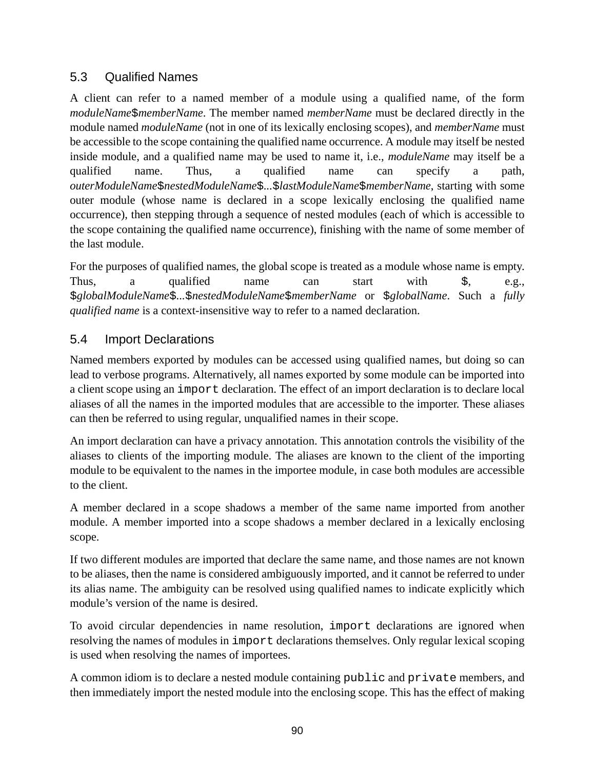## 5.3 Qualified Names

A client can refer to a named member of a module using a qualified name, of the form *moduleName*$*memberName*. The member named *memberName* must be declared directly in the module named *moduleName* (not in one of its lexically enclosing scopes), and *memberName* must be accessible to the scope containing the qualified name occurrence. A module may itself be nested inside module, and a qualified name may be used to name it, i.e., *moduleName* may itself be a qualified name. Thus, a qualified name can specify a path, *outerModuleName*$*nestedModuleName*$...$*lastModuleName*$*memberName*, starting with some outer module (whose name is declared in a scope lexically enclosing the qualified name occurrence), then stepping through a sequence of nested modules (each of which is accessible to the scope containing the qualified name occurrence), finishing with the name of some member of the last module.

For the purposes of qualified names, the global scope is treated as a module whose name is empty. Thus, a qualified name can start with $, e.g., $*globalModuleName*$...$*nestedModuleName*$*memberName* or $*globalName*. Such a *fully qualified name* is a context-insensitive way to refer to a named declaration.

## 5.4 Import Declarations

Named members exported by modules can be accessed using qualified names, but doing so can lead to verbose programs. Alternatively, all names exported by some module can be imported into a client scope using an `import` declaration. The effect of an import declaration is to declare local aliases of all the names in the imported modules that are accessible to the importer. These aliases can then be referred to using regular, unqualified names in their scope.

An import declaration can have a privacy annotation. This annotation controls the visibility of the aliases to clients of the importing module. The aliases are known to the client of the importing module to be equivalent to the names in the importee module, in case both modules are accessible to the client.

A member declared in a scope shadows a member of the same name imported from another module. A member imported into a scope shadows a member declared in a lexically enclosing scope.

If two different modules are imported that declare the same name, and those names are not known to be aliases, then the name is considered ambiguously imported, and it cannot be referred to under its alias name. The ambiguity can be resolved using qualified names to indicate explicitly which module's version of the name is desired.

To avoid circular dependencies in name resolution, `import` declarations are ignored when resolving the names of modules in `import` declarations themselves. Only regular lexical scoping is used when resolving the names of importees.

A common idiom is to declare a nested module containing `public` and `private` members, and then immediately import the nested module into the enclosing scope. This has the effect of making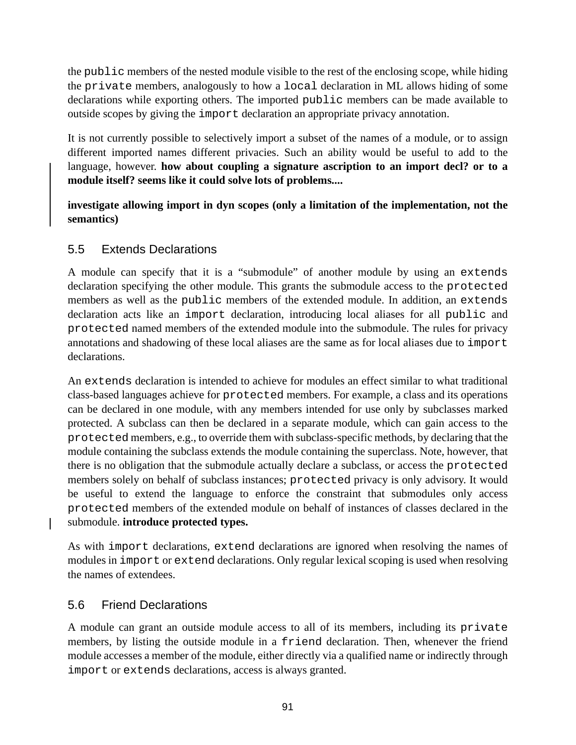the `public` members of the nested module visible to the rest of the enclosing scope, while hiding the `private` members, analogously to how a `local` declaration in ML allows hiding of some declarations while exporting others. The imported `public` members can be made available to outside scopes by giving the `import` declaration an appropriate privacy annotation.

It is not currently possible to selectively import a subset of the names of a module, or to assign different imported names different privacies. Such an ability would be useful to add to the language, however. **how about coupling a signature ascription to an import decl? or to a module itself? seems like it could solve lots of problems....**

**investigate allowing import in dyn scopes (only a limitation of the implementation, not the semantics)**

## 5.5 Extends Declarations

A module can specify that it is a "submodule" of another module by using an `extends` declaration specifying the other module. This grants the submodule access to the `protected` members as well as the `public` members of the extended module. In addition, an `extends` declaration acts like an `import` declaration, introducing local aliases for all `public` and `protected` named members of the extended module into the submodule. The rules for privacy annotations and shadowing of these local aliases are the same as for local aliases due to `import` declarations.

An `extends` declaration is intended to achieve for modules an effect similar to what traditional class-based languages achieve for `protected` members. For example, a class and its operations can be declared in one module, with any members intended for use only by subclasses marked protected. A subclass can then be declared in a separate module, which can gain access to the `protected` members, e.g., to override them with subclass-specific methods, by declaring that the module containing the subclass extends the module containing the superclass. Note, however, that there is no obligation that the submodule actually declare a subclass, or access the `protected` members solely on behalf of subclass instances; `protected` privacy is only advisory. It would be useful to extend the language to enforce the constraint that submodules only access `protected` members of the extended module on behalf of instances of classes declared in the submodule. **introduce protected types.**

As with `import` declarations, `extend` declarations are ignored when resolving the names of modules in `import` or `extend` declarations. Only regular lexical scoping is used when resolving the names of extendees.

## 5.6 Friend Declarations

A module can grant an outside module access to all of its members, including its `private` members, by listing the outside module in a `friend` declaration. Then, whenever the friend module accesses a member of the module, either directly via a qualified name or indirectly through `import` or `extends` declarations, access is always granted.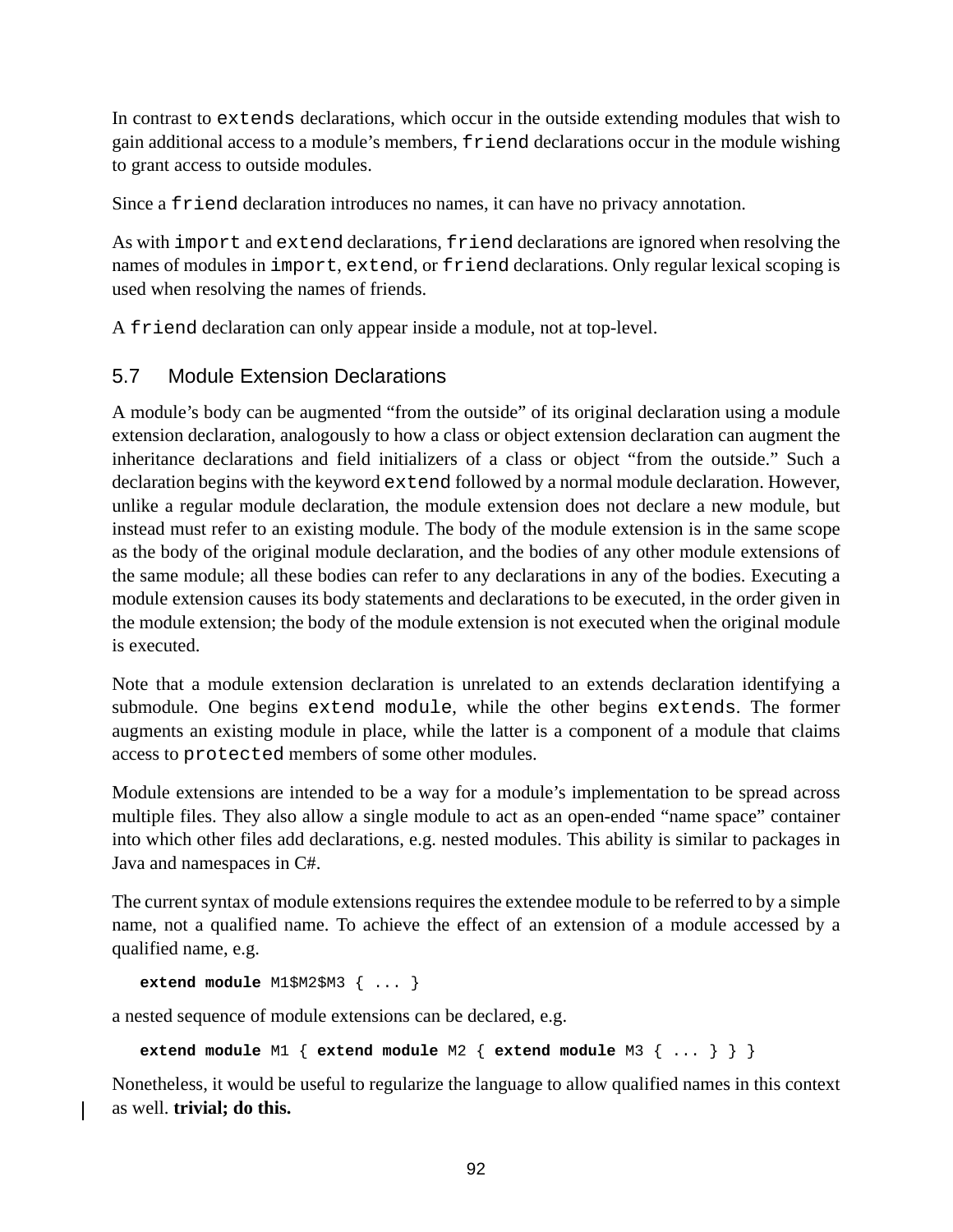In contrast to `extends` declarations, which occur in the outside extending modules that wish to gain additional access to a module's members, `friend` declarations occur in the module wishing to grant access to outside modules.

Since a `friend` declaration introduces no names, it can have no privacy annotation.

As with `import` and `extend` declarations, `friend` declarations are ignored when resolving the names of modules in `import`, `extend`, or `friend` declarations. Only regular lexical scoping is used when resolving the names of friends.

A `friend` declaration can only appear inside a module, not at top-level.

## 5.7 Module Extension Declarations

A module's body can be augmented "from the outside" of its original declaration using a module extension declaration, analogously to how a class or object extension declaration can augment the inheritance declarations and field initializers of a class or object "from the outside." Such a declaration begins with the keyword `extend` followed by a normal module declaration. However, unlike a regular module declaration, the module extension does not declare a new module, but instead must refer to an existing module. The body of the module extension is in the same scope as the body of the original module declaration, and the bodies of any other module extensions of the same module; all these bodies can refer to any declarations in any of the bodies. Executing a module extension causes its body statements and declarations to be executed, in the order given in the module extension; the body of the module extension is not executed when the original module is executed.

Note that a module extension declaration is unrelated to an extends declaration identifying a submodule. One begins `extend module`, while the other begins `extends`. The former augments an existing module in place, while the latter is a component of a module that claims access to `protected` members of some other modules.

Module extensions are intended to be a way for a module's implementation to be spread across multiple files. They also allow a single module to act as an open-ended "name space" container into which other files add declarations, e.g. nested modules. This ability is similar to packages in Java and namespaces in C#.

The current syntax of module extensions requires the extendee module to be referred to by a simple name, not a qualified name. To achieve the effect of an extension of a module accessed by a qualified name, e.g.

```
extend module M1$M2$M3 { ... }
```

a nested sequence of module extensions can be declared, e.g.

```
extend module M1 { extend module M2 { extend module M3 { ... } } }
```

Nonetheless, it would be useful to regularize the language to allow qualified names in this context as well. **trivial; do this.**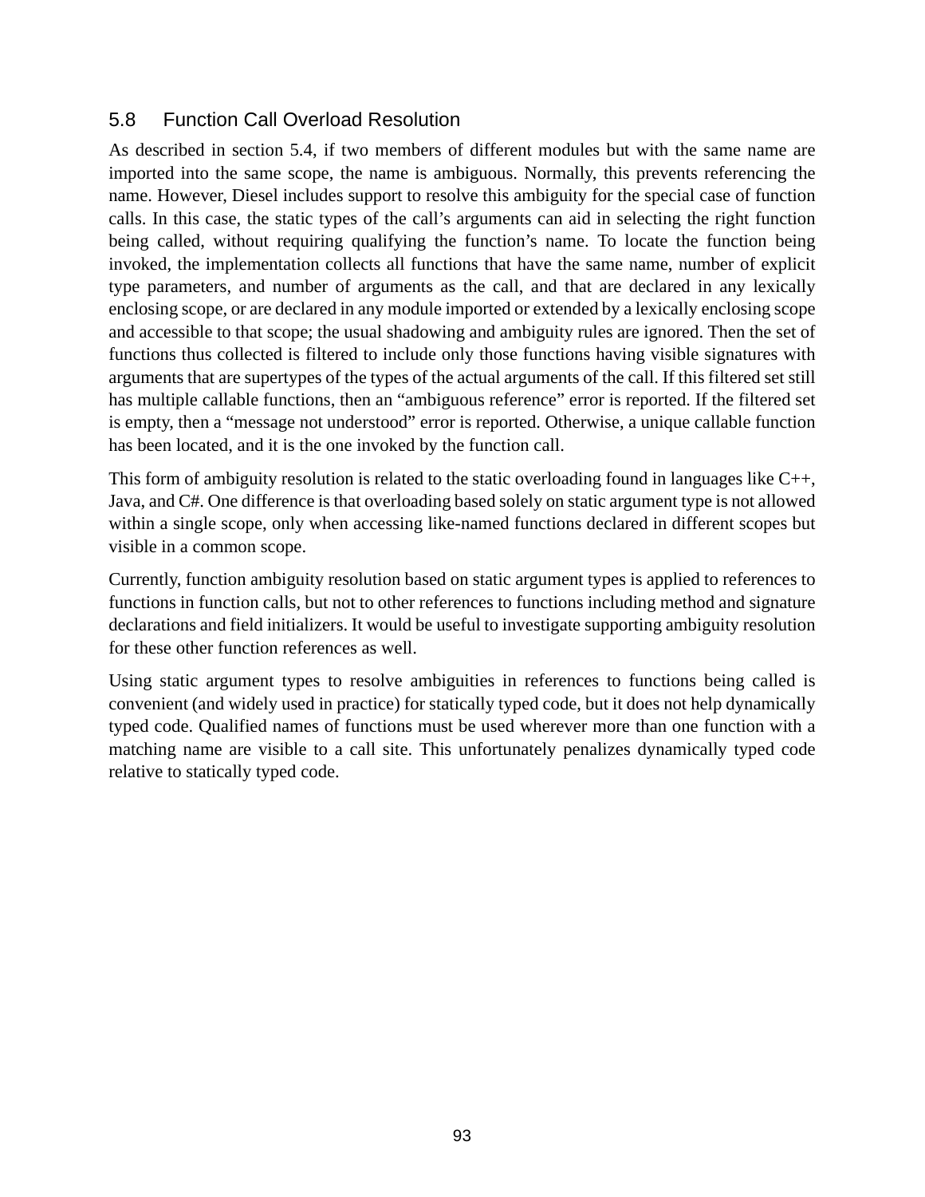## 5.8 Function Call Overload Resolution

As described in section 5.4, if two members of different modules but with the same name are imported into the same scope, the name is ambiguous. Normally, this prevents referencing the name. However, Diesel includes support to resolve this ambiguity for the special case of function calls. In this case, the static types of the call's arguments can aid in selecting the right function being called, without requiring qualifying the function's name. To locate the function being invoked, the implementation collects all functions that have the same name, number of explicit type parameters, and number of arguments as the call, and that are declared in any lexically enclosing scope, or are declared in any module imported or extended by a lexically enclosing scope and accessible to that scope; the usual shadowing and ambiguity rules are ignored. Then the set of functions thus collected is filtered to include only those functions having visible signatures with arguments that are supertypes of the types of the actual arguments of the call. If this filtered set still has multiple callable functions, then an "ambiguous reference" error is reported. If the filtered set is empty, then a "message not understood" error is reported. Otherwise, a unique callable function has been located, and it is the one invoked by the function call.

This form of ambiguity resolution is related to the static overloading found in languages like C++, Java, and C#. One difference is that overloading based solely on static argument type is not allowed within a single scope, only when accessing like-named functions declared in different scopes but visible in a common scope.

Currently, function ambiguity resolution based on static argument types is applied to references to functions in function calls, but not to other references to functions including method and signature declarations and field initializers. It would be useful to investigate supporting ambiguity resolution for these other function references as well.

Using static argument types to resolve ambiguities in references to functions being called is convenient (and widely used in practice) for statically typed code, but it does not help dynamically typed code. Qualified names of functions must be used wherever more than one function with a matching name are visible to a call site. This unfortunately penalizes dynamically typed code relative to statically typed code.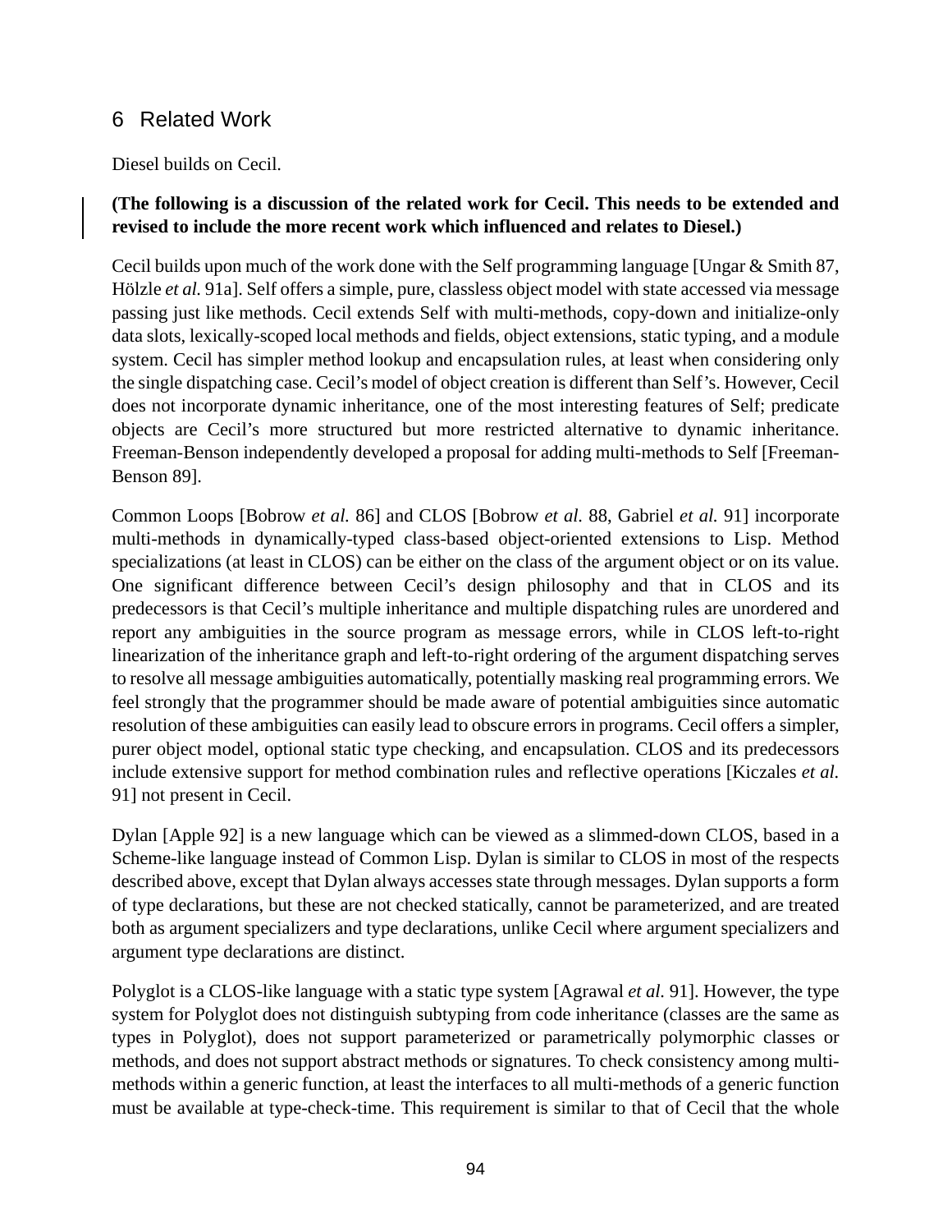## 6 Related Work

Diesel builds on Cecil.

**(The following is a discussion of the related work for Cecil. This needs to be extended and revised to include the more recent work which influenced and relates to Diesel.)**

Cecil builds upon much of the work done with the Self programming language [Ungar & Smith 87, Hölzle *et al.* 91a]. Self offers a simple, pure, classless object model with state accessed via message passing just like methods. Cecil extends Self with multi-methods, copy-down and initialize-only data slots, lexically-scoped local methods and fields, object extensions, static typing, and a module system. Cecil has simpler method lookup and encapsulation rules, at least when considering only the single dispatching case. Cecil's model of object creation is different than Self's. However, Cecil does not incorporate dynamic inheritance, one of the most interesting features of Self; predicate objects are Cecil's more structured but more restricted alternative to dynamic inheritance. Freeman-Benson independently developed a proposal for adding multi-methods to Self [Freeman-Benson 89].

Common Loops [Bobrow *et al.* 86] and CLOS [Bobrow *et al.* 88, Gabriel *et al.* 91] incorporate multi-methods in dynamically-typed class-based object-oriented extensions to Lisp. Method specializations (at least in CLOS) can be either on the class of the argument object or on its value. One significant difference between Cecil's design philosophy and that in CLOS and its predecessors is that Cecil's multiple inheritance and multiple dispatching rules are unordered and report any ambiguities in the source program as message errors, while in CLOS left-to-right linearization of the inheritance graph and left-to-right ordering of the argument dispatching serves to resolve all message ambiguities automatically, potentially masking real programming errors. We feel strongly that the programmer should be made aware of potential ambiguities since automatic resolution of these ambiguities can easily lead to obscure errors in programs. Cecil offers a simpler, purer object model, optional static type checking, and encapsulation. CLOS and its predecessors include extensive support for method combination rules and reflective operations [Kiczales *et al.* 91] not present in Cecil.

Dylan [Apple 92] is a new language which can be viewed as a slimmed-down CLOS, based in a Scheme-like language instead of Common Lisp. Dylan is similar to CLOS in most of the respects described above, except that Dylan always accesses state through messages. Dylan supports a form of type declarations, but these are not checked statically, cannot be parameterized, and are treated both as argument specializers and type declarations, unlike Cecil where argument specializers and argument type declarations are distinct.

Polyglot is a CLOS-like language with a static type system [Agrawal *et al.* 91]. However, the type system for Polyglot does not distinguish subtyping from code inheritance (classes are the same as types in Polyglot), does not support parameterized or parametrically polymorphic classes or methods, and does not support abstract methods or signatures. To check consistency among multi-methods within a generic function, at least the interfaces to all multi-methods of a generic function must be available at type-check-time. This requirement is similar to that of Cecil that the whole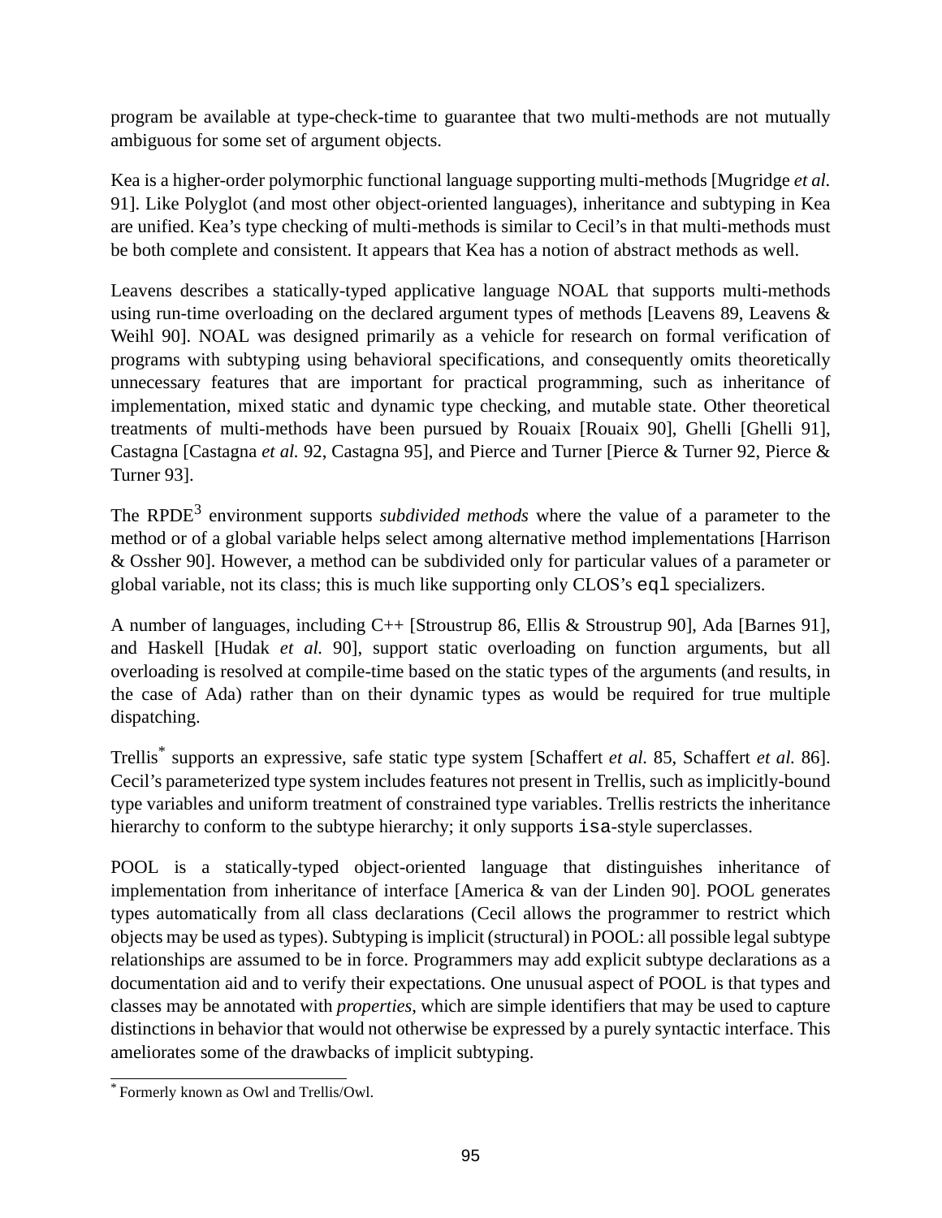program be available at type-check-time to guarantee that two multi-methods are not mutually ambiguous for some set of argument objects.

Kea is a higher-order polymorphic functional language supporting multi-methods [Mugridge *et al.* 91]. Like Polyglot (and most other object-oriented languages), inheritance and subtyping in Kea are unified. Kea's type checking of multi-methods is similar to Cecil's in that multi-methods must be both complete and consistent. It appears that Kea has a notion of abstract methods as well.

Leavens describes a statically-typed applicative language NOAL that supports multi-methods using run-time overloading on the declared argument types of methods [Leavens 89, Leavens & Weihl 90]. NOAL was designed primarily as a vehicle for research on formal verification of programs with subtyping using behavioral specifications, and consequently omits theoretically unnecessary features that are important for practical programming, such as inheritance of implementation, mixed static and dynamic type checking, and mutable state. Other theoretical treatments of multi-methods have been pursued by Rouaix [Rouaix 90], Ghelli [Ghelli 91], Castagna [Castagna *et al.* 92, Castagna 95], and Pierce and Turner [Pierce & Turner 92, Pierce & Turner 93].

The RPDE[3] environment supports *subdivided methods* where the value of a parameter to the method or of a global variable helps select among alternative method implementations [Harrison & Ossher 90]. However, a method can be subdivided only for particular values of a parameter or global variable, not its class; this is much like supporting only CLOS's `eql` specializers.

A number of languages, including C++ [Stroustrup 86, Ellis & Stroustrup 90], Ada [Barnes 91], and Haskell [Hudak *et al.* 90], support static overloading on function arguments, but all overloading is resolved at compile-time based on the static types of the arguments (and results, in the case of Ada) rather than on their dynamic types as would be required for true multiple dispatching.

Trellis[*] supports an expressive, safe static type system [Schaffert *et al.* 85, Schaffert *et al.* 86]. Cecil's parameterized type system includes features not present in Trellis, such as implicitly-bound type variables and uniform treatment of constrained type variables. Trellis restricts the inheritance hierarchy to conform to the subtype hierarchy; it only supports `isa`-style superclasses.

POOL is a statically-typed object-oriented language that distinguishes inheritance of implementation from inheritance of interface [America & van der Linden 90]. POOL generates types automatically from all class declarations (Cecil allows the programmer to restrict which objects may be used as types). Subtyping is implicit (structural) in POOL: all possible legal subtype relationships are assumed to be in force. Programmers may add explicit subtype declarations as a documentation aid and to verify their expectations. One unusual aspect of POOL is that types and classes may be annotated with *properties*, which are simple identifiers that may be used to capture distinctions in behavior that would not otherwise be expressed by a purely syntactic interface. This ameliorates some of the drawbacks of implicit subtyping.

---

[*] Formerly known as Owl and Trellis/Owl.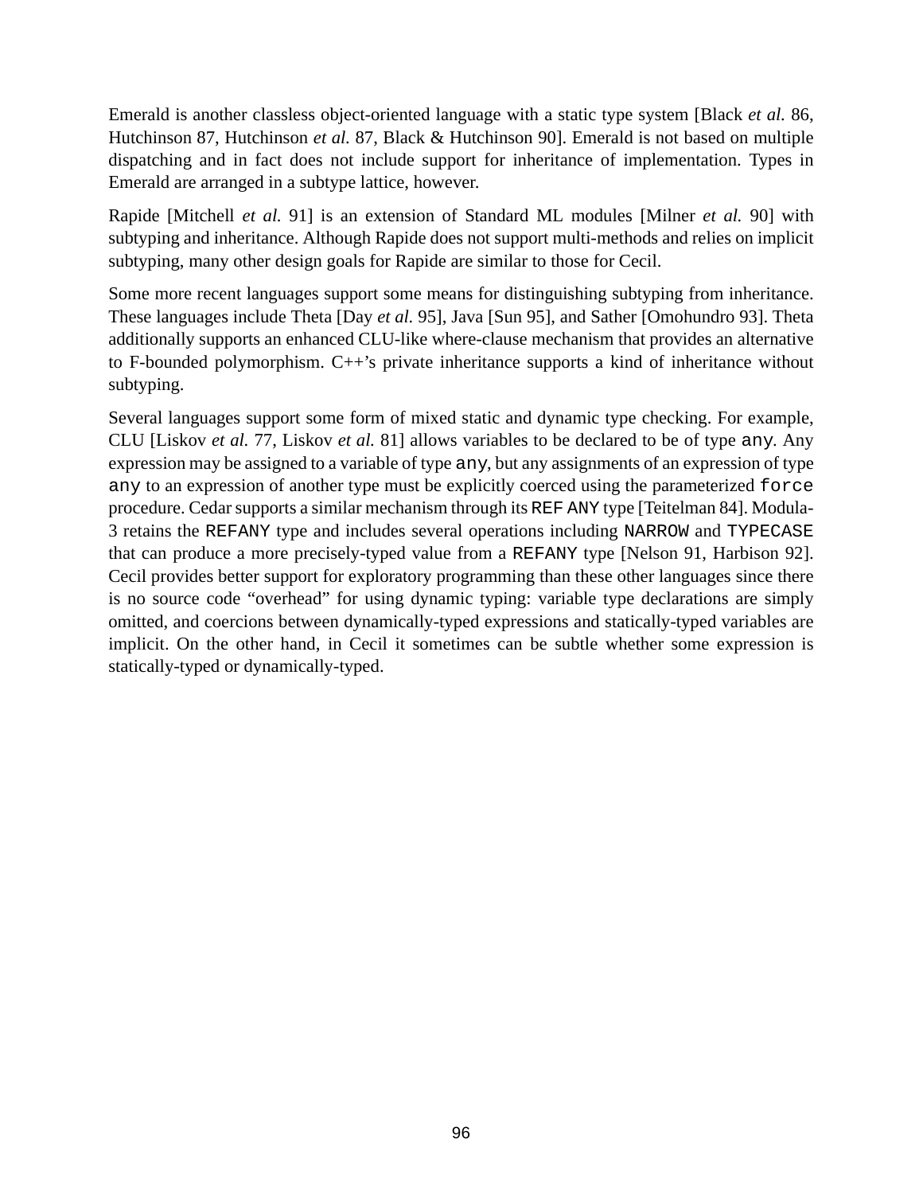Emerald is another classless object-oriented language with a static type system [Black *et al.* 86, Hutchinson 87, Hutchinson *et al.* 87, Black & Hutchinson 90]. Emerald is not based on multiple dispatching and in fact does not include support for inheritance of implementation. Types in Emerald are arranged in a subtype lattice, however.

Rapide [Mitchell *et al.* 91] is an extension of Standard ML modules [Milner *et al.* 90] with subtyping and inheritance. Although Rapide does not support multi-methods and relies on implicit subtyping, many other design goals for Rapide are similar to those for Cecil.

Some more recent languages support some means for distinguishing subtyping from inheritance. These languages include Theta [Day *et al.* 95], Java [Sun 95], and Sather [Omohundro 93]. Theta additionally supports an enhanced CLU-like where-clause mechanism that provides an alternative to F-bounded polymorphism. C++'s private inheritance supports a kind of inheritance without subtyping.

Several languages support some form of mixed static and dynamic type checking. For example, CLU [Liskov *et al.* 77, Liskov *et al.* 81] allows variables to be declared to be of type `any`. Any expression may be assigned to a variable of type `any`, but any assignments of an expression of type `any` to an expression of another type must be explicitly coerced using the parameterized `force` procedure. Cedar supports a similar mechanism through its `REF ANY` type [Teitelman 84]. Modula-3 retains the `REFANY` type and includes several operations including `NARROW` and `TYPECASE` that can produce a more precisely-typed value from a `REFANY` type [Nelson 91, Harbison 92]. Cecil provides better support for exploratory programming than these other languages since there is no source code "overhead" for using dynamic typing: variable type declarations are simply omitted, and coercions between dynamically-typed expressions and statically-typed variables are implicit. On the other hand, in Cecil it sometimes can be subtle whether some expression is statically-typed or dynamically-typed.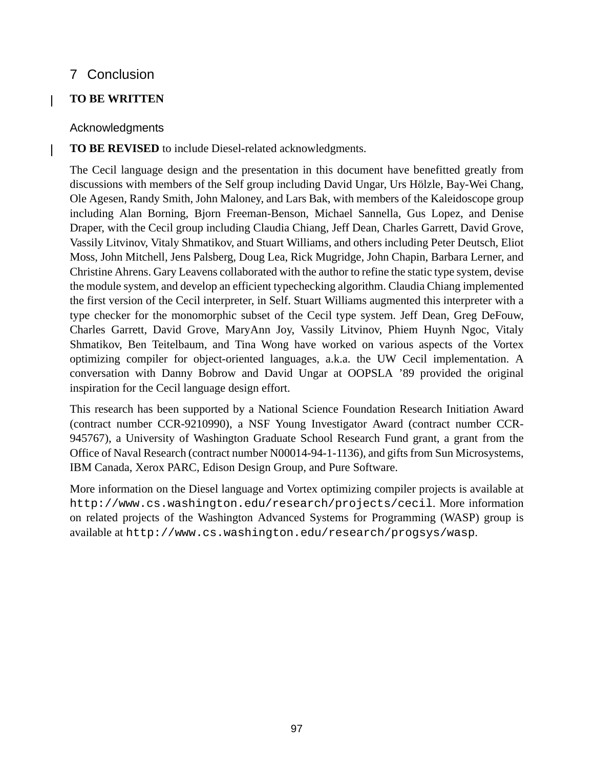# 7 Conclusion

**TO BE WRITTEN**

## Acknowledgments

**TO BE REVISED** to include Diesel-related acknowledgments.

The Cecil language design and the presentation in this document have benefitted greatly from discussions with members of the Self group including David Ungar, Urs Hölzle, Bay-Wei Chang, Ole Agesen, Randy Smith, John Maloney, and Lars Bak, with members of the Kaleidoscope group including Alan Borning, Bjorn Freeman-Benson, Michael Sannella, Gus Lopez, and Denise Draper, with the Cecil group including Claudia Chiang, Jeff Dean, Charles Garrett, David Grove, Vassily Litvinov, Vitaly Shmatikov, and Stuart Williams, and others including Peter Deutsch, Eliot Moss, John Mitchell, Jens Palsberg, Doug Lea, Rick Mugridge, John Chapin, Barbara Lerner, and Christine Ahrens. Gary Leavens collaborated with the author to refine the static type system, devise the module system, and develop an efficient typechecking algorithm. Claudia Chiang implemented the first version of the Cecil interpreter, in Self. Stuart Williams augmented this interpreter with a type checker for the monomorphic subset of the Cecil type system. Jeff Dean, Greg DeFouw, Charles Garrett, David Grove, MaryAnn Joy, Vassily Litvinov, Phiem Huynh Ngoc, Vitaly Shmatikov, Ben Teitelbaum, and Tina Wong have worked on various aspects of the Vortex optimizing compiler for object-oriented languages, a.k.a. the UW Cecil implementation. A conversation with Danny Bobrow and David Ungar at OOPSLA '89 provided the original inspiration for the Cecil language design effort.

This research has been supported by a National Science Foundation Research Initiation Award (contract number CCR-9210990), a NSF Young Investigator Award (contract number CCR-945767), a University of Washington Graduate School Research Fund grant, a grant from the Office of Naval Research (contract number N00014-94-1-1136), and gifts from Sun Microsystems, IBM Canada, Xerox PARC, Edison Design Group, and Pure Software.

More information on the Diesel language and Vortex optimizing compiler projects is available at `http://www.cs.washington.edu/research/projects/cecil`. More information on related projects of the Washington Advanced Systems for Programming (WASP) group is available at `http://www.cs.washington.edu/research/progsys/wasp`.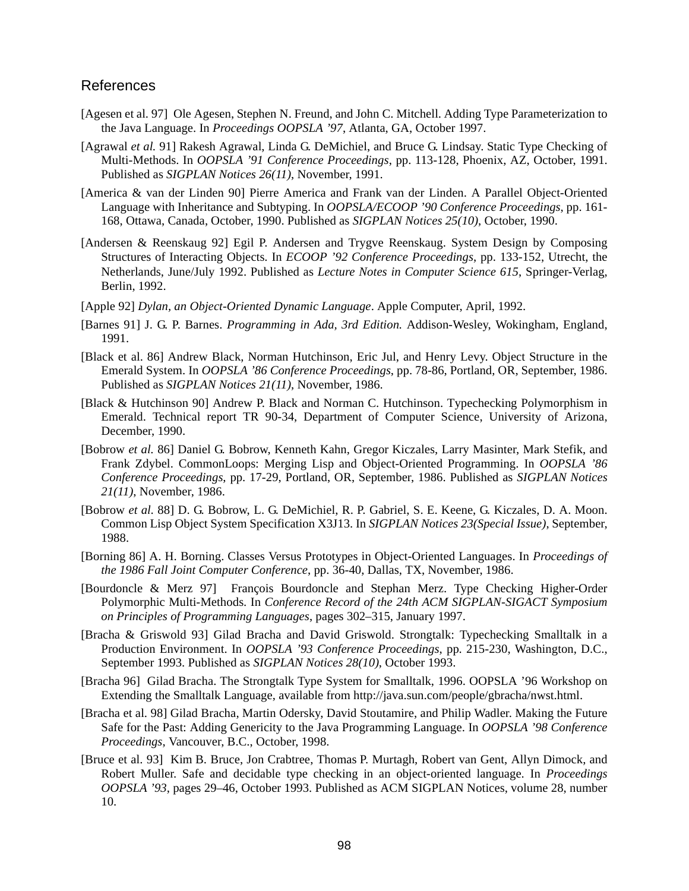## References

[Agesen et al. 97] Ole Agesen, Stephen N. Freund, and John C. Mitchell. Adding Type Parameterization to the Java Language. In *Proceedings OOPSLA '97*, Atlanta, GA, October 1997.

[Agrawal *et al.* 91] Rakesh Agrawal, Linda G. DeMichiel, and Bruce G. Lindsay. Static Type Checking of Multi-Methods. In *OOPSLA '91 Conference Proceedings*, pp. 113-128, Phoenix, AZ, October, 1991. Published as *SIGPLAN Notices 26(11)*, November, 1991.

[America & van der Linden 90] Pierre America and Frank van der Linden. A Parallel Object-Oriented Language with Inheritance and Subtyping. In *OOPSLA/ECOOP '90 Conference Proceedings*, pp. 161-168, Ottawa, Canada, October, 1990. Published as *SIGPLAN Notices 25(10)*, October, 1990.

[Andersen & Reenskaug 92] Egil P. Andersen and Trygve Reenskaug. System Design by Composing Structures of Interacting Objects. In *ECOOP '92 Conference Proceedings*, pp. 133-152, Utrecht, the Netherlands, June/July 1992. Published as *Lecture Notes in Computer Science 615*, Springer-Verlag, Berlin, 1992.

[Apple 92] *Dylan, an Object-Oriented Dynamic Language*. Apple Computer, April, 1992.

[Barnes 91] J. G. P. Barnes. *Programming in Ada, 3rd Edition.* Addison-Wesley, Wokingham, England, 1991.

[Black et al. 86] Andrew Black, Norman Hutchinson, Eric Jul, and Henry Levy. Object Structure in the Emerald System. In *OOPSLA '86 Conference Proceedings*, pp. 78-86, Portland, OR, September, 1986. Published as *SIGPLAN Notices 21(11)*, November, 1986.

[Black & Hutchinson 90] Andrew P. Black and Norman C. Hutchinson. Typechecking Polymorphism in Emerald. Technical report TR 90-34, Department of Computer Science, University of Arizona, December, 1990.

[Bobrow *et al.* 86] Daniel G. Bobrow, Kenneth Kahn, Gregor Kiczales, Larry Masinter, Mark Stefik, and Frank Zdybel. CommonLoops: Merging Lisp and Object-Oriented Programming. In *OOPSLA '86 Conference Proceedings*, pp. 17-29, Portland, OR, September, 1986. Published as *SIGPLAN Notices 21(11)*, November, 1986.

[Bobrow *et al.* 88] D. G. Bobrow, L. G. DeMichiel, R. P. Gabriel, S. E. Keene, G. Kiczales, D. A. Moon. Common Lisp Object System Specification X3J13. In *SIGPLAN Notices 23(Special Issue)*, September, 1988.

[Borning 86] A. H. Borning. Classes Versus Prototypes in Object-Oriented Languages. In *Proceedings of the 1986 Fall Joint Computer Conference*, pp. 36-40, Dallas, TX, November, 1986.

[Bourdoncle & Merz 97] François Bourdoncle and Stephan Merz. Type Checking Higher-Order Polymorphic Multi-Methods. In *Conference Record of the 24th ACM SIGPLAN-SIGACT Symposium on Principles of Programming Languages*, pages 302–315, January 1997.

[Bracha & Griswold 93] Gilad Bracha and David Griswold. Strongtalk: Typechecking Smalltalk in a Production Environment. In *OOPSLA '93 Conference Proceedings*, pp. 215-230, Washington, D.C., September 1993. Published as *SIGPLAN Notices 28(10)*, October 1993.

[Bracha 96] Gilad Bracha. The Strongtalk Type System for Smalltalk, 1996. OOPSLA '96 Workshop on Extending the Smalltalk Language, available from http://java.sun.com/people/gbracha/nwst.html.

[Bracha et al. 98] Gilad Bracha, Martin Odersky, David Stoutamire, and Philip Wadler. Making the Future Safe for the Past: Adding Genericity to the Java Programming Language. In *OOPSLA '98 Conference Proceedings*, Vancouver, B.C., October, 1998.

[Bruce et al. 93] Kim B. Bruce, Jon Crabtree, Thomas P. Murtagh, Robert van Gent, Allyn Dimock, and Robert Muller. Safe and decidable type checking in an object-oriented language. In *Proceedings OOPSLA '93*, pages 29–46, October 1993. Published as ACM SIGPLAN Notices, volume 28, number 10.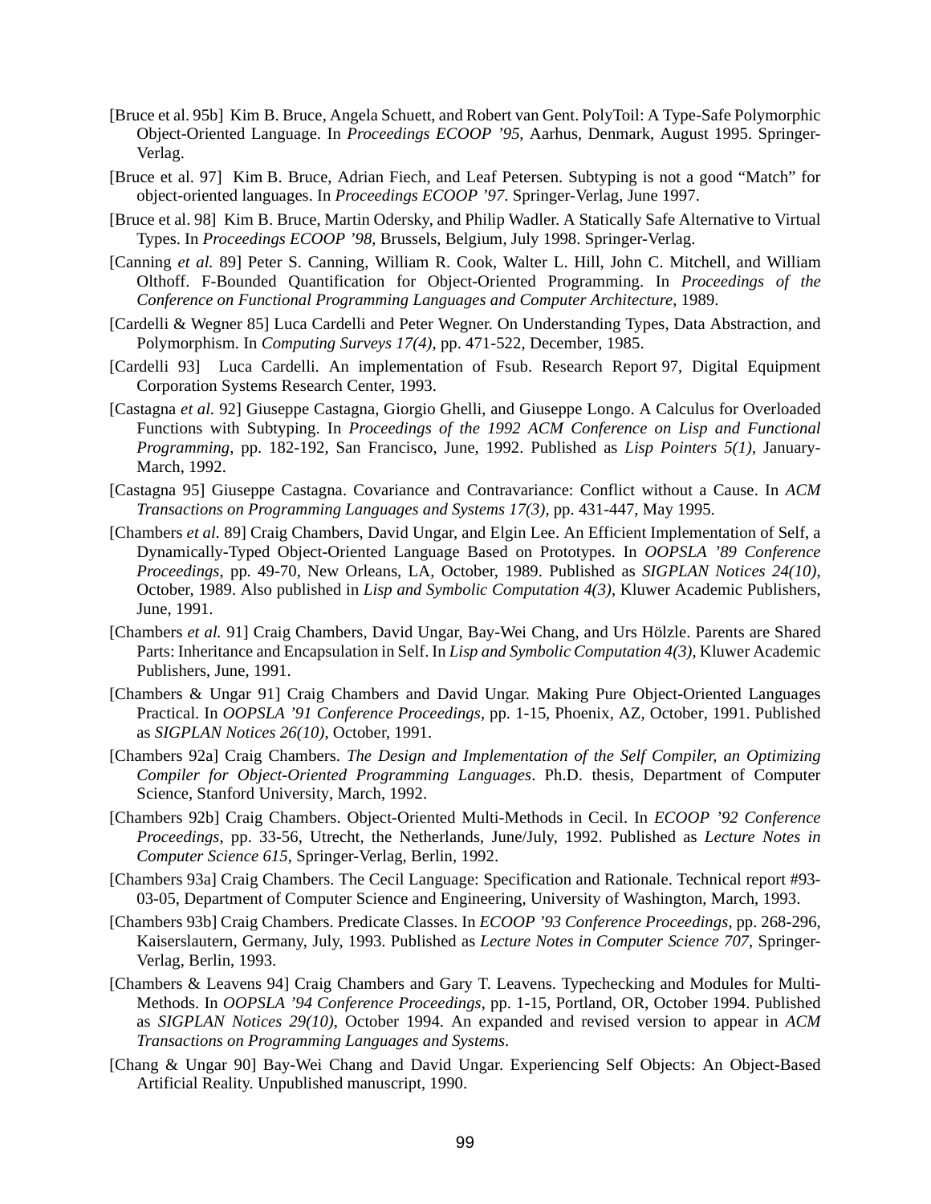[Bruce et al. 95b] Kim B. Bruce, Angela Schuett, and Robert van Gent. PolyToil: A Type-Safe Polymorphic Object-Oriented Language. In *Proceedings ECOOP '95*, Aarhus, Denmark, August 1995. Springer-Verlag.

[Bruce et al. 97] Kim B. Bruce, Adrian Fiech, and Leaf Petersen. Subtyping is not a good "Match" for object-oriented languages. In *Proceedings ECOOP '97*. Springer-Verlag, June 1997.

[Bruce et al. 98] Kim B. Bruce, Martin Odersky, and Philip Wadler. A Statically Safe Alternative to Virtual Types. In *Proceedings ECOOP '98*, Brussels, Belgium, July 1998. Springer-Verlag.

[Canning *et al.* 89] Peter S. Canning, William R. Cook, Walter L. Hill, John C. Mitchell, and William Olthoff. F-Bounded Quantification for Object-Oriented Programming. In *Proceedings of the Conference on Functional Programming Languages and Computer Architecture*, 1989.

[Cardelli & Wegner 85] Luca Cardelli and Peter Wegner. On Understanding Types, Data Abstraction, and Polymorphism. In *Computing Surveys 17(4)*, pp. 471-522, December, 1985.

[Cardelli 93] Luca Cardelli. An implementation of Fsub. Research Report 97, Digital Equipment Corporation Systems Research Center, 1993.

[Castagna *et al.* 92] Giuseppe Castagna, Giorgio Ghelli, and Giuseppe Longo. A Calculus for Overloaded Functions with Subtyping. In *Proceedings of the 1992 ACM Conference on Lisp and Functional Programming*, pp. 182-192, San Francisco, June, 1992. Published as *Lisp Pointers 5(1)*, January-March, 1992.

[Castagna 95] Giuseppe Castagna. Covariance and Contravariance: Conflict without a Cause. In *ACM Transactions on Programming Languages and Systems 17(3)*, pp. 431-447, May 1995.

[Chambers *et al.* 89] Craig Chambers, David Ungar, and Elgin Lee. An Efficient Implementation of Self, a Dynamically-Typed Object-Oriented Language Based on Prototypes. In *OOPSLA '89 Conference Proceedings*, pp. 49-70, New Orleans, LA, October, 1989. Published as *SIGPLAN Notices 24(10)*, October, 1989. Also published in *Lisp and Symbolic Computation 4(3)*, Kluwer Academic Publishers, June, 1991.

[Chambers *et al.* 91] Craig Chambers, David Ungar, Bay-Wei Chang, and Urs Hölzle. Parents are Shared Parts: Inheritance and Encapsulation in Self. In *Lisp and Symbolic Computation 4(3)*, Kluwer Academic Publishers, June, 1991.

[Chambers & Ungar 91] Craig Chambers and David Ungar. Making Pure Object-Oriented Languages Practical. In *OOPSLA '91 Conference Proceedings*, pp. 1-15, Phoenix, AZ, October, 1991. Published as *SIGPLAN Notices 26(10)*, October, 1991.

[Chambers 92a] Craig Chambers. *The Design and Implementation of the Self Compiler, an Optimizing Compiler for Object-Oriented Programming Languages*. Ph.D. thesis, Department of Computer Science, Stanford University, March, 1992.

[Chambers 92b] Craig Chambers. Object-Oriented Multi-Methods in Cecil. In *ECOOP '92 Conference Proceedings*, pp. 33-56, Utrecht, the Netherlands, June/July, 1992. Published as *Lecture Notes in Computer Science 615*, Springer-Verlag, Berlin, 1992.

[Chambers 93a] Craig Chambers. The Cecil Language: Specification and Rationale. Technical report #93-03-05, Department of Computer Science and Engineering, University of Washington, March, 1993.

[Chambers 93b] Craig Chambers. Predicate Classes. In *ECOOP '93 Conference Proceedings*, pp. 268-296, Kaiserslautern, Germany, July, 1993. Published as *Lecture Notes in Computer Science 707*, Springer-Verlag, Berlin, 1993.

[Chambers & Leavens 94] Craig Chambers and Gary T. Leavens. Typechecking and Modules for Multi-Methods. In *OOPSLA '94 Conference Proceedings*, pp. 1-15, Portland, OR, October 1994. Published as *SIGPLAN Notices 29(10)*, October 1994. An expanded and revised version to appear in *ACM Transactions on Programming Languages and Systems*.

[Chang & Ungar 90] Bay-Wei Chang and David Ungar. Experiencing Self Objects: An Object-Based Artificial Reality. Unpublished manuscript, 1990.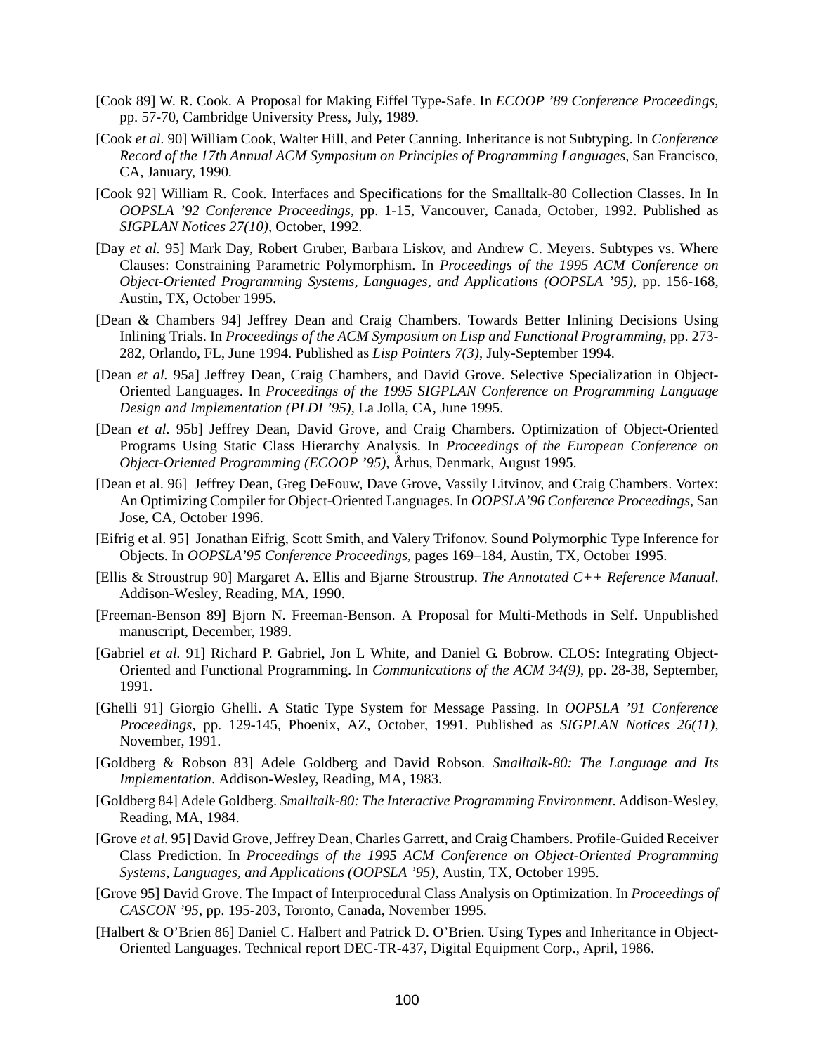[Cook 89] W. R. Cook. A Proposal for Making Eiffel Type-Safe. In *ECOOP '89 Conference Proceedings*, pp. 57-70, Cambridge University Press, July, 1989.

[Cook *et al.* 90] William Cook, Walter Hill, and Peter Canning. Inheritance is not Subtyping. In *Conference Record of the 17th Annual ACM Symposium on Principles of Programming Languages*, San Francisco, CA, January, 1990.

[Cook 92] William R. Cook. Interfaces and Specifications for the Smalltalk-80 Collection Classes. In In *OOPSLA '92 Conference Proceedings*, pp. 1-15, Vancouver, Canada, October, 1992. Published as *SIGPLAN Notices 27(10)*, October, 1992.

[Day *et al.* 95] Mark Day, Robert Gruber, Barbara Liskov, and Andrew C. Meyers. Subtypes vs. Where Clauses: Constraining Parametric Polymorphism. In *Proceedings of the 1995 ACM Conference on Object-Oriented Programming Systems, Languages, and Applications (OOPSLA '95)*, pp. 156-168, Austin, TX, October 1995.

[Dean & Chambers 94] Jeffrey Dean and Craig Chambers. Towards Better Inlining Decisions Using Inlining Trials. In *Proceedings of the ACM Symposium on Lisp and Functional Programming*, pp. 273-282, Orlando, FL, June 1994. Published as *Lisp Pointers 7(3)*, July-September 1994.

[Dean *et al.* 95a] Jeffrey Dean, Craig Chambers, and David Grove. Selective Specialization in Object-Oriented Languages. In *Proceedings of the 1995 SIGPLAN Conference on Programming Language Design and Implementation (PLDI '95)*, La Jolla, CA, June 1995.

[Dean *et al.* 95b] Jeffrey Dean, David Grove, and Craig Chambers. Optimization of Object-Oriented Programs Using Static Class Hierarchy Analysis. In *Proceedings of the European Conference on Object-Oriented Programming (ECOOP '95)*, Århus, Denmark, August 1995.

[Dean et al. 96] Jeffrey Dean, Greg DeFouw, Dave Grove, Vassily Litvinov, and Craig Chambers. Vortex: An Optimizing Compiler for Object-Oriented Languages. In *OOPSLA'96 Conference Proceedings*, San Jose, CA, October 1996.

[Eifrig et al. 95] Jonathan Eifrig, Scott Smith, and Valery Trifonov. Sound Polymorphic Type Inference for Objects. In *OOPSLA'95 Conference Proceedings*, pages 169–184, Austin, TX, October 1995.

[Ellis & Stroustrup 90] Margaret A. Ellis and Bjarne Stroustrup. *The Annotated C++ Reference Manual*. Addison-Wesley, Reading, MA, 1990.

[Freeman-Benson 89] Bjorn N. Freeman-Benson. A Proposal for Multi-Methods in Self. Unpublished manuscript, December, 1989.

[Gabriel *et al.* 91] Richard P. Gabriel, Jon L White, and Daniel G. Bobrow. CLOS: Integrating Object-Oriented and Functional Programming. In *Communications of the ACM 34(9)*, pp. 28-38, September, 1991.

[Ghelli 91] Giorgio Ghelli. A Static Type System for Message Passing. In *OOPSLA '91 Conference Proceedings*, pp. 129-145, Phoenix, AZ, October, 1991. Published as *SIGPLAN Notices 26(11)*, November, 1991.

[Goldberg & Robson 83] Adele Goldberg and David Robson. *Smalltalk-80: The Language and Its Implementation*. Addison-Wesley, Reading, MA, 1983.

[Goldberg 84] Adele Goldberg. *Smalltalk-80: The Interactive Programming Environment*. Addison-Wesley, Reading, MA, 1984.

[Grove *et al.* 95] David Grove, Jeffrey Dean, Charles Garrett, and Craig Chambers. Profile-Guided Receiver Class Prediction. In *Proceedings of the 1995 ACM Conference on Object-Oriented Programming Systems, Languages, and Applications (OOPSLA '95)*, Austin, TX, October 1995.

[Grove 95] David Grove. The Impact of Interprocedural Class Analysis on Optimization. In *Proceedings of CASCON '95*, pp. 195-203, Toronto, Canada, November 1995.

[Halbert & O'Brien 86] Daniel C. Halbert and Patrick D. O'Brien. Using Types and Inheritance in Object-Oriented Languages. Technical report DEC-TR-437, Digital Equipment Corp., April, 1986.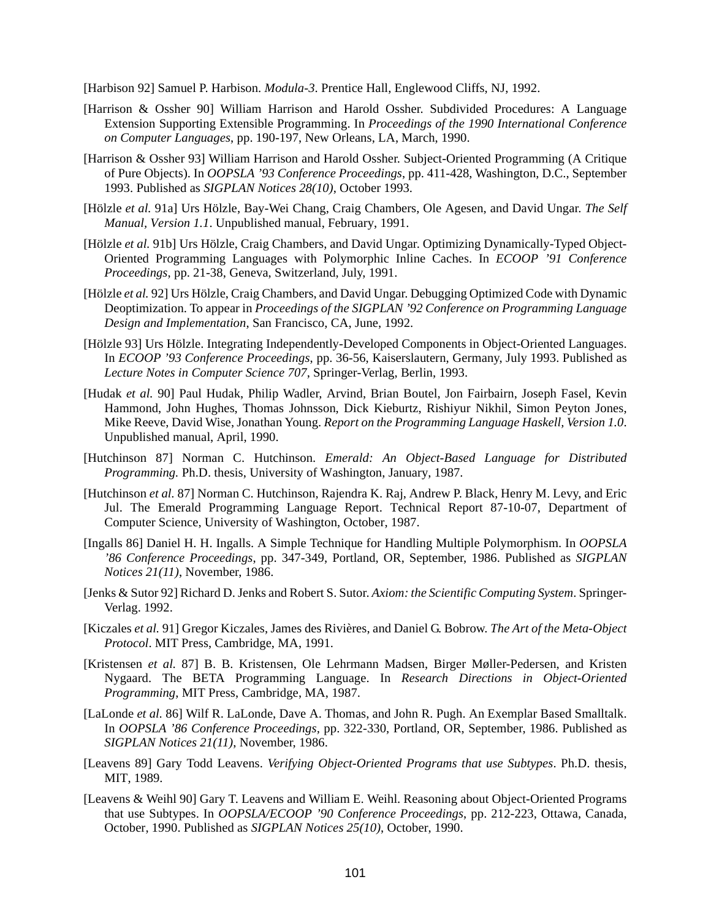[Harbison 92] Samuel P. Harbison. *Modula-3*. Prentice Hall, Englewood Cliffs, NJ, 1992.

[Harrison & Ossher 90] William Harrison and Harold Ossher. Subdivided Procedures: A Language Extension Supporting Extensible Programming. In *Proceedings of the 1990 International Conference on Computer Languages*, pp. 190-197, New Orleans, LA, March, 1990.

[Harrison & Ossher 93] William Harrison and Harold Ossher. Subject-Oriented Programming (A Critique of Pure Objects). In *OOPSLA '93 Conference Proceedings*, pp. 411-428, Washington, D.C., September 1993. Published as *SIGPLAN Notices 28(10)*, October 1993.

[Hölzle *et al.* 91a] Urs Hölzle, Bay-Wei Chang, Craig Chambers, Ole Agesen, and David Ungar. *The Self Manual, Version 1.1*. Unpublished manual, February, 1991.

[Hölzle *et al.* 91b] Urs Hölzle, Craig Chambers, and David Ungar. Optimizing Dynamically-Typed Object-Oriented Programming Languages with Polymorphic Inline Caches. In *ECOOP '91 Conference Proceedings*, pp. 21-38, Geneva, Switzerland, July, 1991.

[Hölzle *et al.* 92] Urs Hölzle, Craig Chambers, and David Ungar. Debugging Optimized Code with Dynamic Deoptimization. To appear in *Proceedings of the SIGPLAN '92 Conference on Programming Language Design and Implementation*, San Francisco, CA, June, 1992.

[Hölzle 93] Urs Hölzle. Integrating Independently-Developed Components in Object-Oriented Languages. In *ECOOP '93 Conference Proceedings*, pp. 36-56, Kaiserslautern, Germany, July 1993. Published as *Lecture Notes in Computer Science 707*, Springer-Verlag, Berlin, 1993.

[Hudak *et al.* 90] Paul Hudak, Philip Wadler, Arvind, Brian Boutel, Jon Fairbairn, Joseph Fasel, Kevin Hammond, John Hughes, Thomas Johnsson, Dick Kieburtz, Rishiyur Nikhil, Simon Peyton Jones, Mike Reeve, David Wise, Jonathan Young. *Report on the Programming Language Haskell, Version 1.0*. Unpublished manual, April, 1990.

[Hutchinson 87] Norman C. Hutchinson. *Emerald: An Object-Based Language for Distributed Programming.* Ph.D. thesis, University of Washington, January, 1987.

[Hutchinson *et al.* 87] Norman C. Hutchinson, Rajendra K. Raj, Andrew P. Black, Henry M. Levy, and Eric Jul. The Emerald Programming Language Report. Technical Report 87-10-07, Department of Computer Science, University of Washington, October, 1987.

[Ingalls 86] Daniel H. H. Ingalls. A Simple Technique for Handling Multiple Polymorphism. In *OOPSLA '86 Conference Proceedings*, pp. 347-349, Portland, OR, September, 1986. Published as *SIGPLAN Notices 21(11)*, November, 1986.

[Jenks & Sutor 92] Richard D. Jenks and Robert S. Sutor. *Axiom: the Scientific Computing System*. Springer-Verlag. 1992.

[Kiczales *et al.* 91] Gregor Kiczales, James des Rivières, and Daniel G. Bobrow. *The Art of the Meta-Object Protocol*. MIT Press, Cambridge, MA, 1991.

[Kristensen *et al.* 87] B. B. Kristensen, Ole Lehrmann Madsen, Birger Møller-Pedersen, and Kristen Nygaard. The BETA Programming Language. In *Research Directions in Object-Oriented Programming*, MIT Press, Cambridge, MA, 1987.

[LaLonde *et al.* 86] Wilf R. LaLonde, Dave A. Thomas, and John R. Pugh. An Exemplar Based Smalltalk. In *OOPSLA '86 Conference Proceedings*, pp. 322-330, Portland, OR, September, 1986. Published as *SIGPLAN Notices 21(11)*, November, 1986.

[Leavens 89] Gary Todd Leavens. *Verifying Object-Oriented Programs that use Subtypes*. Ph.D. thesis, MIT, 1989.

[Leavens & Weihl 90] Gary T. Leavens and William E. Weihl. Reasoning about Object-Oriented Programs that use Subtypes. In *OOPSLA/ECOOP '90 Conference Proceedings*, pp. 212-223, Ottawa, Canada, October, 1990. Published as *SIGPLAN Notices 25(10)*, October, 1990.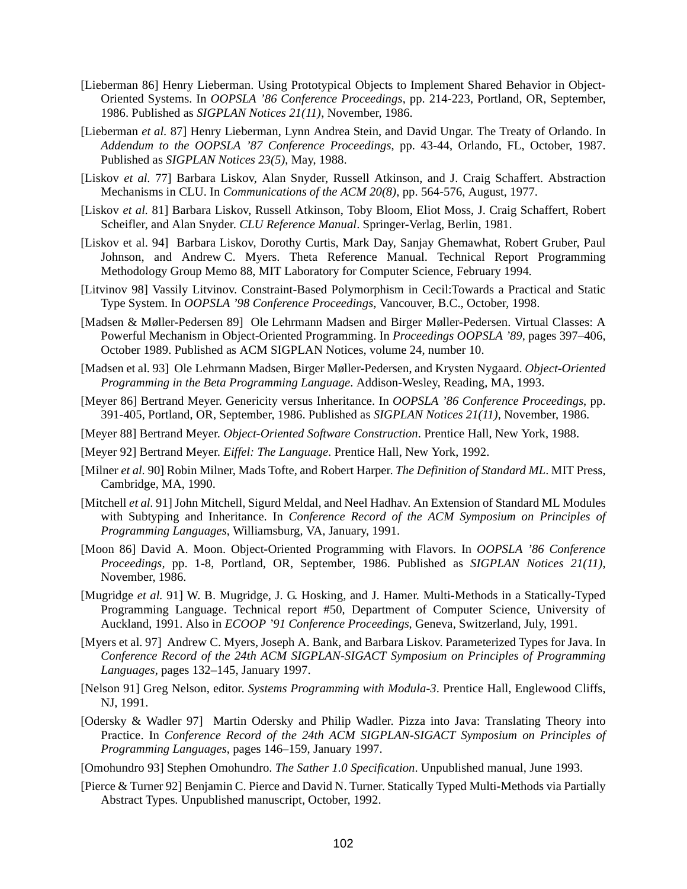[Lieberman 86] Henry Lieberman. Using Prototypical Objects to Implement Shared Behavior in Object-Oriented Systems. In *OOPSLA '86 Conference Proceedings*, pp. 214-223, Portland, OR, September, 1986. Published as *SIGPLAN Notices 21(11)*, November, 1986.

[Lieberman *et al.* 87] Henry Lieberman, Lynn Andrea Stein, and David Ungar. The Treaty of Orlando. In *Addendum to the OOPSLA '87 Conference Proceedings*, pp. 43-44, Orlando, FL, October, 1987. Published as *SIGPLAN Notices 23(5)*, May, 1988.

[Liskov *et al.* 77] Barbara Liskov, Alan Snyder, Russell Atkinson, and J. Craig Schaffert. Abstraction Mechanisms in CLU. In *Communications of the ACM 20(8)*, pp. 564-576, August, 1977.

[Liskov *et al.* 81] Barbara Liskov, Russell Atkinson, Toby Bloom, Eliot Moss, J. Craig Schaffert, Robert Scheifler, and Alan Snyder. *CLU Reference Manual*. Springer-Verlag, Berlin, 1981.

[Liskov et al. 94] Barbara Liskov, Dorothy Curtis, Mark Day, Sanjay Ghemawhat, Robert Gruber, Paul Johnson, and Andrew C. Myers. Theta Reference Manual. Technical Report Programming Methodology Group Memo 88, MIT Laboratory for Computer Science, February 1994.

[Litvinov 98] Vassily Litvinov. Constraint-Based Polymorphism in Cecil:Towards a Practical and Static Type System. In *OOPSLA '98 Conference Proceedings*, Vancouver, B.C., October, 1998.

[Madsen & Møller-Pedersen 89] Ole Lehrmann Madsen and Birger Møller-Pedersen. Virtual Classes: A Powerful Mechanism in Object-Oriented Programming. In *Proceedings OOPSLA '89*, pages 397–406, October 1989. Published as ACM SIGPLAN Notices, volume 24, number 10.

[Madsen et al. 93] Ole Lehrmann Madsen, Birger Møller-Pedersen, and Krysten Nygaard. *Object-Oriented Programming in the Beta Programming Language*. Addison-Wesley, Reading, MA, 1993.

[Meyer 86] Bertrand Meyer. Genericity versus Inheritance. In *OOPSLA '86 Conference Proceedings*, pp. 391-405, Portland, OR, September, 1986. Published as *SIGPLAN Notices 21(11)*, November, 1986.

[Meyer 88] Bertrand Meyer. *Object-Oriented Software Construction*. Prentice Hall, New York, 1988.

[Meyer 92] Bertrand Meyer. *Eiffel: The Language*. Prentice Hall, New York, 1992.

[Milner *et al.* 90] Robin Milner, Mads Tofte, and Robert Harper. *The Definition of Standard ML*. MIT Press, Cambridge, MA, 1990.

[Mitchell *et al.* 91] John Mitchell, Sigurd Meldal, and Neel Hadhav. An Extension of Standard ML Modules with Subtyping and Inheritance. In *Conference Record of the ACM Symposium on Principles of Programming Languages*, Williamsburg, VA, January, 1991.

[Moon 86] David A. Moon. Object-Oriented Programming with Flavors. In *OOPSLA '86 Conference Proceedings*, pp. 1-8, Portland, OR, September, 1986. Published as *SIGPLAN Notices 21(11)*, November, 1986.

[Mugridge *et al.* 91] W. B. Mugridge, J. G. Hosking, and J. Hamer. Multi-Methods in a Statically-Typed Programming Language. Technical report #50, Department of Computer Science, University of Auckland, 1991. Also in *ECOOP '91 Conference Proceedings*, Geneva, Switzerland, July, 1991.

[Myers et al. 97] Andrew C. Myers, Joseph A. Bank, and Barbara Liskov. Parameterized Types for Java. In *Conference Record of the 24th ACM SIGPLAN-SIGACT Symposium on Principles of Programming Languages*, pages 132–145, January 1997.

[Nelson 91] Greg Nelson, editor. *Systems Programming with Modula-3*. Prentice Hall, Englewood Cliffs, NJ, 1991.

[Odersky & Wadler 97] Martin Odersky and Philip Wadler. Pizza into Java: Translating Theory into Practice. In *Conference Record of the 24th ACM SIGPLAN-SIGACT Symposium on Principles of Programming Languages*, pages 146–159, January 1997.

[Omohundro 93] Stephen Omohundro. *The Sather 1.0 Specification*. Unpublished manual, June 1993.

[Pierce & Turner 92] Benjamin C. Pierce and David N. Turner. Statically Typed Multi-Methods via Partially Abstract Types. Unpublished manuscript, October, 1992.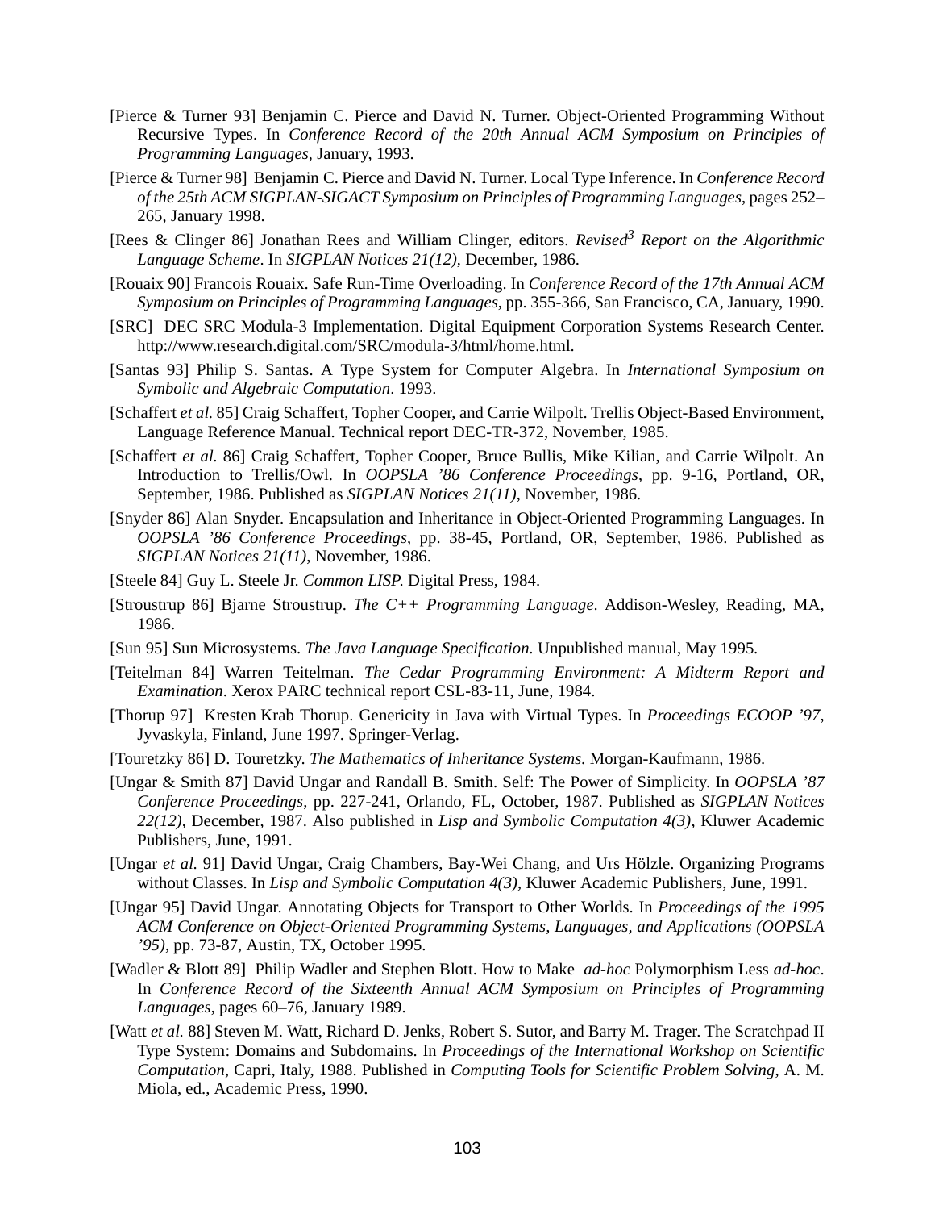[Pierce & Turner 93] Benjamin C. Pierce and David N. Turner. Object-Oriented Programming Without Recursive Types. In *Conference Record of the 20th Annual ACM Symposium on Principles of Programming Languages*, January, 1993.

[Pierce & Turner 98] Benjamin C. Pierce and David N. Turner. Local Type Inference. In *Conference Record of the 25th ACM SIGPLAN-SIGACT Symposium on Principles of Programming Languages*, pages 252–265, January 1998.

[Rees & Clinger 86] Jonathan Rees and William Clinger, editors. *Revised³ Report on the Algorithmic Language Scheme*. In *SIGPLAN Notices 21(12)*, December, 1986.

[Rouaix 90] Francois Rouaix. Safe Run-Time Overloading. In *Conference Record of the 17th Annual ACM Symposium on Principles of Programming Languages*, pp. 355-366, San Francisco, CA, January, 1990.

[SRC] DEC SRC Modula-3 Implementation. Digital Equipment Corporation Systems Research Center. http://www.research.digital.com/SRC/modula-3/html/home.html.

[Santas 93] Philip S. Santas. A Type System for Computer Algebra. In *International Symposium on Symbolic and Algebraic Computation*. 1993.

[Schaffert *et al.* 85] Craig Schaffert, Topher Cooper, and Carrie Wilpolt. Trellis Object-Based Environment, Language Reference Manual. Technical report DEC-TR-372, November, 1985.

[Schaffert *et al.* 86] Craig Schaffert, Topher Cooper, Bruce Bullis, Mike Kilian, and Carrie Wilpolt. An Introduction to Trellis/Owl. In *OOPSLA '86 Conference Proceedings*, pp. 9-16, Portland, OR, September, 1986. Published as *SIGPLAN Notices 21(11)*, November, 1986.

[Snyder 86] Alan Snyder. Encapsulation and Inheritance in Object-Oriented Programming Languages. In *OOPSLA '86 Conference Proceedings*, pp. 38-45, Portland, OR, September, 1986. Published as *SIGPLAN Notices 21(11)*, November, 1986.

[Steele 84] Guy L. Steele Jr. *Common LISP*. Digital Press, 1984.

[Stroustrup 86] Bjarne Stroustrup. *The C++ Programming Language*. Addison-Wesley, Reading, MA, 1986.

[Sun 95] Sun Microsystems. *The Java Language Specification*. Unpublished manual, May 1995.

[Teitelman 84] Warren Teitelman. *The Cedar Programming Environment: A Midterm Report and Examination*. Xerox PARC technical report CSL-83-11, June, 1984.

[Thorup 97] Kresten Krab Thorup. Genericity in Java with Virtual Types. In *Proceedings ECOOP '97*, Jyvaskyla, Finland, June 1997. Springer-Verlag.

[Touretzky 86] D. Touretzky. *The Mathematics of Inheritance Systems*. Morgan-Kaufmann, 1986.

[Ungar & Smith 87] David Ungar and Randall B. Smith. Self: The Power of Simplicity. In *OOPSLA '87 Conference Proceedings*, pp. 227-241, Orlando, FL, October, 1987. Published as *SIGPLAN Notices 22(12)*, December, 1987. Also published in *Lisp and Symbolic Computation 4(3)*, Kluwer Academic Publishers, June, 1991.

[Ungar *et al.* 91] David Ungar, Craig Chambers, Bay-Wei Chang, and Urs Hölzle. Organizing Programs without Classes. In *Lisp and Symbolic Computation 4(3)*, Kluwer Academic Publishers, June, 1991.

[Ungar 95] David Ungar. Annotating Objects for Transport to Other Worlds. In *Proceedings of the 1995 ACM Conference on Object-Oriented Programming Systems, Languages, and Applications (OOPSLA '95)*, pp. 73-87, Austin, TX, October 1995.

[Wadler & Blott 89] Philip Wadler and Stephen Blott. How to Make *ad-hoc* Polymorphism Less *ad-hoc*. In *Conference Record of the Sixteenth Annual ACM Symposium on Principles of Programming Languages*, pages 60–76, January 1989.

[Watt *et al.* 88] Steven M. Watt, Richard D. Jenks, Robert S. Sutor, and Barry M. Trager. The Scratchpad II Type System: Domains and Subdomains. In *Proceedings of the International Workshop on Scientific Computation*, Capri, Italy, 1988. Published in *Computing Tools for Scientific Problem Solving*, A. M. Miola, ed., Academic Press, 1990.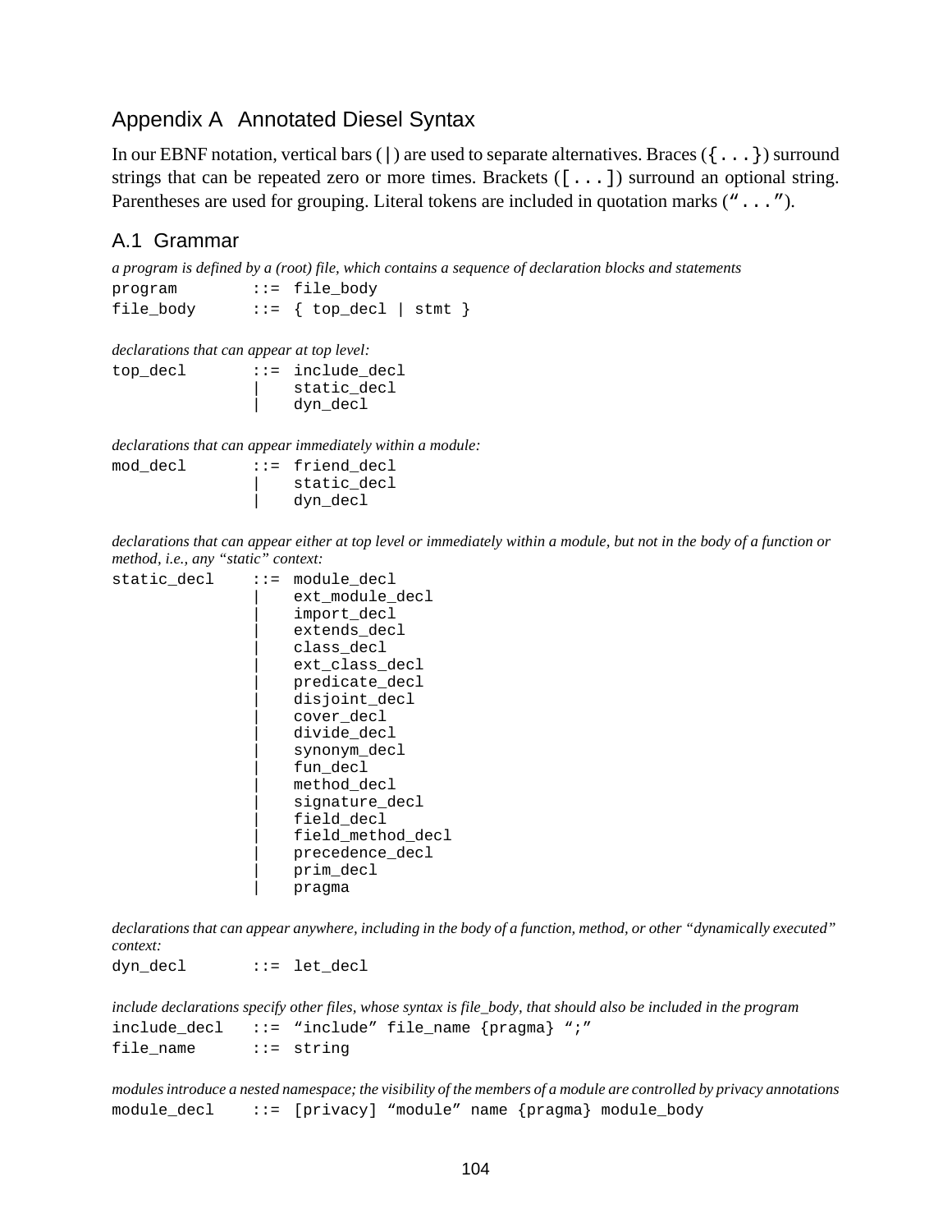# Appendix A Annotated Diesel Syntax

In our EBNF notation, vertical bars (`|`) are used to separate alternatives. Braces (`{...}`) surround strings that can be repeated zero or more times. Brackets (`[...]`) surround an optional string. Parentheses are used for grouping. Literal tokens are included in quotation marks (`"..."`).

## A.1 Grammar

*a program is defined by a (root) file, which contains a sequence of declaration blocks and statements*

```
program        ::= file_body
file_body      ::= { top_decl | stmt }
```

*declarations that can appear at top level:*

```
top_decl       ::= include_decl
               |   static_decl
               |   dyn_decl
```

*declarations that can appear immediately within a module:*

```
mod_decl       ::= friend_decl
               |   static_decl
               |   dyn_decl
```

*declarations that can appear either at top level or immediately within a module, but not in the body of a function or method, i.e., any "static" context:*

```
static_decl    ::= module_decl
               |   ext_module_decl
               |   import_decl
               |   extends_decl
               |   class_decl
               |   ext_class_decl
               |   predicate_decl
               |   disjoint_decl
               |   cover_decl
               |   divide_decl
               |   synonym_decl
               |   fun_decl
               |   method_decl
               |   signature_decl
               |   field_decl
               |   field_method_decl
               |   precedence_decl
               |   prim_decl
               |   pragma
```

*declarations that can appear anywhere, including in the body of a function, method, or other "dynamically executed" context:*

```
dyn_decl       ::= let_decl
```

*include declarations specify other files, whose syntax is file_body, that should also be included in the program*

```
include_decl   ::= "include" file_name {pragma} ";"
file_name      ::= string
```

*modules introduce a nested namespace; the visibility of the members of a module are controlled by privacy annotations*

```
module_decl    ::= [privacy] "module" name {pragma} module_body
```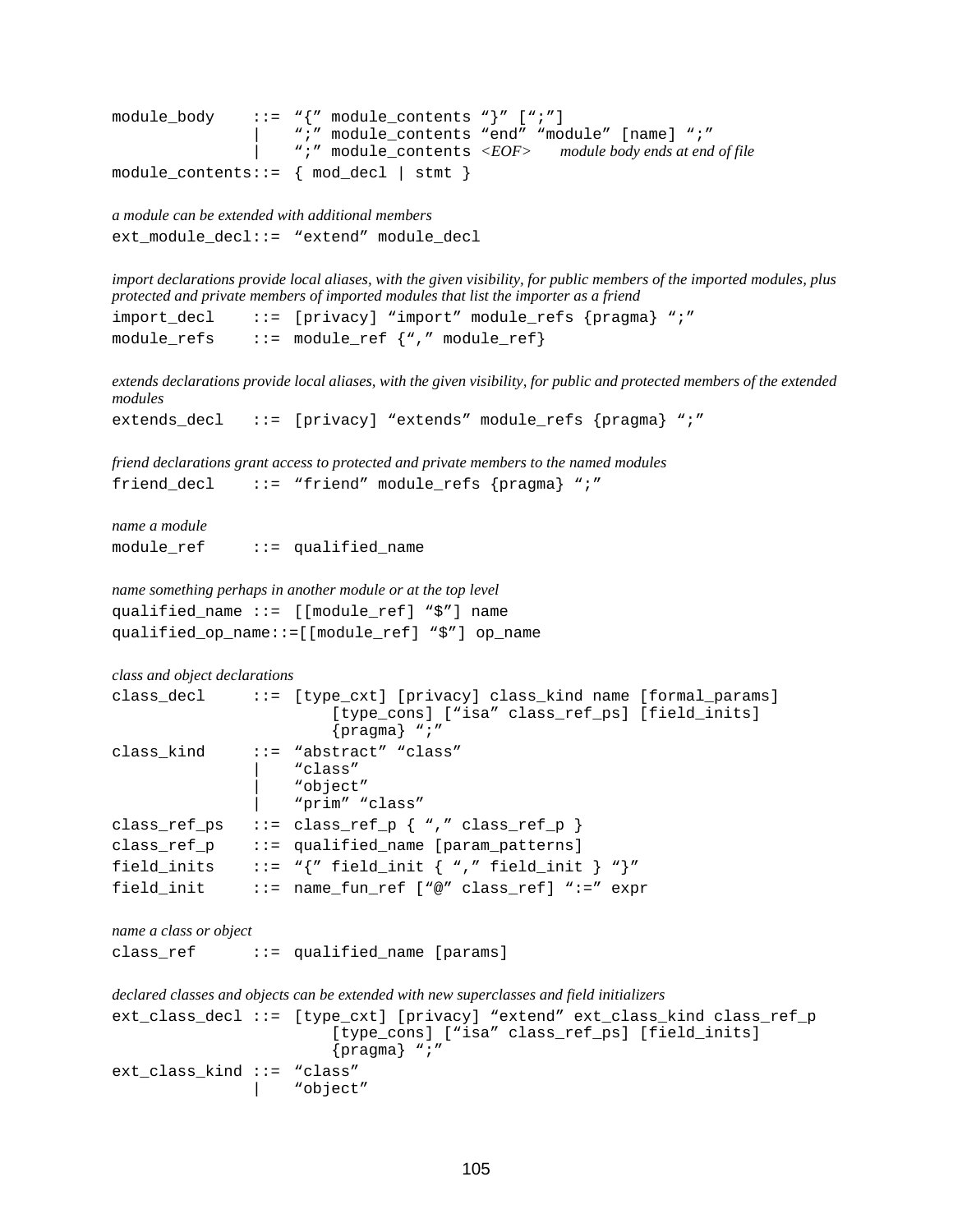```
module_body    ::= "{" module_contents "}" [";"]
               |   ";" module_contents "end" "module" [name] ";"
               |   ";" module_contents <EOF>      module body ends at end of file
module_contents::= { mod_decl | stmt }
```

*a module can be extended with additional members*

```
ext_module_decl::= "extend" module_decl
```

*import declarations provide local aliases, with the given visibility, for public members of the imported modules, plus protected and private members of imported modules that list the importer as a friend*

```
import_decl    ::= [privacy] "import" module_refs {pragma} ";"
module_refs    ::= module_ref {"," module_ref}
```

*extends declarations provide local aliases, with the given visibility, for public and protected members of the extended modules*

```
extends_decl   ::= [privacy] "extends" module_refs {pragma} ";"
```

*friend declarations grant access to protected and private members to the named modules*

```
friend_decl    ::= "friend" module_refs {pragma} ";"
```

*name a module*

```
module_ref     ::= qualified_name
```

*name something perhaps in another module or at the top level*

```
qualified_name ::= [[module_ref] "$"] name
qualified_op_name::=[[module_ref] "$"] op_name
```

*class and object declarations*

```
class_decl     ::= [type_cxt] [privacy] class_kind name [formal_params]
                       [type_cons] ["isa" class_ref_ps] [field_inits]
                       {pragma} ";"
class_kind     ::= "abstract" "class"
               |   "class"
               |   "object"
               |   "prim" "class"
class_ref_ps   ::= class_ref_p { "," class_ref_p }
class_ref_p    ::= qualified_name [param_patterns]
field_inits    ::= "{" field_init { "," field_init } "}"
field_init     ::= name_fun_ref ["@" class_ref] ":=" expr
```

*name a class or object*

```
class_ref      ::= qualified_name [params]
```

*declared classes and objects can be extended with new superclasses and field initializers*

```
ext_class_decl ::= [type_cxt] [privacy] "extend" ext_class_kind class_ref_p
                       [type_cons] ["isa" class_ref_ps] [field_inits]
                       {pragma} ";"
ext_class_kind ::= "class"
               |   "object"
```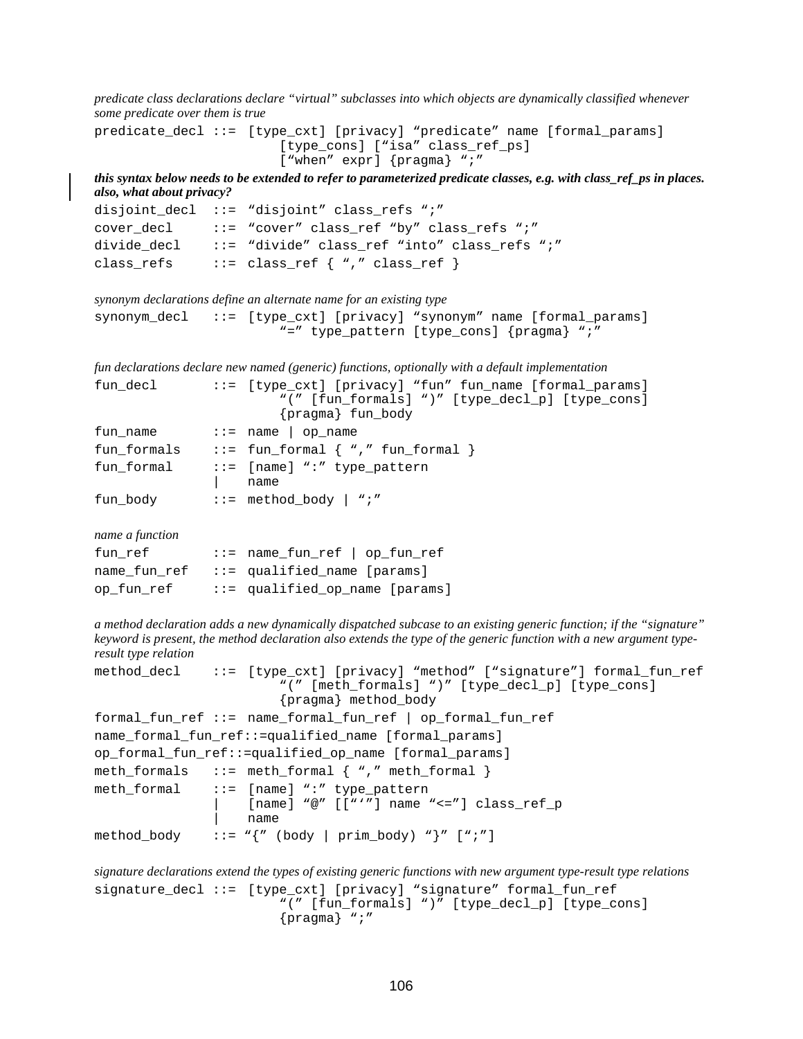*predicate class declarations declare "virtual" subclasses into which objects are dynamically classified whenever some predicate over them is true*

```
predicate_decl ::= [type_cxt] [privacy] "predicate" name [formal_params]
                       [type_cons] ["isa" class_ref_ps]
                       ["when" expr] {pragma} ";"
```

***this syntax below needs to be extended to refer to parameterized predicate classes, e.g. with class_ref_ps in places. also, what about privacy?***

```
disjoint_decl  ::= "disjoint" class_refs ";"
cover_decl     ::= "cover" class_ref "by" class_refs ";"
divide_decl    ::= "divide" class_ref "into" class_refs ";"
class_refs     ::= class_ref { "," class_ref }
```

*synonym declarations define an alternate name for an existing type*

```
synonym_decl   ::= [type_cxt] [privacy] "synonym" name [formal_params]
                       "=" type_pattern [type_cons] {pragma} ";"
```

*fun declarations declare new named (generic) functions, optionally with a default implementation*

```
fun_decl       ::= [type_cxt] [privacy] "fun" fun_name [formal_params]
                       "(" [fun_formals] ")" [type_decl_p] [type_cons]
                       {pragma} fun_body
fun_name       ::= name | op_name
fun_formals    ::= fun_formal { "," fun_formal }
fun_formal     ::= [name] ":" type_pattern
               |   name
fun_body       ::= method_body | ";"
```

*name a function*

```
fun_ref        ::= name_fun_ref | op_fun_ref
name_fun_ref   ::= qualified_name [params]
op_fun_ref     ::= qualified_op_name [params]
```

*a method declaration adds a new dynamically dispatched subcase to an existing generic function; if the "signature" keyword is present, the method declaration also extends the type of the generic function with a new argument type-result type relation*

```
method_decl    ::= [type_cxt] [privacy] "method" ["signature"] formal_fun_ref
                       "(" [meth_formals] ")" [type_decl_p] [type_cons]
                       {pragma} method_body
formal_fun_ref ::= name_formal_fun_ref | op_formal_fun_ref
name_formal_fun_ref::=qualified_name [formal_params]
op_formal_fun_ref::=qualified_op_name [formal_params]
meth_formals   ::= meth_formal { "," meth_formal }
meth_formal    ::= [name] ":" type_pattern
               |   [name] "@" [["'"] name "<="] class_ref_p
               |   name
method_body    ::= "{" (body | prim_body) "}" [";"]
```

*signature declarations extend the types of existing generic functions with new argument type-result type relations*

```
signature_decl ::= [type_cxt] [privacy] "signature" formal_fun_ref
                       "(" [fun_formals] ")" [type_decl_p] [type_cons]
                       {pragma} ";"
```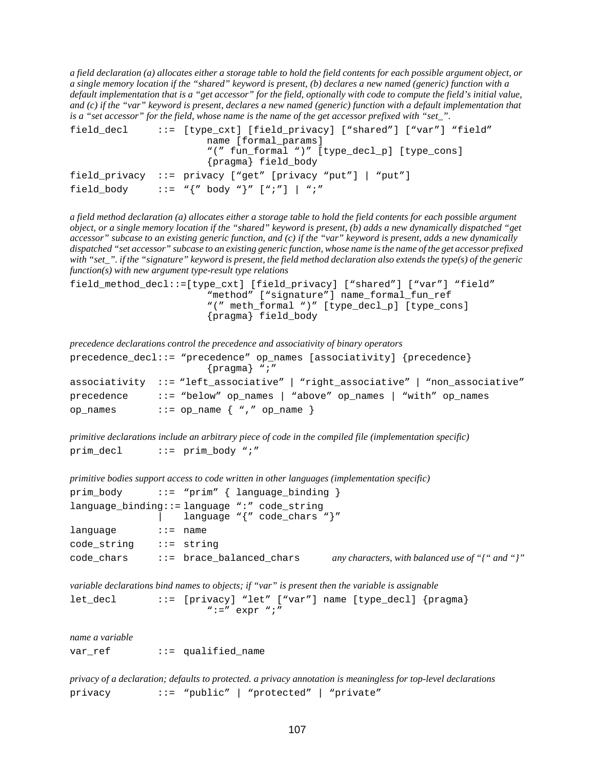*a field declaration (a) allocates either a storage table to hold the field contents for each possible argument object, or a single memory location if the "shared" keyword is present, (b) declares a new named (generic) function with a default implementation that is a "get accessor" for the field, optionally with code to compute the field's initial value, and (c) if the "var" keyword is present, declares a new named (generic) function with a default implementation that is a "set accessor" for the field, whose name is the name of the get accessor prefixed with "set_".*

```
field_decl     ::= [type_cxt] [field_privacy] ["shared"] ["var"] "field"
                       name [formal_params]
                       "(" fun_formal ")" [type_decl_p] [type_cons]
                       {pragma} field_body
field_privacy  ::= privacy ["get" [privacy "put"] | "put"]
field_body     ::= "{" body "}" [";"] | ";"
```

*a field method declaration (a) allocates either a storage table to hold the field contents for each possible argument object, or a single memory location if the "shared" keyword is present, (b) adds a new dynamically dispatched "get accessor" subcase to an existing generic function, and (c) if the "var" keyword is present, adds a new dynamically dispatched "set accessor" subcase to an existing generic function, whose name is the name of the get accessor prefixed with "set_". if the "signature" keyword is present, the field method declaration also extends the type(s) of the generic function(s) with new argument type-result type relations*

```
field_method_decl::=[type_cxt] [field_privacy] ["shared"] ["var"] "field"
                       "method" ["signature"] name_formal_fun_ref
                       "(" meth_formal ")" [type_decl_p] [type_cons]
                       {pragma} field_body
```

*precedence declarations control the precedence and associativity of binary operators*

```
precedence_decl::= "precedence" op_names [associativity] {precedence}
                       {pragma} ";"
associativity  ::= "left_associative" | "right_associative" | "non_associative"
precedence     ::= "below" op_names | "above" op_names | "with" op_names
op_names       ::= op_name { "," op_name }
```

*primitive declarations include an arbitrary piece of code in the compiled file (implementation specific)*

```
prim_decl      ::= prim_body ";"
```

*primitive bodies support access to code written in other languages (implementation specific)*

```
prim_body      ::= "prim" { language_binding }
language_binding::= language ":" code_string
               |   language "{" code_chars "}"
language       ::= name
code_string    ::= string
code_chars     ::= brace_balanced_chars
```

*any characters, with balanced use of "{" and "}"*

*variable declarations bind names to objects; if "var" is present then the variable is assignable*

```
let_decl       ::= [privacy] "let" ["var"] name [type_decl] {pragma}
                       ":=" expr ";"
```

*name a variable*

```
var_ref        ::= qualified_name
```

*privacy of a declaration; defaults to protected. a privacy annotation is meaningless for top-level declarations*

```
privacy        ::= "public" | "protected" | "private"
```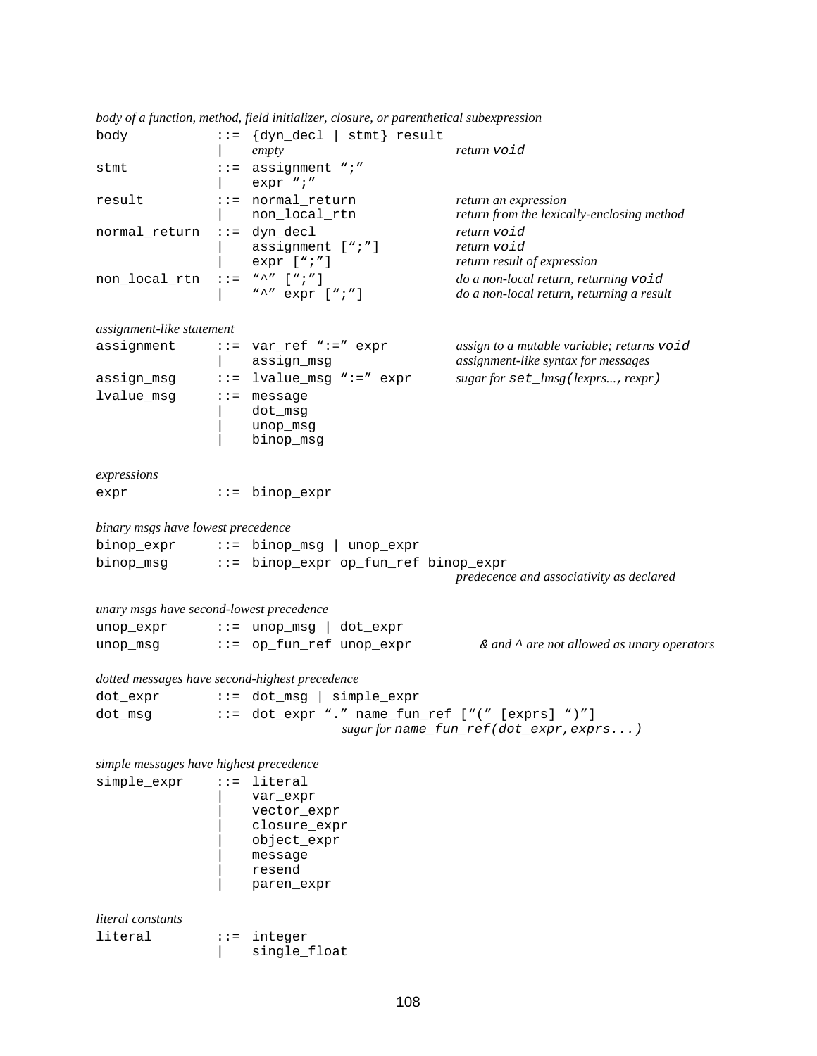*body of a function, method, field initializer, closure, or parenthetical subexpression*

```
body           ::=  {dyn_decl | stmt} result
               |    empty                        return void
stmt           ::=  assignment ";"
               |    expr ";"
result         ::=  normal_return                return an expression
               |    non_local_rtn                return from the lexically-enclosing method
normal_return  ::=  dyn_decl                     return void
               |    assignment [";"]             return void
               |    expr [";"]                   return result of expression
non_local_rtn  ::=  "^" [";"]                    do a non-local return, returning void
               |    "^" expr [";"]               do a non-local return, returning a result
```

*assignment-like statement*

```
assignment     ::=  var_ref ":=" expr            assign to a mutable variable; returns void
               |    assign_msg                   assignment-like syntax for messages
assign_msg     ::=  lvalue_msg ":=" expr         sugar for set_lmsg(lexprs..., rexpr)
lvalue_msg     ::=  message
               |    dot_msg
               |    unop_msg
               |    binop_msg
```

*expressions*

```
expr           ::=  binop_expr
```

*binary msgs have lowest precedence*

```
binop_expr     ::=  binop_msg | unop_expr
binop_msg      ::=  binop_expr op_fun_ref binop_expr
                                                 predecence and associativity as declared
```

*unary msgs have second-lowest precedence*

```
unop_expr      ::=  unop_msg | dot_expr
unop_msg       ::=  op_fun_ref unop_expr           & and ^ are not allowed as unary operators
```

*dotted messages have second-highest precedence*

```
dot_expr       ::=  dot_msg | simple_expr
dot_msg        ::=  dot_expr "." name_fun_ref ["(" [exprs] ")"]
                              sugar for name_fun_ref(dot_expr,exprs...)
```

*simple messages have highest precedence*

```
simple_expr    ::=  literal
               |    var_expr
               |    vector_expr
               |    closure_expr
               |    object_expr
               |    message
               |    resend
               |    paren_expr
```

*literal constants*

```
literal        ::=  integer
               |    single_float
```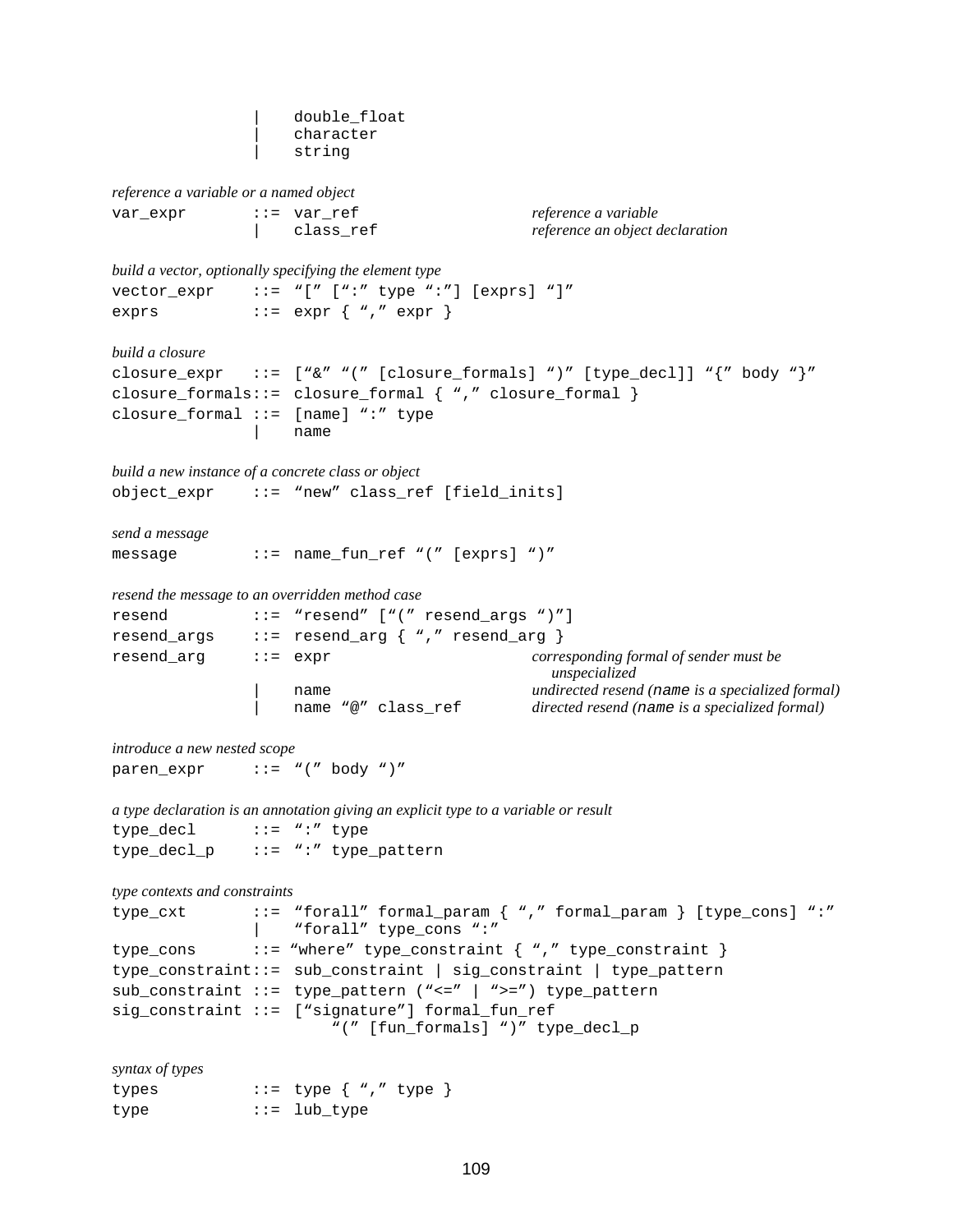```
                |    double_float
                |    character
                |    string
```

*reference a variable or a named object*

```
var_expr       ::= var_ref                      reference a variable
               |    class_ref                    reference an object declaration
```

*build a vector, optionally specifying the element type*

```
vector_expr    ::= "[" [":" type ":"] [exprs] "]"
exprs          ::= expr { "," expr }
```

*build a closure*

```
closure_expr   ::= ["&" "(" [closure_formals] ")" [type_decl]] "{" body "}"
closure_formals::= closure_formal { "," closure_formal }
closure_formal ::= [name] ":" type
               |    name
```

*build a new instance of a concrete class or object*

```
object_expr    ::= "new" class_ref [field_inits]
```

*send a message*

```
message        ::= name_fun_ref "(" [exprs] ")"
```

*resend the message to an overridden method case*

```
resend         ::= "resend" ["(" resend_args ")"]
resend_args    ::= resend_arg { "," resend_arg }
resend_arg     ::= expr                         corresponding formal of sender must be
                                                    unspecialized
               |    name                         undirected resend (name is a specialized formal)
               |    name "@" class_ref           directed resend (name is a specialized formal)
```

*introduce a new nested scope*

```
paren_expr     ::= "(" body ")"
```

*a type declaration is an annotation giving an explicit type to a variable or result*

```
type_decl      ::= ":" type
type_decl_p    ::= ":" type_pattern
```

*type contexts and constraints*

```
type_cxt       ::= "forall" formal_param { "," formal_param } [type_cons] ":"
               |    "forall" type_cons ":"
type_cons      ::= "where" type_constraint { "," type_constraint }
type_constraint::= sub_constraint | sig_constraint | type_pattern
sub_constraint ::= type_pattern ("<=" | ">=") type_pattern
sig_constraint ::= ["signature"] formal_fun_ref
                       "(" [fun_formals] ")" type_decl_p
```

*syntax of types*

```
types          ::= type { "," type }
type           ::= lub_type
```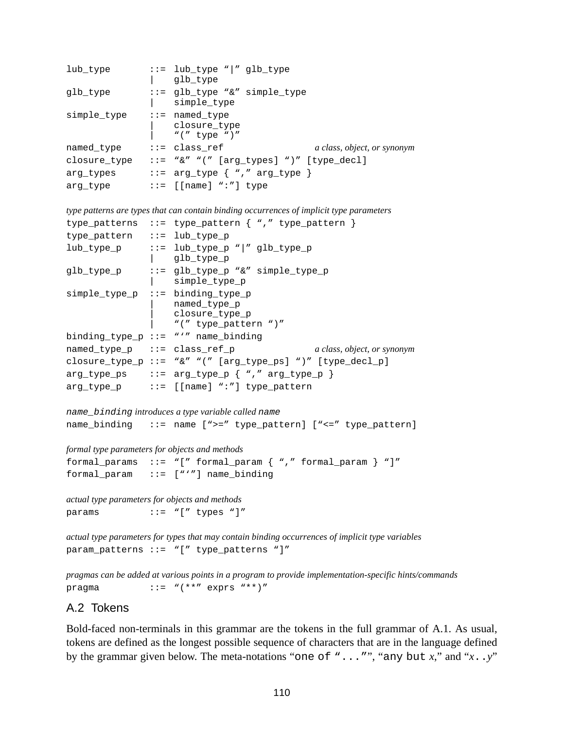```
lub_type       ::=  lub_type “|” glb_type
               |    glb_type
glb_type       ::=  glb_type “&” simple_type
               |    simple_type
simple_type    ::=  named_type
               |    closure_type
               |    “(” type “)”
named_type     ::=  class_ref                    a class, object, or synonym
closure_type   ::=  “&” “(” [arg_types] “)” [type_decl]
arg_types      ::=  arg_type { “,” arg_type }
arg_type       ::=  [[name] “:”] type
```

*type patterns are types that can contain binding occurrences of implicit type parameters*

```
type_patterns  ::=  type_pattern { “,” type_pattern }
type_pattern   ::=  lub_type_p
lub_type_p     ::=  lub_type_p “|” glb_type_p
               |    glb_type_p
glb_type_p     ::=  glb_type_p “&” simple_type_p
               |    simple_type_p
simple_type_p  ::=  binding_type_p
               |    named_type_p
               |    closure_type_p
               |    “(” type_pattern “)”
binding_type_p ::=  “‘” name_binding
named_type_p   ::=  class_ref_p                  a class, object, or synonym
closure_type_p ::=  “&” “(” [arg_type_ps] “)” [type_decl_p]
arg_type_ps    ::=  arg_type_p { “,” arg_type_p }
arg_type_p     ::=  [[name] “:”] type_pattern
```

`name_binding` *introduces a type variable called* `name`

```
name_binding   ::=  name [“>=” type_pattern] [“<=” type_pattern]
```

*formal type parameters for objects and methods*

```
formal_params  ::=  “[” formal_param { “,” formal_param } “]”
formal_param   ::=  [“‘”] name_binding
```

*actual type parameters for objects and methods*

```
params         ::=  “[” types “]”
```

*actual type parameters for types that may contain binding occurrences of implicit type variables*

```
param_patterns ::=  “[” type_patterns “]”
```

*pragmas can be added at various points in a program to provide implementation-specific hints/commands*

```
pragma         ::=  “(**” exprs “**)”
```

## A.2 Tokens

Bold-faced non-terminals in this grammar are the tokens in the full grammar of A.1. As usual, tokens are defined as the longest possible sequence of characters that are in the language defined by the grammar given below. The meta-notations “`one of “...”`”, “`any but` *x*,” and “*x*`..`*y*”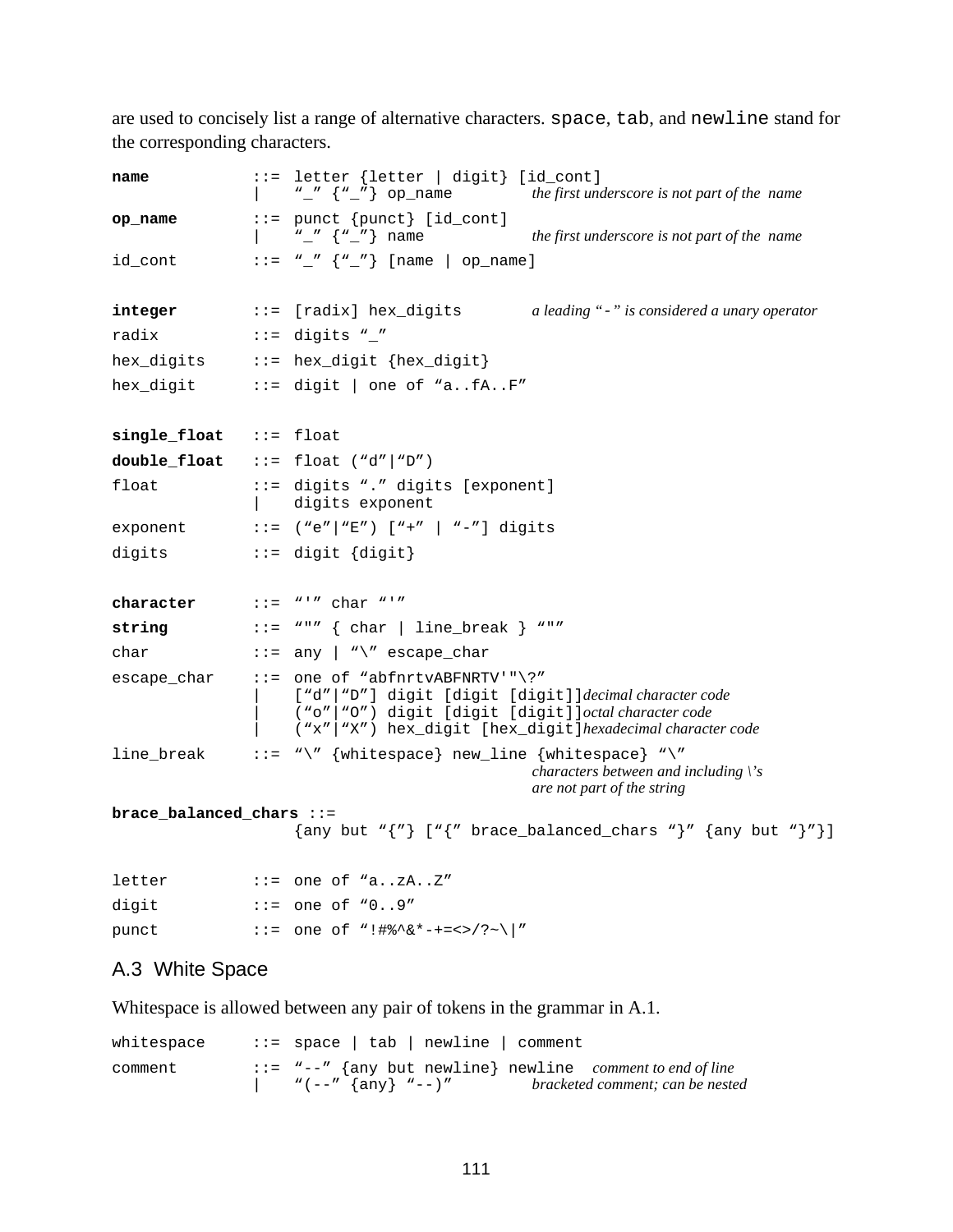are used to concisely list a range of alternative characters. `space`, `tab`, and `newline` stand for the corresponding characters.

```
name            ::= letter {letter | digit} [id_cont]
                |   "_" {"_"} op_name           the first underscore is not part of the name
op_name         ::= punct {punct} [id_cont]
                |   "_" {"_"} name              the first underscore is not part of the name
id_cont         ::= "_" {"_"} [name | op_name]

integer         ::= [radix] hex_digits          a leading "-" is considered a unary operator
radix           ::= digits "_"
hex_digits      ::= hex_digit {hex_digit}
hex_digit       ::= digit | one of "a..fA..F"

single_float    ::= float
double_float    ::= float ("d"|"D")
float           ::= digits "." digits [exponent]
                |   digits exponent
exponent        ::= ("e"|"E") ["+" | "-"] digits
digits          ::= digit {digit}

character       ::= "'" char "'"
string          ::= """ { char | line_break } """
char            ::= any | "\" escape_char
escape_char     ::= one of "abfnrtvABFNRTV'"\?"
                |   ["d"|"D"] digit [digit [digit]]decimal character code
                |   ("o"|"O") digit [digit [digit]]octal character code
                |   ("x"|"X") hex_digit [hex_digit]hexadecimal character code
line_break      ::= "\" {whitespace} new_line {whitespace} "\"
                                                characters between and including \'s
                                                are not part of the string
brace_balanced_chars ::=
                    {any but "{"} ["{" brace_balanced_chars "}" {any but "}"}]

letter          ::= one of "a..zA..Z"
digit           ::= one of "0..9"
punct           ::= one of "!#%^&*-+=<>/?~\|"
```

## A.3 White Space

Whitespace is allowed between any pair of tokens in the grammar in A.1.

```
whitespace      ::= space | tab | newline | comment
comment         ::= "--" {any but newline} newline   comment to end of line
                |   "(--" {any} "--)"           bracketed comment; can be nested
```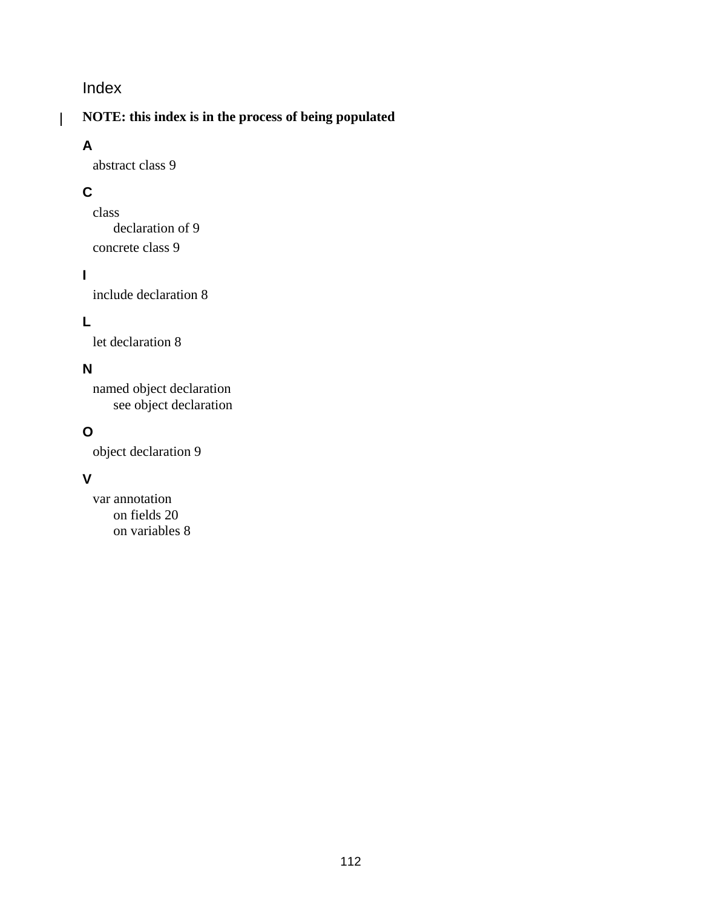# Index

**NOTE: this index is in the process of being populated**

## A

abstract class 9

## C

class
  declaration of 9

concrete class 9

## I

include declaration 8

## L

let declaration 8

## N

named object declaration
  see object declaration

## O

object declaration 9

## V

var annotation
  on fields 20
  on variables 8